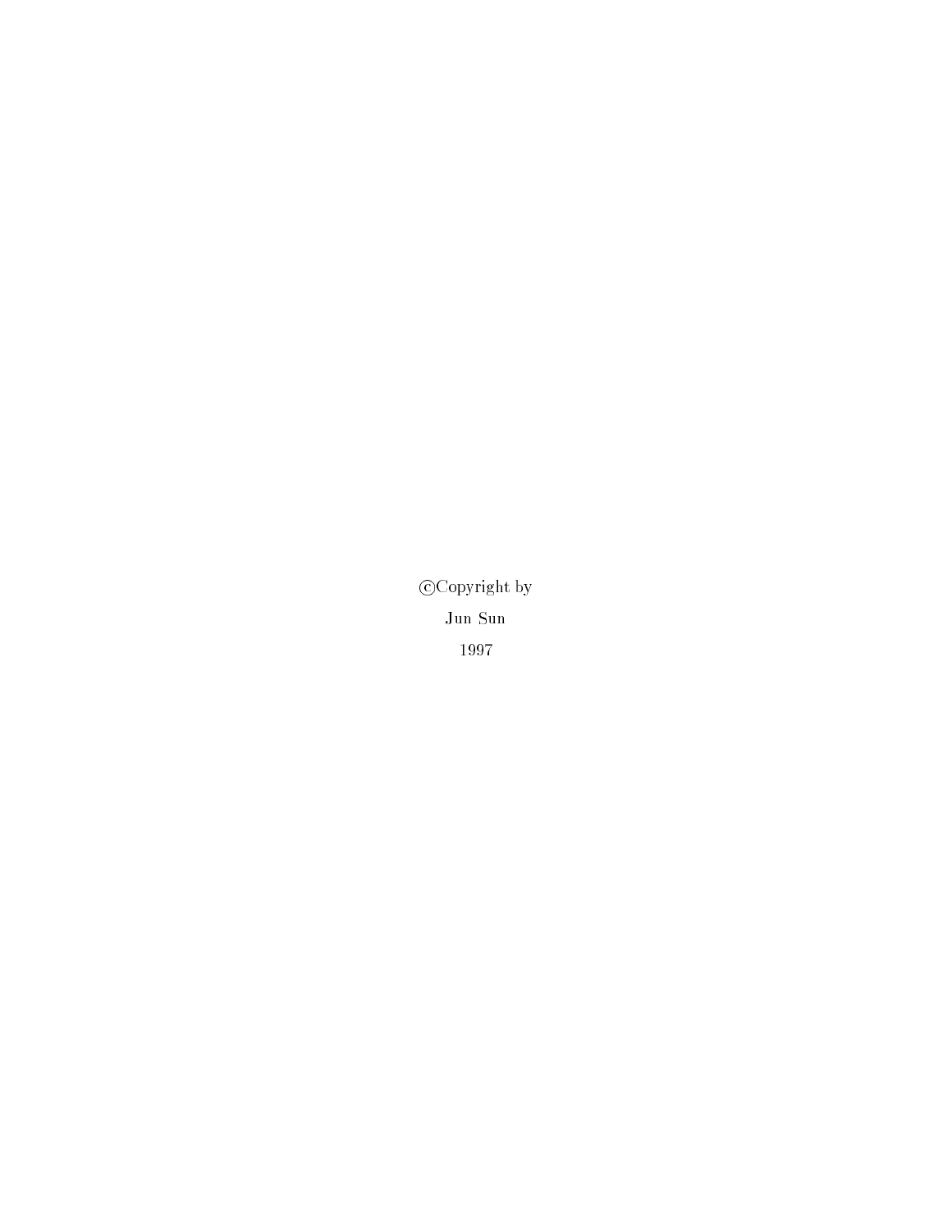©Copyright by

Jun Sun

1997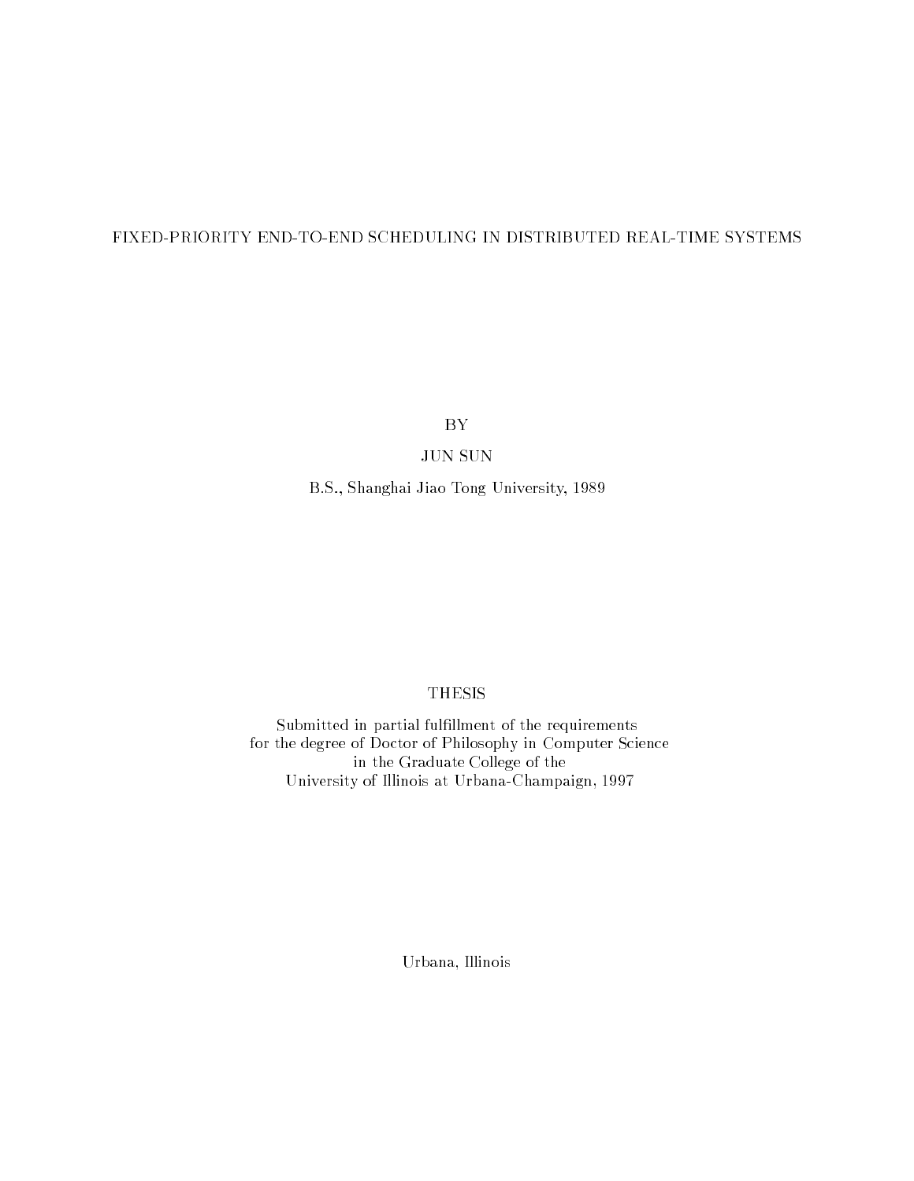# FIXED-PRIORITY END-TO-END SCHEDULING IN DISTRIBUTED REAL-TIME SYSTEMS

BY

JUN SUN

B.S., Shanghai Jiao Tong University, 1989

THESIS

Submitted in partial fulfillment of the requirements
for the degree of Doctor of Philosophy in Computer Science
in the Graduate College of the
University of Illinois at Urbana-Champaign, 1997

Urbana, Illinois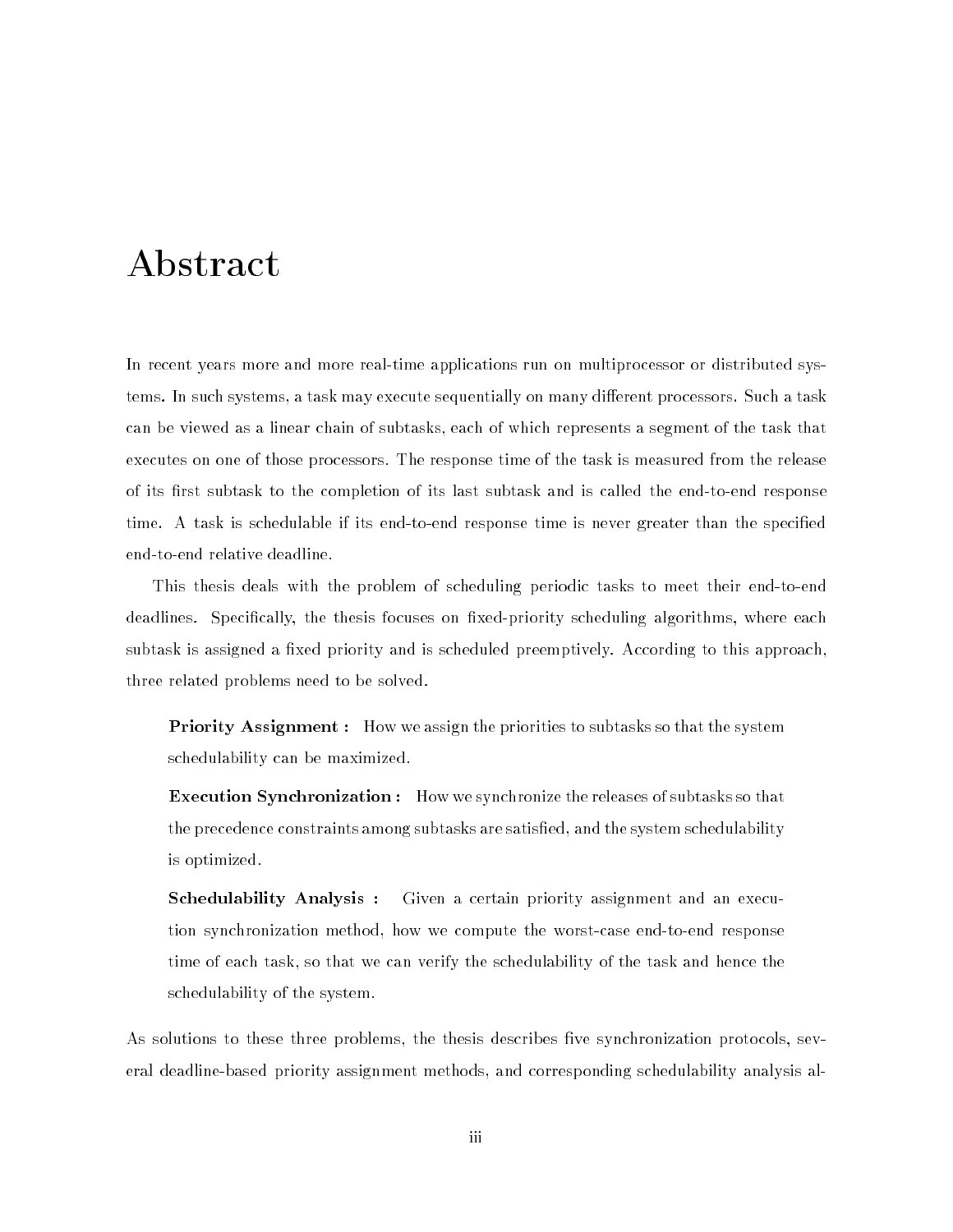# Abstract

In recent years more and more real-time applications run on multiprocessor or distributed systems. In such systems, a task may execute sequentially on many different processors. Such a task can be viewed as a linear chain of subtasks, each of which represents a segment of the task that executes on one of those processors. The response time of the task is measured from the release of its first subtask to the completion of its last subtask and is called the end-to-end response time. A task is schedulable if its end-to-end response time is never greater than the specified end-to-end relative deadline.

This thesis deals with the problem of scheduling periodic tasks to meet their end-to-end deadlines. Specifically, the thesis focuses on fixed-priority scheduling algorithms, where each subtask is assigned a fixed priority and is scheduled preemptively. According to this approach, three related problems need to be solved.

> **Priority Assignment :** How we assign the priorities to subtasks so that the system schedulability can be maximized.
>
> **Execution Synchronization :** How we synchronize the releases of subtasks so that the precedence constraints among subtasks are satisfied, and the system schedulability is optimized.
>
> **Schedulability Analysis :** Given a certain priority assignment and an execution synchronization method, how we compute the worst-case end-to-end response time of each task, so that we can verify the schedulability of the task and hence the schedulability of the system.

As solutions to these three problems, the thesis describes five synchronization protocols, several deadline-based priority assignment methods, and corresponding schedulability analysis al-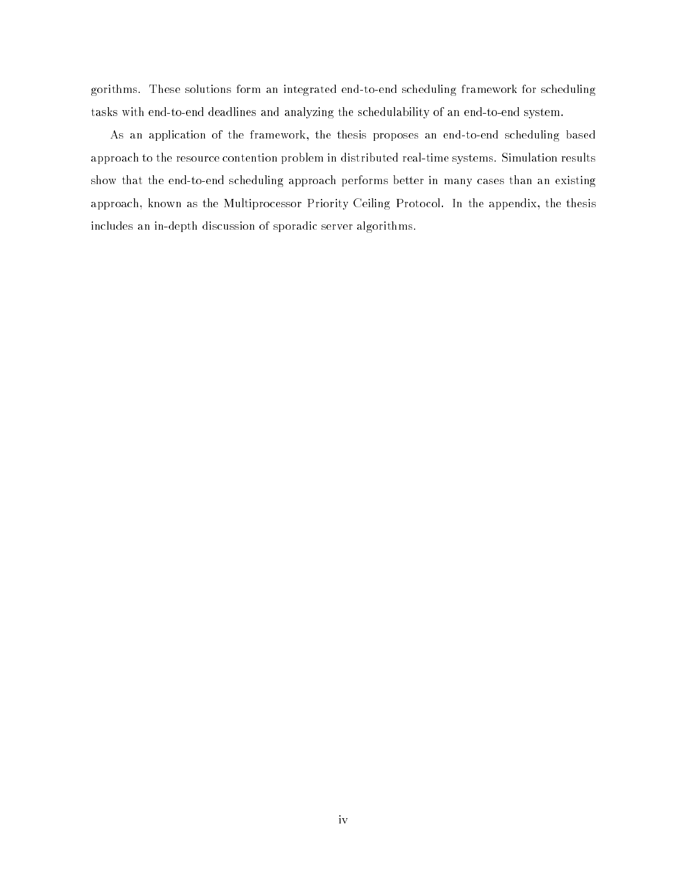gorithms. These solutions form an integrated end-to-end scheduling framework for scheduling tasks with end-to-end deadlines and analyzing the schedulability of an end-to-end system.

As an application of the framework, the thesis proposes an end-to-end scheduling based approach to the resource contention problem in distributed real-time systems. Simulation results show that the end-to-end scheduling approach performs better in many cases than an existing approach, known as the Multiprocessor Priority Ceiling Protocol. In the appendix, the thesis includes an in-depth discussion of sporadic server algorithms.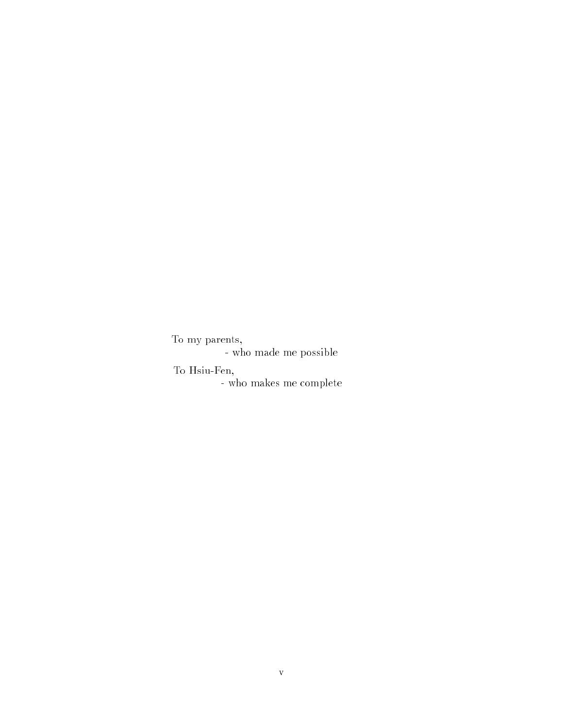To my parents,

- who made me possible

To Hsiu-Fen,

- who makes me complete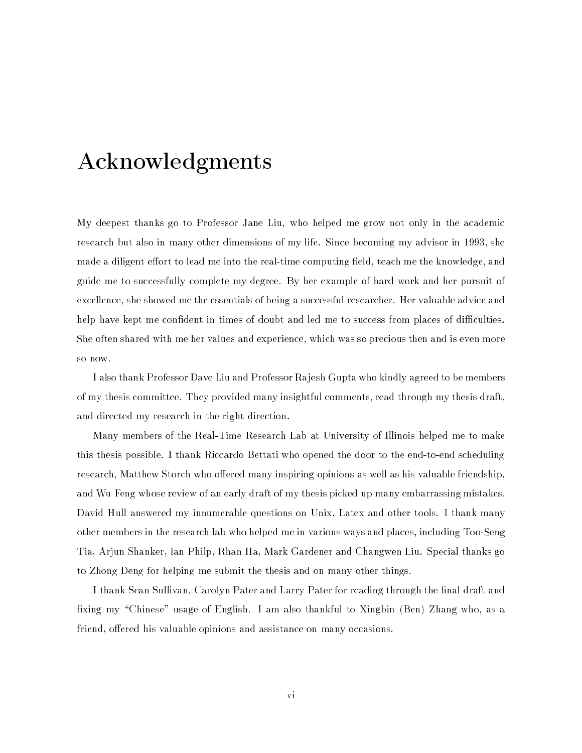# Acknowledgments

My deepest thanks go to Professor Jane Liu, who helped me grow not only in the academic research but also in many other dimensions of my life. Since becoming my advisor in 1993, she made a diligent effort to lead me into the real-time computing field, teach me the knowledge, and guide me to successfully complete my degree. By her example of hard work and her pursuit of excellence, she showed me the essentials of being a successful researcher. Her valuable advice and help have kept me confident in times of doubt and led me to success from places of difficulties. She often shared with me her values and experience, which was so precious then and is even more so now.

I also thank Professor Dave Liu and Professor Rajesh Gupta who kindly agreed to be members of my thesis committee. They provided many insightful comments, read through my thesis draft, and directed my research in the right direction.

Many members of the Real-Time Research Lab at University of Illinois helped me to make this thesis possible. I thank Riccardo Bettati who opened the door to the end-to-end scheduling research, Matthew Storch who offered many inspiring opinions as well as his valuable friendship, and Wu Feng whose review of an early draft of my thesis picked up many embarrassing mistakes. David Hull answered my innumerable questions on Unix, Latex and other tools. I thank many other members in the research lab who helped me in various ways and places, including Too-Seng Tia, Arjun Shanker, Ian Philp, Rhan Ha, Mark Gardener and Changwen Liu. Special thanks go to Zhong Deng for helping me submit the thesis and on many other things.

I thank Sean Sullivan, Carolyn Pater and Larry Pater for reading through the final draft and fixing my "Chinese" usage of English. I am also thankful to Xingbin (Ben) Zhang who, as a friend, offered his valuable opinions and assistance on many occasions.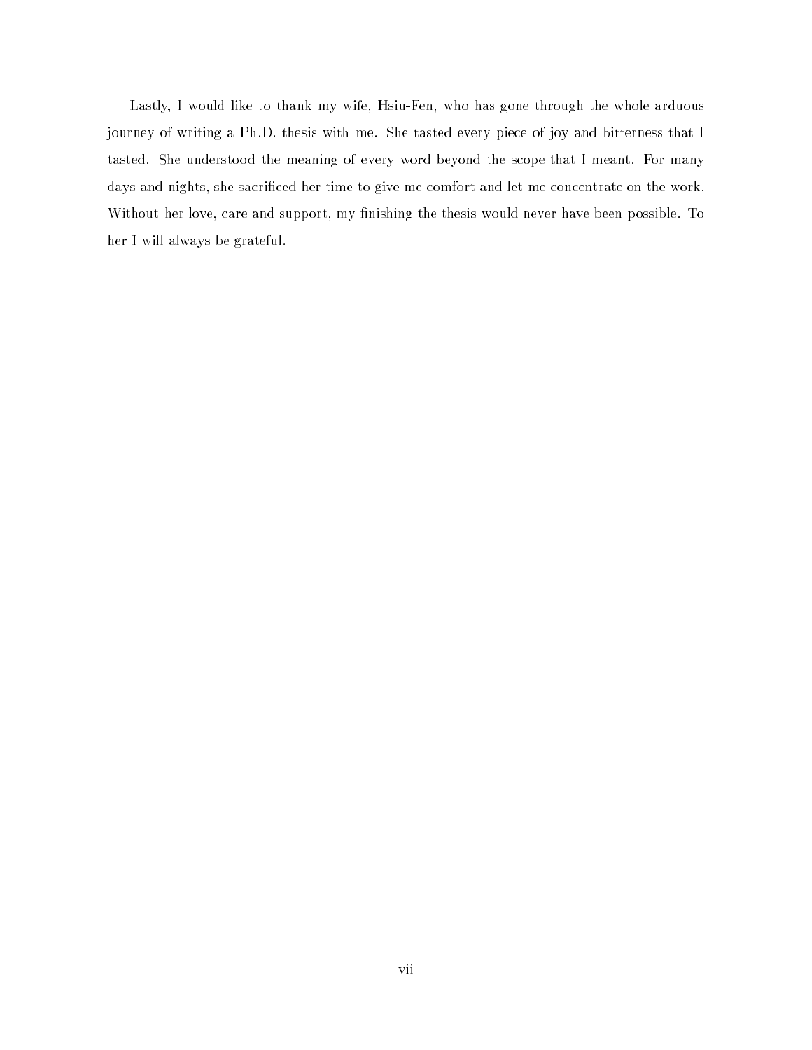Lastly, I would like to thank my wife, Hsiu-Fen, who has gone through the whole arduous journey of writing a Ph.D. thesis with me. She tasted every piece of joy and bitterness that I tasted. She understood the meaning of every word beyond the scope that I meant. For many days and nights, she sacrificed her time to give me comfort and let me concentrate on the work. Without her love, care and support, my finishing the thesis would never have been possible. To her I will always be grateful.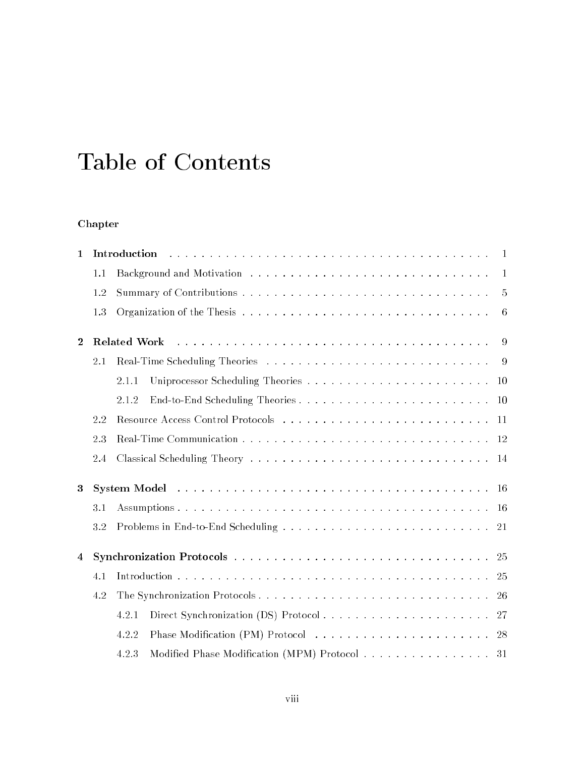# Table of Contents

**Chapter**

**1 Introduction** . . . . . . . . . . . . . . . . . . . . . . . . . . . . . . . . . . . . . . . . . . . 1

1.1 Background and Motivation . . . . . . . . . . . . . . . . . . . . . . . . . . . . . . . 1

1.2 Summary of Contributions . . . . . . . . . . . . . . . . . . . . . . . . . . . . . . . . 5

1.3 Organization of the Thesis . . . . . . . . . . . . . . . . . . . . . . . . . . . . . . . . 6

**2 Related Work** . . . . . . . . . . . . . . . . . . . . . . . . . . . . . . . . . . . . . . . . . . 9

2.1 Real-Time Scheduling Theories . . . . . . . . . . . . . . . . . . . . . . . . . . . . . 9

2.1.1 Uniprocessor Scheduling Theories . . . . . . . . . . . . . . . . . . . . . . . . 10

2.1.2 End-to-End Scheduling Theories . . . . . . . . . . . . . . . . . . . . . . . . . 10

2.2 Resource Access Control Protocols . . . . . . . . . . . . . . . . . . . . . . . . . . . 11

2.3 Real-Time Communication . . . . . . . . . . . . . . . . . . . . . . . . . . . . . . . . 12

2.4 Classical Scheduling Theory . . . . . . . . . . . . . . . . . . . . . . . . . . . . . . . 14

**3 System Model** . . . . . . . . . . . . . . . . . . . . . . . . . . . . . . . . . . . . . . . . . 16

3.1 Assumptions . . . . . . . . . . . . . . . . . . . . . . . . . . . . . . . . . . . . . . . . . 16

3.2 Problems in End-to-End Scheduling . . . . . . . . . . . . . . . . . . . . . . . . . . 21

**4 Synchronization Protocols** . . . . . . . . . . . . . . . . . . . . . . . . . . . . . . . . . 25

4.1 Introduction . . . . . . . . . . . . . . . . . . . . . . . . . . . . . . . . . . . . . . . . . 25

4.2 The Synchronization Protocols . . . . . . . . . . . . . . . . . . . . . . . . . . . . . . 26

4.2.1 Direct Synchronization (DS) Protocol . . . . . . . . . . . . . . . . . . . . . . 27

4.2.2 Phase Modification (PM) Protocol . . . . . . . . . . . . . . . . . . . . . . . . 28

4.2.3 Modified Phase Modification (MPM) Protocol . . . . . . . . . . . . . . . . . 31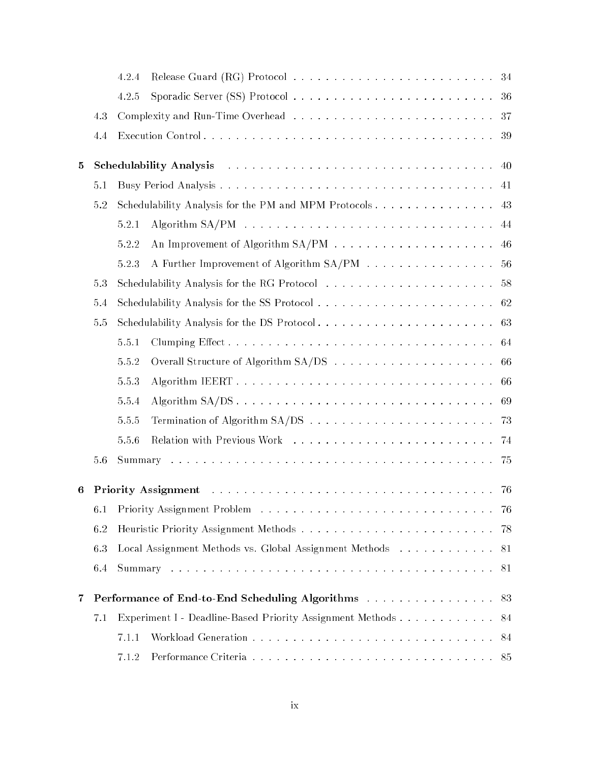4.2.4 Release Guard (RG) Protocol . . . . . . . . . . . . . . . . . . . . . . . . . 34

4.2.5 Sporadic Server (SS) Protocol . . . . . . . . . . . . . . . . . . . . . . . . . 36

4.3 Complexity and Run-Time Overhead . . . . . . . . . . . . . . . . . . . . . . . . . 37

4.4 Execution Control . . . . . . . . . . . . . . . . . . . . . . . . . . . . . . . . . . . . . 39

**5 Schedulability Analysis** . . . . . . . . . . . . . . . . . . . . . . . . . . . . . . . . 40

5.1 Busy Period Analysis . . . . . . . . . . . . . . . . . . . . . . . . . . . . . . . . . . . 41

5.2 Schedulability Analysis for the PM and MPM Protocols . . . . . . . . . . . . . . . 43

5.2.1 Algorithm SA/PM . . . . . . . . . . . . . . . . . . . . . . . . . . . . . . . 44

5.2.2 An Improvement of Algorithm SA/PM . . . . . . . . . . . . . . . . . . . . 46

5.2.3 A Further Improvement of Algorithm SA/PM . . . . . . . . . . . . . . . . . 56

5.3 Schedulability Analysis for the RG Protocol . . . . . . . . . . . . . . . . . . . . . 58

5.4 Schedulability Analysis for the SS Protocol . . . . . . . . . . . . . . . . . . . . . . 62

5.5 Schedulability Analysis for the DS Protocol . . . . . . . . . . . . . . . . . . . . . . 63

5.5.1 Clumping Effect . . . . . . . . . . . . . . . . . . . . . . . . . . . . . . . . . 64

5.5.2 Overall Structure of Algorithm SA/DS . . . . . . . . . . . . . . . . . . . . 66

5.5.3 Algorithm IEERT . . . . . . . . . . . . . . . . . . . . . . . . . . . . . . . . 66

5.5.4 Algorithm SA/DS . . . . . . . . . . . . . . . . . . . . . . . . . . . . . . . . 69

5.5.5 Termination of Algorithm SA/DS . . . . . . . . . . . . . . . . . . . . . . . 73

5.5.6 Relation with Previous Work . . . . . . . . . . . . . . . . . . . . . . . . . 74

5.6 Summary . . . . . . . . . . . . . . . . . . . . . . . . . . . . . . . . . . . . . . . . . 75

**6 Priority Assignment** . . . . . . . . . . . . . . . . . . . . . . . . . . . . . . . . . . . 76

6.1 Priority Assignment Problem . . . . . . . . . . . . . . . . . . . . . . . . . . . . . . 76

6.2 Heuristic Priority Assignment Methods . . . . . . . . . . . . . . . . . . . . . . . . 78

6.3 Local Assignment Methods vs. Global Assignment Methods . . . . . . . . . . . . 81

6.4 Summary . . . . . . . . . . . . . . . . . . . . . . . . . . . . . . . . . . . . . . . . . 81

**7 Performance of End-to-End Scheduling Algorithms** . . . . . . . . . . . . . . . . 83

7.1 Experiment I - Deadline-Based Priority Assignment Methods . . . . . . . . . . . . 84

7.1.1 Workload Generation . . . . . . . . . . . . . . . . . . . . . . . . . . . . . . 84

7.1.2 Performance Criteria . . . . . . . . . . . . . . . . . . . . . . . . . . . . . . 85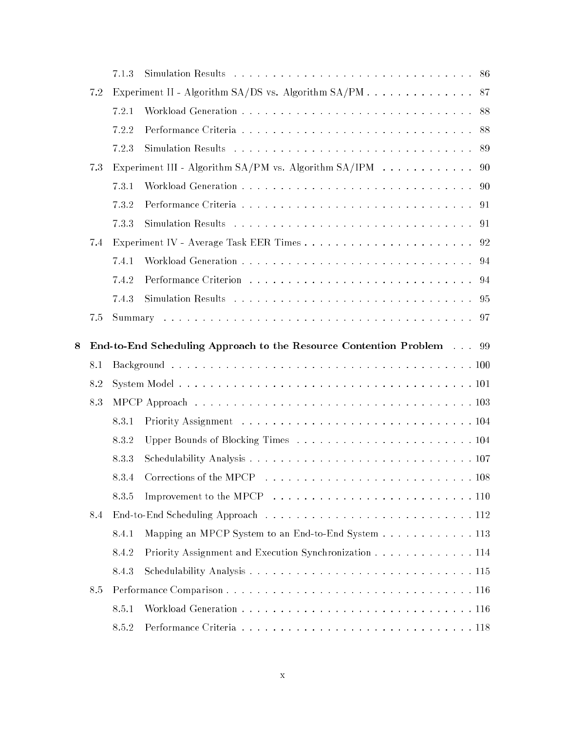- 7.1.3 Simulation Results . . . . . . . . . . . . . . . . . . . . . . . . . . . . . . 86
- 7.2 Experiment II - Algorithm SA/DS vs. Algorithm SA/PM . . . . . . . . . . . . . . 87
  - 7.2.1 Workload Generation . . . . . . . . . . . . . . . . . . . . . . . . . . . . . 88
  - 7.2.2 Performance Criteria . . . . . . . . . . . . . . . . . . . . . . . . . . . . . 88
  - 7.2.3 Simulation Results . . . . . . . . . . . . . . . . . . . . . . . . . . . . . . 89
- 7.3 Experiment III - Algorithm SA/PM vs. Algorithm SA/IPM . . . . . . . . . . . . 90
  - 7.3.1 Workload Generation . . . . . . . . . . . . . . . . . . . . . . . . . . . . . 90
  - 7.3.2 Performance Criteria . . . . . . . . . . . . . . . . . . . . . . . . . . . . . 91
  - 7.3.3 Simulation Results . . . . . . . . . . . . . . . . . . . . . . . . . . . . . . 91
- 7.4 Experiment IV - Average Task EER Times . . . . . . . . . . . . . . . . . . . . . . 92
  - 7.4.1 Workload Generation . . . . . . . . . . . . . . . . . . . . . . . . . . . . . 94
  - 7.4.2 Performance Criterion . . . . . . . . . . . . . . . . . . . . . . . . . . . . 94
  - 7.4.3 Simulation Results . . . . . . . . . . . . . . . . . . . . . . . . . . . . . . 95
- 7.5 Summary . . . . . . . . . . . . . . . . . . . . . . . . . . . . . . . . . . . . . . . 97

**8 End-to-End Scheduling Approach to the Resource Contention Problem . . . 99**

- 8.1 Background . . . . . . . . . . . . . . . . . . . . . . . . . . . . . . . . . . . . . . 100
- 8.2 System Model . . . . . . . . . . . . . . . . . . . . . . . . . . . . . . . . . . . . . 101
- 8.3 MPCP Approach . . . . . . . . . . . . . . . . . . . . . . . . . . . . . . . . . . . . 103
  - 8.3.1 Priority Assignment . . . . . . . . . . . . . . . . . . . . . . . . . . . . . 104
  - 8.3.2 Upper Bounds of Blocking Times . . . . . . . . . . . . . . . . . . . . . . 104
  - 8.3.3 Schedulability Analysis . . . . . . . . . . . . . . . . . . . . . . . . . . . . 107
  - 8.3.4 Corrections of the MPCP . . . . . . . . . . . . . . . . . . . . . . . . . . 108
  - 8.3.5 Improvement to the MPCP . . . . . . . . . . . . . . . . . . . . . . . . . 110
- 8.4 End-to-End Scheduling Approach . . . . . . . . . . . . . . . . . . . . . . . . . . . 112
  - 8.4.1 Mapping an MPCP System to an End-to-End System . . . . . . . . . . . . 113
  - 8.4.2 Priority Assignment and Execution Synchronization . . . . . . . . . . . . . 114
  - 8.4.3 Schedulability Analysis . . . . . . . . . . . . . . . . . . . . . . . . . . . . 115
- 8.5 Performance Comparison . . . . . . . . . . . . . . . . . . . . . . . . . . . . . . . 116
  - 8.5.1 Workload Generation . . . . . . . . . . . . . . . . . . . . . . . . . . . . . 116
  - 8.5.2 Performance Criteria . . . . . . . . . . . . . . . . . . . . . . . . . . . . . 118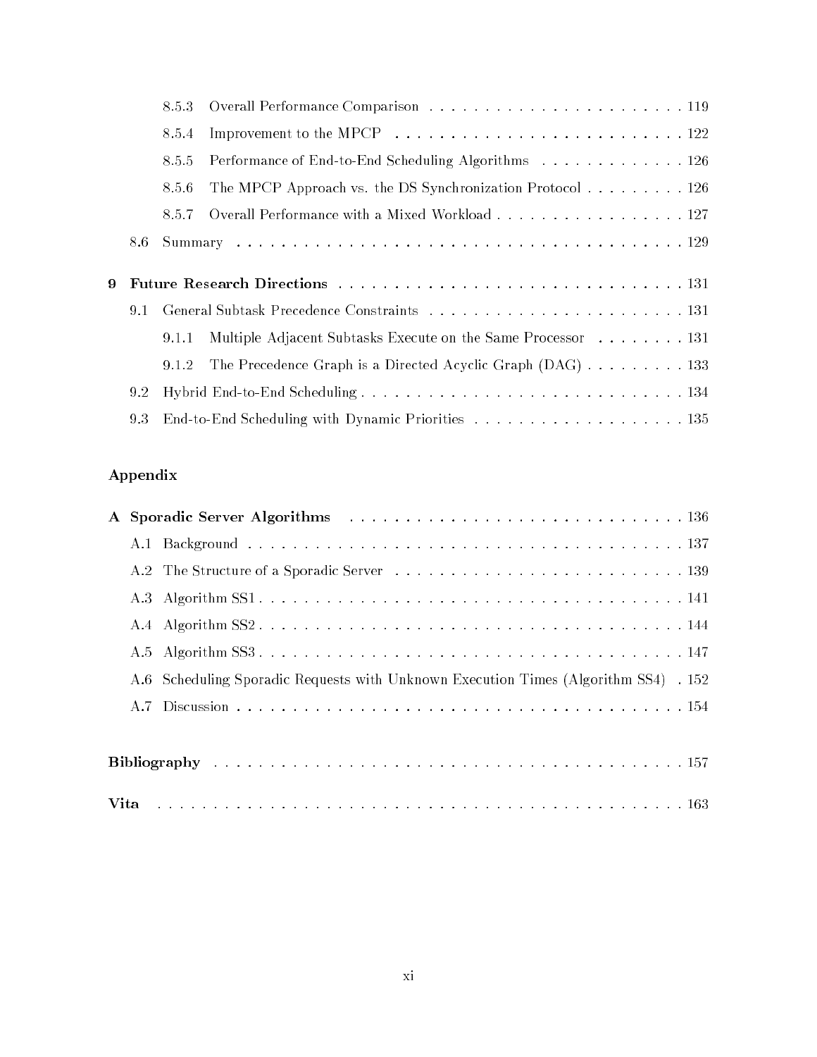- 8.5.3 Overall Performance Comparison . . . . . . . . . . . . . . . . . . . . . . . 119
- 8.5.4 Improvement to the MPCP . . . . . . . . . . . . . . . . . . . . . . . . . 122
- 8.5.5 Performance of End-to-End Scheduling Algorithms . . . . . . . . . . . . . 126
- 8.5.6 The MPCP Approach vs. the DS Synchronization Protocol . . . . . . . . . 126
- 8.5.7 Overall Performance with a Mixed Workload . . . . . . . . . . . . . . . . . 127

8.6 Summary . . . . . . . . . . . . . . . . . . . . . . . . . . . . . . . . . . . . . . . 129

**9 Future Research Directions** . . . . . . . . . . . . . . . . . . . . . . . . . . . . . . 131

9.1 General Subtask Precedence Constraints . . . . . . . . . . . . . . . . . . . . . . . 131

- 9.1.1 Multiple Adjacent Subtasks Execute on the Same Processor . . . . . . . . 131
- 9.1.2 The Precedence Graph is a Directed Acyclic Graph (DAG) . . . . . . . . . 133

9.2 Hybrid End-to-End Scheduling . . . . . . . . . . . . . . . . . . . . . . . . . . . . 134

9.3 End-to-End Scheduling with Dynamic Priorities . . . . . . . . . . . . . . . . . . . 135

**Appendix**

**A Sporadic Server Algorithms** . . . . . . . . . . . . . . . . . . . . . . . . . . . . . 136

A.1 Background . . . . . . . . . . . . . . . . . . . . . . . . . . . . . . . . . . . . . . 137

A.2 The Structure of a Sporadic Server . . . . . . . . . . . . . . . . . . . . . . . . . 139

A.3 Algorithm SS1 . . . . . . . . . . . . . . . . . . . . . . . . . . . . . . . . . . . . . 141

A.4 Algorithm SS2 . . . . . . . . . . . . . . . . . . . . . . . . . . . . . . . . . . . . . 144

A.5 Algorithm SS3 . . . . . . . . . . . . . . . . . . . . . . . . . . . . . . . . . . . . . 147

A.6 Scheduling Sporadic Requests with Unknown Execution Times (Algorithm SS4) . 152

A.7 Discussion . . . . . . . . . . . . . . . . . . . . . . . . . . . . . . . . . . . . . . . 154

**Bibliography** . . . . . . . . . . . . . . . . . . . . . . . . . . . . . . . . . . . . . . . . 157

**Vita** . . . . . . . . . . . . . . . . . . . . . . . . . . . . . . . . . . . . . . . . . . . . 163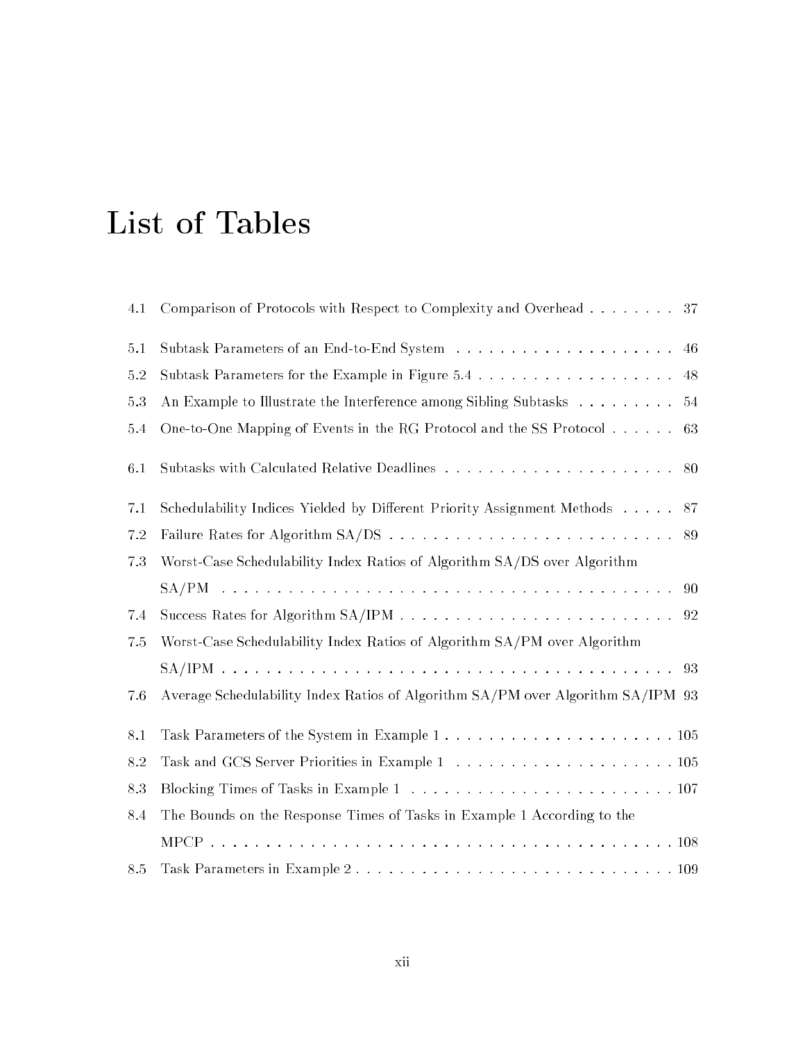# List of Tables

4.1 Comparison of Protocols with Respect to Complexity and Overhead . . . . . . . . 37

5.1 Subtask Parameters of an End-to-End System . . . . . . . . . . . . . . . . . . . . 46

5.2 Subtask Parameters for the Example in Figure 5.4 . . . . . . . . . . . . . . . . . . 48

5.3 An Example to Illustrate the Interference among Sibling Subtasks . . . . . . . . . 54

5.4 One-to-One Mapping of Events in the RG Protocol and the SS Protocol . . . . . . 63

6.1 Subtasks with Calculated Relative Deadlines . . . . . . . . . . . . . . . . . . . . . 80

7.1 Schedulability Indices Yielded by Different Priority Assignment Methods . . . . . 87

7.2 Failure Rates for Algorithm SA/DS . . . . . . . . . . . . . . . . . . . . . . . . . . 89

7.3 Worst-Case Schedulability Index Ratios of Algorithm SA/DS over Algorithm SA/PM . . . . . . . . . . . . . . . . . . . . . . . . . . . . . . . . . . . . . . . . 90

7.4 Success Rates for Algorithm SA/IPM . . . . . . . . . . . . . . . . . . . . . . . . . 92

7.5 Worst-Case Schedulability Index Ratios of Algorithm SA/PM over Algorithm SA/IPM . . . . . . . . . . . . . . . . . . . . . . . . . . . . . . . . . . . . . . . . 93

7.6 Average Schedulability Index Ratios of Algorithm SA/PM over Algorithm SA/IPM 93

8.1 Task Parameters of the System in Example 1 . . . . . . . . . . . . . . . . . . . . . 105

8.2 Task and GCS Server Priorities in Example 1 . . . . . . . . . . . . . . . . . . . . 105

8.3 Blocking Times of Tasks in Example 1 . . . . . . . . . . . . . . . . . . . . . . . . 107

8.4 The Bounds on the Response Times of Tasks in Example 1 According to the MPCP . . . . . . . . . . . . . . . . . . . . . . . . . . . . . . . . . . . . . . . . . . 108

8.5 Task Parameters in Example 2 . . . . . . . . . . . . . . . . . . . . . . . . . . . . . 109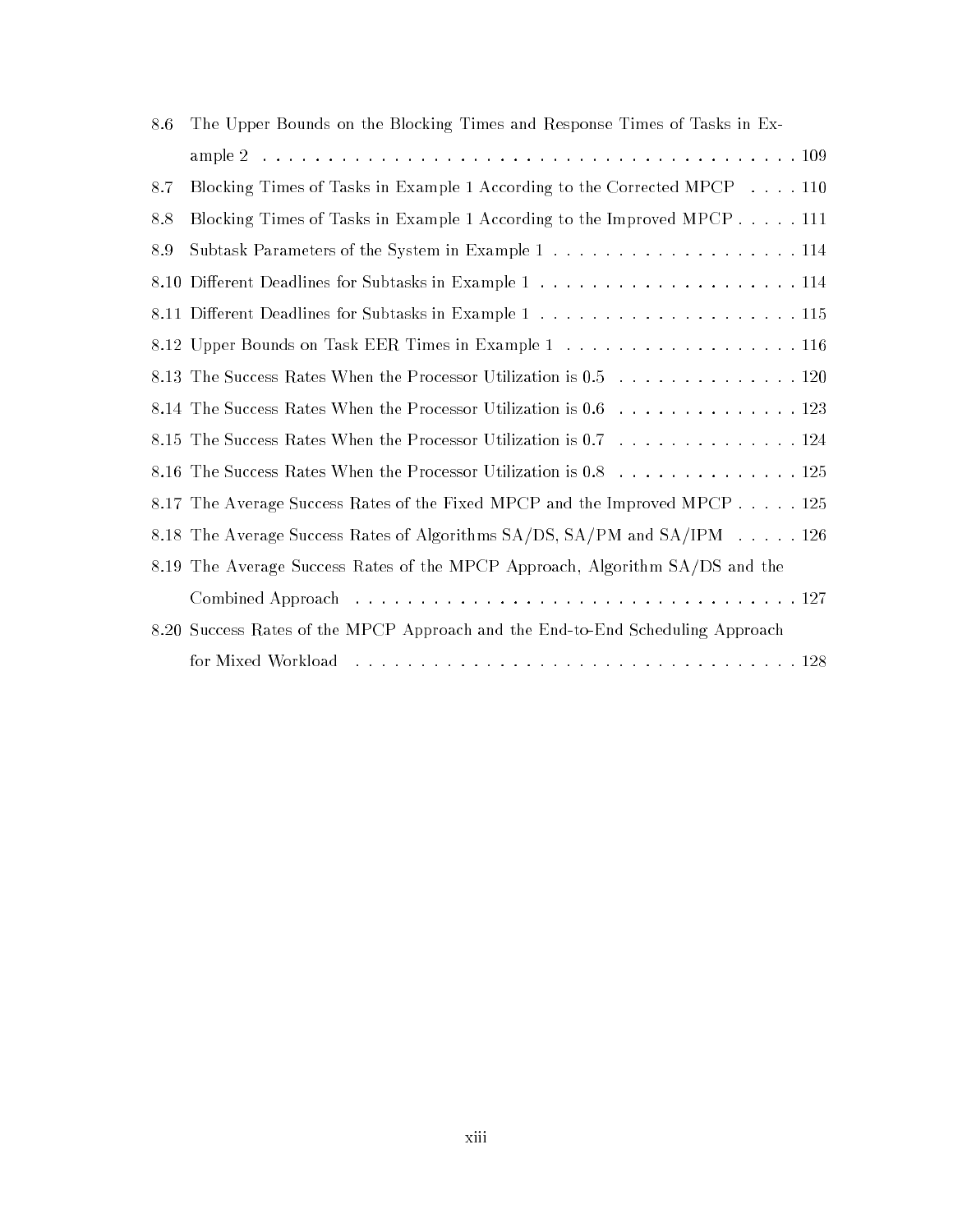8.6 The Upper Bounds on the Blocking Times and Response Times of Tasks in Example 2 . . . . . . . . . . . . . . . . . . . . . . . . . . . . . . . . . . . . . . . . 109

8.7 Blocking Times of Tasks in Example 1 According to the Corrected MPCP . . . . 110

8.8 Blocking Times of Tasks in Example 1 According to the Improved MPCP . . . . . 111

8.9 Subtask Parameters of the System in Example 1 . . . . . . . . . . . . . . . . . . . 114

8.10 Different Deadlines for Subtasks in Example 1 . . . . . . . . . . . . . . . . . . . . 114

8.11 Different Deadlines for Subtasks in Example 1 . . . . . . . . . . . . . . . . . . . . 115

8.12 Upper Bounds on Task EER Times in Example 1 . . . . . . . . . . . . . . . . . . 116

8.13 The Success Rates When the Processor Utilization is 0.5 . . . . . . . . . . . . . . 120

8.14 The Success Rates When the Processor Utilization is 0.6 . . . . . . . . . . . . . . 123

8.15 The Success Rates When the Processor Utilization is 0.7 . . . . . . . . . . . . . . 124

8.16 The Success Rates When the Processor Utilization is 0.8 . . . . . . . . . . . . . . 125

8.17 The Average Success Rates of the Fixed MPCP and the Improved MPCP . . . . . 125

8.18 The Average Success Rates of Algorithms SA/DS, SA/PM and SA/IPM . . . . . 126

8.19 The Average Success Rates of the MPCP Approach, Algorithm SA/DS and the Combined Approach . . . . . . . . . . . . . . . . . . . . . . . . . . . . . . . . . . 127

8.20 Success Rates of the MPCP Approach and the End-to-End Scheduling Approach for Mixed Workload . . . . . . . . . . . . . . . . . . . . . . . . . . . . . . . . . 128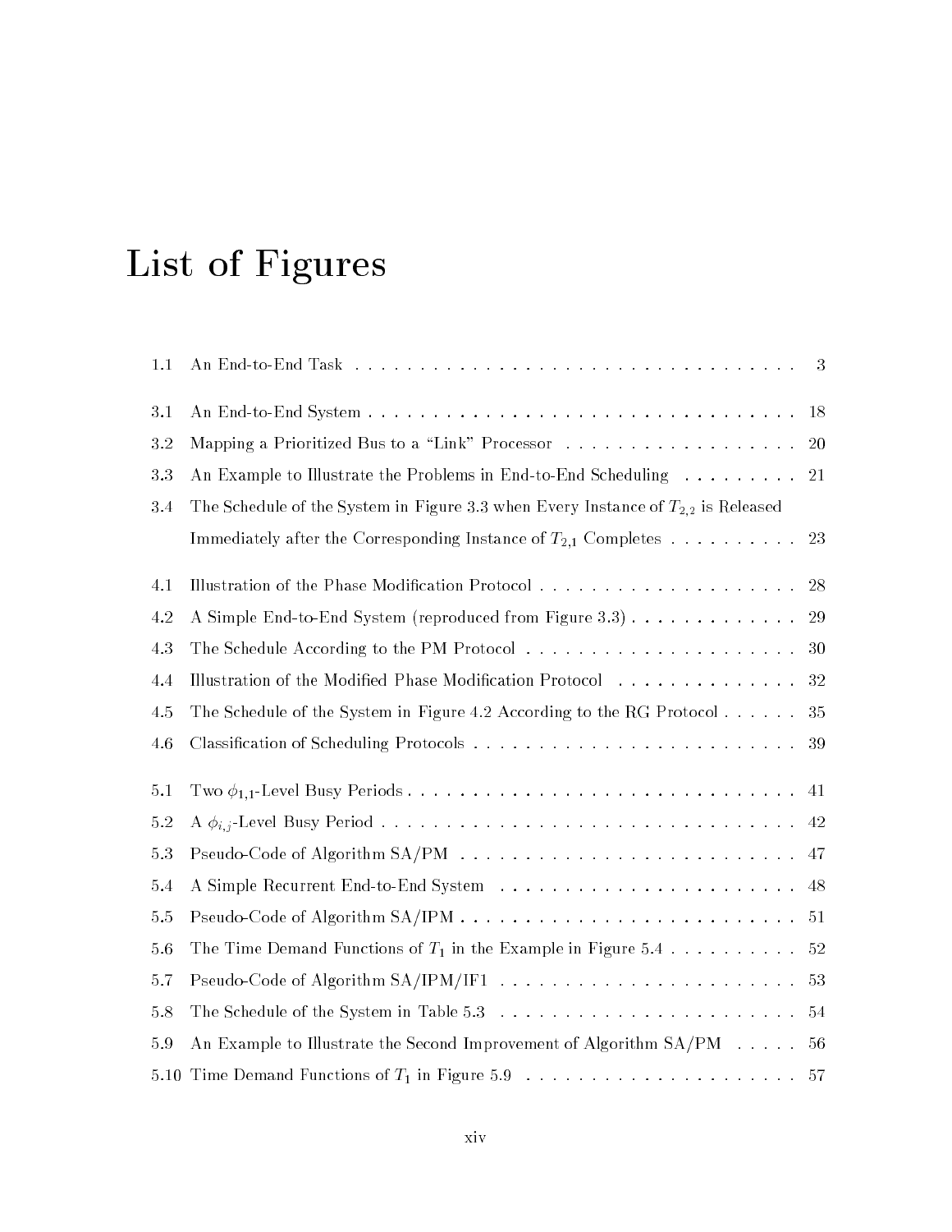# List of Figures

| | | |
|---|---|---|
| 1.1 | An End-to-End Task | 3 |
| 3.1 | An End-to-End System | 18 |
| 3.2 | Mapping a Prioritized Bus to a "Link" Processor | 20 |
| 3.3 | An Example to Illustrate the Problems in End-to-End Scheduling | 21 |
| 3.4 | The Schedule of the System in Figure 3.3 when Every Instance of $T_{2,2}$ is Released Immediately after the Corresponding Instance of $T_{2,1}$ Completes | 23 |
| 4.1 | Illustration of the Phase Modification Protocol | 28 |
| 4.2 | A Simple End-to-End System (reproduced from Figure 3.3) | 29 |
| 4.3 | The Schedule According to the PM Protocol | 30 |
| 4.4 | Illustration of the Modified Phase Modification Protocol | 32 |
| 4.5 | The Schedule of the System in Figure 4.2 According to the RG Protocol | 35 |
| 4.6 | Classification of Scheduling Protocols | 39 |
| 5.1 | Two $\phi_{1,1}$-Level Busy Periods | 41 |
| 5.2 | A $\phi_{i,j}$-Level Busy Period | 42 |
| 5.3 | Pseudo-Code of Algorithm SA/PM | 47 |
| 5.4 | A Simple Recurrent End-to-End System | 48 |
| 5.5 | Pseudo-Code of Algorithm SA/IPM | 51 |
| 5.6 | The Time Demand Functions of $T_1$ in the Example in Figure 5.4 | 52 |
| 5.7 | Pseudo-Code of Algorithm SA/IPM/IF1 | 53 |
| 5.8 | The Schedule of the System in Table 5.3 | 54 |
| 5.9 | An Example to Illustrate the Second Improvement of Algorithm SA/PM | 56 |
| 5.10 | Time Demand Functions of $T_1$ in Figure 5.9 | 57 |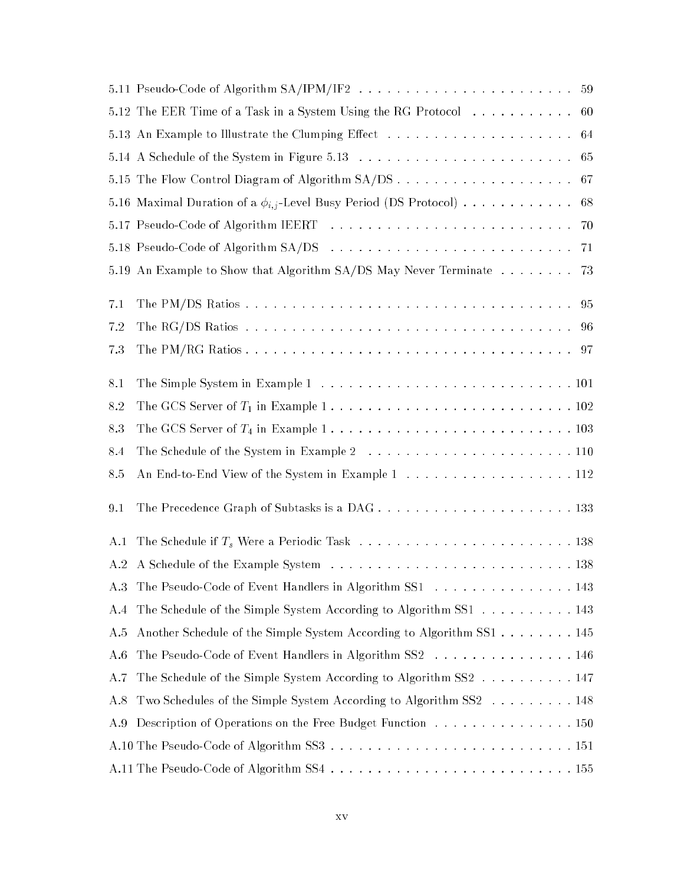5.11 Pseudo-Code of Algorithm SA/IPM/IF2 . . . . . . . . . . . . . . . . . . . . . . . 59

5.12 The EER Time of a Task in a System Using the RG Protocol . . . . . . . . . . . 60

5.13 An Example to Illustrate the Clumping Effect . . . . . . . . . . . . . . . . . . . . 64

5.14 A Schedule of the System in Figure 5.13 . . . . . . . . . . . . . . . . . . . . . . 65

5.15 The Flow Control Diagram of Algorithm SA/DS . . . . . . . . . . . . . . . . . . 67

5.16 Maximal Duration of a $\phi_{i,j}$-Level Busy Period (DS Protocol) . . . . . . . . . . . 68

5.17 Pseudo-Code of Algorithm IEERT . . . . . . . . . . . . . . . . . . . . . . . . . 70

5.18 Pseudo-Code of Algorithm SA/DS . . . . . . . . . . . . . . . . . . . . . . . . . 71

5.19 An Example to Show that Algorithm SA/DS May Never Terminate . . . . . . . . 73

7.1 The PM/DS Ratios . . . . . . . . . . . . . . . . . . . . . . . . . . . . . . . . . . 95

7.2 The RG/DS Ratios . . . . . . . . . . . . . . . . . . . . . . . . . . . . . . . . . . 96

7.3 The PM/RG Ratios . . . . . . . . . . . . . . . . . . . . . . . . . . . . . . . . . . 97

8.1 The Simple System in Example 1 . . . . . . . . . . . . . . . . . . . . . . . . . . 101

8.2 The GCS Server of $T_1$ in Example 1 . . . . . . . . . . . . . . . . . . . . . . . . . 102

8.3 The GCS Server of $T_4$ in Example 1 . . . . . . . . . . . . . . . . . . . . . . . . . 103

8.4 The Schedule of the System in Example 2 . . . . . . . . . . . . . . . . . . . . . . 110

8.5 An End-to-End View of the System in Example 1 . . . . . . . . . . . . . . . . . . 112

9.1 The Precedence Graph of Subtasks is a DAG . . . . . . . . . . . . . . . . . . . . . 133

A.1 The Schedule if $T_s$ Were a Periodic Task . . . . . . . . . . . . . . . . . . . . . . 138

A.2 A Schedule of the Example System . . . . . . . . . . . . . . . . . . . . . . . . . 138

A.3 The Pseudo-Code of Event Handlers in Algorithm SS1 . . . . . . . . . . . . . . . 143

A.4 The Schedule of the Simple System According to Algorithm SS1 . . . . . . . . . . 143

A.5 Another Schedule of the Simple System According to Algorithm SS1 . . . . . . . . 145

A.6 The Pseudo-Code of Event Handlers in Algorithm SS2 . . . . . . . . . . . . . . . 146

A.7 The Schedule of the Simple System According to Algorithm SS2 . . . . . . . . . . 147

A.8 Two Schedules of the Simple System According to Algorithm SS2 . . . . . . . . . 148

A.9 Description of Operations on the Free Budget Function . . . . . . . . . . . . . . . 150

A.10 The Pseudo-Code of Algorithm SS3 . . . . . . . . . . . . . . . . . . . . . . . . . 151

A.11 The Pseudo-Code of Algorithm SS4 . . . . . . . . . . . . . . . . . . . . . . . . . 155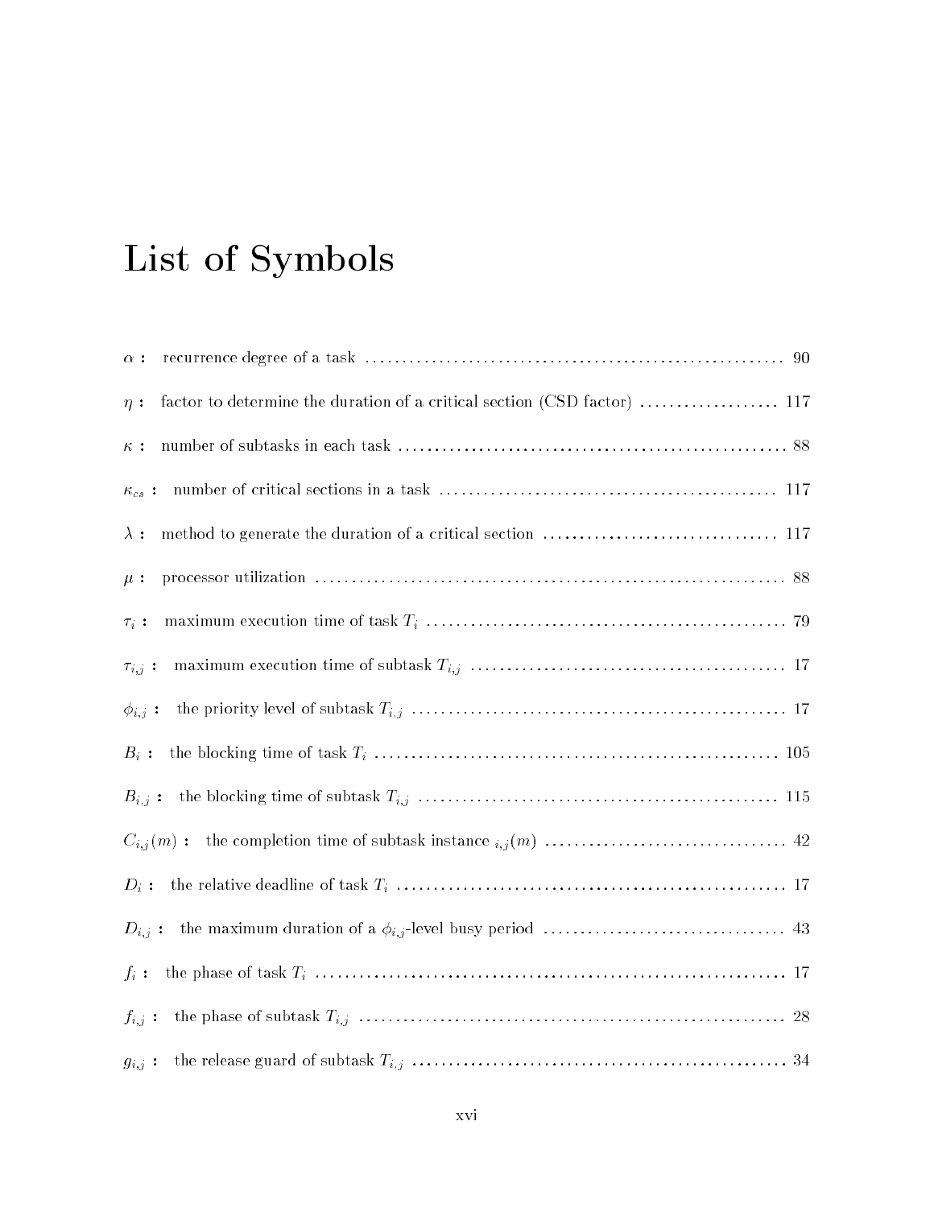# List of Symbols

$\alpha$ : recurrence degree of a task ........................................................ 90

$\eta$ : factor to determine the duration of a critical section (CSD factor) .................. 117

$\kappa$ : number of subtasks in each task ..................................................... 88

$\kappa_{cs}$ : number of critical sections in a task ............................................. 117

$\lambda$ : method to generate the duration of a critical section ............................... 117

$\mu$ : processor utilization ................................................................ 88

$\tau_i$ : maximum execution time of task $T_i$ ................................................. 79

$\tau_{i,j}$ : maximum execution time of subtask $T_{i,j}$ .......................................... 17

$\phi_{i,j}$ : the priority level of subtask $T_{i,j}$ .................................................. 17

$B_i$ : the blocking time of task $T_i$ ...................................................... 105

$B_{i,j}$ : the blocking time of subtask $T_{i,j}$ ................................................ 115

$C_{i,j}(m)$ : the completion time of subtask instance $_{i,j}(m)$ ................................ 42

$D_i$ : the relative deadline of task $T_i$ ..................................................... 17

$D_{i,j}$ : the maximum duration of a $\phi_{i,j}$-level busy period ................................ 43

$f_i$ : the phase of task $T_i$ ............................................................... 17

$f_{i,j}$ : the phase of subtask $T_{i,j}$ .......................................................... 28

$g_{i,j}$ : the release guard of subtask $T_{i,j}$ ................................................... 34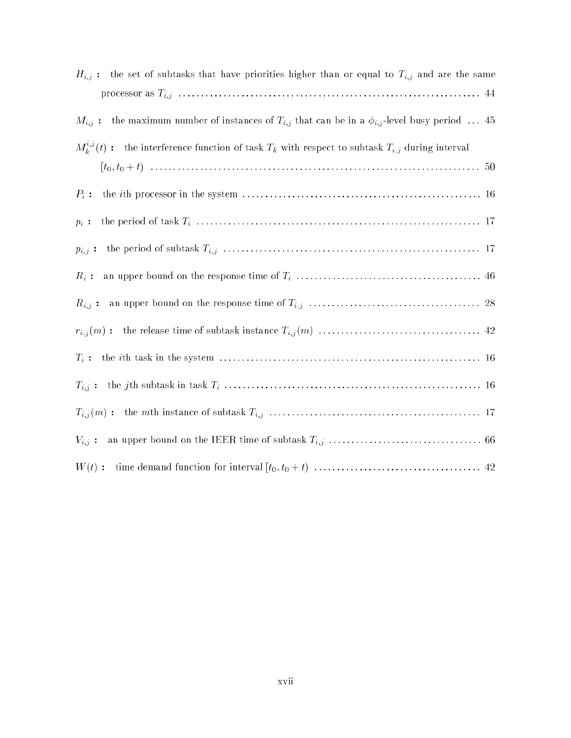$H_{i,j}$ **:** the set of subtasks that have priorities higher than or equal to $T_{i,j}$ and are the same processor as $T_{i,j}$ .......... 44

$M_{i,j}$ **:** the maximum number of instances of $T_{i,j}$ that can be in a $\phi_{i,j}$-level busy period ... 45

$M_k^{i,j}(t)$ **:** the interference function of task $T_k$ with respect to subtask $T_{i,j}$ during interval $[t_0, t_0 + t)$ .......... 50

$P_i$ **:** the $i$th processor in the system .......... 16

$p_i$ **:** the period of task $T_i$ .......... 17

$p_{i,j}$ **:** the period of subtask $T_{i,j}$ .......... 17

$R_i$ **:** an upper bound on the response time of $T_i$ .......... 46

$R_{i,j}$ **:** an upper bound on the response time of $T_{i,j}$ .......... 28

$r_{i,j}(m)$ **:** the release time of subtask instance $T_{i,j}(m)$ .......... 42

$T_i$ **:** the $i$th task in the system .......... 16

$T_{i,j}$ **:** the $j$th subtask in task $T_i$ .......... 16

$T_{i,j}(m)$ **:** the $m$th instance of subtask $T_{i,j}$ .......... 17

$V_{i,j}$ **:** an upper bound on the IEER time of subtask $T_{i,j}$ .......... 66

$W(t)$ **:** time demand function for interval $[t_0, t_0 + t)$ .......... 42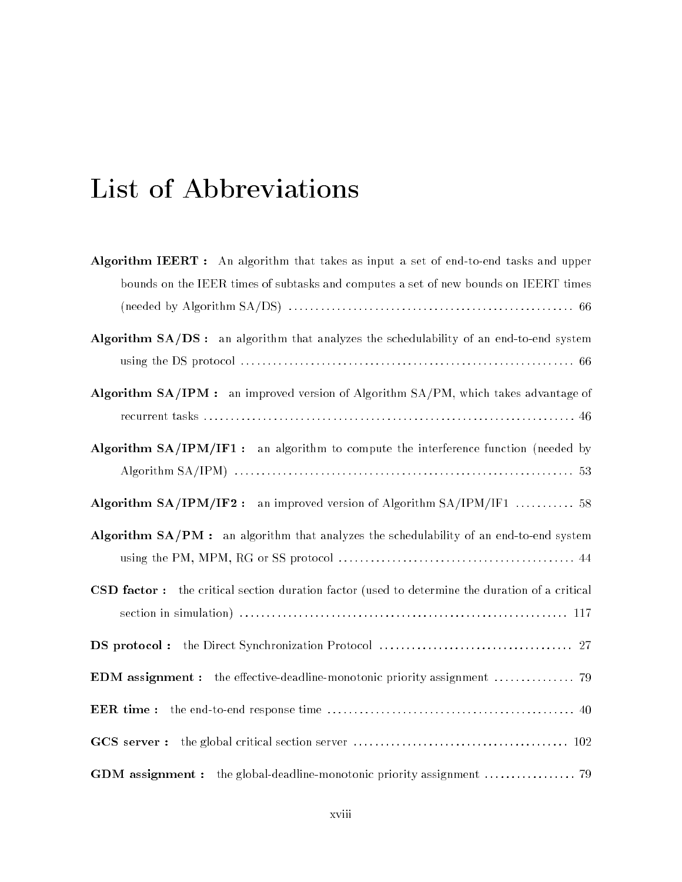# List of Abbreviations

**Algorithm IEERT :** An algorithm that takes as input a set of end-to-end tasks and upper bounds on the IEER times of subtasks and computes a set of new bounds on IEERT times (needed by Algorithm SA/DS) .................................................... 66

**Algorithm SA/DS :** an algorithm that analyzes the schedulability of an end-to-end system using the DS protocol .............................................................. 66

**Algorithm SA/IPM :** an improved version of Algorithm SA/PM, which takes advantage of recurrent tasks .................................................................... 46

**Algorithm SA/IPM/IF1 :** an algorithm to compute the interference function (needed by Algorithm SA/IPM) .............................................................. 53

**Algorithm SA/IPM/IF2 :** an improved version of Algorithm SA/IPM/IF1 ........... 58

**Algorithm SA/PM :** an algorithm that analyzes the schedulability of an end-to-end system using the PM, MPM, RG or SS protocol ........................................... 44

**CSD factor :** the critical section duration factor (used to determine the duration of a critical section in simulation) ............................................................ 117

**DS protocol :** the Direct Synchronization Protocol .................................... 27

**EDM assignment :** the effective-deadline-monotonic priority assignment ............... 79

**EER time :** the end-to-end response time ............................................. 40

**GCS server :** the global critical section server ........................................ 102

**GDM assignment :** the global-deadline-monotonic priority assignment ................. 79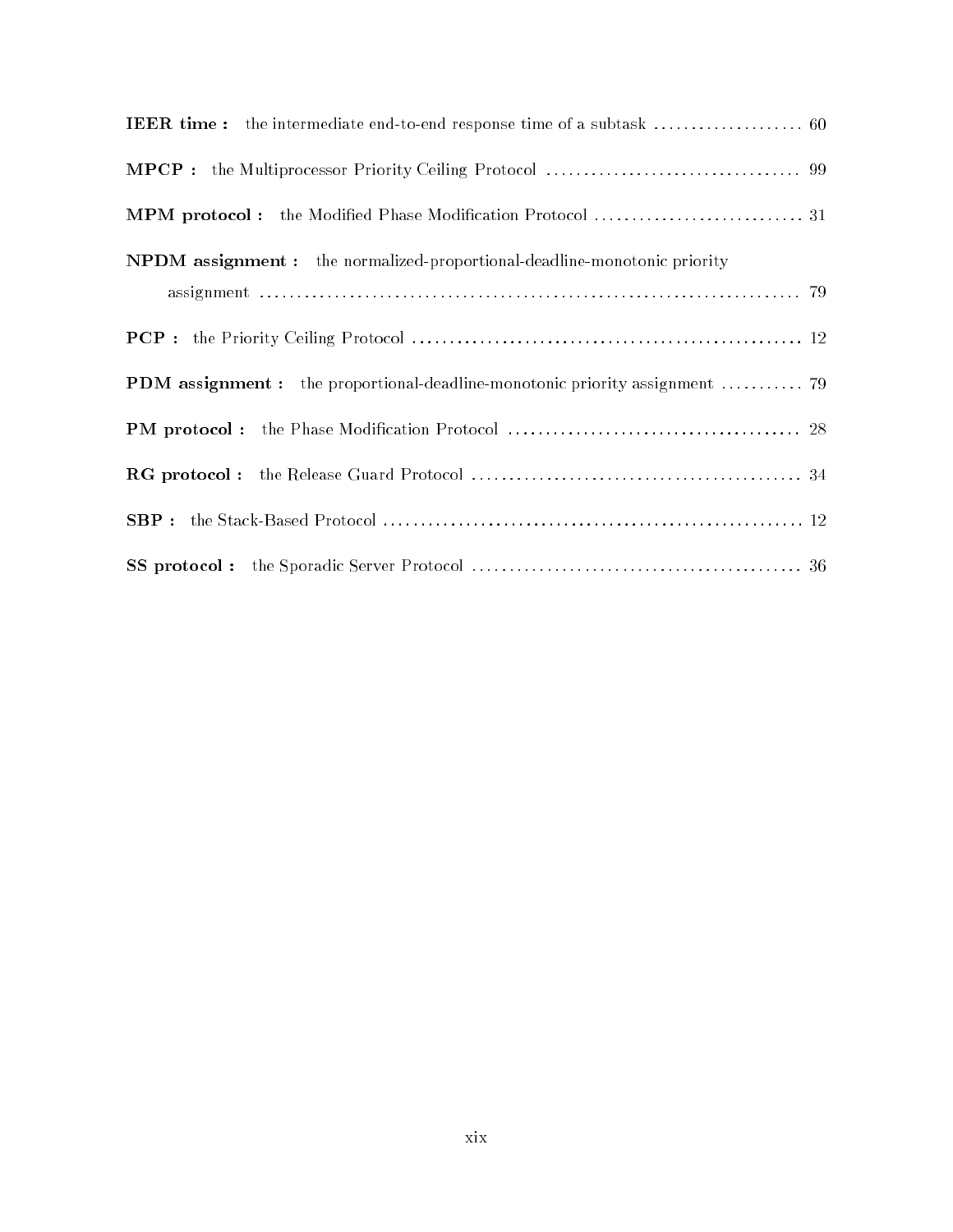**IEER time :** the intermediate end-to-end response time of a subtask .................... 60

**MPCP :** the Multiprocessor Priority Ceiling Protocol .................................. 99

**MPM protocol :** the Modified Phase Modification Protocol ............................ 31

**NPDM assignment :** the normalized-proportional-deadline-monotonic priority assignment ........................................................................ 79

**PCP :** the Priority Ceiling Protocol .................................................... 12

**PDM assignment :** the proportional-deadline-monotonic priority assignment ........... 79

**PM protocol :** the Phase Modification Protocol ....................................... 28

**RG protocol :** the Release Guard Protocol ............................................ 34

**SBP :** the Stack-Based Protocol ........................................................ 12

**SS protocol :** the Sporadic Server Protocol ............................................ 36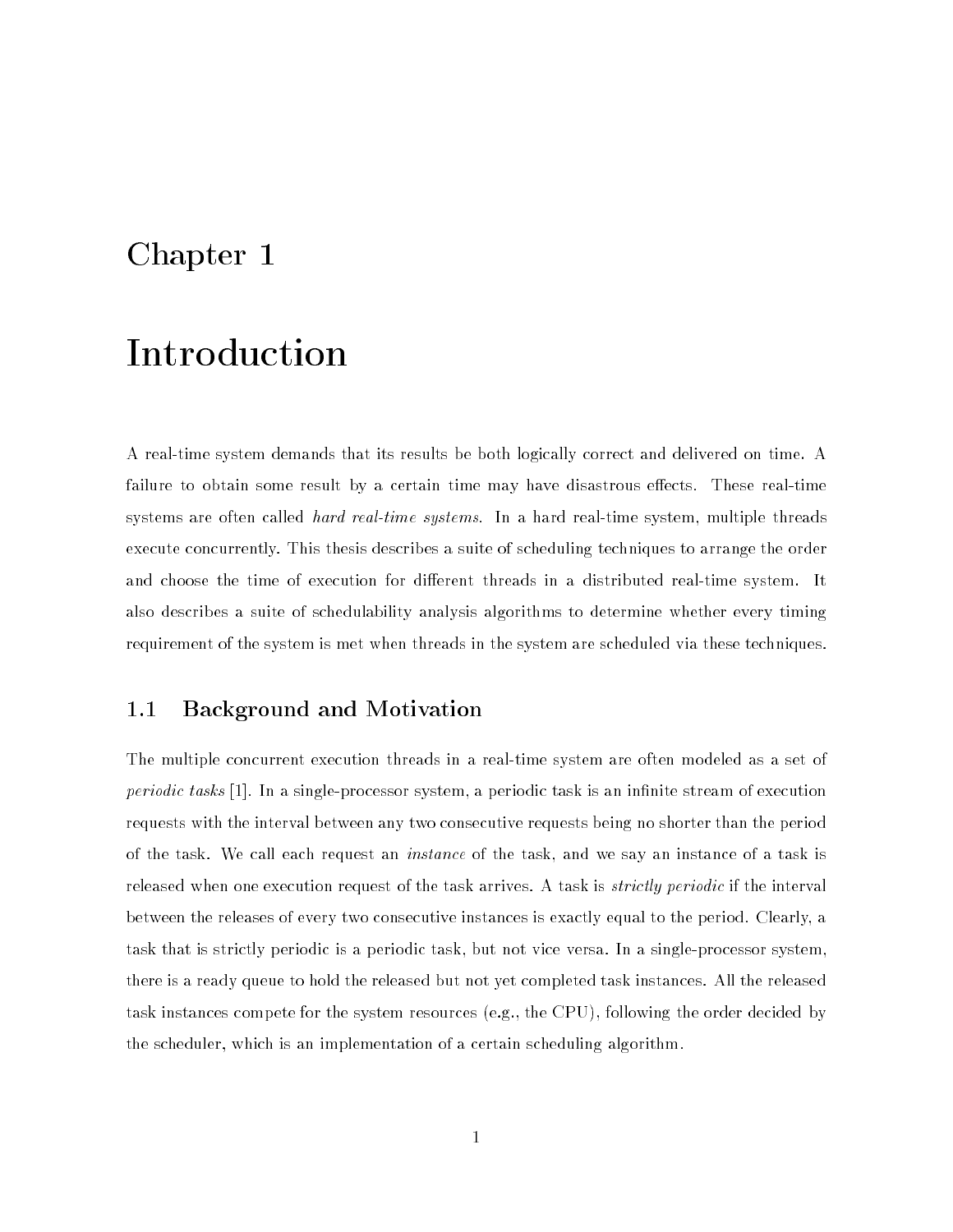# Chapter 1

# Introduction

A real-time system demands that its results be both logically correct and delivered on time. A failure to obtain some result by a certain time may have disastrous effects. These real-time systems are often called *hard real-time systems*. In a hard real-time system, multiple threads execute concurrently. This thesis describes a suite of scheduling techniques to arrange the order and choose the time of execution for different threads in a distributed real-time system. It also describes a suite of schedulability analysis algorithms to determine whether every timing requirement of the system is met when threads in the system are scheduled via these techniques.

## 1.1 Background and Motivation

The multiple concurrent execution threads in a real-time system are often modeled as a set of *periodic tasks* [1]. In a single-processor system, a periodic task is an infinite stream of execution requests with the interval between any two consecutive requests being no shorter than the period of the task. We call each request an *instance* of the task, and we say an instance of a task is released when one execution request of the task arrives. A task is *strictly periodic* if the interval between the releases of every two consecutive instances is exactly equal to the period. Clearly, a task that is strictly periodic is a periodic task, but not vice versa. In a single-processor system, there is a ready queue to hold the released but not yet completed task instances. All the released task instances compete for the system resources (e.g., the CPU), following the order decided by the scheduler, which is an implementation of a certain scheduling algorithm.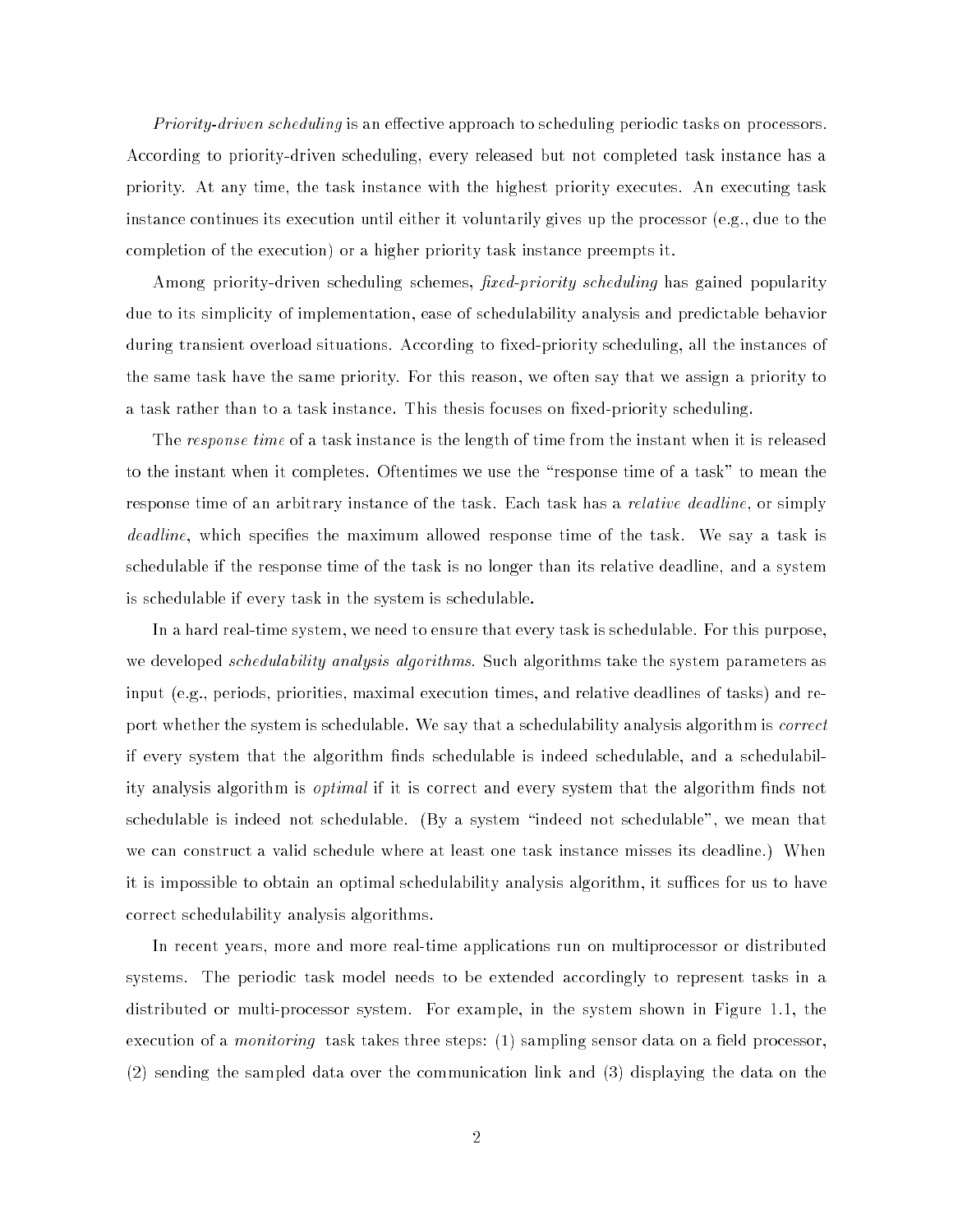*Priority-driven scheduling* is an effective approach to scheduling periodic tasks on processors. According to priority-driven scheduling, every released but not completed task instance has a priority. At any time, the task instance with the highest priority executes. An executing task instance continues its execution until either it voluntarily gives up the processor (e.g., due to the completion of the execution) or a higher priority task instance preempts it.

Among priority-driven scheduling schemes, *fixed-priority scheduling* has gained popularity due to its simplicity of implementation, ease of schedulability analysis and predictable behavior during transient overload situations. According to fixed-priority scheduling, all the instances of the same task have the same priority. For this reason, we often say that we assign a priority to a task rather than to a task instance. This thesis focuses on fixed-priority scheduling.

The *response time* of a task instance is the length of time from the instant when it is released to the instant when it completes. Oftentimes we use the "response time of a task" to mean the response time of an arbitrary instance of the task. Each task has a *relative deadline*, or simply *deadline*, which specifies the maximum allowed response time of the task. We say a task is schedulable if the response time of the task is no longer than its relative deadline, and a system is schedulable if every task in the system is schedulable.

In a hard real-time system, we need to ensure that every task is schedulable. For this purpose, we developed *schedulability analysis algorithms*. Such algorithms take the system parameters as input (e.g., periods, priorities, maximal execution times, and relative deadlines of tasks) and report whether the system is schedulable. We say that a schedulability analysis algorithm is *correct* if every system that the algorithm finds schedulable is indeed schedulable, and a schedulability analysis algorithm is *optimal* if it is correct and every system that the algorithm finds not schedulable is indeed not schedulable. (By a system "indeed not schedulable", we mean that we can construct a valid schedule where at least one task instance misses its deadline.) When it is impossible to obtain an optimal schedulability analysis algorithm, it suffices for us to have correct schedulability analysis algorithms.

In recent years, more and more real-time applications run on multiprocessor or distributed systems. The periodic task model needs to be extended accordingly to represent tasks in a distributed or multi-processor system. For example, in the system shown in Figure 1.1, the execution of a *monitoring* task takes three steps: (1) sampling sensor data on a field processor, (2) sending the sampled data over the communication link and (3) displaying the data on the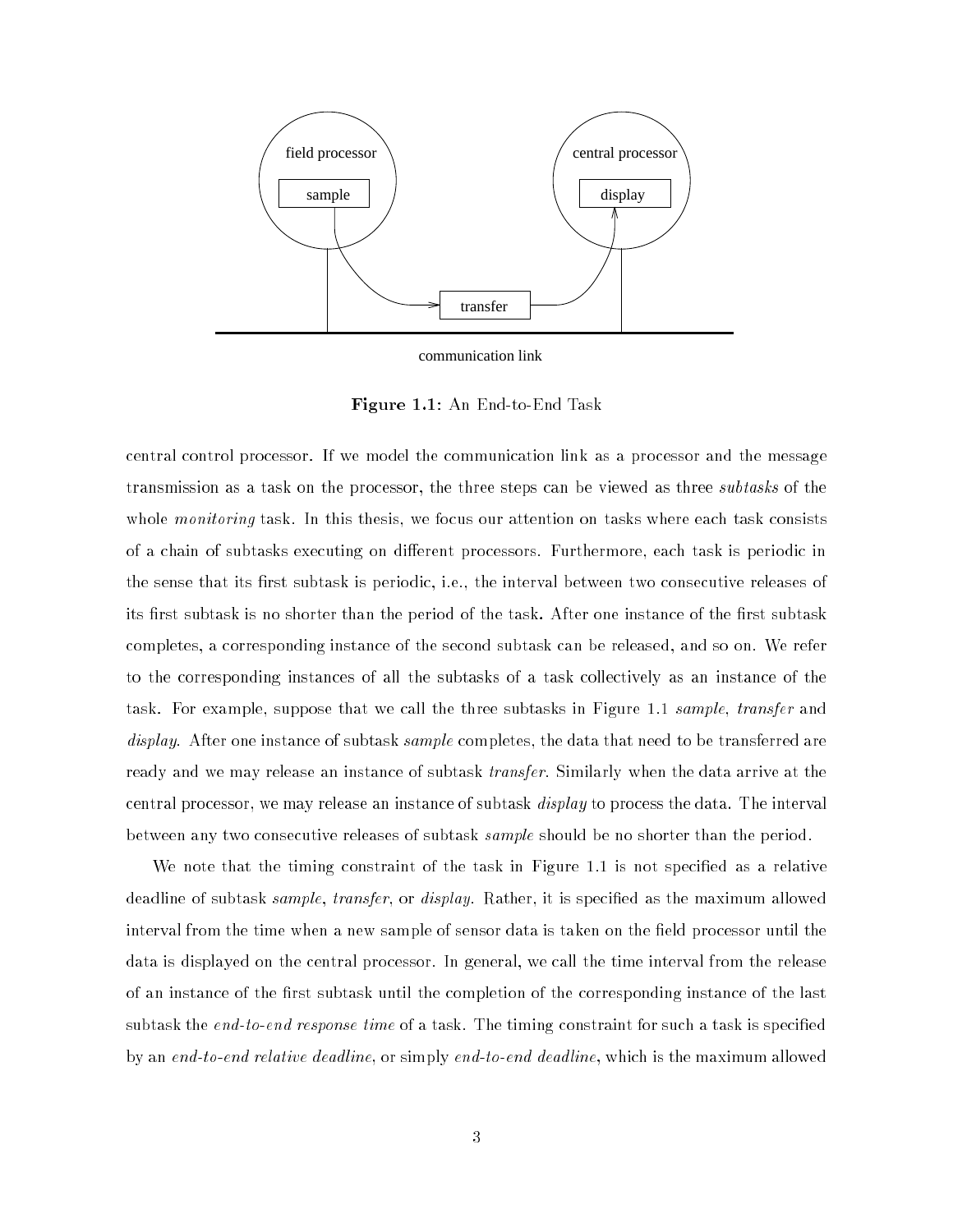**Figure 1.1:** An End-to-End Task

central control processor. If we model the communication link as a processor and the message transmission as a task on the processor, the three steps can be viewed as three *subtasks* of the whole *monitoring* task. In this thesis, we focus our attention on tasks where each task consists of a chain of subtasks executing on different processors. Furthermore, each task is periodic in the sense that its first subtask is periodic, i.e., the interval between two consecutive releases of its first subtask is no shorter than the period of the task. After one instance of the first subtask completes, a corresponding instance of the second subtask can be released, and so on. We refer to the corresponding instances of all the subtasks of a task collectively as an instance of the task. For example, suppose that we call the three subtasks in Figure 1.1 *sample*, *transfer* and *display*. After one instance of subtask *sample* completes, the data that need to be transferred are ready and we may release an instance of subtask *transfer*. Similarly when the data arrive at the central processor, we may release an instance of subtask *display* to process the data. The interval between any two consecutive releases of subtask *sample* should be no shorter than the period.

We note that the timing constraint of the task in Figure 1.1 is not specified as a relative deadline of subtask *sample*, *transfer*, or *display*. Rather, it is specified as the maximum allowed interval from the time when a new sample of sensor data is taken on the field processor until the data is displayed on the central processor. In general, we call the time interval from the release of an instance of the first subtask until the completion of the corresponding instance of the last subtask the *end-to-end response time* of a task. The timing constraint for such a task is specified by an *end-to-end relative deadline*, or simply *end-to-end deadline*, which is the maximum allowed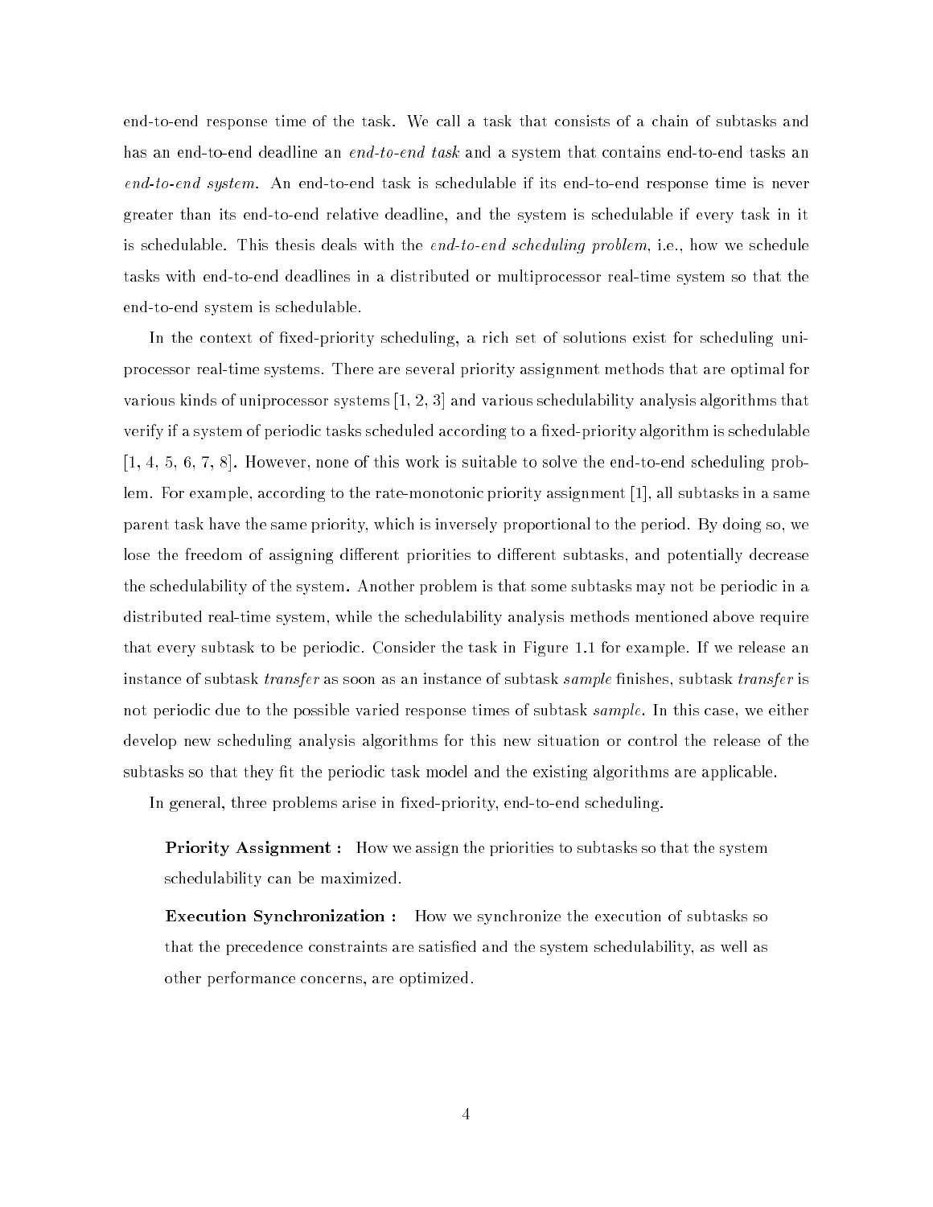end-to-end response time of the task. We call a task that consists of a chain of subtasks and has an end-to-end deadline an *end-to-end task* and a system that contains end-to-end tasks an *end-to-end system*. An end-to-end task is schedulable if its end-to-end response time is never greater than its end-to-end relative deadline, and the system is schedulable if every task in it is schedulable. This thesis deals with the *end-to-end scheduling problem*, i.e., how we schedule tasks with end-to-end deadlines in a distributed or multiprocessor real-time system so that the end-to-end system is schedulable.

In the context of fixed-priority scheduling, a rich set of solutions exist for scheduling uniprocessor real-time systems. There are several priority assignment methods that are optimal for various kinds of uniprocessor systems [1, 2, 3] and various schedulability analysis algorithms that verify if a system of periodic tasks scheduled according to a fixed-priority algorithm is schedulable [1, 4, 5, 6, 7, 8]. However, none of this work is suitable to solve the end-to-end scheduling problem. For example, according to the rate-monotonic priority assignment [1], all subtasks in a same parent task have the same priority, which is inversely proportional to the period. By doing so, we lose the freedom of assigning different priorities to different subtasks, and potentially decrease the schedulability of the system. Another problem is that some subtasks may not be periodic in a distributed real-time system, while the schedulability analysis methods mentioned above require that every subtask to be periodic. Consider the task in Figure 1.1 for example. If we release an instance of subtask *transfer* as soon as an instance of subtask *sample* finishes, subtask *transfer* is not periodic due to the possible varied response times of subtask *sample*. In this case, we either develop new scheduling analysis algorithms for this new situation or control the release of the subtasks so that they fit the periodic task model and the existing algorithms are applicable.

In general, three problems arise in fixed-priority, end-to-end scheduling.

**Priority Assignment :** How we assign the priorities to subtasks so that the system schedulability can be maximized.

**Execution Synchronization :** How we synchronize the execution of subtasks so that the precedence constraints are satisfied and the system schedulability, as well as other performance concerns, are optimized.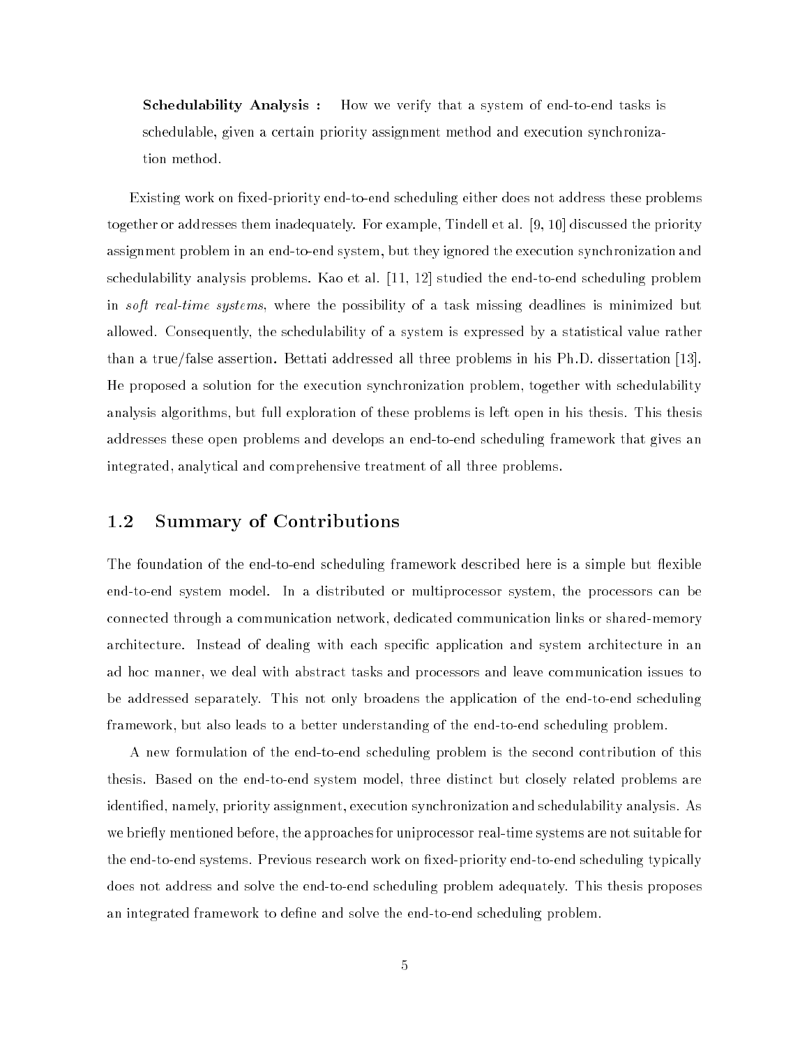**Schedulability Analysis :** How we verify that a system of end-to-end tasks is schedulable, given a certain priority assignment method and execution synchronization method.

Existing work on fixed-priority end-to-end scheduling either does not address these problems together or addresses them inadequately. For example, Tindell et al. [9, 10] discussed the priority assignment problem in an end-to-end system, but they ignored the execution synchronization and schedulability analysis problems. Kao et al. [11, 12] studied the end-to-end scheduling problem in *soft real-time systems*, where the possibility of a task missing deadlines is minimized but allowed. Consequently, the schedulability of a system is expressed by a statistical value rather than a true/false assertion. Bettati addressed all three problems in his Ph.D. dissertation [13]. He proposed a solution for the execution synchronization problem, together with schedulability analysis algorithms, but full exploration of these problems is left open in his thesis. This thesis addresses these open problems and develops an end-to-end scheduling framework that gives an integrated, analytical and comprehensive treatment of all three problems.

## 1.2 Summary of Contributions

The foundation of the end-to-end scheduling framework described here is a simple but flexible end-to-end system model. In a distributed or multiprocessor system, the processors can be connected through a communication network, dedicated communication links or shared-memory architecture. Instead of dealing with each specific application and system architecture in an ad hoc manner, we deal with abstract tasks and processors and leave communication issues to be addressed separately. This not only broadens the application of the end-to-end scheduling framework, but also leads to a better understanding of the end-to-end scheduling problem.

A new formulation of the end-to-end scheduling problem is the second contribution of this thesis. Based on the end-to-end system model, three distinct but closely related problems are identified, namely, priority assignment, execution synchronization and schedulability analysis. As we briefly mentioned before, the approaches for uniprocessor real-time systems are not suitable for the end-to-end systems. Previous research work on fixed-priority end-to-end scheduling typically does not address and solve the end-to-end scheduling problem adequately. This thesis proposes an integrated framework to define and solve the end-to-end scheduling problem.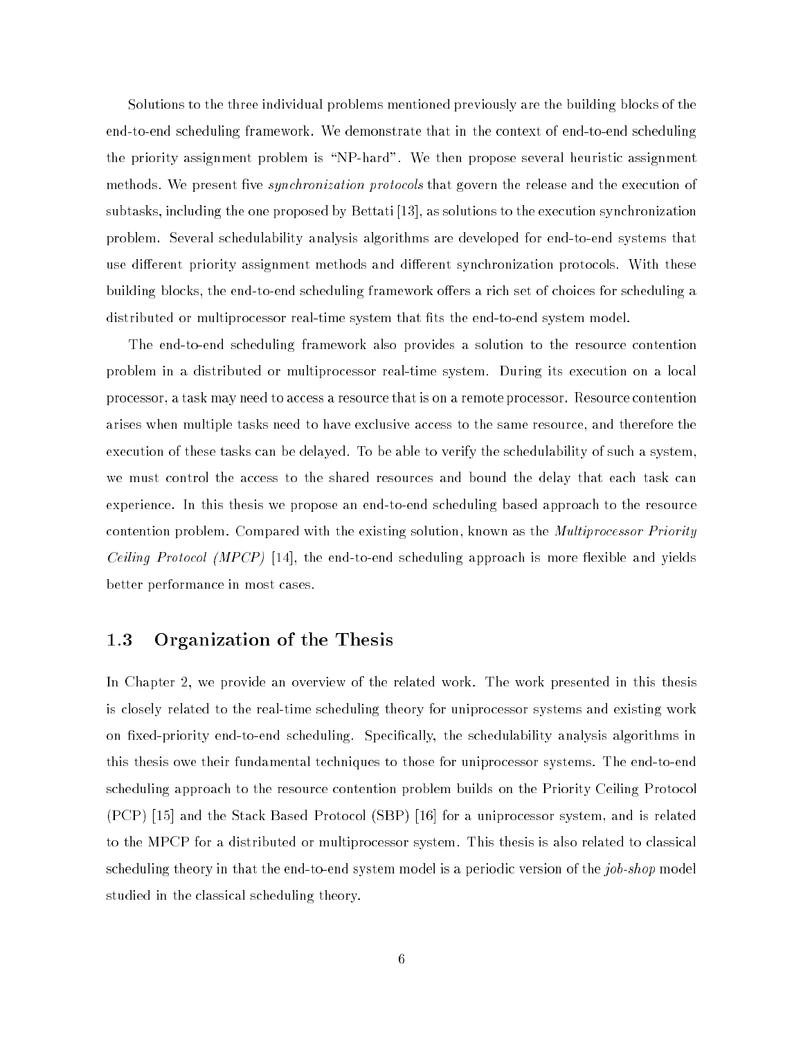Solutions to the three individual problems mentioned previously are the building blocks of the end-to-end scheduling framework. We demonstrate that in the context of end-to-end scheduling the priority assignment problem is "NP-hard". We then propose several heuristic assignment methods. We present five *synchronization protocols* that govern the release and the execution of subtasks, including the one proposed by Bettati [13], as solutions to the execution synchronization problem. Several schedulability analysis algorithms are developed for end-to-end systems that use different priority assignment methods and different synchronization protocols. With these building blocks, the end-to-end scheduling framework offers a rich set of choices for scheduling a distributed or multiprocessor real-time system that fits the end-to-end system model.

The end-to-end scheduling framework also provides a solution to the resource contention problem in a distributed or multiprocessor real-time system. During its execution on a local processor, a task may need to access a resource that is on a remote processor. Resource contention arises when multiple tasks need to have exclusive access to the same resource, and therefore the execution of these tasks can be delayed. To be able to verify the schedulability of such a system, we must control the access to the shared resources and bound the delay that each task can experience. In this thesis we propose an end-to-end scheduling based approach to the resource contention problem. Compared with the existing solution, known as the *Multiprocessor Priority Ceiling Protocol (MPCP)* [14], the end-to-end scheduling approach is more flexible and yields better performance in most cases.

## 1.3 Organization of the Thesis

In Chapter 2, we provide an overview of the related work. The work presented in this thesis is closely related to the real-time scheduling theory for uniprocessor systems and existing work on fixed-priority end-to-end scheduling. Specifically, the schedulability analysis algorithms in this thesis owe their fundamental techniques to those for uniprocessor systems. The end-to-end scheduling approach to the resource contention problem builds on the Priority Ceiling Protocol (PCP) [15] and the Stack Based Protocol (SBP) [16] for a uniprocessor system, and is related to the MPCP for a distributed or multiprocessor system. This thesis is also related to classical scheduling theory in that the end-to-end system model is a periodic version of the *job-shop* model studied in the classical scheduling theory.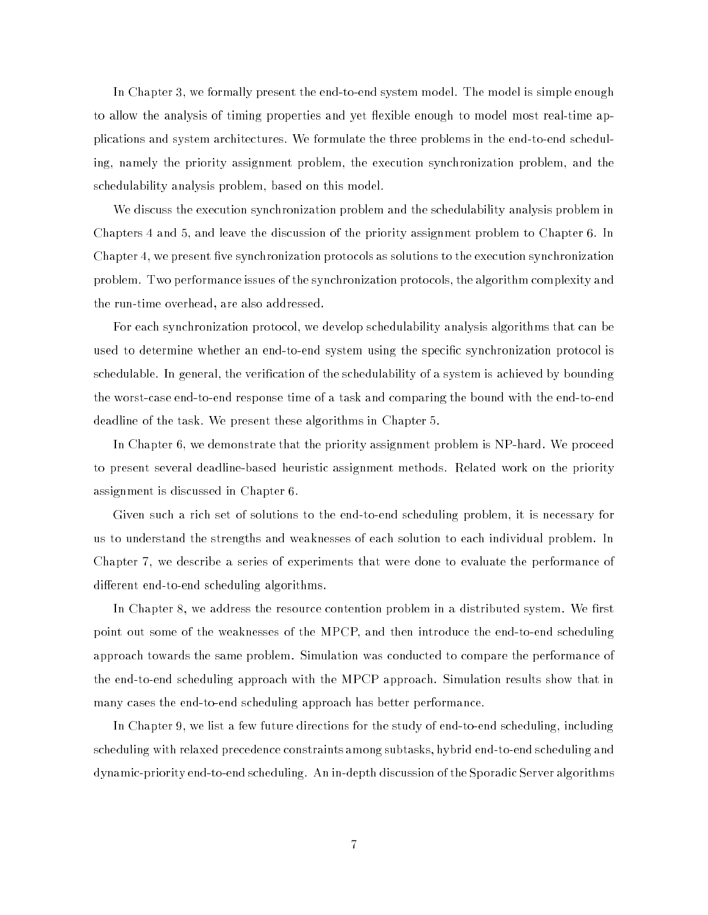In Chapter 3, we formally present the end-to-end system model. The model is simple enough to allow the analysis of timing properties and yet flexible enough to model most real-time applications and system architectures. We formulate the three problems in the end-to-end scheduling, namely the priority assignment problem, the execution synchronization problem, and the schedulability analysis problem, based on this model.

We discuss the execution synchronization problem and the schedulability analysis problem in Chapters 4 and 5, and leave the discussion of the priority assignment problem to Chapter 6. In Chapter 4, we present five synchronization protocols as solutions to the execution synchronization problem. Two performance issues of the synchronization protocols, the algorithm complexity and the run-time overhead, are also addressed.

For each synchronization protocol, we develop schedulability analysis algorithms that can be used to determine whether an end-to-end system using the specific synchronization protocol is schedulable. In general, the verification of the schedulability of a system is achieved by bounding the worst-case end-to-end response time of a task and comparing the bound with the end-to-end deadline of the task. We present these algorithms in Chapter 5.

In Chapter 6, we demonstrate that the priority assignment problem is NP-hard. We proceed to present several deadline-based heuristic assignment methods. Related work on the priority assignment is discussed in Chapter 6.

Given such a rich set of solutions to the end-to-end scheduling problem, it is necessary for us to understand the strengths and weaknesses of each solution to each individual problem. In Chapter 7, we describe a series of experiments that were done to evaluate the performance of different end-to-end scheduling algorithms.

In Chapter 8, we address the resource contention problem in a distributed system. We first point out some of the weaknesses of the MPCP, and then introduce the end-to-end scheduling approach towards the same problem. Simulation was conducted to compare the performance of the end-to-end scheduling approach with the MPCP approach. Simulation results show that in many cases the end-to-end scheduling approach has better performance.

In Chapter 9, we list a few future directions for the study of end-to-end scheduling, including scheduling with relaxed precedence constraints among subtasks, hybrid end-to-end scheduling and dynamic-priority end-to-end scheduling. An in-depth discussion of the Sporadic Server algorithms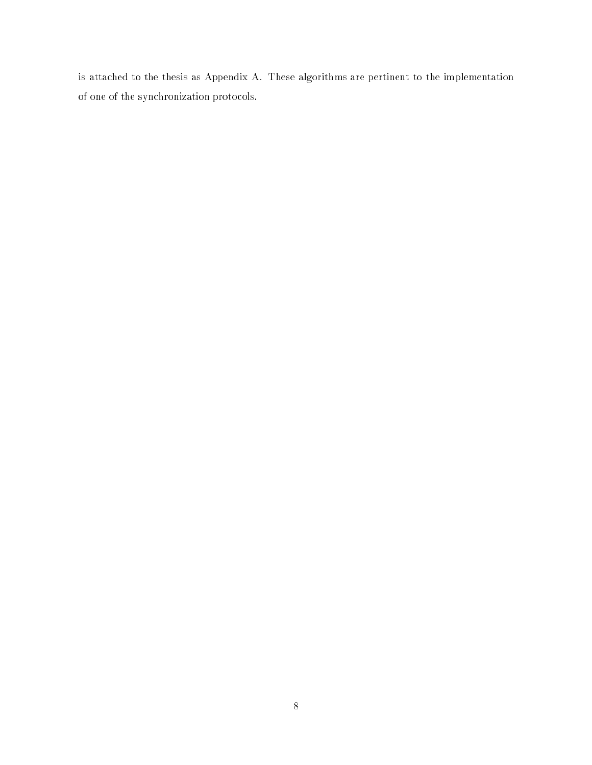is attached to the thesis as Appendix A. These algorithms are pertinent to the implementation of one of the synchronization protocols.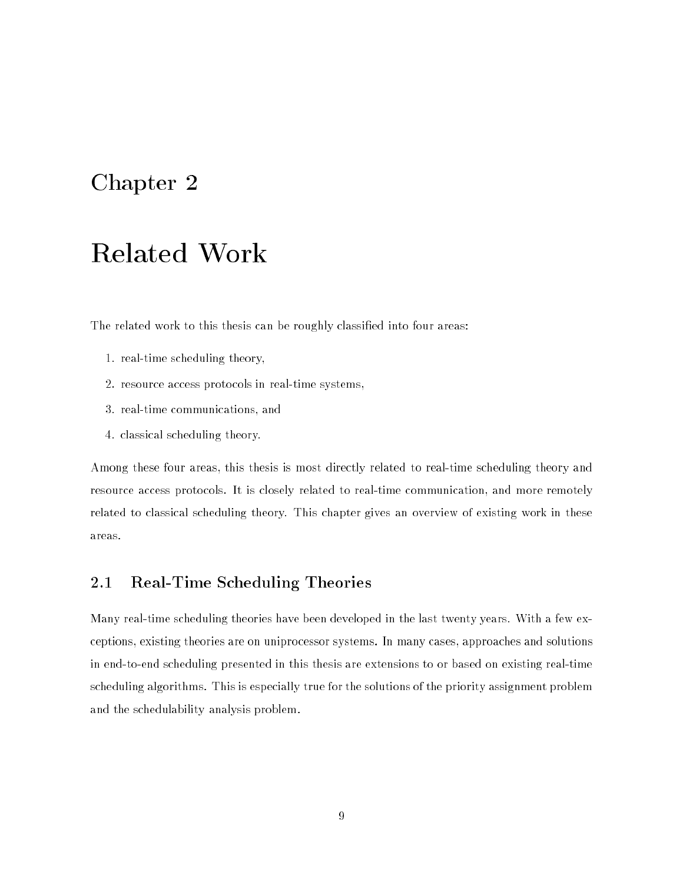# Chapter 2

# Related Work

The related work to this thesis can be roughly classified into four areas:

1. real-time scheduling theory,
2. resource access protocols in real-time systems,
3. real-time communications, and
4. classical scheduling theory.

Among these four areas, this thesis is most directly related to real-time scheduling theory and resource access protocols. It is closely related to real-time communication, and more remotely related to classical scheduling theory. This chapter gives an overview of existing work in these areas.

## 2.1 Real-Time Scheduling Theories

Many real-time scheduling theories have been developed in the last twenty years. With a few exceptions, existing theories are on uniprocessor systems. In many cases, approaches and solutions in end-to-end scheduling presented in this thesis are extensions to or based on existing real-time scheduling algorithms. This is especially true for the solutions of the priority assignment problem and the schedulability analysis problem.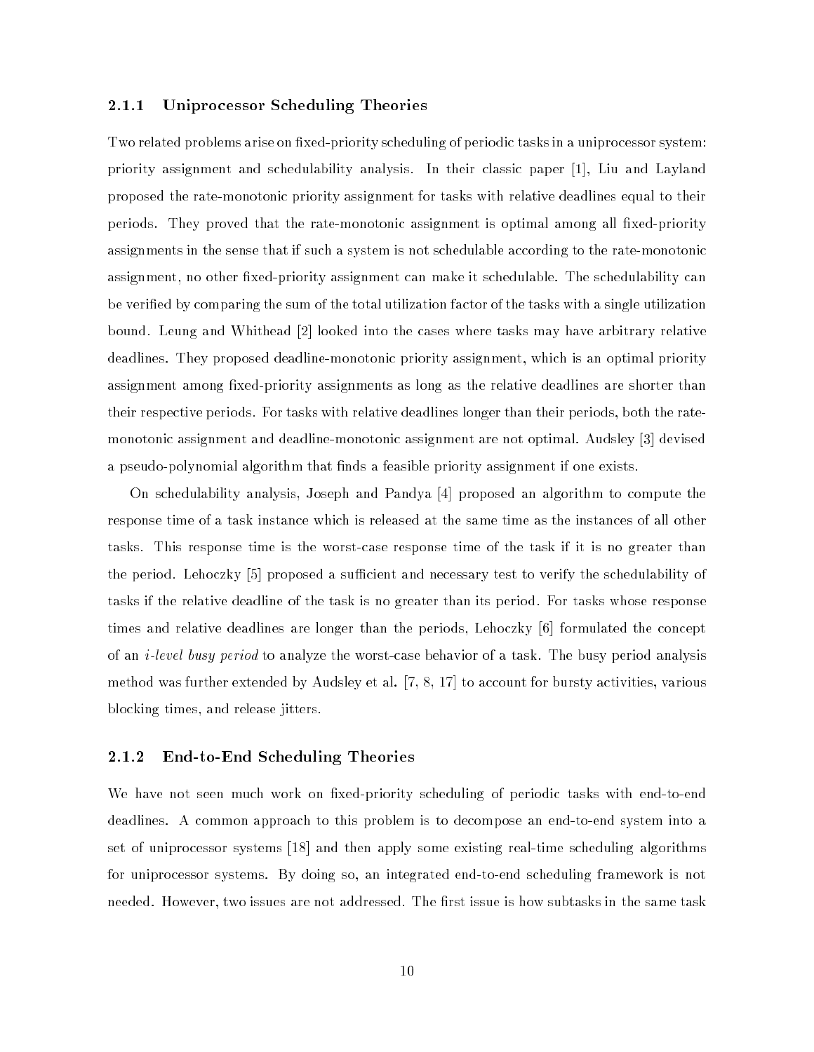### 2.1.1 Uniprocessor Scheduling Theories

Two related problems arise on fixed-priority scheduling of periodic tasks in a uniprocessor system: priority assignment and schedulability analysis. In their classic paper [1], Liu and Layland proposed the rate-monotonic priority assignment for tasks with relative deadlines equal to their periods. They proved that the rate-monotonic assignment is optimal among all fixed-priority assignments in the sense that if such a system is not schedulable according to the rate-monotonic assignment, no other fixed-priority assignment can make it schedulable. The schedulability can be verified by comparing the sum of the total utilization factor of the tasks with a single utilization bound. Leung and Whithead [2] looked into the cases where tasks may have arbitrary relative deadlines. They proposed deadline-monotonic priority assignment, which is an optimal priority assignment among fixed-priority assignments as long as the relative deadlines are shorter than their respective periods. For tasks with relative deadlines longer than their periods, both the rate-monotonic assignment and deadline-monotonic assignment are not optimal. Audsley [3] devised a pseudo-polynomial algorithm that finds a feasible priority assignment if one exists.

On schedulability analysis, Joseph and Pandya [4] proposed an algorithm to compute the response time of a task instance which is released at the same time as the instances of all other tasks. This response time is the worst-case response time of the task if it is no greater than the period. Lehoczky [5] proposed a sufficient and necessary test to verify the schedulability of tasks if the relative deadline of the task is no greater than its period. For tasks whose response times and relative deadlines are longer than the periods, Lehoczky [6] formulated the concept of an *i-level busy period* to analyze the worst-case behavior of a task. The busy period analysis method was further extended by Audsley et al. [7, 8, 17] to account for bursty activities, various blocking times, and release jitters.

### 2.1.2 End-to-End Scheduling Theories

We have not seen much work on fixed-priority scheduling of periodic tasks with end-to-end deadlines. A common approach to this problem is to decompose an end-to-end system into a set of uniprocessor systems [18] and then apply some existing real-time scheduling algorithms for uniprocessor systems. By doing so, an integrated end-to-end scheduling framework is not needed. However, two issues are not addressed. The first issue is how subtasks in the same task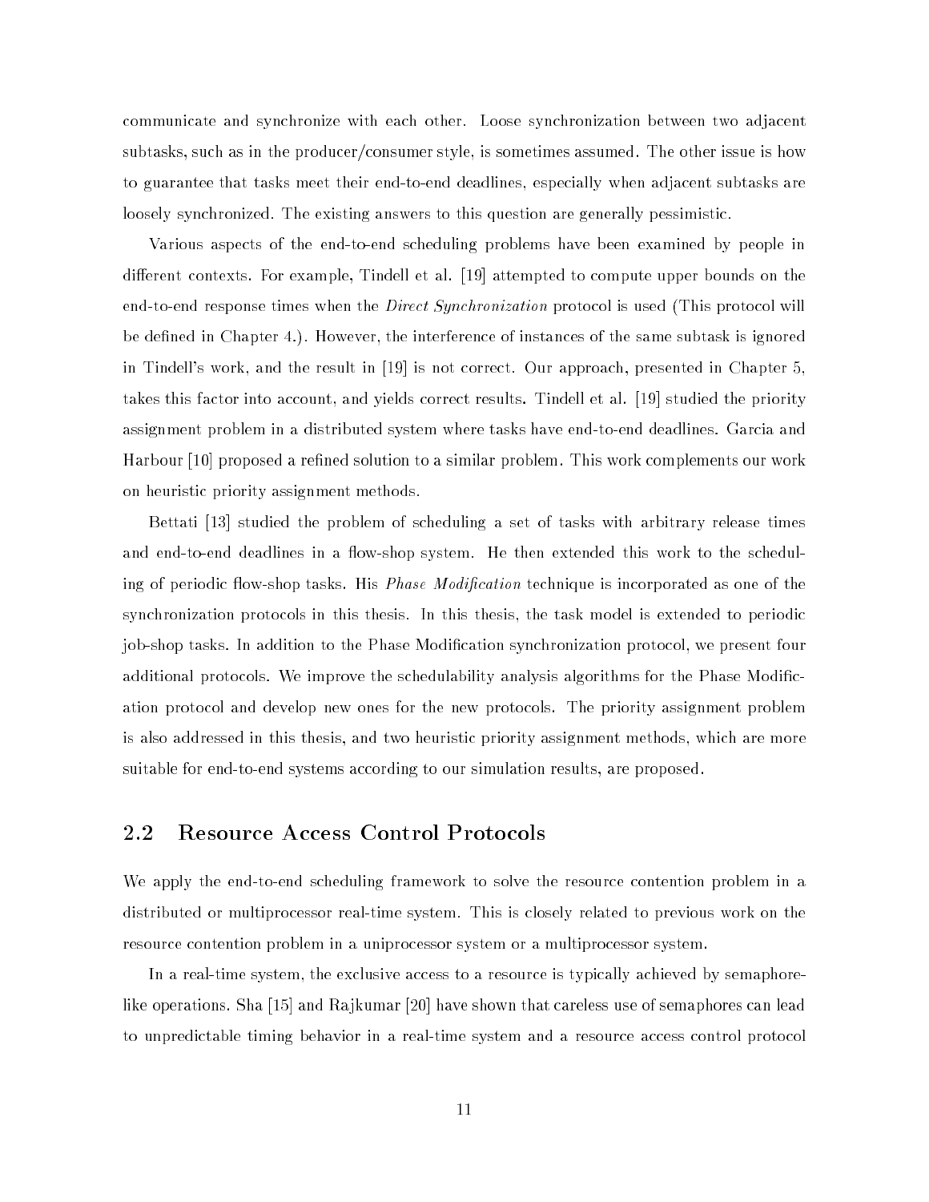communicate and synchronize with each other. Loose synchronization between two adjacent subtasks, such as in the producer/consumer style, is sometimes assumed. The other issue is how to guarantee that tasks meet their end-to-end deadlines, especially when adjacent subtasks are loosely synchronized. The existing answers to this question are generally pessimistic.

Various aspects of the end-to-end scheduling problems have been examined by people in different contexts. For example, Tindell et al. [19] attempted to compute upper bounds on the end-to-end response times when the *Direct Synchronization* protocol is used (This protocol will be defined in Chapter 4.). However, the interference of instances of the same subtask is ignored in Tindell's work, and the result in [19] is not correct. Our approach, presented in Chapter 5, takes this factor into account, and yields correct results. Tindell et al. [19] studied the priority assignment problem in a distributed system where tasks have end-to-end deadlines. Garcia and Harbour [10] proposed a refined solution to a similar problem. This work complements our work on heuristic priority assignment methods.

Bettati [13] studied the problem of scheduling a set of tasks with arbitrary release times and end-to-end deadlines in a flow-shop system. He then extended this work to the scheduling of periodic flow-shop tasks. His *Phase Modification* technique is incorporated as one of the synchronization protocols in this thesis. In this thesis, the task model is extended to periodic job-shop tasks. In addition to the Phase Modification synchronization protocol, we present four additional protocols. We improve the schedulability analysis algorithms for the Phase Modification protocol and develop new ones for the new protocols. The priority assignment problem is also addressed in this thesis, and two heuristic priority assignment methods, which are more suitable for end-to-end systems according to our simulation results, are proposed.

## 2.2 Resource Access Control Protocols

We apply the end-to-end scheduling framework to solve the resource contention problem in a distributed or multiprocessor real-time system. This is closely related to previous work on the resource contention problem in a uniprocessor system or a multiprocessor system.

In a real-time system, the exclusive access to a resource is typically achieved by semaphore-like operations. Sha [15] and Rajkumar [20] have shown that careless use of semaphores can lead to unpredictable timing behavior in a real-time system and a resource access control protocol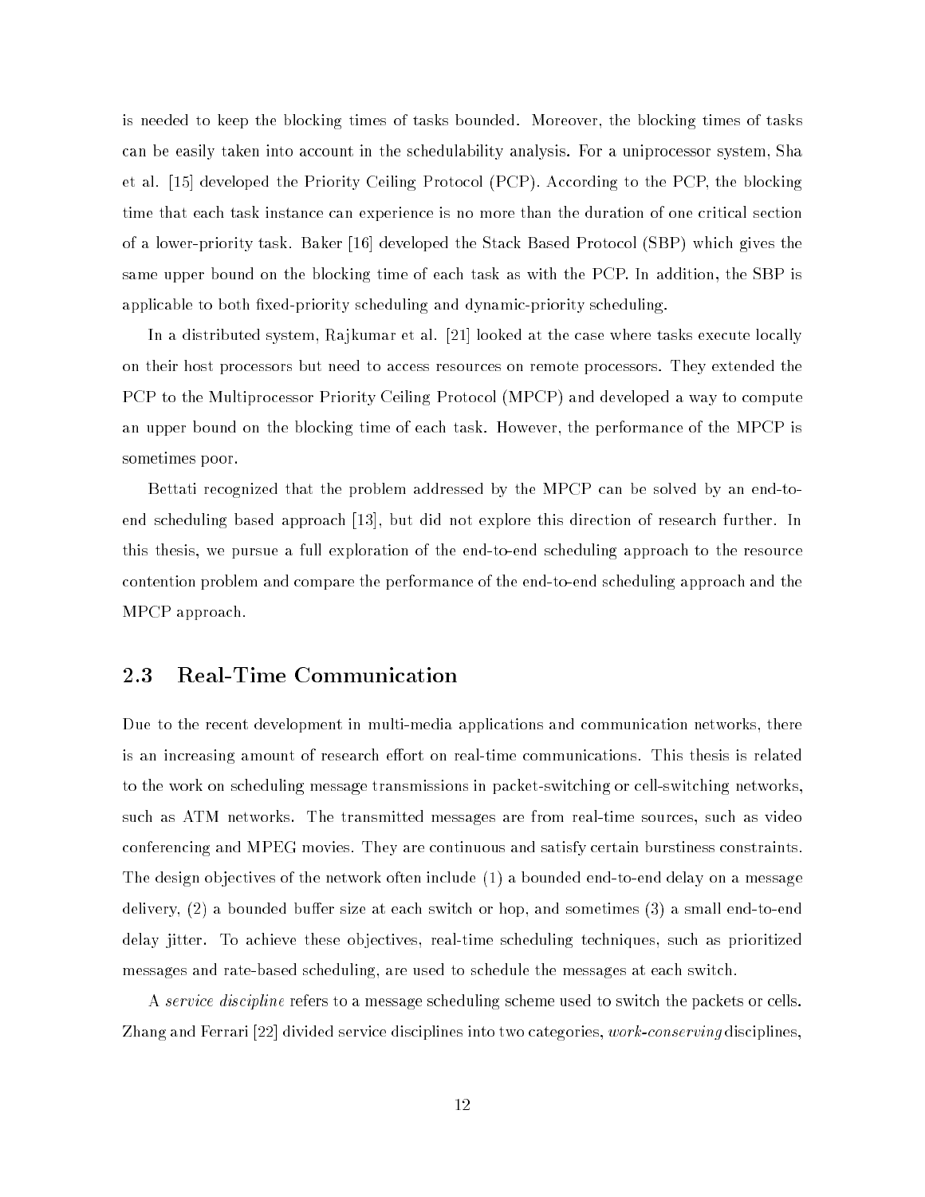is needed to keep the blocking times of tasks bounded. Moreover, the blocking times of tasks can be easily taken into account in the schedulability analysis. For a uniprocessor system, Sha et al. [15] developed the Priority Ceiling Protocol (PCP). According to the PCP, the blocking time that each task instance can experience is no more than the duration of one critical section of a lower-priority task. Baker [16] developed the Stack Based Protocol (SBP) which gives the same upper bound on the blocking time of each task as with the PCP. In addition, the SBP is applicable to both fixed-priority scheduling and dynamic-priority scheduling.

In a distributed system, Rajkumar et al. [21] looked at the case where tasks execute locally on their host processors but need to access resources on remote processors. They extended the PCP to the Multiprocessor Priority Ceiling Protocol (MPCP) and developed a way to compute an upper bound on the blocking time of each task. However, the performance of the MPCP is sometimes poor.

Bettati recognized that the problem addressed by the MPCP can be solved by an end-to-end scheduling based approach [13], but did not explore this direction of research further. In this thesis, we pursue a full exploration of the end-to-end scheduling approach to the resource contention problem and compare the performance of the end-to-end scheduling approach and the MPCP approach.

## 2.3 Real-Time Communication

Due to the recent development in multi-media applications and communication networks, there is an increasing amount of research effort on real-time communications. This thesis is related to the work on scheduling message transmissions in packet-switching or cell-switching networks, such as ATM networks. The transmitted messages are from real-time sources, such as video conferencing and MPEG movies. They are continuous and satisfy certain burstiness constraints. The design objectives of the network often include (1) a bounded end-to-end delay on a message delivery, (2) a bounded buffer size at each switch or hop, and sometimes (3) a small end-to-end delay jitter. To achieve these objectives, real-time scheduling techniques, such as prioritized messages and rate-based scheduling, are used to schedule the messages at each switch.

A *service discipline* refers to a message scheduling scheme used to switch the packets or cells. Zhang and Ferrari [22] divided service disciplines into two categories, *work-conserving* disciplines,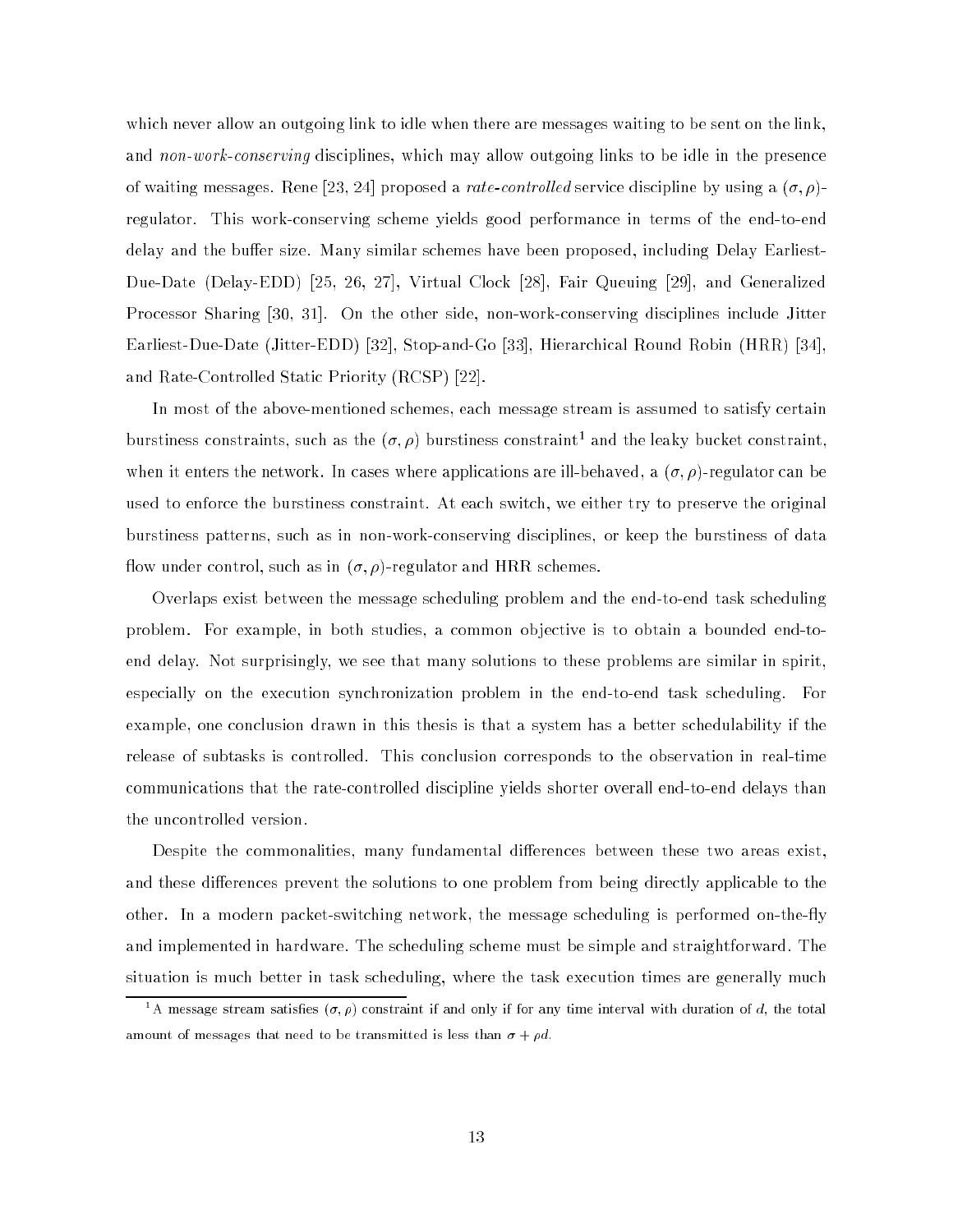which never allow an outgoing link to idle when there are messages waiting to be sent on the link, and *non-work-conserving* disciplines, which may allow outgoing links to be idle in the presence of waiting messages. Rene [23, 24] proposed a *rate-controlled* service discipline by using a $(\sigma, \rho)$-regulator. This work-conserving scheme yields good performance in terms of the end-to-end delay and the buffer size. Many similar schemes have been proposed, including Delay Earliest-Due-Date (Delay-EDD) [25, 26, 27], Virtual Clock [28], Fair Queuing [29], and Generalized Processor Sharing [30, 31]. On the other side, non-work-conserving disciplines include Jitter Earliest-Due-Date (Jitter-EDD) [32], Stop-and-Go [33], Hierarchical Round Robin (HRR) [34], and Rate-Controlled Static Priority (RCSP) [22].

In most of the above-mentioned schemes, each message stream is assumed to satisfy certain burstiness constraints, such as the $(\sigma, \rho)$ burstiness constraint[1] and the leaky bucket constraint, when it enters the network. In cases where applications are ill-behaved, a $(\sigma, \rho)$-regulator can be used to enforce the burstiness constraint. At each switch, we either try to preserve the original burstiness patterns, such as in non-work-conserving disciplines, or keep the burstiness of data flow under control, such as in $(\sigma, \rho)$-regulator and HRR schemes.

Overlaps exist between the message scheduling problem and the end-to-end task scheduling problem. For example, in both studies, a common objective is to obtain a bounded end-to-end delay. Not surprisingly, we see that many solutions to these problems are similar in spirit, especially on the execution synchronization problem in the end-to-end task scheduling. For example, one conclusion drawn in this thesis is that a system has a better schedulability if the release of subtasks is controlled. This conclusion corresponds to the observation in real-time communications that the rate-controlled discipline yields shorter overall end-to-end delays than the uncontrolled version.

Despite the commonalities, many fundamental differences between these two areas exist, and these differences prevent the solutions to one problem from being directly applicable to the other. In a modern packet-switching network, the message scheduling is performed on-the-fly and implemented in hardware. The scheduling scheme must be simple and straightforward. The situation is much better in task scheduling, where the task execution times are generally much

[1] A message stream satisfies $(\sigma, \rho)$ constraint if and only if for any time interval with duration of $d$, the total amount of messages that need to be transmitted is less than $\sigma + \rho d$.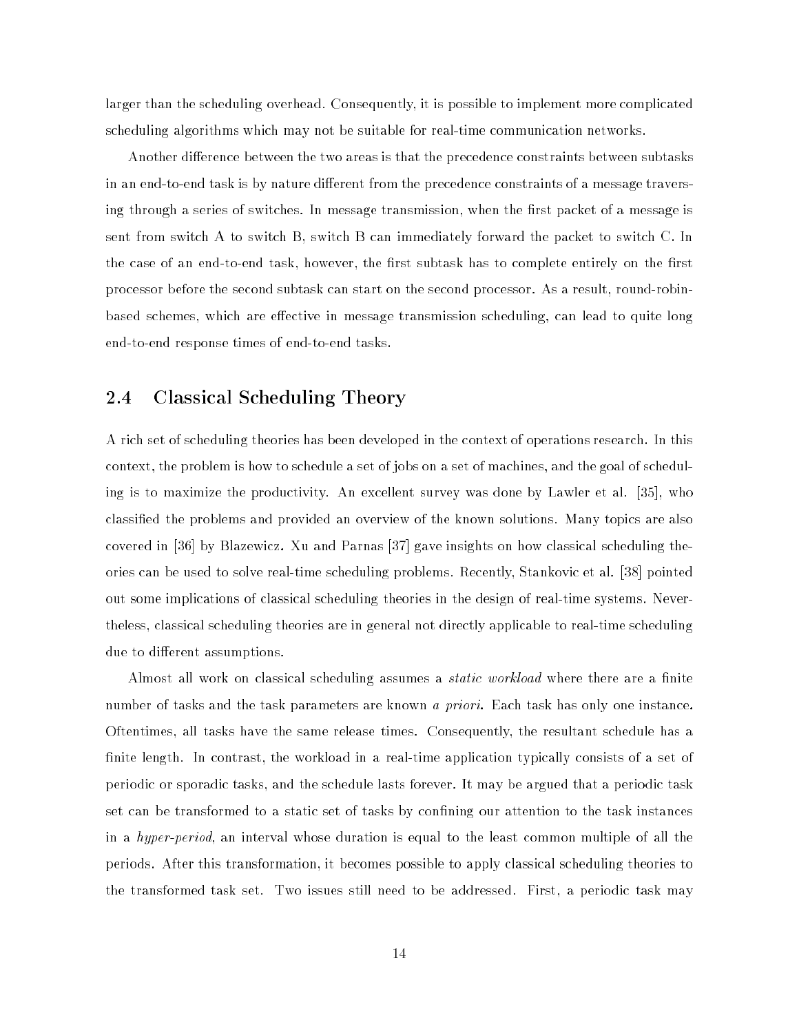larger than the scheduling overhead. Consequently, it is possible to implement more complicated scheduling algorithms which may not be suitable for real-time communication networks.

Another difference between the two areas is that the precedence constraints between subtasks in an end-to-end task is by nature different from the precedence constraints of a message traversing through a series of switches. In message transmission, when the first packet of a message is sent from switch A to switch B, switch B can immediately forward the packet to switch C. In the case of an end-to-end task, however, the first subtask has to complete entirely on the first processor before the second subtask can start on the second processor. As a result, round-robin-based schemes, which are effective in message transmission scheduling, can lead to quite long end-to-end response times of end-to-end tasks.

## 2.4 Classical Scheduling Theory

A rich set of scheduling theories has been developed in the context of operations research. In this context, the problem is how to schedule a set of jobs on a set of machines, and the goal of scheduling is to maximize the productivity. An excellent survey was done by Lawler et al. [35], who classified the problems and provided an overview of the known solutions. Many topics are also covered in [36] by Blazewicz. Xu and Parnas [37] gave insights on how classical scheduling theories can be used to solve real-time scheduling problems. Recently, Stankovic et al. [38] pointed out some implications of classical scheduling theories in the design of real-time systems. Nevertheless, classical scheduling theories are in general not directly applicable to real-time scheduling due to different assumptions.

Almost all work on classical scheduling assumes a *static workload* where there are a finite number of tasks and the task parameters are known *a priori*. Each task has only one instance. Oftentimes, all tasks have the same release times. Consequently, the resultant schedule has a finite length. In contrast, the workload in a real-time application typically consists of a set of periodic or sporadic tasks, and the schedule lasts forever. It may be argued that a periodic task set can be transformed to a static set of tasks by confining our attention to the task instances in a *hyper-period*, an interval whose duration is equal to the least common multiple of all the periods. After this transformation, it becomes possible to apply classical scheduling theories to the transformed task set. Two issues still need to be addressed. First, a periodic task may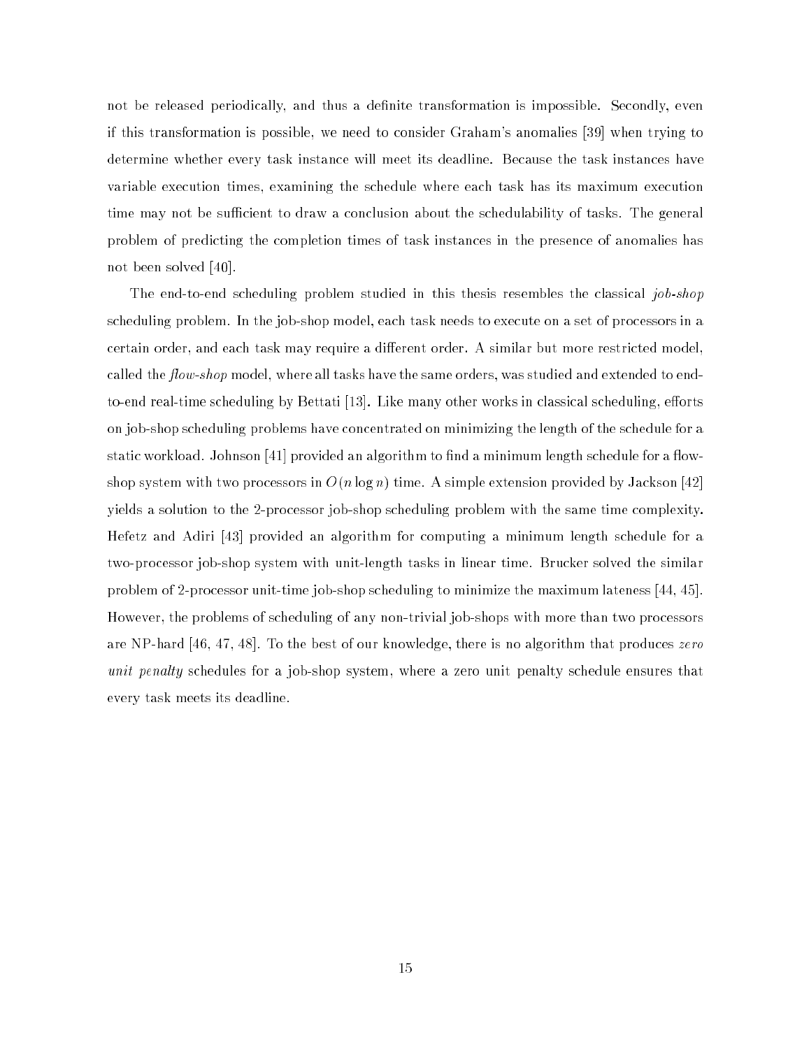not be released periodically, and thus a definite transformation is impossible. Secondly, even if this transformation is possible, we need to consider Graham's anomalies [39] when trying to determine whether every task instance will meet its deadline. Because the task instances have variable execution times, examining the schedule where each task has its maximum execution time may not be sufficient to draw a conclusion about the schedulability of tasks. The general problem of predicting the completion times of task instances in the presence of anomalies has not been solved [40].

The end-to-end scheduling problem studied in this thesis resembles the classical *job-shop* scheduling problem. In the job-shop model, each task needs to execute on a set of processors in a certain order, and each task may require a different order. A similar but more restricted model, called the *flow-shop* model, where all tasks have the same orders, was studied and extended to end-to-end real-time scheduling by Bettati [13]. Like many other works in classical scheduling, efforts on job-shop scheduling problems have concentrated on minimizing the length of the schedule for a static workload. Johnson [41] provided an algorithm to find a minimum length schedule for a flow-shop system with two processors in $O(n \log n)$ time. A simple extension provided by Jackson [42] yields a solution to the 2-processor job-shop scheduling problem with the same time complexity. Hefetz and Adiri [43] provided an algorithm for computing a minimum length schedule for a two-processor job-shop system with unit-length tasks in linear time. Brucker solved the similar problem of 2-processor unit-time job-shop scheduling to minimize the maximum lateness [44, 45]. However, the problems of scheduling of any non-trivial job-shops with more than two processors are NP-hard [46, 47, 48]. To the best of our knowledge, there is no algorithm that produces *zero unit penalty* schedules for a job-shop system, where a zero unit penalty schedule ensures that every task meets its deadline.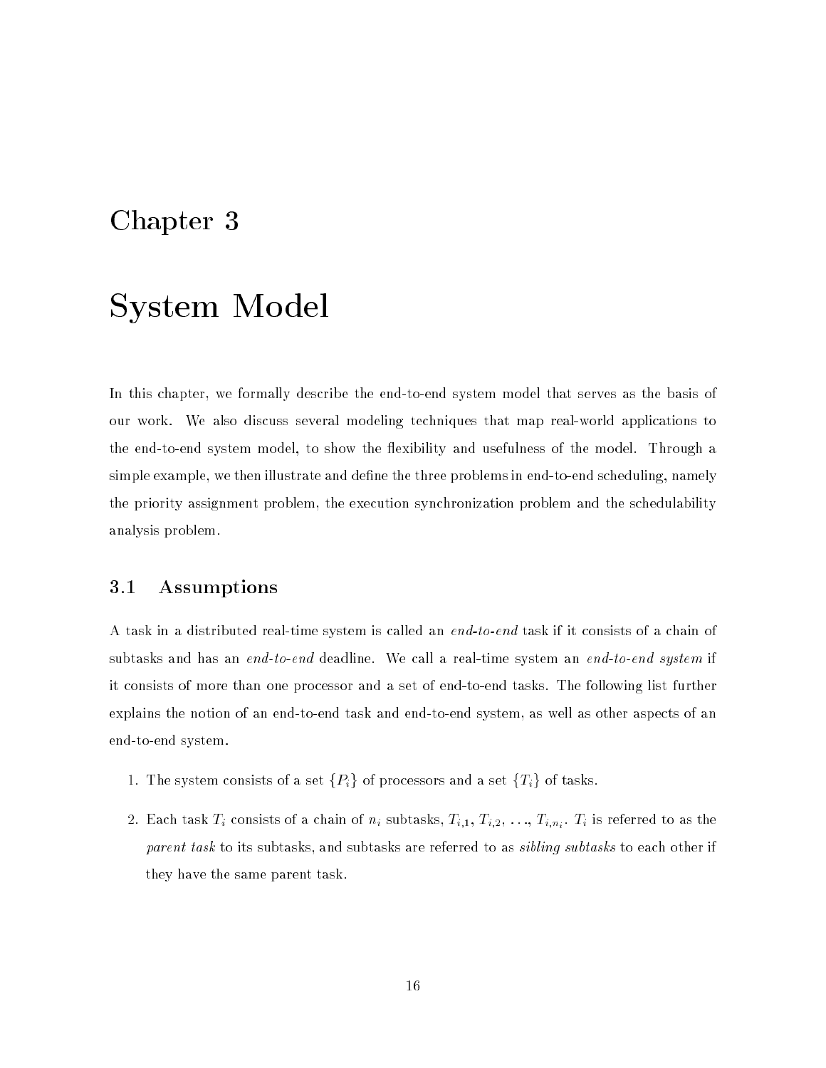# Chapter 3

# System Model

In this chapter, we formally describe the end-to-end system model that serves as the basis of our work. We also discuss several modeling techniques that map real-world applications to the end-to-end system model, to show the flexibility and usefulness of the model. Through a simple example, we then illustrate and define the three problems in end-to-end scheduling, namely the priority assignment problem, the execution synchronization problem and the schedulability analysis problem.

## 3.1 Assumptions

A task in a distributed real-time system is called an *end-to-end* task if it consists of a chain of subtasks and has an *end-to-end* deadline. We call a real-time system an *end-to-end system* if it consists of more than one processor and a set of end-to-end tasks. The following list further explains the notion of an end-to-end task and end-to-end system, as well as other aspects of an end-to-end system.

1. The system consists of a set $\{P_i\}$ of processors and a set $\{T_i\}$ of tasks.

2. Each task $T_i$ consists of a chain of $n_i$ subtasks, $T_{i,1}$, $T_{i,2}$, ..., $T_{i,n_i}$. $T_i$ is referred to as the *parent task* to its subtasks, and subtasks are referred to as *sibling subtasks* to each other if they have the same parent task.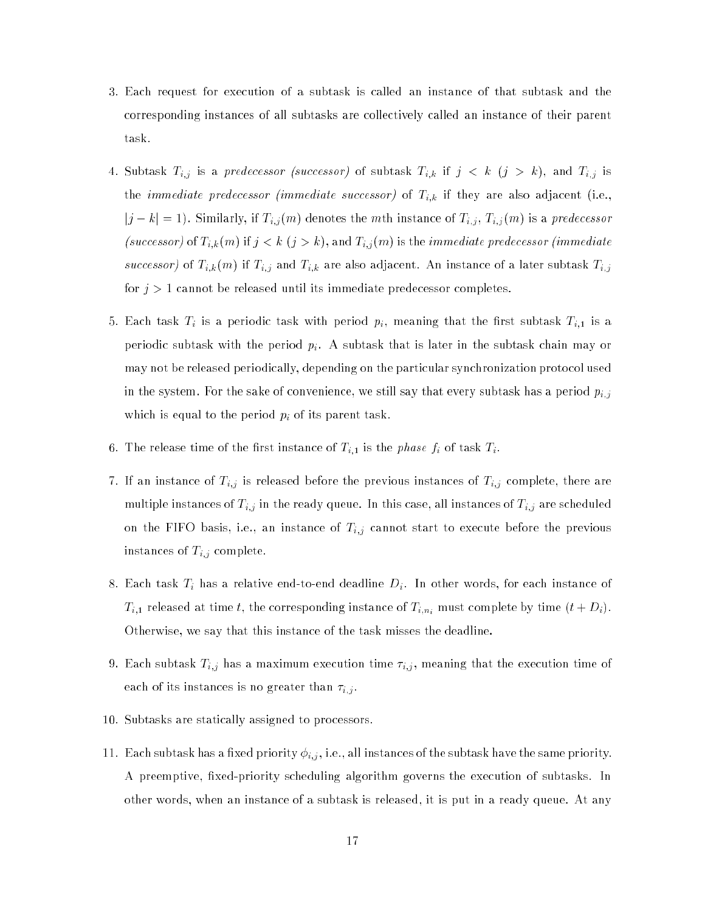3. Each request for execution of a subtask is called an instance of that subtask and the corresponding instances of all subtasks are collectively called an instance of their parent task.

4. Subtask $T_{i,j}$ is a *predecessor (successor)* of subtask $T_{i,k}$ if $j < k$ ($j > k$), and $T_{i,j}$ is the *immediate predecessor (immediate successor)* of $T_{i,k}$ if they are also adjacent (i.e., $|j - k| = 1$). Similarly, if $T_{i,j}(m)$ denotes the $m$th instance of $T_{i,j}$, $T_{i,j}(m)$ is a *predecessor (successor)* of $T_{i,k}(m)$ if $j < k$ ($j > k$), and $T_{i,j}(m)$ is the *immediate predecessor (immediate successor)* of $T_{i,k}(m)$ if $T_{i,j}$ and $T_{i,k}$ are also adjacent. An instance of a later subtask $T_{i,j}$ for $j > 1$ cannot be released until its immediate predecessor completes.

5. Each task $T_i$ is a periodic task with period $p_i$, meaning that the first subtask $T_{i,1}$ is a periodic subtask with the period $p_i$. A subtask that is later in the subtask chain may or may not be released periodically, depending on the particular synchronization protocol used in the system. For the sake of convenience, we still say that every subtask has a period $p_{i,j}$ which is equal to the period $p_i$ of its parent task.

6. The release time of the first instance of $T_{i,1}$ is the *phase* $f_i$ of task $T_i$.

7. If an instance of $T_{i,j}$ is released before the previous instances of $T_{i,j}$ complete, there are multiple instances of $T_{i,j}$ in the ready queue. In this case, all instances of $T_{i,j}$ are scheduled on the FIFO basis, i.e., an instance of $T_{i,j}$ cannot start to execute before the previous instances of $T_{i,j}$ complete.

8. Each task $T_i$ has a relative end-to-end deadline $D_i$. In other words, for each instance of $T_{i,1}$ released at time $t$, the corresponding instance of $T_{i,n_i}$ must complete by time $(t + D_i)$. Otherwise, we say that this instance of the task misses the deadline.

9. Each subtask $T_{i,j}$ has a maximum execution time $\tau_{i,j}$, meaning that the execution time of each of its instances is no greater than $\tau_{i,j}$.

10. Subtasks are statically assigned to processors.

11. Each subtask has a fixed priority $\phi_{i,j}$, i.e., all instances of the subtask have the same priority. A preemptive, fixed-priority scheduling algorithm governs the execution of subtasks. In other words, when an instance of a subtask is released, it is put in a ready queue. At any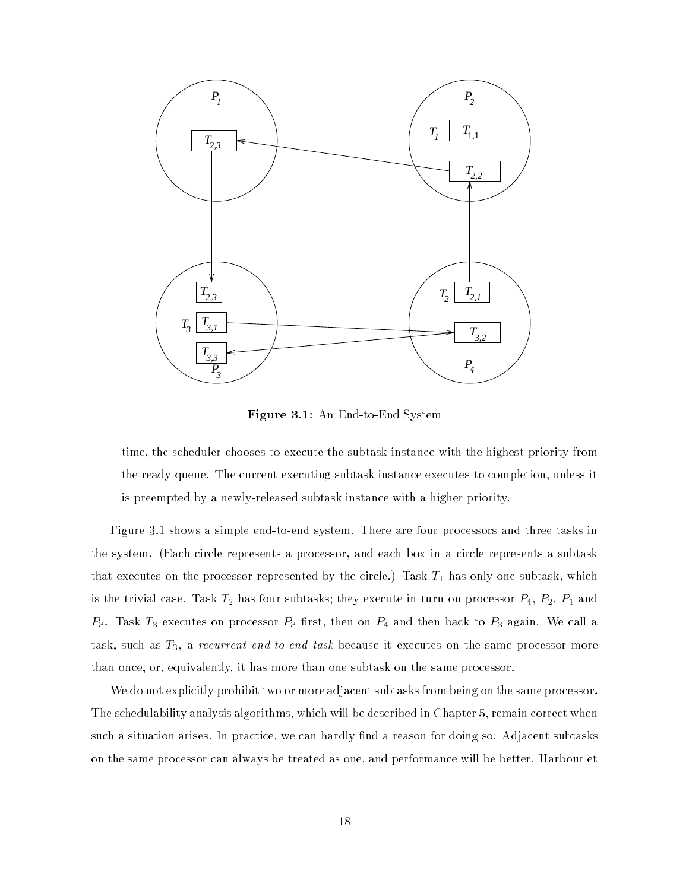**Figure 3.1:** An End-to-End System

time, the scheduler chooses to execute the subtask instance with the highest priority from the ready queue. The current executing subtask instance executes to completion, unless it is preempted by a newly-released subtask instance with a higher priority.

Figure 3.1 shows a simple end-to-end system. There are four processors and three tasks in the system. (Each circle represents a processor, and each box in a circle represents a subtask that executes on the processor represented by the circle.) Task $T_1$ has only one subtask, which is the trivial case. Task $T_2$ has four subtasks; they execute in turn on processor $P_4$, $P_2$, $P_1$ and $P_3$. Task $T_3$ executes on processor $P_3$ first, then on $P_4$ and then back to $P_3$ again. We call a task, such as $T_3$, a *recurrent end-to-end task* because it executes on the same processor more than once, or, equivalently, it has more than one subtask on the same processor.

We do not explicitly prohibit two or more adjacent subtasks from being on the same processor. The schedulability analysis algorithms, which will be described in Chapter 5, remain correct when such a situation arises. In practice, we can hardly find a reason for doing so. Adjacent subtasks on the same processor can always be treated as one, and performance will be better. Harbour et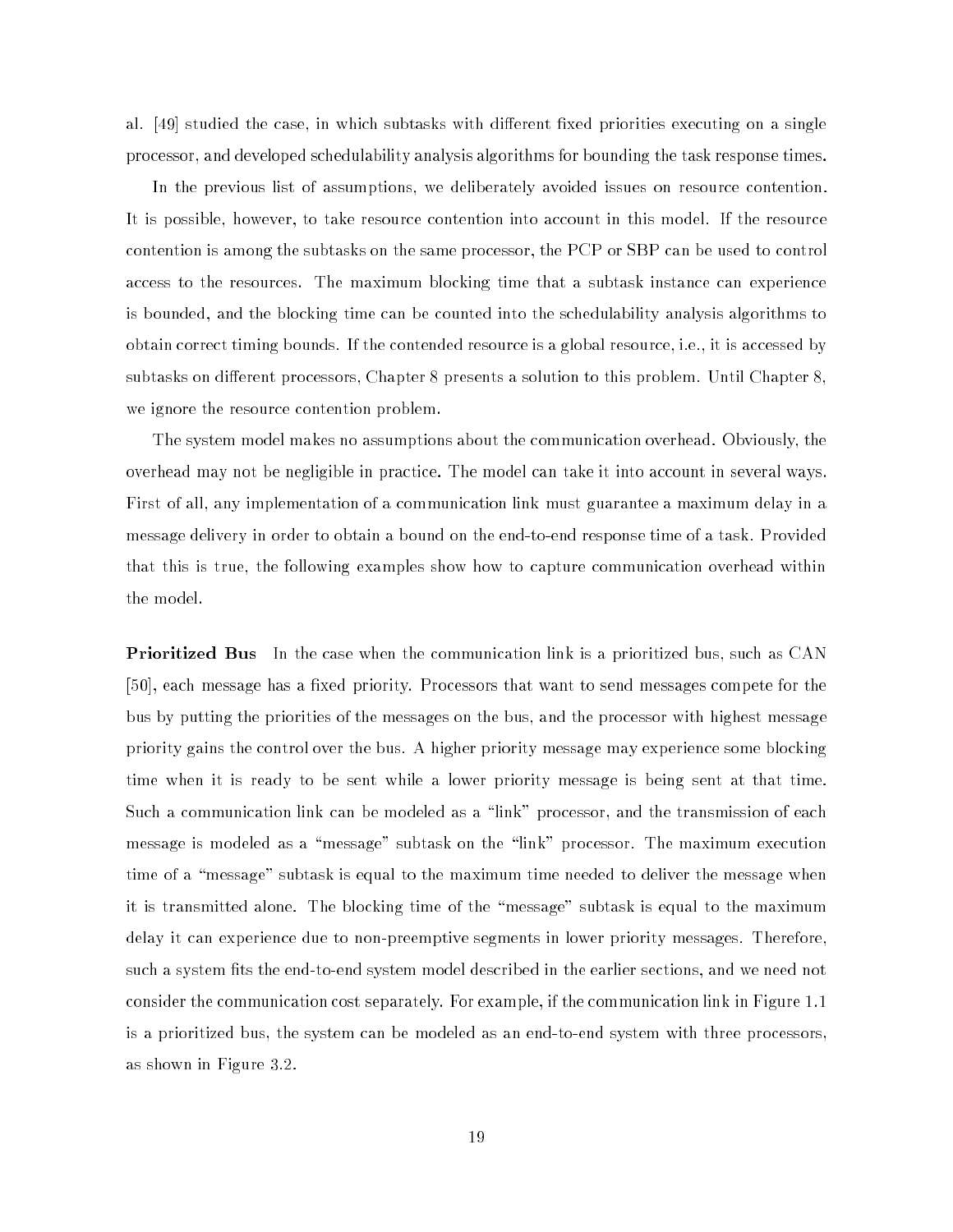al. [49] studied the case, in which subtasks with different fixed priorities executing on a single processor, and developed schedulability analysis algorithms for bounding the task response times.

In the previous list of assumptions, we deliberately avoided issues on resource contention. It is possible, however, to take resource contention into account in this model. If the resource contention is among the subtasks on the same processor, the PCP or SBP can be used to control access to the resources. The maximum blocking time that a subtask instance can experience is bounded, and the blocking time can be counted into the schedulability analysis algorithms to obtain correct timing bounds. If the contended resource is a global resource, i.e., it is accessed by subtasks on different processors, Chapter 8 presents a solution to this problem. Until Chapter 8, we ignore the resource contention problem.

The system model makes no assumptions about the communication overhead. Obviously, the overhead may not be negligible in practice. The model can take it into account in several ways. First of all, any implementation of a communication link must guarantee a maximum delay in a message delivery in order to obtain a bound on the end-to-end response time of a task. Provided that this is true, the following examples show how to capture communication overhead within the model.

**Prioritized Bus** In the case when the communication link is a prioritized bus, such as CAN [50], each message has a fixed priority. Processors that want to send messages compete for the bus by putting the priorities of the messages on the bus, and the processor with highest message priority gains the control over the bus. A higher priority message may experience some blocking time when it is ready to be sent while a lower priority message is being sent at that time. Such a communication link can be modeled as a "link" processor, and the transmission of each message is modeled as a "message" subtask on the "link" processor. The maximum execution time of a "message" subtask is equal to the maximum time needed to deliver the message when it is transmitted alone. The blocking time of the "message" subtask is equal to the maximum delay it can experience due to non-preemptive segments in lower priority messages. Therefore, such a system fits the end-to-end system model described in the earlier sections, and we need not consider the communication cost separately. For example, if the communication link in Figure 1.1 is a prioritized bus, the system can be modeled as an end-to-end system with three processors, as shown in Figure 3.2.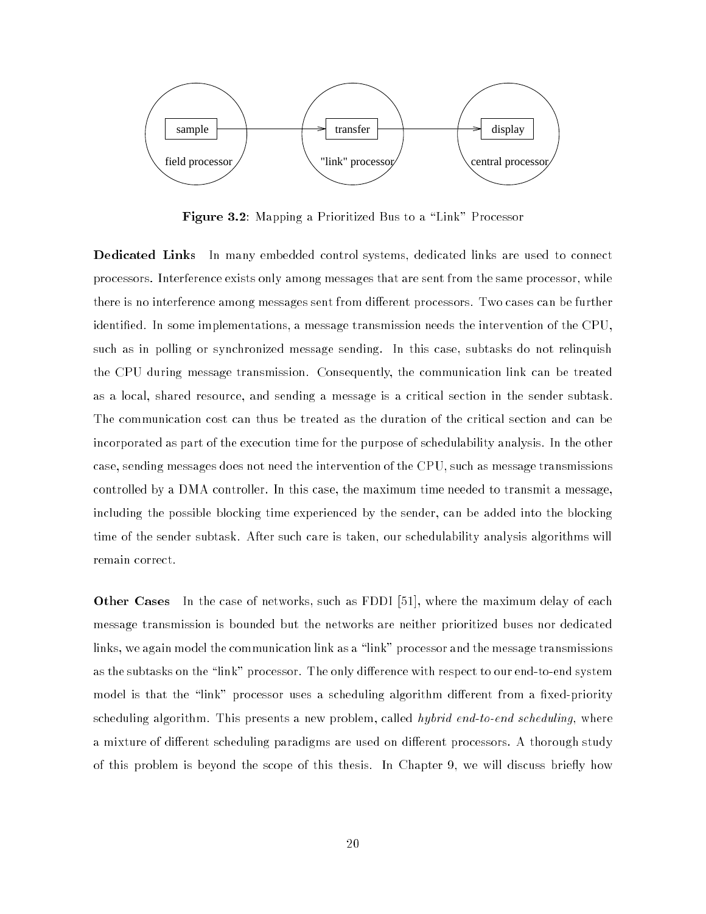**Figure 3.2**: Mapping a Prioritized Bus to a "Link" Processor

**Dedicated Links** In many embedded control systems, dedicated links are used to connect processors. Interference exists only among messages that are sent from the same processor, while there is no interference among messages sent from different processors. Two cases can be further identified. In some implementations, a message transmission needs the intervention of the CPU, such as in polling or synchronized message sending. In this case, subtasks do not relinquish the CPU during message transmission. Consequently, the communication link can be treated as a local, shared resource, and sending a message is a critical section in the sender subtask. The communication cost can thus be treated as the duration of the critical section and can be incorporated as part of the execution time for the purpose of schedulability analysis. In the other case, sending messages does not need the intervention of the CPU, such as message transmissions controlled by a DMA controller. In this case, the maximum time needed to transmit a message, including the possible blocking time experienced by the sender, can be added into the blocking time of the sender subtask. After such care is taken, our schedulability analysis algorithms will remain correct.

**Other Cases** In the case of networks, such as FDDI [51], where the maximum delay of each message transmission is bounded but the networks are neither prioritized buses nor dedicated links, we again model the communication link as a "link" processor and the message transmissions as the subtasks on the "link" processor. The only difference with respect to our end-to-end system model is that the "link" processor uses a scheduling algorithm different from a fixed-priority scheduling algorithm. This presents a new problem, called *hybrid end-to-end scheduling*, where a mixture of different scheduling paradigms are used on different processors. A thorough study of this problem is beyond the scope of this thesis. In Chapter 9, we will discuss briefly how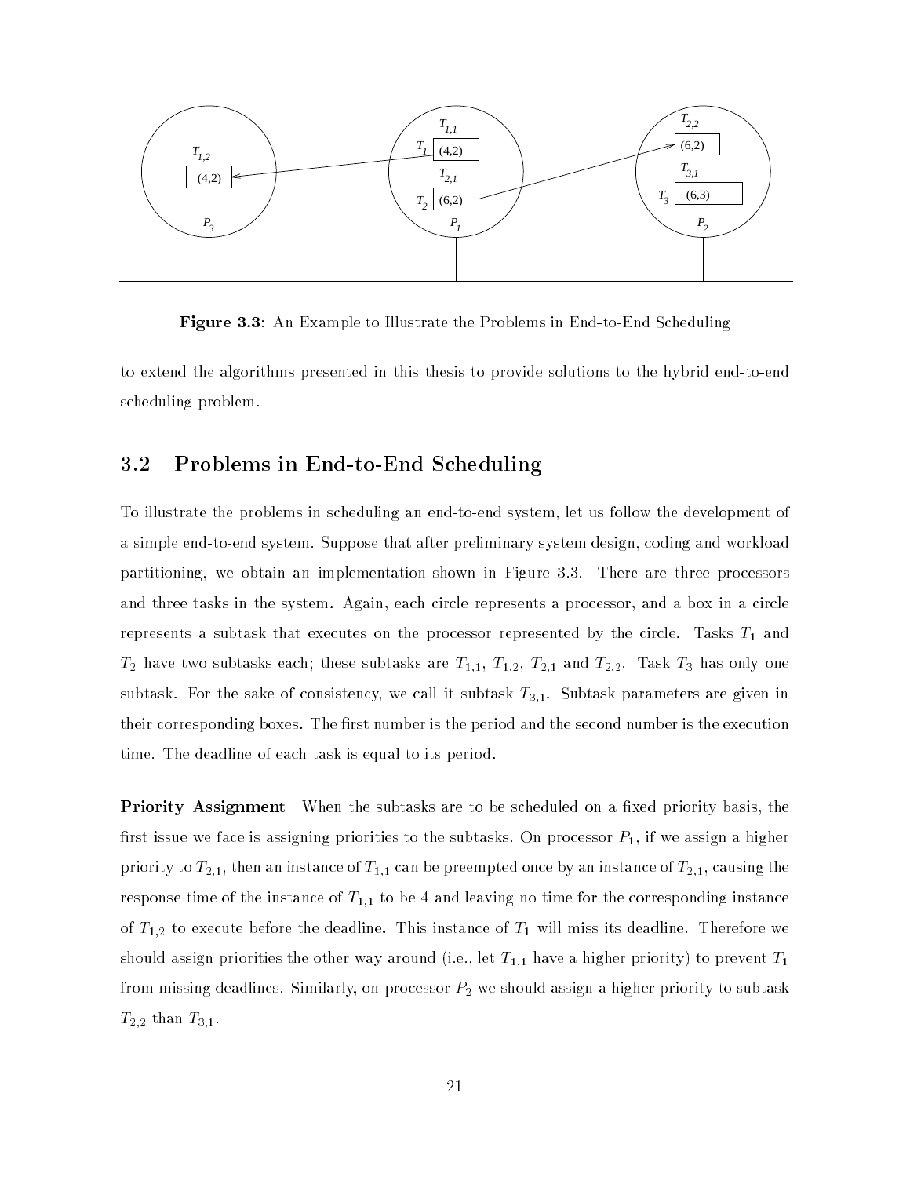**Figure 3.3**: An Example to Illustrate the Problems in End-to-End Scheduling

to extend the algorithms presented in this thesis to provide solutions to the hybrid end-to-end scheduling problem.

## 3.2 Problems in End-to-End Scheduling

To illustrate the problems in scheduling an end-to-end system, let us follow the development of a simple end-to-end system. Suppose that after preliminary system design, coding and workload partitioning, we obtain an implementation shown in Figure 3.3. There are three processors and three tasks in the system. Again, each circle represents a processor, and a box in a circle represents a subtask that executes on the processor represented by the circle. Tasks $T_1$ and $T_2$ have two subtasks each; these subtasks are $T_{1,1}$, $T_{1,2}$, $T_{2,1}$ and $T_{2,2}$. Task $T_3$ has only one subtask. For the sake of consistency, we call it subtask $T_{3,1}$. Subtask parameters are given in their corresponding boxes. The first number is the period and the second number is the execution time. The deadline of each task is equal to its period.

**Priority Assignment** When the subtasks are to be scheduled on a fixed priority basis, the first issue we face is assigning priorities to the subtasks. On processor $P_1$, if we assign a higher priority to $T_{2,1}$, then an instance of $T_{1,1}$ can be preempted once by an instance of $T_{2,1}$, causing the response time of the instance of $T_{1,1}$ to be 4 and leaving no time for the corresponding instance of $T_{1,2}$ to execute before the deadline. This instance of $T_1$ will miss its deadline. Therefore we should assign priorities the other way around (i.e., let $T_{1,1}$ have a higher priority) to prevent $T_1$ from missing deadlines. Similarly, on processor $P_2$ we should assign a higher priority to subtask $T_{2,2}$ than $T_{3,1}$.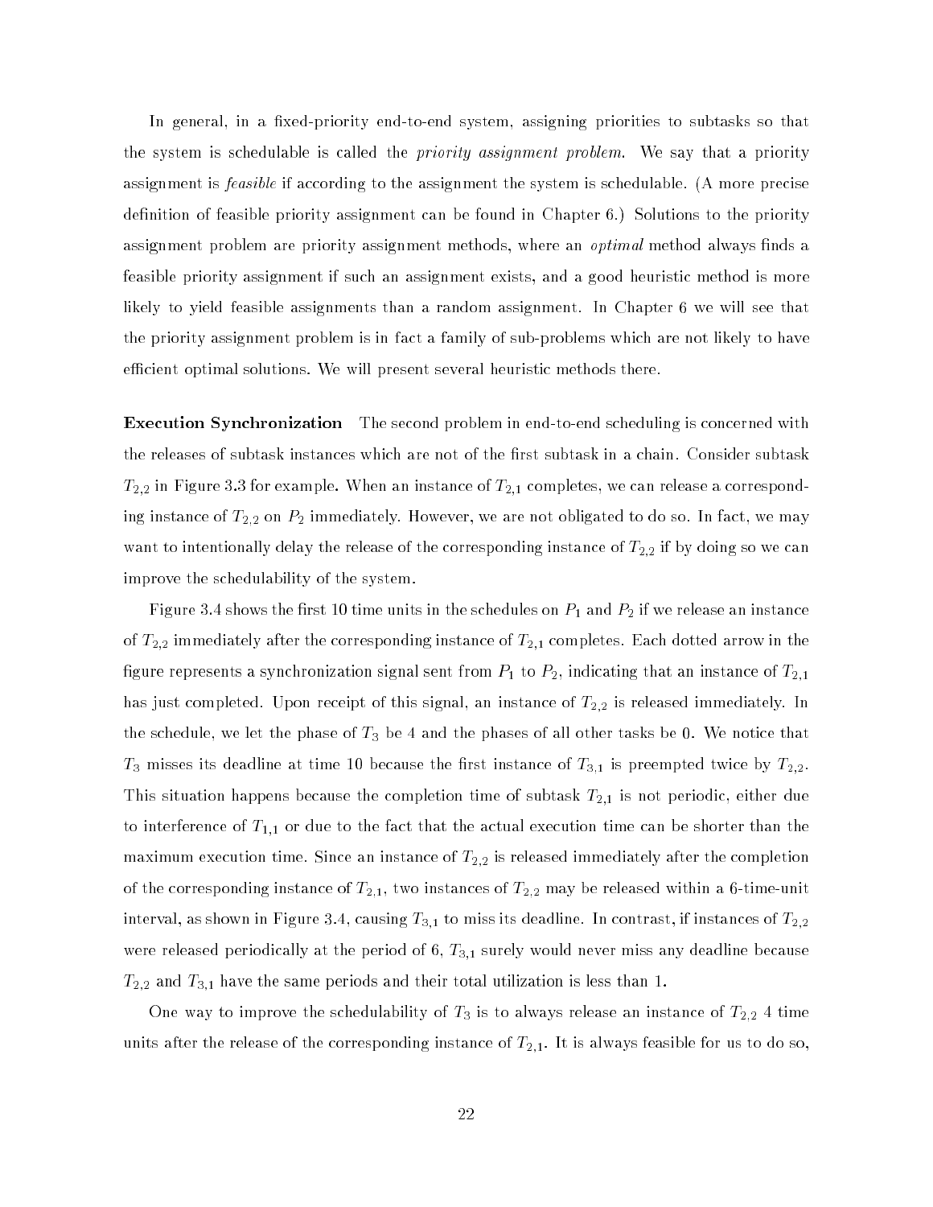In general, in a fixed-priority end-to-end system, assigning priorities to subtasks so that the system is schedulable is called the *priority assignment problem.* We say that a priority assignment is *feasible* if according to the assignment the system is schedulable. (A more precise definition of feasible priority assignment can be found in Chapter 6.) Solutions to the priority assignment problem are priority assignment methods, where an *optimal* method always finds a feasible priority assignment if such an assignment exists, and a good heuristic method is more likely to yield feasible assignments than a random assignment. In Chapter 6 we will see that the priority assignment problem is in fact a family of sub-problems which are not likely to have efficient optimal solutions. We will present several heuristic methods there.

**Execution Synchronization** The second problem in end-to-end scheduling is concerned with the releases of subtask instances which are not of the first subtask in a chain. Consider subtask $T_{2,2}$ in Figure 3.3 for example. When an instance of $T_{2,1}$ completes, we can release a corresponding instance of $T_{2,2}$ on $P_2$ immediately. However, we are not obligated to do so. In fact, we may want to intentionally delay the release of the corresponding instance of $T_{2,2}$ if by doing so we can improve the schedulability of the system.

Figure 3.4 shows the first 10 time units in the schedules on $P_1$ and $P_2$ if we release an instance of $T_{2,2}$ immediately after the corresponding instance of $T_{2,1}$ completes. Each dotted arrow in the figure represents a synchronization signal sent from $P_1$ to $P_2$, indicating that an instance of $T_{2,1}$ has just completed. Upon receipt of this signal, an instance of $T_{2,2}$ is released immediately. In the schedule, we let the phase of $T_3$ be 4 and the phases of all other tasks be 0. We notice that $T_3$ misses its deadline at time 10 because the first instance of $T_{3,1}$ is preempted twice by $T_{2,2}$. This situation happens because the completion time of subtask $T_{2,1}$ is not periodic, either due to interference of $T_{1,1}$ or due to the fact that the actual execution time can be shorter than the maximum execution time. Since an instance of $T_{2,2}$ is released immediately after the completion of the corresponding instance of $T_{2,1}$, two instances of $T_{2,2}$ may be released within a 6-time-unit interval, as shown in Figure 3.4, causing $T_{3,1}$ to miss its deadline. In contrast, if instances of $T_{2,2}$ were released periodically at the period of 6, $T_{3,1}$ surely would never miss any deadline because $T_{2,2}$ and $T_{3,1}$ have the same periods and their total utilization is less than 1.

One way to improve the schedulability of $T_3$ is to always release an instance of $T_{2,2}$ 4 time units after the release of the corresponding instance of $T_{2,1}$. It is always feasible for us to do so,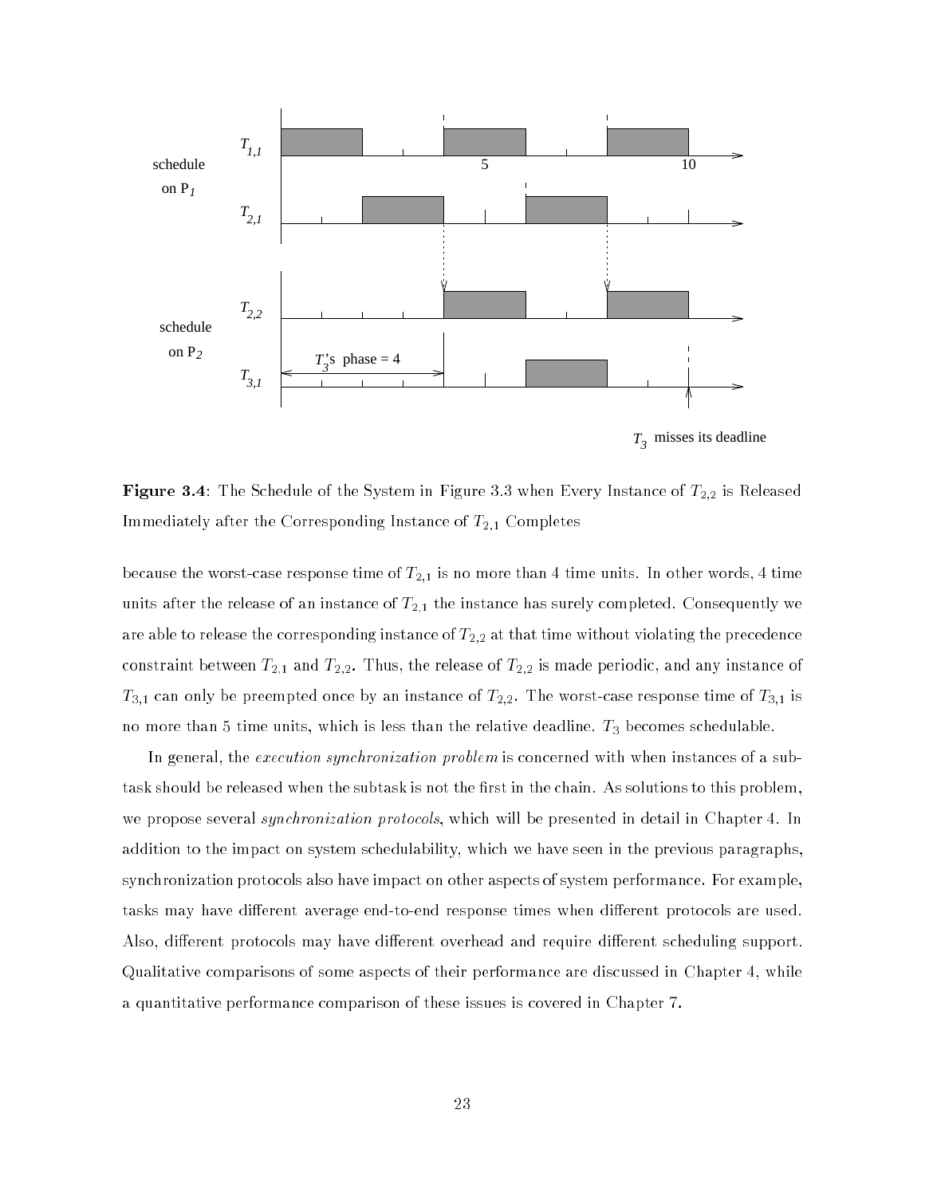**Figure 3.4**: The Schedule of the System in Figure 3.3 when Every Instance of $T_{2,2}$ is Released Immediately after the Corresponding Instance of $T_{2,1}$ Completes

because the worst-case response time of $T_{2,1}$ is no more than 4 time units. In other words, 4 time units after the release of an instance of $T_{2,1}$ the instance has surely completed. Consequently we are able to release the corresponding instance of $T_{2,2}$ at that time without violating the precedence constraint between $T_{2,1}$ and $T_{2,2}$. Thus, the release of $T_{2,2}$ is made periodic, and any instance of $T_{3,1}$ can only be preempted once by an instance of $T_{2,2}$. The worst-case response time of $T_{3,1}$ is no more than 5 time units, which is less than the relative deadline. $T_3$ becomes schedulable.

In general, the *execution synchronization problem* is concerned with when instances of a subtask should be released when the subtask is not the first in the chain. As solutions to this problem, we propose several *synchronization protocols*, which will be presented in detail in Chapter 4. In addition to the impact on system schedulability, which we have seen in the previous paragraphs, synchronization protocols also have impact on other aspects of system performance. For example, tasks may have different average end-to-end response times when different protocols are used. Also, different protocols may have different overhead and require different scheduling support. Qualitative comparisons of some aspects of their performance are discussed in Chapter 4, while a quantitative performance comparison of these issues is covered in Chapter 7.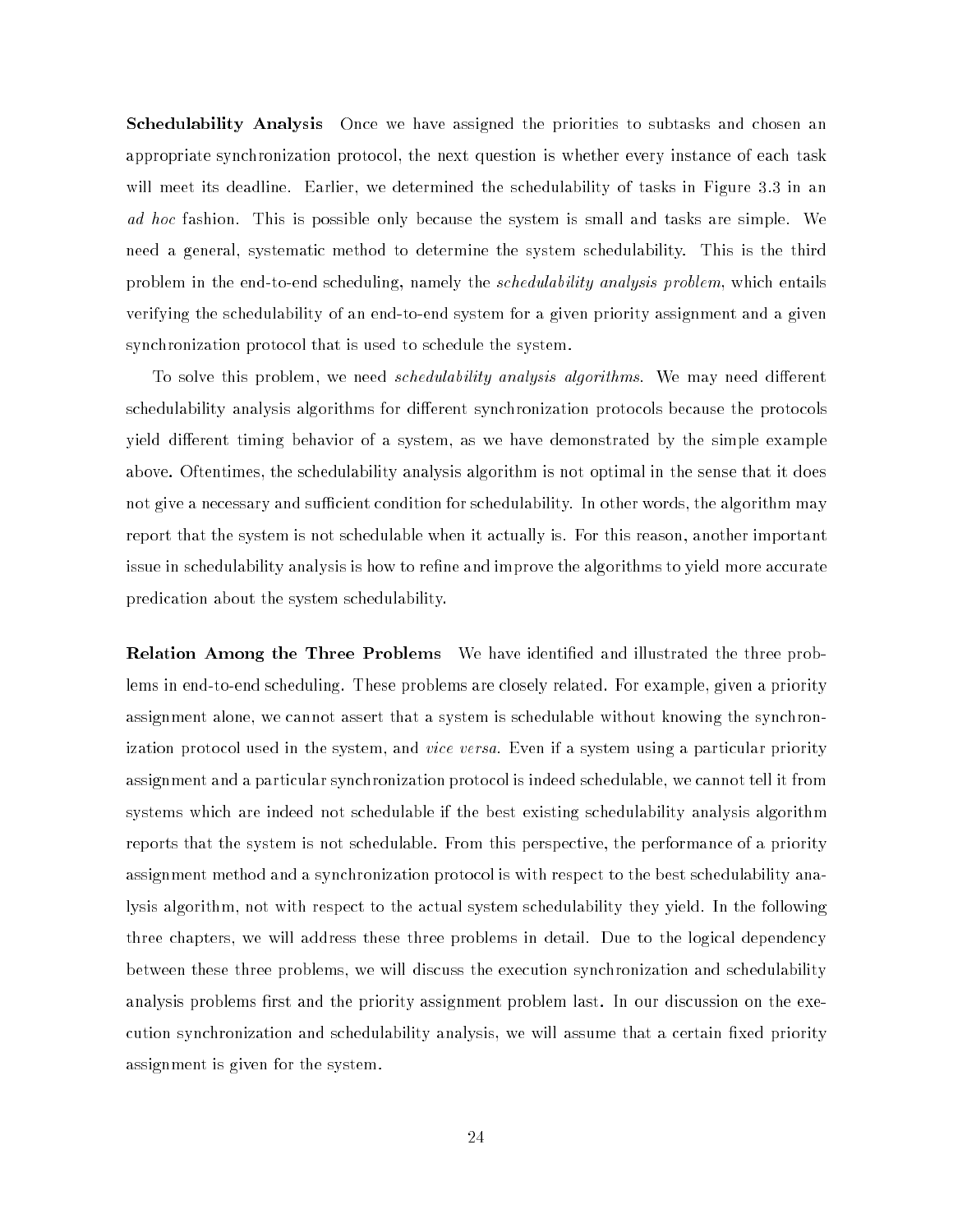**Schedulability Analysis** Once we have assigned the priorities to subtasks and chosen an appropriate synchronization protocol, the next question is whether every instance of each task will meet its deadline. Earlier, we determined the schedulability of tasks in Figure 3.3 in an *ad hoc* fashion. This is possible only because the system is small and tasks are simple. We need a general, systematic method to determine the system schedulability. This is the third problem in the end-to-end scheduling, namely the *schedulability analysis problem*, which entails verifying the schedulability of an end-to-end system for a given priority assignment and a given synchronization protocol that is used to schedule the system.

To solve this problem, we need *schedulability analysis algorithms*. We may need different schedulability analysis algorithms for different synchronization protocols because the protocols yield different timing behavior of a system, as we have demonstrated by the simple example above. Oftentimes, the schedulability analysis algorithm is not optimal in the sense that it does not give a necessary and sufficient condition for schedulability. In other words, the algorithm may report that the system is not schedulable when it actually is. For this reason, another important issue in schedulability analysis is how to refine and improve the algorithms to yield more accurate predication about the system schedulability.

**Relation Among the Three Problems** We have identified and illustrated the three problems in end-to-end scheduling. These problems are closely related. For example, given a priority assignment alone, we cannot assert that a system is schedulable without knowing the synchronization protocol used in the system, and *vice versa*. Even if a system using a particular priority assignment and a particular synchronization protocol is indeed schedulable, we cannot tell it from systems which are indeed not schedulable if the best existing schedulability analysis algorithm reports that the system is not schedulable. From this perspective, the performance of a priority assignment method and a synchronization protocol is with respect to the best schedulability analysis algorithm, not with respect to the actual system schedulability they yield. In the following three chapters, we will address these three problems in detail. Due to the logical dependency between these three problems, we will discuss the execution synchronization and schedulability analysis problems first and the priority assignment problem last. In our discussion on the execution synchronization and schedulability analysis, we will assume that a certain fixed priority assignment is given for the system.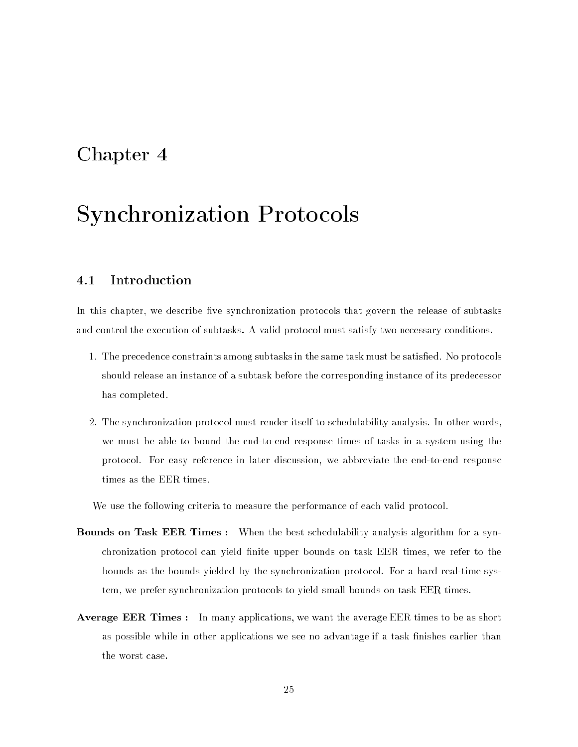# Chapter 4

# Synchronization Protocols

## 4.1 Introduction

In this chapter, we describe five synchronization protocols that govern the release of subtasks and control the execution of subtasks. A valid protocol must satisfy two necessary conditions.

1. The precedence constraints among subtasks in the same task must be satisfied. No protocols should release an instance of a subtask before the corresponding instance of its predecessor has completed.

2. The synchronization protocol must render itself to schedulability analysis. In other words, we must be able to bound the end-to-end response times of tasks in a system using the protocol. For easy reference in later discussion, we abbreviate the end-to-end response times as the EER times.

We use the following criteria to measure the performance of each valid protocol.

**Bounds on Task EER Times :** When the best schedulability analysis algorithm for a synchronization protocol can yield finite upper bounds on task EER times, we refer to the bounds as the bounds yielded by the synchronization protocol. For a hard real-time system, we prefer synchronization protocols to yield small bounds on task EER times.

**Average EER Times :** In many applications, we want the average EER times to be as short as possible while in other applications we see no advantage if a task finishes earlier than the worst case.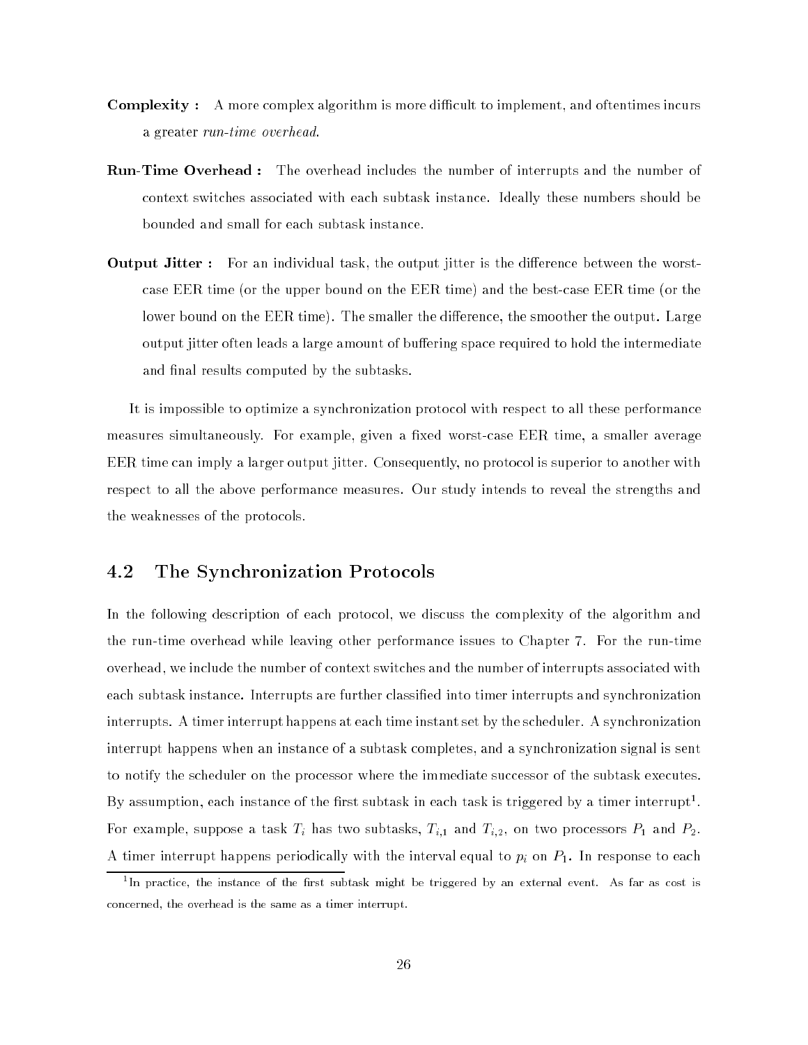**Complexity :** A more complex algorithm is more difficult to implement, and oftentimes incurs a greater *run-time overhead*.

**Run-Time Overhead :** The overhead includes the number of interrupts and the number of context switches associated with each subtask instance. Ideally these numbers should be bounded and small for each subtask instance.

**Output Jitter :** For an individual task, the output jitter is the difference between the worst-case EER time (or the upper bound on the EER time) and the best-case EER time (or the lower bound on the EER time). The smaller the difference, the smoother the output. Large output jitter often leads a large amount of buffering space required to hold the intermediate and final results computed by the subtasks.

It is impossible to optimize a synchronization protocol with respect to all these performance measures simultaneously. For example, given a fixed worst-case EER time, a smaller average EER time can imply a larger output jitter. Consequently, no protocol is superior to another with respect to all the above performance measures. Our study intends to reveal the strengths and the weaknesses of the protocols.

## 4.2 The Synchronization Protocols

In the following description of each protocol, we discuss the complexity of the algorithm and the run-time overhead while leaving other performance issues to Chapter 7. For the run-time overhead, we include the number of context switches and the number of interrupts associated with each subtask instance. Interrupts are further classified into timer interrupts and synchronization interrupts. A timer interrupt happens at each time instant set by the scheduler. A synchronization interrupt happens when an instance of a subtask completes, and a synchronization signal is sent to notify the scheduler on the processor where the immediate successor of the subtask executes. By assumption, each instance of the first subtask in each task is triggered by a timer interrupt[1]. For example, suppose a task $T_i$ has two subtasks, $T_{i,1}$ and $T_{i,2}$, on two processors $P_1$ and $P_2$. A timer interrupt happens periodically with the interval equal to $p_i$ on $P_1$. In response to each

[1] In practice, the instance of the first subtask might be triggered by an external event. As far as cost is concerned, the overhead is the same as a timer interrupt.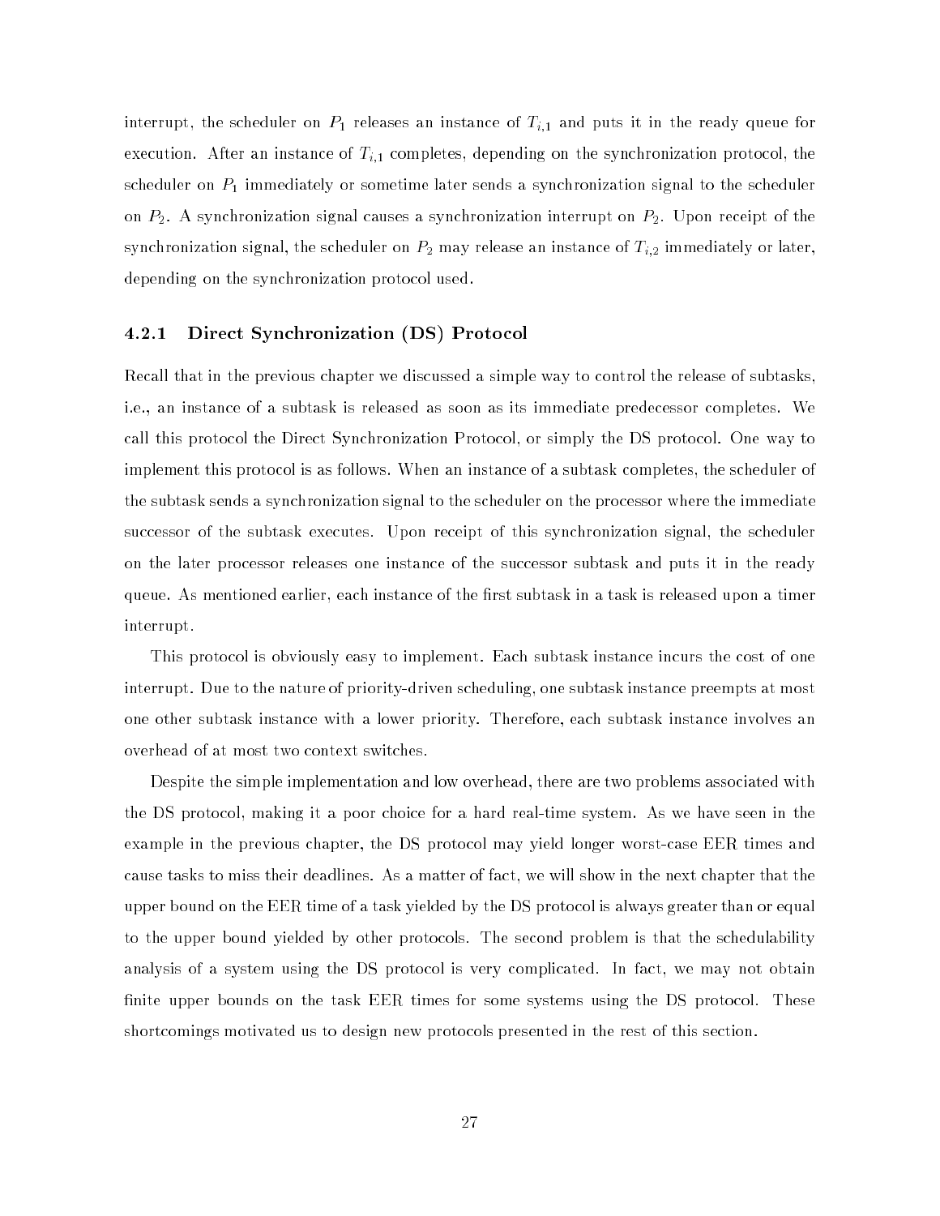interrupt, the scheduler on $P_1$ releases an instance of $T_{i,1}$ and puts it in the ready queue for execution. After an instance of $T_{i,1}$ completes, depending on the synchronization protocol, the scheduler on $P_1$ immediately or sometime later sends a synchronization signal to the scheduler on $P_2$. A synchronization signal causes a synchronization interrupt on $P_2$. Upon receipt of the synchronization signal, the scheduler on $P_2$ may release an instance of $T_{i,2}$ immediately or later, depending on the synchronization protocol used.

### 4.2.1 Direct Synchronization (DS) Protocol

Recall that in the previous chapter we discussed a simple way to control the release of subtasks, i.e., an instance of a subtask is released as soon as its immediate predecessor completes. We call this protocol the Direct Synchronization Protocol, or simply the DS protocol. One way to implement this protocol is as follows. When an instance of a subtask completes, the scheduler of the subtask sends a synchronization signal to the scheduler on the processor where the immediate successor of the subtask executes. Upon receipt of this synchronization signal, the scheduler on the later processor releases one instance of the successor subtask and puts it in the ready queue. As mentioned earlier, each instance of the first subtask in a task is released upon a timer interrupt.

This protocol is obviously easy to implement. Each subtask instance incurs the cost of one interrupt. Due to the nature of priority-driven scheduling, one subtask instance preempts at most one other subtask instance with a lower priority. Therefore, each subtask instance involves an overhead of at most two context switches.

Despite the simple implementation and low overhead, there are two problems associated with the DS protocol, making it a poor choice for a hard real-time system. As we have seen in the example in the previous chapter, the DS protocol may yield longer worst-case EER times and cause tasks to miss their deadlines. As a matter of fact, we will show in the next chapter that the upper bound on the EER time of a task yielded by the DS protocol is always greater than or equal to the upper bound yielded by other protocols. The second problem is that the schedulability analysis of a system using the DS protocol is very complicated. In fact, we may not obtain finite upper bounds on the task EER times for some systems using the DS protocol. These shortcomings motivated us to design new protocols presented in the rest of this section.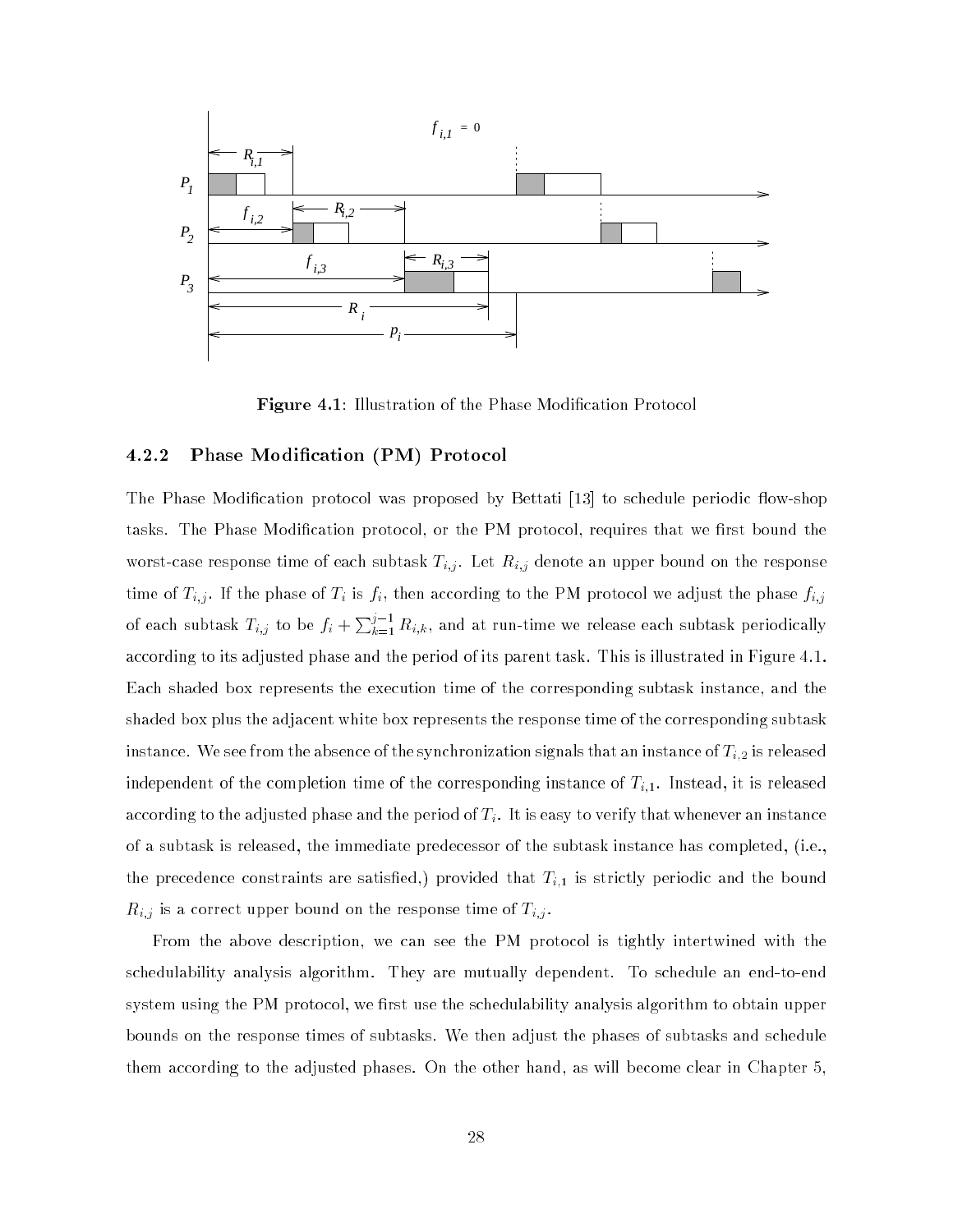**Figure 4.1**: Illustration of the Phase Modification Protocol

### 4.2.2 Phase Modification (PM) Protocol

The Phase Modification protocol was proposed by Bettati [13] to schedule periodic flow-shop tasks. The Phase Modification protocol, or the PM protocol, requires that we first bound the worst-case response time of each subtask $T_{i,j}$. Let $R_{i,j}$ denote an upper bound on the response time of $T_{i,j}$. If the phase of $T_i$ is $f_i$, then according to the PM protocol we adjust the phase $f_{i,j}$ of each subtask $T_{i,j}$ to be $f_i + \sum_{k=1}^{j-1} R_{i,k}$, and at run-time we release each subtask periodically according to its adjusted phase and the period of its parent task. This is illustrated in Figure 4.1. Each shaded box represents the execution time of the corresponding subtask instance, and the shaded box plus the adjacent white box represents the response time of the corresponding subtask instance. We see from the absence of the synchronization signals that an instance of $T_{i,2}$ is released independent of the completion time of the corresponding instance of $T_{i,1}$. Instead, it is released according to the adjusted phase and the period of $T_i$. It is easy to verify that whenever an instance of a subtask is released, the immediate predecessor of the subtask instance has completed, (i.e., the precedence constraints are satisfied,) provided that $T_{i,1}$ is strictly periodic and the bound $R_{i,j}$ is a correct upper bound on the response time of $T_{i,j}$.

From the above description, we can see the PM protocol is tightly intertwined with the schedulability analysis algorithm. They are mutually dependent. To schedule an end-to-end system using the PM protocol, we first use the schedulability analysis algorithm to obtain upper bounds on the response times of subtasks. We then adjust the phases of subtasks and schedule them according to the adjusted phases. On the other hand, as will become clear in Chapter 5,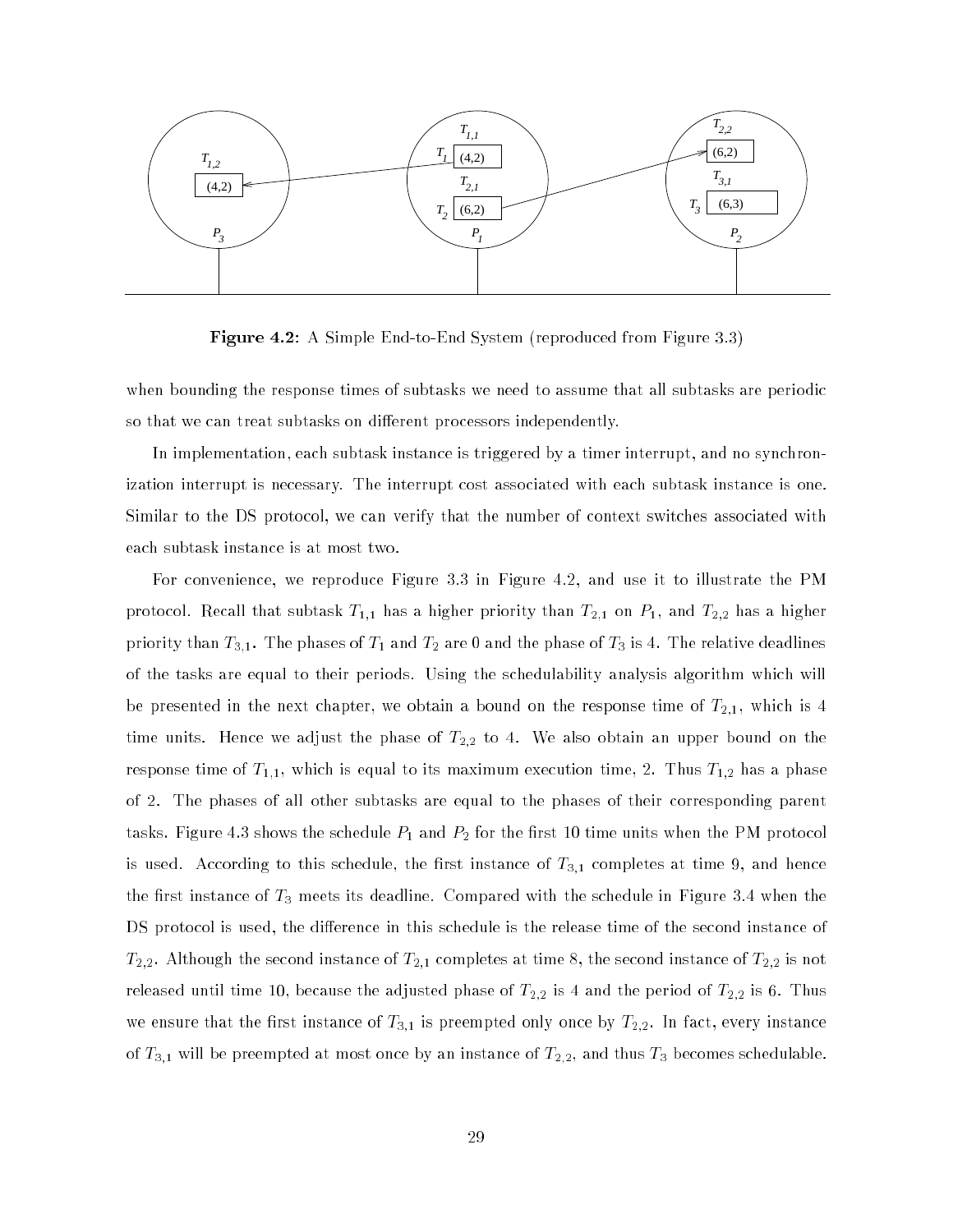**Figure 4.2:** A Simple End-to-End System (reproduced from Figure 3.3)

when bounding the response times of subtasks we need to assume that all subtasks are periodic so that we can treat subtasks on different processors independently.

In implementation, each subtask instance is triggered by a timer interrupt, and no synchronization interrupt is necessary. The interrupt cost associated with each subtask instance is one. Similar to the DS protocol, we can verify that the number of context switches associated with each subtask instance is at most two.

For convenience, we reproduce Figure 3.3 in Figure 4.2, and use it to illustrate the PM protocol. Recall that subtask $T_{1,1}$ has a higher priority than $T_{2,1}$ on $P_1$, and $T_{2,2}$ has a higher priority than $T_{3,1}$. The phases of $T_1$ and $T_2$ are 0 and the phase of $T_3$ is 4. The relative deadlines of the tasks are equal to their periods. Using the schedulability analysis algorithm which will be presented in the next chapter, we obtain a bound on the response time of $T_{2,1}$, which is 4 time units. Hence we adjust the phase of $T_{2,2}$ to 4. We also obtain an upper bound on the response time of $T_{1,1}$, which is equal to its maximum execution time, 2. Thus $T_{1,2}$ has a phase of 2. The phases of all other subtasks are equal to the phases of their corresponding parent tasks. Figure 4.3 shows the schedule $P_1$ and $P_2$ for the first 10 time units when the PM protocol is used. According to this schedule, the first instance of $T_{3,1}$ completes at time 9, and hence the first instance of $T_3$ meets its deadline. Compared with the schedule in Figure 3.4 when the DS protocol is used, the difference in this schedule is the release time of the second instance of $T_{2,2}$. Although the second instance of $T_{2,1}$ completes at time 8, the second instance of $T_{2,2}$ is not released until time 10, because the adjusted phase of $T_{2,2}$ is 4 and the period of $T_{2,2}$ is 6. Thus we ensure that the first instance of $T_{3,1}$ is preempted only once by $T_{2,2}$. In fact, every instance of $T_{3,1}$ will be preempted at most once by an instance of $T_{2,2}$, and thus $T_3$ becomes schedulable.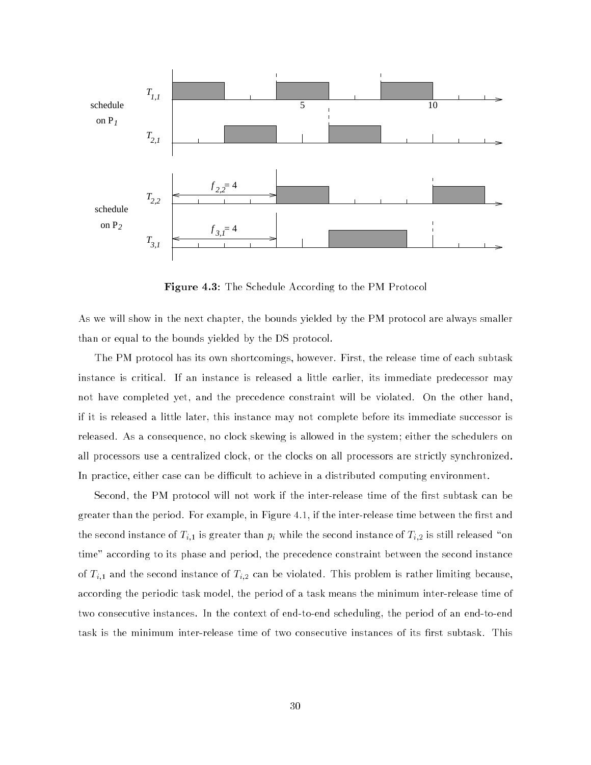**Figure 4.3:** The Schedule According to the PM Protocol

As we will show in the next chapter, the bounds yielded by the PM protocol are always smaller than or equal to the bounds yielded by the DS protocol.

The PM protocol has its own shortcomings, however. First, the release time of each subtask instance is critical. If an instance is released a little earlier, its immediate predecessor may not have completed yet, and the precedence constraint will be violated. On the other hand, if it is released a little later, this instance may not complete before its immediate successor is released. As a consequence, no clock skewing is allowed in the system; either the schedulers on all processors use a centralized clock, or the clocks on all processors are strictly synchronized. In practice, either case can be difficult to achieve in a distributed computing environment.

Second, the PM protocol will not work if the inter-release time of the first subtask can be greater than the period. For example, in Figure 4.1, if the inter-release time between the first and the second instance of $T_{i,1}$ is greater than $p_i$ while the second instance of $T_{i,2}$ is still released "on time" according to its phase and period, the precedence constraint between the second instance of $T_{i,1}$ and the second instance of $T_{i,2}$ can be violated. This problem is rather limiting because, according the periodic task model, the period of a task means the minimum inter-release time of two consecutive instances. In the context of end-to-end scheduling, the period of an end-to-end task is the minimum inter-release time of two consecutive instances of its first subtask. This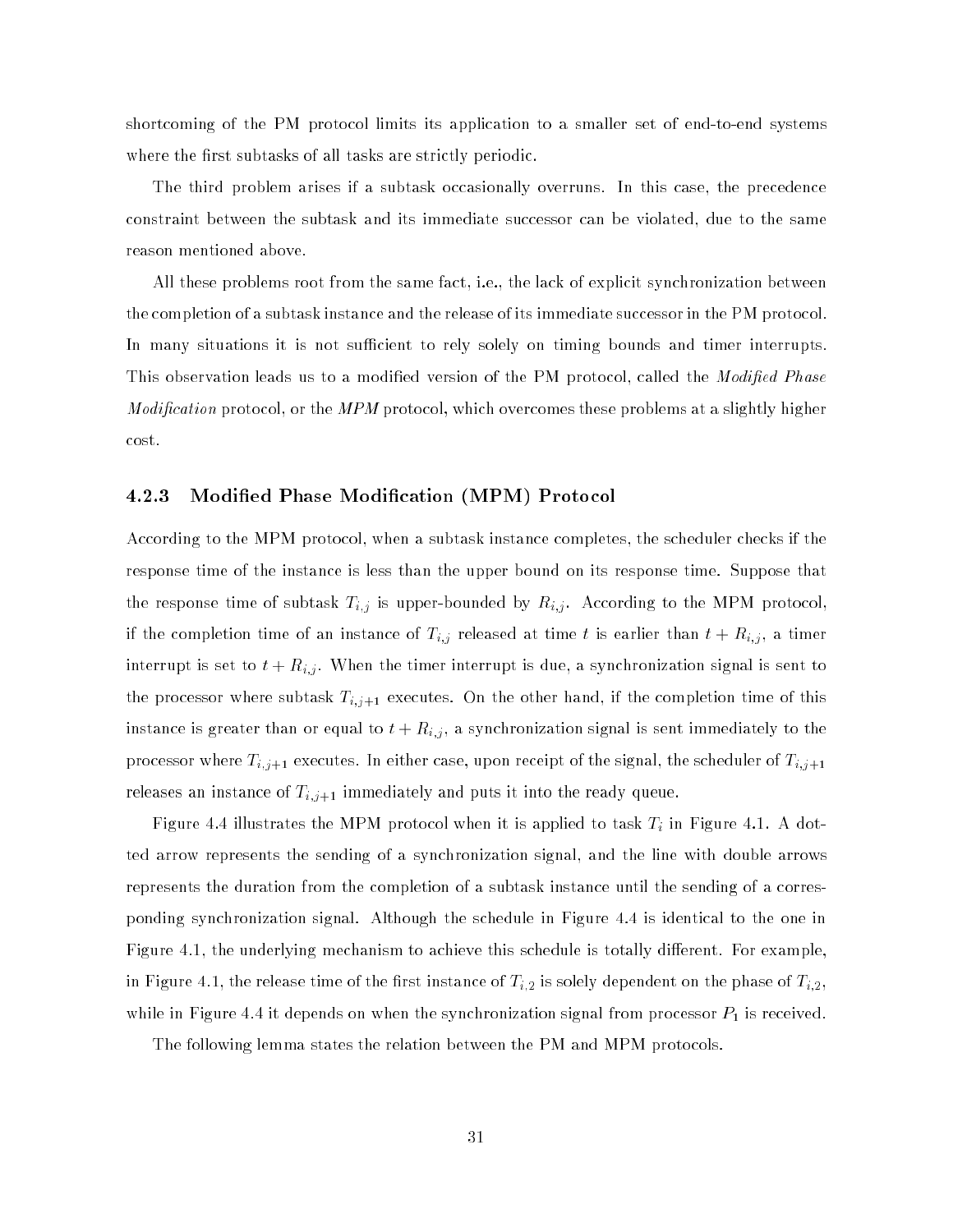shortcoming of the PM protocol limits its application to a smaller set of end-to-end systems where the first subtasks of all tasks are strictly periodic.

The third problem arises if a subtask occasionally overruns. In this case, the precedence constraint between the subtask and its immediate successor can be violated, due to the same reason mentioned above.

All these problems root from the same fact, i.e., the lack of explicit synchronization between the completion of a subtask instance and the release of its immediate successor in the PM protocol. In many situations it is not sufficient to rely solely on timing bounds and timer interrupts. This observation leads us to a modified version of the PM protocol, called the *Modified Phase Modification* protocol, or the *MPM* protocol, which overcomes these problems at a slightly higher cost.

### 4.2.3 Modified Phase Modification (MPM) Protocol

According to the MPM protocol, when a subtask instance completes, the scheduler checks if the response time of the instance is less than the upper bound on its response time. Suppose that the response time of subtask $T_{i,j}$ is upper-bounded by $R_{i,j}$. According to the MPM protocol, if the completion time of an instance of $T_{i,j}$ released at time $t$ is earlier than $t + R_{i,j}$, a timer interrupt is set to $t + R_{i,j}$. When the timer interrupt is due, a synchronization signal is sent to the processor where subtask $T_{i,j+1}$ executes. On the other hand, if the completion time of this instance is greater than or equal to $t + R_{i,j}$, a synchronization signal is sent immediately to the processor where $T_{i,j+1}$ executes. In either case, upon receipt of the signal, the scheduler of $T_{i,j+1}$ releases an instance of $T_{i,j+1}$ immediately and puts it into the ready queue.

Figure 4.4 illustrates the MPM protocol when it is applied to task $T_i$ in Figure 4.1. A dotted arrow represents the sending of a synchronization signal, and the line with double arrows represents the duration from the completion of a subtask instance until the sending of a corresponding synchronization signal. Although the schedule in Figure 4.4 is identical to the one in Figure 4.1, the underlying mechanism to achieve this schedule is totally different. For example, in Figure 4.1, the release time of the first instance of $T_{i,2}$ is solely dependent on the phase of $T_{i,2}$, while in Figure 4.4 it depends on when the synchronization signal from processor $P_1$ is received.

The following lemma states the relation between the PM and MPM protocols.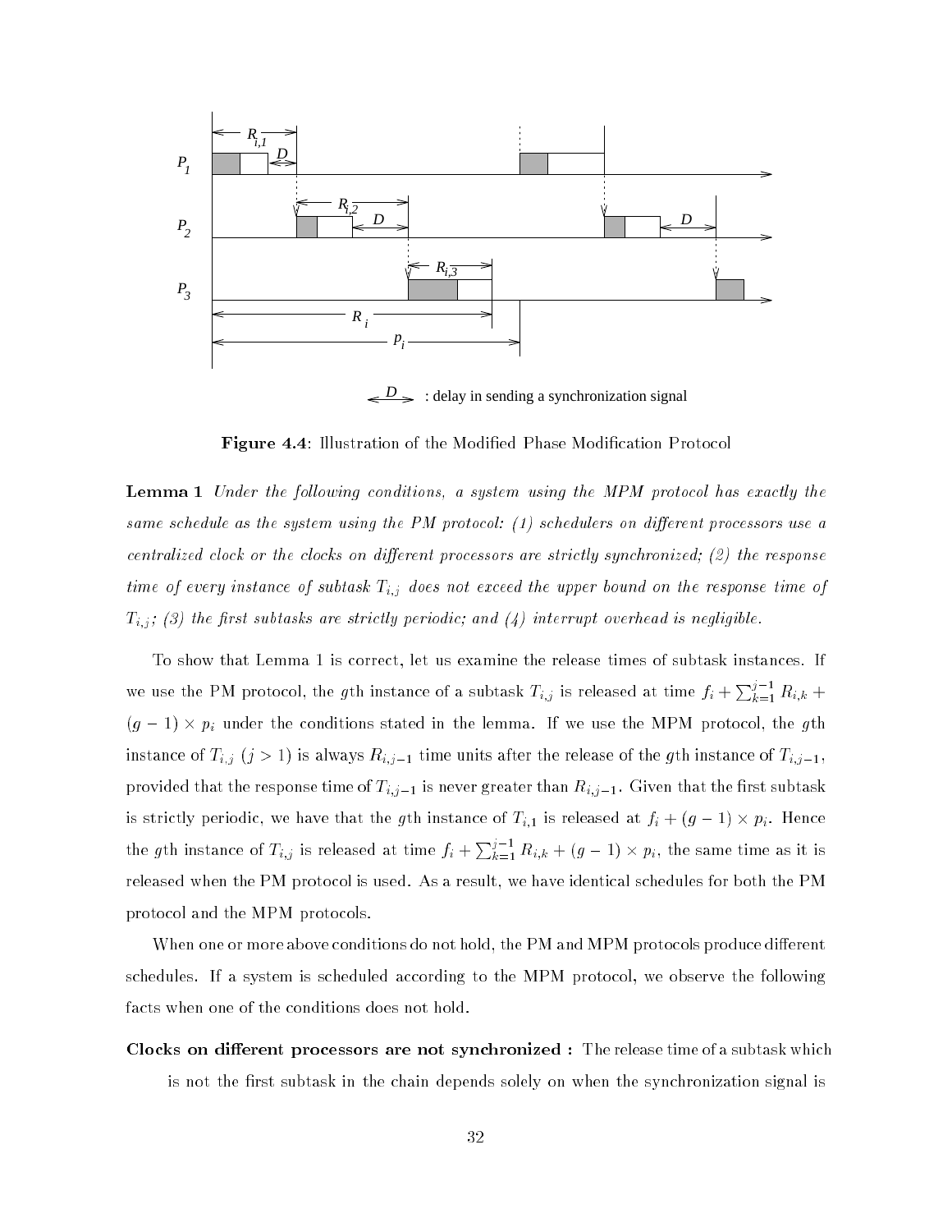**Figure 4.4**: Illustration of the Modified Phase Modification Protocol

**Lemma 1** *Under the following conditions, a system using the MPM protocol has exactly the same schedule as the system using the PM protocol: (1) schedulers on different processors use a centralized clock or the clocks on different processors are strictly synchronized; (2) the response time of every instance of subtask $T_{i,j}$ does not exceed the upper bound on the response time of $T_{i,j}$; (3) the first subtasks are strictly periodic; and (4) interrupt overhead is negligible.*

To show that Lemma 1 is correct, let us examine the release times of subtask instances. If we use the PM protocol, the $g$th instance of a subtask $T_{i,j}$ is released at time $f_i + \sum_{k=1}^{j-1} R_{i,k} + (g-1) \times p_i$ under the conditions stated in the lemma. If we use the MPM protocol, the $g$th instance of $T_{i,j}$ ($j > 1$) is always $R_{i,j-1}$ time units after the release of the $g$th instance of $T_{i,j-1}$, provided that the response time of $T_{i,j-1}$ is never greater than $R_{i,j-1}$. Given that the first subtask is strictly periodic, we have that the $g$th instance of $T_{i,1}$ is released at $f_i + (g-1) \times p_i$. Hence the $g$th instance of $T_{i,j}$ is released at time $f_i + \sum_{k=1}^{j-1} R_{i,k} + (g-1) \times p_i$, the same time as it is released when the PM protocol is used. As a result, we have identical schedules for both the PM protocol and the MPM protocols.

When one or more above conditions do not hold, the PM and MPM protocols produce different schedules. If a system is scheduled according to the MPM protocol, we observe the following facts when one of the conditions does not hold.

**Clocks on different processors are not synchronized :** The release time of a subtask which is not the first subtask in the chain depends solely on when the synchronization signal is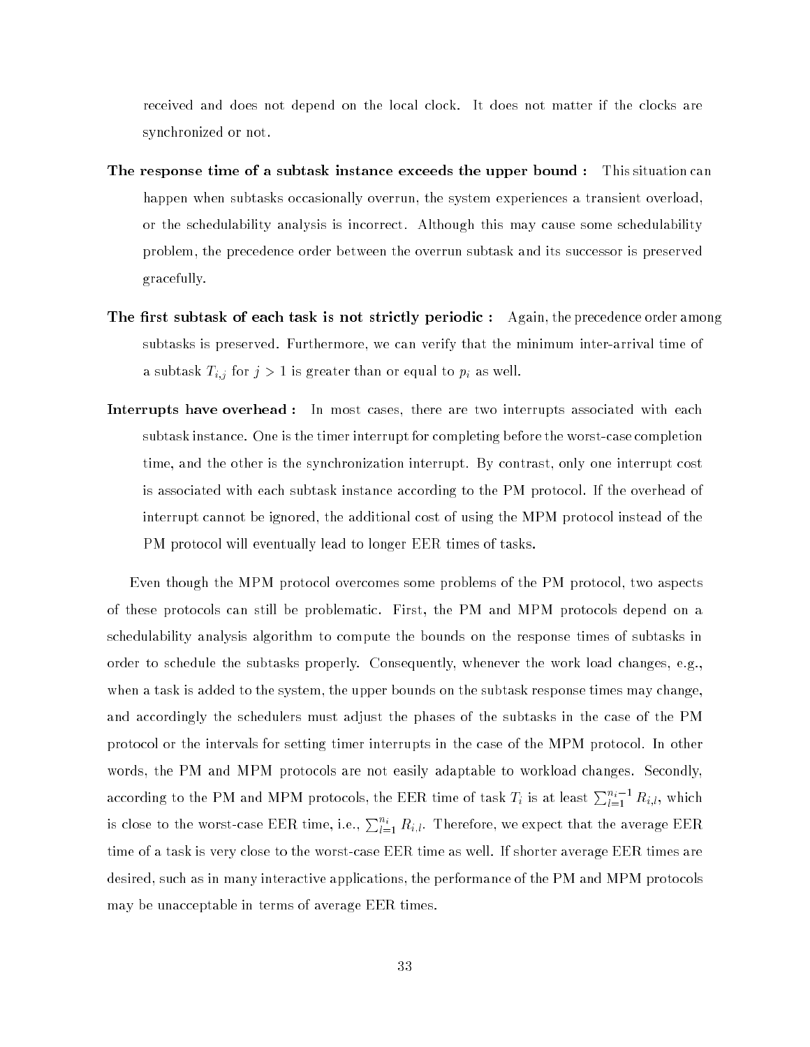received and does not depend on the local clock. It does not matter if the clocks are synchronized or not.

**The response time of a subtask instance exceeds the upper bound :** This situation can happen when subtasks occasionally overrun, the system experiences a transient overload, or the schedulability analysis is incorrect. Although this may cause some schedulability problem, the precedence order between the overrun subtask and its successor is preserved gracefully.

**The first subtask of each task is not strictly periodic :** Again, the precedence order among subtasks is preserved. Furthermore, we can verify that the minimum inter-arrival time of a subtask $T_{i,j}$ for $j > 1$ is greater than or equal to $p_i$ as well.

**Interrupts have overhead :** In most cases, there are two interrupts associated with each subtask instance. One is the timer interrupt for completing before the worst-case completion time, and the other is the synchronization interrupt. By contrast, only one interrupt cost is associated with each subtask instance according to the PM protocol. If the overhead of interrupt cannot be ignored, the additional cost of using the MPM protocol instead of the PM protocol will eventually lead to longer EER times of tasks.

Even though the MPM protocol overcomes some problems of the PM protocol, two aspects of these protocols can still be problematic. First, the PM and MPM protocols depend on a schedulability analysis algorithm to compute the bounds on the response times of subtasks in order to schedule the subtasks properly. Consequently, whenever the work load changes, e.g., when a task is added to the system, the upper bounds on the subtask response times may change, and accordingly the schedulers must adjust the phases of the subtasks in the case of the PM protocol or the intervals for setting timer interrupts in the case of the MPM protocol. In other words, the PM and MPM protocols are not easily adaptable to workload changes. Secondly, according to the PM and MPM protocols, the EER time of task $T_i$ is at least $\sum_{l=1}^{n_i-1} R_{i,l}$, which is close to the worst-case EER time, i.e., $\sum_{l=1}^{n_i} R_{i,l}$. Therefore, we expect that the average EER time of a task is very close to the worst-case EER time as well. If shorter average EER times are desired, such as in many interactive applications, the performance of the PM and MPM protocols may be unacceptable in terms of average EER times.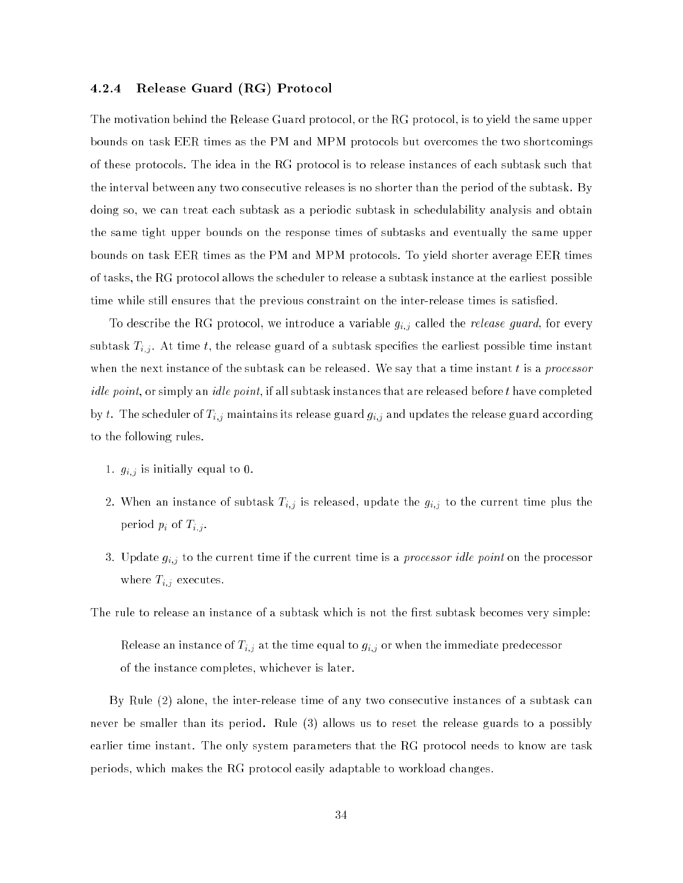### 4.2.4 Release Guard (RG) Protocol

The motivation behind the Release Guard protocol, or the RG protocol, is to yield the same upper bounds on task EER times as the PM and MPM protocols but overcomes the two shortcomings of these protocols. The idea in the RG protocol is to release instances of each subtask such that the interval between any two consecutive releases is no shorter than the period of the subtask. By doing so, we can treat each subtask as a periodic subtask in schedulability analysis and obtain the same tight upper bounds on the response times of subtasks and eventually the same upper bounds on task EER times as the PM and MPM protocols. To yield shorter average EER times of tasks, the RG protocol allows the scheduler to release a subtask instance at the earliest possible time while still ensures that the previous constraint on the inter-release times is satisfied.

To describe the RG protocol, we introduce a variable $g_{i,j}$ called the *release guard*, for every subtask $T_{i,j}$. At time $t$, the release guard of a subtask specifies the earliest possible time instant when the next instance of the subtask can be released. We say that a time instant $t$ is a *processor idle point*, or simply an *idle point*, if all subtask instances that are released before $t$ have completed by $t$. The scheduler of $T_{i,j}$ maintains its release guard $g_{i,j}$ and updates the release guard according to the following rules.

1. $g_{i,j}$ is initially equal to 0.
2. When an instance of subtask $T_{i,j}$ is released, update the $g_{i,j}$ to the current time plus the period $p_i$ of $T_{i,j}$.
3. Update $g_{i,j}$ to the current time if the current time is a *processor idle point* on the processor where $T_{i,j}$ executes.

The rule to release an instance of a subtask which is not the first subtask becomes very simple:

> Release an instance of $T_{i,j}$ at the time equal to $g_{i,j}$ or when the immediate predecessor of the instance completes, whichever is later.

By Rule (2) alone, the inter-release time of any two consecutive instances of a subtask can never be smaller than its period. Rule (3) allows us to reset the release guards to a possibly earlier time instant. The only system parameters that the RG protocol needs to know are task periods, which makes the RG protocol easily adaptable to workload changes.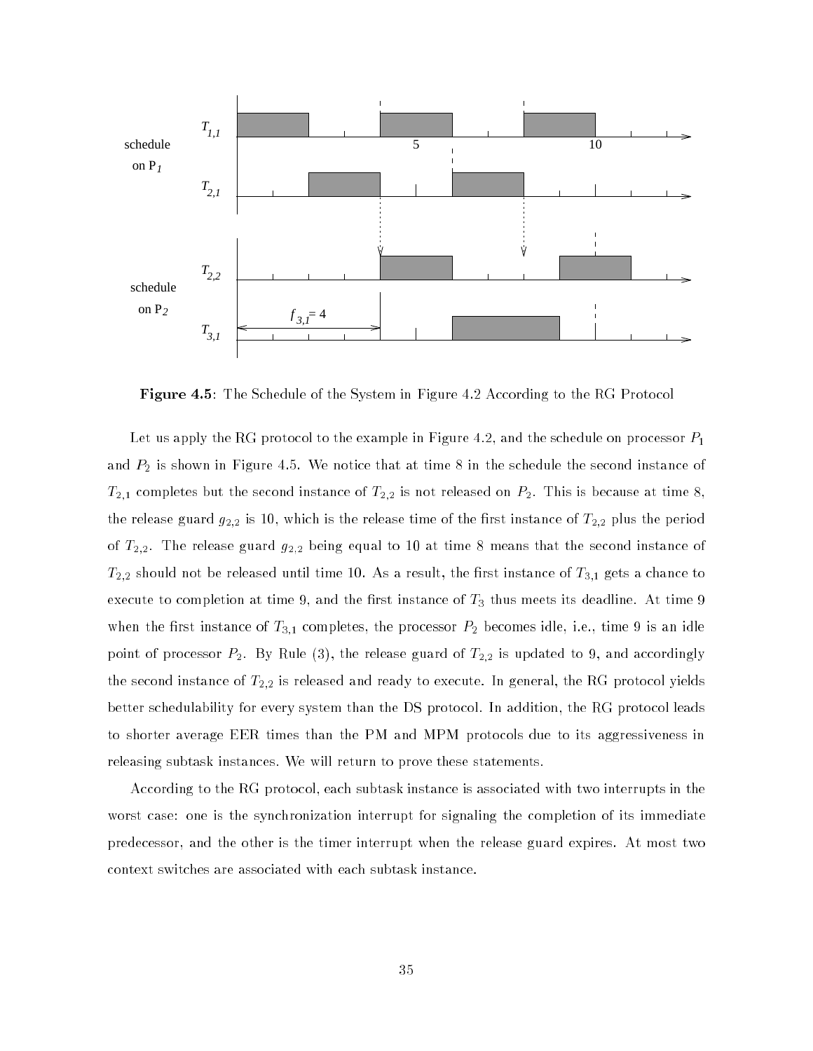**Figure 4.5**: The Schedule of the System in Figure 4.2 According to the RG Protocol

Let us apply the RG protocol to the example in Figure 4.2, and the schedule on processor $P_1$ and $P_2$ is shown in Figure 4.5. We notice that at time 8 in the schedule the second instance of $T_{2,1}$ completes but the second instance of $T_{2,2}$ is not released on $P_2$. This is because at time 8, the release guard $g_{2,2}$ is 10, which is the release time of the first instance of $T_{2,2}$ plus the period of $T_{2,2}$. The release guard $g_{2,2}$ being equal to 10 at time 8 means that the second instance of $T_{2,2}$ should not be released until time 10. As a result, the first instance of $T_{3,1}$ gets a chance to execute to completion at time 9, and the first instance of $T_3$ thus meets its deadline. At time 9 when the first instance of $T_{3,1}$ completes, the processor $P_2$ becomes idle, i.e., time 9 is an idle point of processor $P_2$. By Rule (3), the release guard of $T_{2,2}$ is updated to 9, and accordingly the second instance of $T_{2,2}$ is released and ready to execute. In general, the RG protocol yields better schedulability for every system than the DS protocol. In addition, the RG protocol leads to shorter average EER times than the PM and MPM protocols due to its aggressiveness in releasing subtask instances. We will return to prove these statements.

According to the RG protocol, each subtask instance is associated with two interrupts in the worst case: one is the synchronization interrupt for signaling the completion of its immediate predecessor, and the other is the timer interrupt when the release guard expires. At most two context switches are associated with each subtask instance.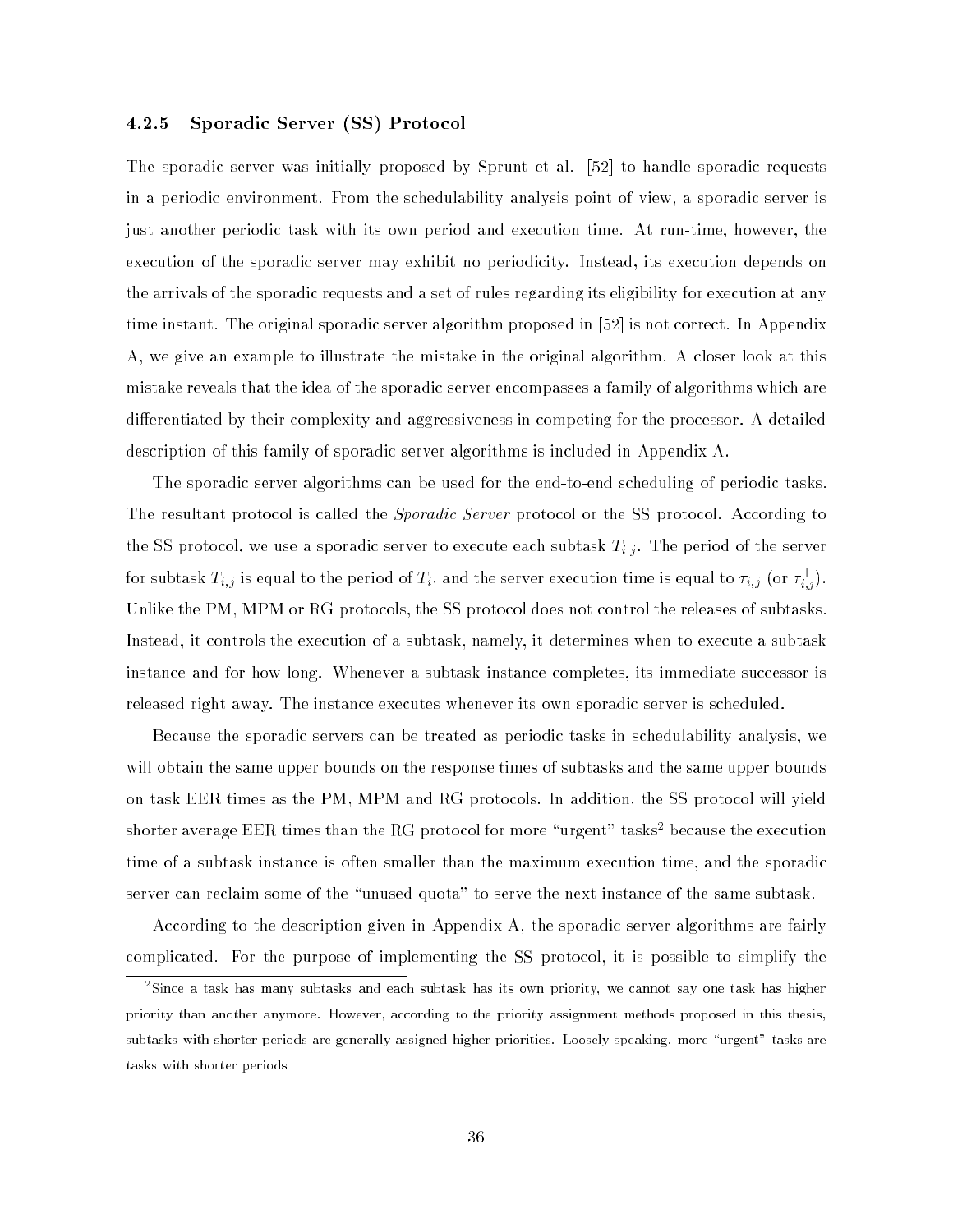### 4.2.5 Sporadic Server (SS) Protocol

The sporadic server was initially proposed by Sprunt et al. [52] to handle sporadic requests in a periodic environment. From the schedulability analysis point of view, a sporadic server is just another periodic task with its own period and execution time. At run-time, however, the execution of the sporadic server may exhibit no periodicity. Instead, its execution depends on the arrivals of the sporadic requests and a set of rules regarding its eligibility for execution at any time instant. The original sporadic server algorithm proposed in [52] is not correct. In Appendix A, we give an example to illustrate the mistake in the original algorithm. A closer look at this mistake reveals that the idea of the sporadic server encompasses a family of algorithms which are differentiated by their complexity and aggressiveness in competing for the processor. A detailed description of this family of sporadic server algorithms is included in Appendix A.

The sporadic server algorithms can be used for the end-to-end scheduling of periodic tasks. The resultant protocol is called the *Sporadic Server* protocol or the SS protocol. According to the SS protocol, we use a sporadic server to execute each subtask $T_{i,j}$. The period of the server for subtask $T_{i,j}$ is equal to the period of $T_i$, and the server execution time is equal to $\tau_{i,j}$ (or $\tau_{i,j}^{+}$). Unlike the PM, MPM or RG protocols, the SS protocol does not control the releases of subtasks. Instead, it controls the execution of a subtask, namely, it determines when to execute a subtask instance and for how long. Whenever a subtask instance completes, its immediate successor is released right away. The instance executes whenever its own sporadic server is scheduled.

Because the sporadic servers can be treated as periodic tasks in schedulability analysis, we will obtain the same upper bounds on the response times of subtasks and the same upper bounds on task EER times as the PM, MPM and RG protocols. In addition, the SS protocol will yield shorter average EER times than the RG protocol for more "urgent" tasks[2] because the execution time of a subtask instance is often smaller than the maximum execution time, and the sporadic server can reclaim some of the "unused quota" to serve the next instance of the same subtask.

According to the description given in Appendix A, the sporadic server algorithms are fairly complicated. For the purpose of implementing the SS protocol, it is possible to simplify the

[2] Since a task has many subtasks and each subtask has its own priority, we cannot say one task has higher priority than another anymore. However, according to the priority assignment methods proposed in this thesis, subtasks with shorter periods are generally assigned higher priorities. Loosely speaking, more "urgent" tasks are tasks with shorter periods.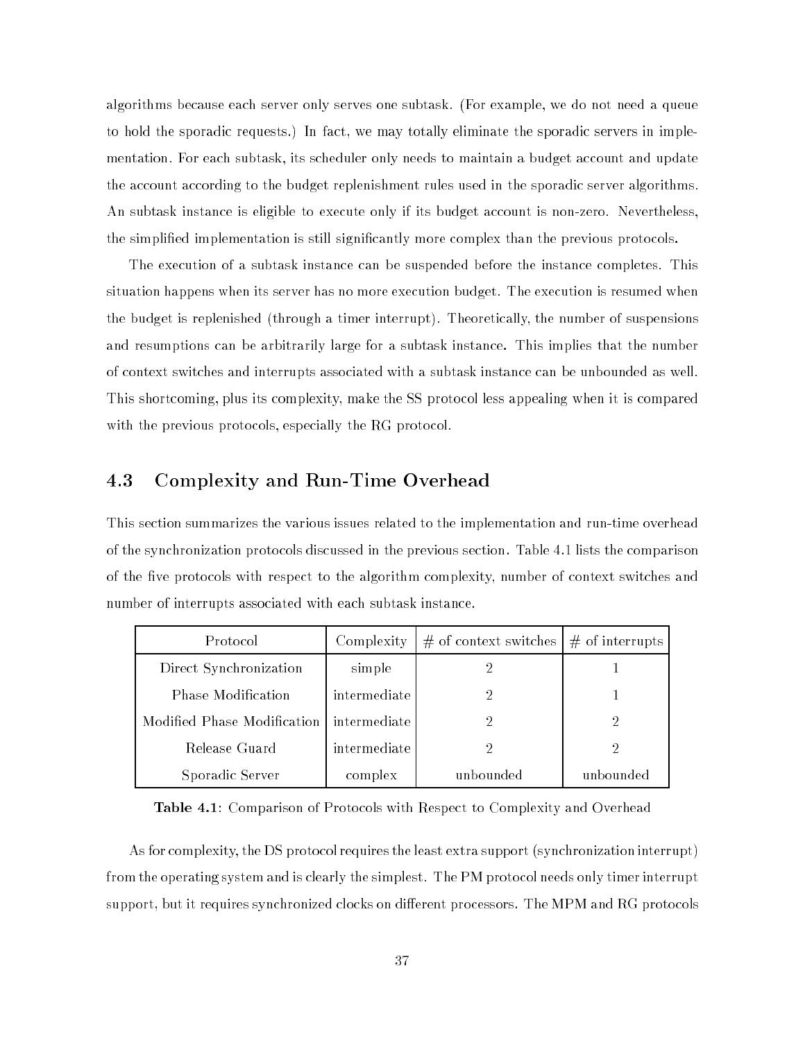algorithms because each server only serves one subtask. (For example, we do not need a queue to hold the sporadic requests.) In fact, we may totally eliminate the sporadic servers in implementation. For each subtask, its scheduler only needs to maintain a budget account and update the account according to the budget replenishment rules used in the sporadic server algorithms. An subtask instance is eligible to execute only if its budget account is non-zero. Nevertheless, the simplified implementation is still significantly more complex than the previous protocols.

The execution of a subtask instance can be suspended before the instance completes. This situation happens when its server has no more execution budget. The execution is resumed when the budget is replenished (through a timer interrupt). Theoretically, the number of suspensions and resumptions can be arbitrarily large for a subtask instance. This implies that the number of context switches and interrupts associated with a subtask instance can be unbounded as well. This shortcoming, plus its complexity, make the SS protocol less appealing when it is compared with the previous protocols, especially the RG protocol.

## 4.3 Complexity and Run-Time Overhead

This section summarizes the various issues related to the implementation and run-time overhead of the synchronization protocols discussed in the previous section. Table 4.1 lists the comparison of the five protocols with respect to the algorithm complexity, number of context switches and number of interrupts associated with each subtask instance.

| Protocol | Complexity | # of context switches | # of interrupts |
|---|---|---|---|
| Direct Synchronization | simple | 2 | 1 |
| Phase Modification | intermediate | 2 | 1 |
| Modified Phase Modification | intermediate | 2 | 2 |
| Release Guard | intermediate | 2 | 2 |
| Sporadic Server | complex | unbounded | unbounded |

**Table 4.1**: Comparison of Protocols with Respect to Complexity and Overhead

As for complexity, the DS protocol requires the least extra support (synchronization interrupt) from the operating system and is clearly the simplest. The PM protocol needs only timer interrupt support, but it requires synchronized clocks on different processors. The MPM and RG protocols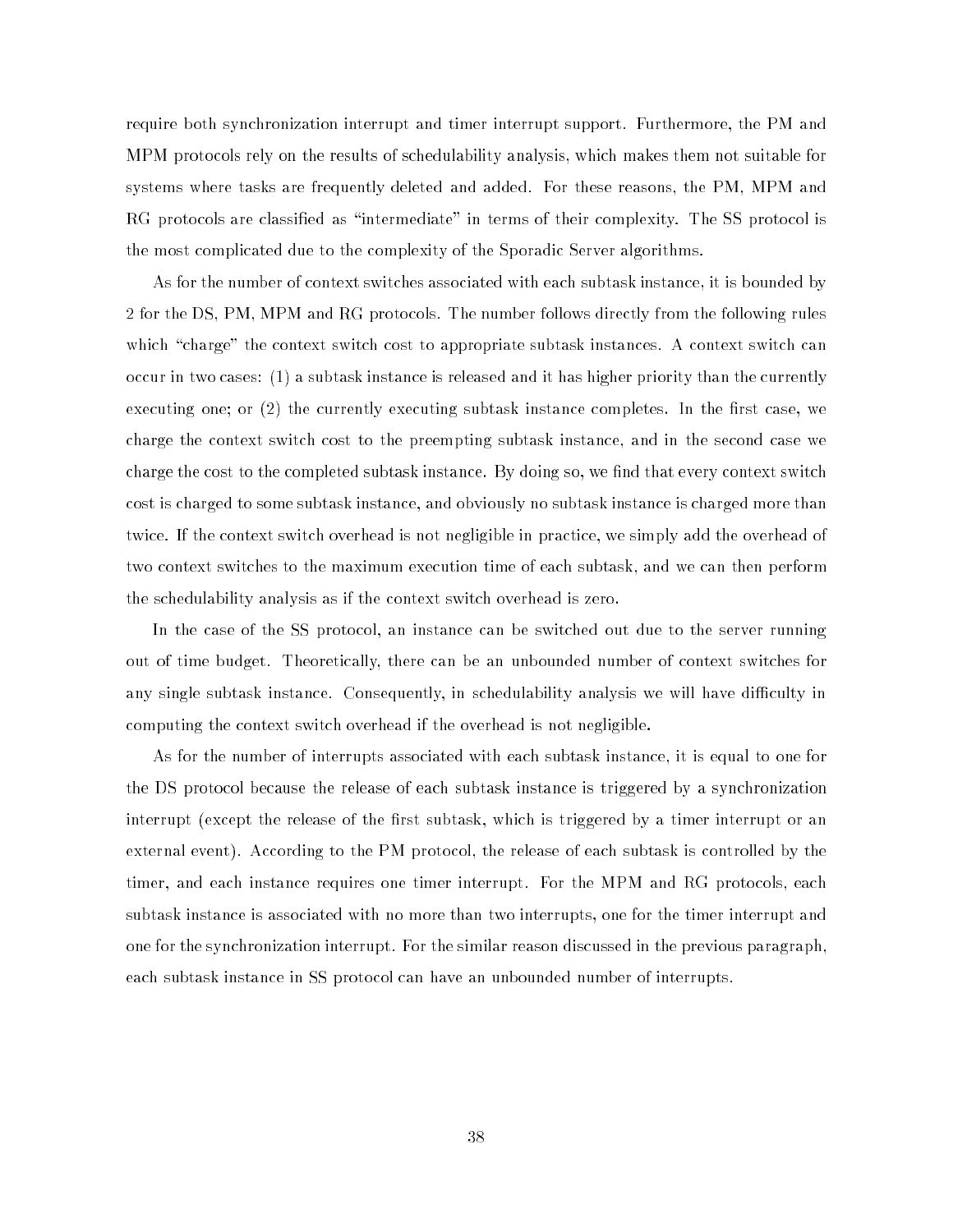require both synchronization interrupt and timer interrupt support. Furthermore, the PM and MPM protocols rely on the results of schedulability analysis, which makes them not suitable for systems where tasks are frequently deleted and added. For these reasons, the PM, MPM and RG protocols are classified as "intermediate" in terms of their complexity. The SS protocol is the most complicated due to the complexity of the Sporadic Server algorithms.

As for the number of context switches associated with each subtask instance, it is bounded by 2 for the DS, PM, MPM and RG protocols. The number follows directly from the following rules which "charge" the context switch cost to appropriate subtask instances. A context switch can occur in two cases: (1) a subtask instance is released and it has higher priority than the currently executing one; or (2) the currently executing subtask instance completes. In the first case, we charge the context switch cost to the preempting subtask instance, and in the second case we charge the cost to the completed subtask instance. By doing so, we find that every context switch cost is charged to some subtask instance, and obviously no subtask instance is charged more than twice. If the context switch overhead is not negligible in practice, we simply add the overhead of two context switches to the maximum execution time of each subtask, and we can then perform the schedulability analysis as if the context switch overhead is zero.

In the case of the SS protocol, an instance can be switched out due to the server running out of time budget. Theoretically, there can be an unbounded number of context switches for any single subtask instance. Consequently, in schedulability analysis we will have difficulty in computing the context switch overhead if the overhead is not negligible.

As for the number of interrupts associated with each subtask instance, it is equal to one for the DS protocol because the release of each subtask instance is triggered by a synchronization interrupt (except the release of the first subtask, which is triggered by a timer interrupt or an external event). According to the PM protocol, the release of each subtask is controlled by the timer, and each instance requires one timer interrupt. For the MPM and RG protocols, each subtask instance is associated with no more than two interrupts, one for the timer interrupt and one for the synchronization interrupt. For the similar reason discussed in the previous paragraph, each subtask instance in SS protocol can have an unbounded number of interrupts.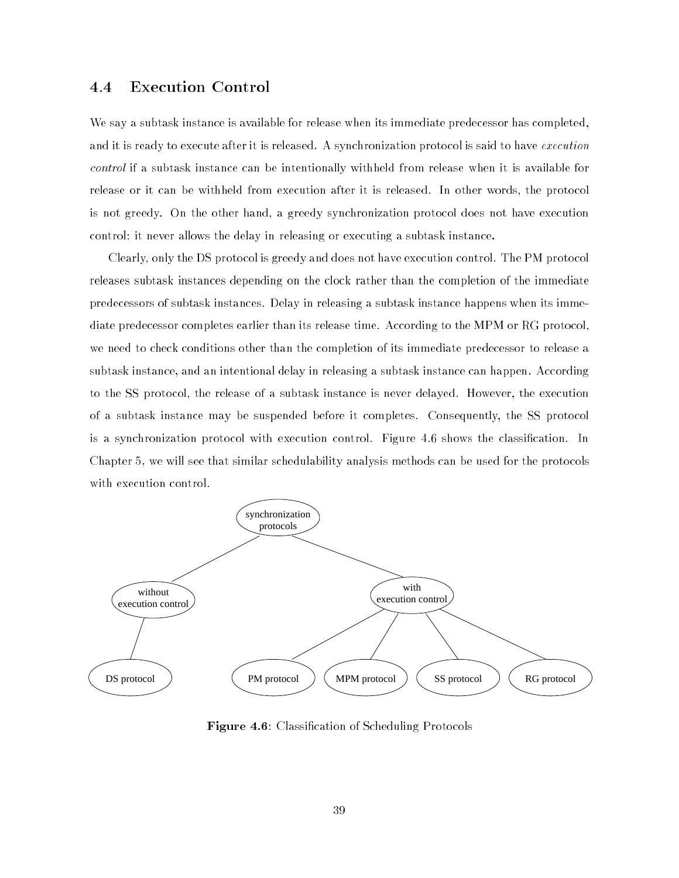## 4.4 Execution Control

We say a subtask instance is available for release when its immediate predecessor has completed, and it is ready to execute after it is released. A synchronization protocol is said to have *execution control* if a subtask instance can be intentionally withheld from release when it is available for release or it can be withheld from execution after it is released. In other words, the protocol is not greedy. On the other hand, a greedy synchronization protocol does not have execution control: it never allows the delay in releasing or executing a subtask instance.

Clearly, only the DS protocol is greedy and does not have execution control. The PM protocol releases subtask instances depending on the clock rather than the completion of the immediate predecessors of subtask instances. Delay in releasing a subtask instance happens when its immediate predecessor completes earlier than its release time. According to the MPM or RG protocol, we need to check conditions other than the completion of its immediate predecessor to release a subtask instance, and an intentional delay in releasing a subtask instance can happen. According to the SS protocol, the release of a subtask instance is never delayed. However, the execution of a subtask instance may be suspended before it completes. Consequently, the SS protocol is a synchronization protocol with execution control. Figure 4.6 shows the classification. In Chapter 5, we will see that similar schedulability analysis methods can be used for the protocols with execution control.

```
                     synchronization protocols
                    /                          \
   without execution control            with execution control
            |                        /        |        |        \
       DS protocol         PM protocol  MPM protocol  SS protocol  RG protocol
```

**Figure 4.6**: Classification of Scheduling Protocols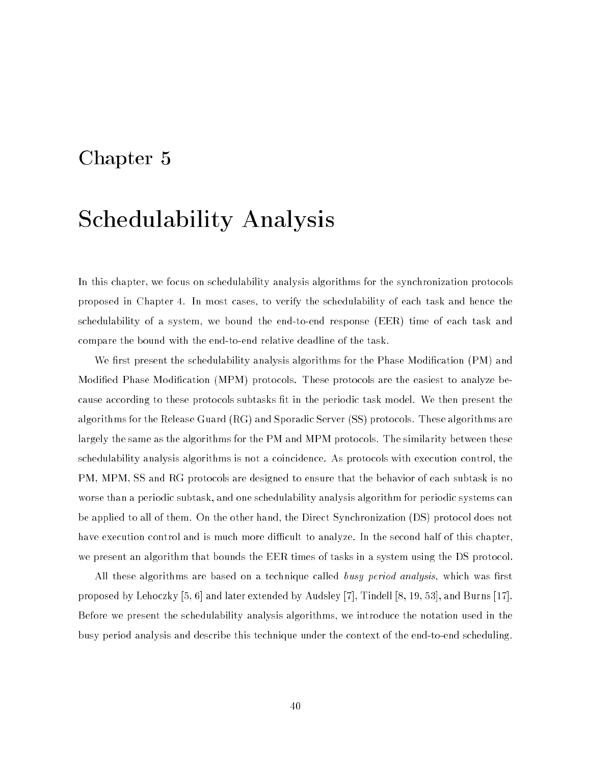# Chapter 5

# Schedulability Analysis

In this chapter, we focus on schedulability analysis algorithms for the synchronization protocols proposed in Chapter 4. In most cases, to verify the schedulability of each task and hence the schedulability of a system, we bound the end-to-end response (EER) time of each task and compare the bound with the end-to-end relative deadline of the task.

We first present the schedulability analysis algorithms for the Phase Modification (PM) and Modified Phase Modification (MPM) protocols. These protocols are the easiest to analyze because according to these protocols subtasks fit in the periodic task model. We then present the algorithms for the Release Guard (RG) and Sporadic Server (SS) protocols. These algorithms are largely the same as the algorithms for the PM and MPM protocols. The similarity between these schedulability analysis algorithms is not a coincidence. As protocols with execution control, the PM, MPM, SS and RG protocols are designed to ensure that the behavior of each subtask is no worse than a periodic subtask, and one schedulability analysis algorithm for periodic systems can be applied to all of them. On the other hand, the Direct Synchronization (DS) protocol does not have execution control and is much more difficult to analyze. In the second half of this chapter, we present an algorithm that bounds the EER times of tasks in a system using the DS protocol.

All these algorithms are based on a technique called *busy period analysis*, which was first proposed by Lehoczky [5, 6] and later extended by Audsley [7], Tindell [8, 19, 53], and Burns [17]. Before we present the schedulability analysis algorithms, we introduce the notation used in the busy period analysis and describe this technique under the context of the end-to-end scheduling.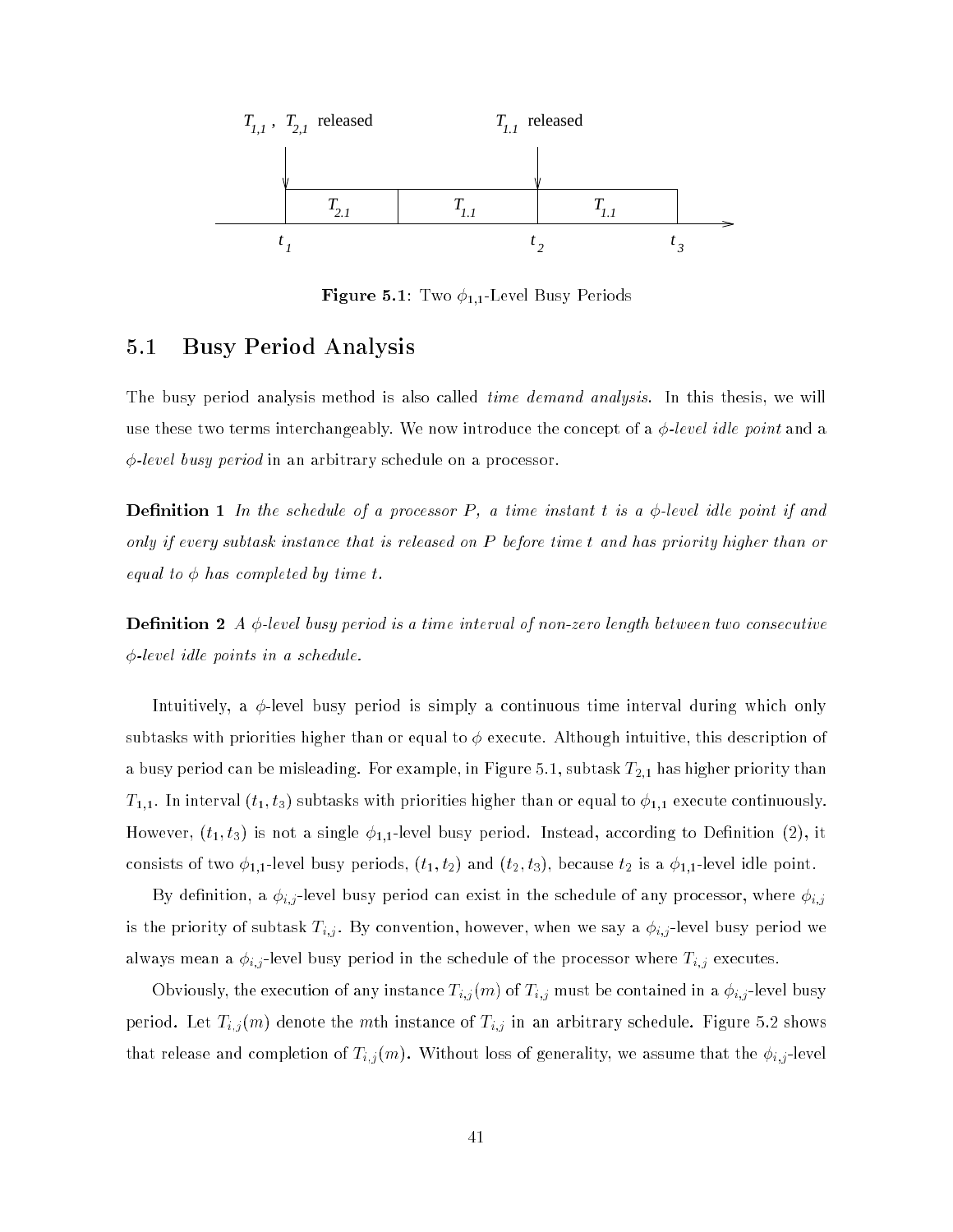$T_{1,1}$ , $T_{2,1}$ released $T_{1.1}$ released

$T_{2.1}$ $T_{1.1}$ $T_{1.1}$

$t_1$ $t_2$ $t_3$

**Figure 5.1**: Two $\phi_{1,1}$-Level Busy Periods

## 5.1 Busy Period Analysis

The busy period analysis method is also called *time demand analysis*. In this thesis, we will use these two terms interchangeably. We now introduce the concept of a *$\phi$-level idle point* and a *$\phi$-level busy period* in an arbitrary schedule on a processor.

**Definition 1** *In the schedule of a processor P, a time instant t is a $\phi$-level idle point if and only if every subtask instance that is released on P before time t and has priority higher than or equal to $\phi$ has completed by time t.*

**Definition 2** *A $\phi$-level busy period is a time interval of non-zero length between two consecutive $\phi$-level idle points in a schedule.*

Intuitively, a $\phi$-level busy period is simply a continuous time interval during which only subtasks with priorities higher than or equal to $\phi$ execute. Although intuitive, this description of a busy period can be misleading. For example, in Figure 5.1, subtask $T_{2,1}$ has higher priority than $T_{1,1}$. In interval $(t_1, t_3)$ subtasks with priorities higher than or equal to $\phi_{1,1}$ execute continuously. However, $(t_1, t_3)$ is not a single $\phi_{1,1}$-level busy period. Instead, according to Definition (2), it consists of two $\phi_{1,1}$-level busy periods, $(t_1, t_2)$ and $(t_2, t_3)$, because $t_2$ is a $\phi_{1,1}$-level idle point.

By definition, a $\phi_{i,j}$-level busy period can exist in the schedule of any processor, where $\phi_{i,j}$ is the priority of subtask $T_{i,j}$. By convention, however, when we say a $\phi_{i,j}$-level busy period we always mean a $\phi_{i,j}$-level busy period in the schedule of the processor where $T_{i,j}$ executes.

Obviously, the execution of any instance $T_{i,j}(m)$ of $T_{i,j}$ must be contained in a $\phi_{i,j}$-level busy period. Let $T_{i,j}(m)$ denote the $m$th instance of $T_{i,j}$ in an arbitrary schedule. Figure 5.2 shows that release and completion of $T_{i,j}(m)$. Without loss of generality, we assume that the $\phi_{i,j}$-level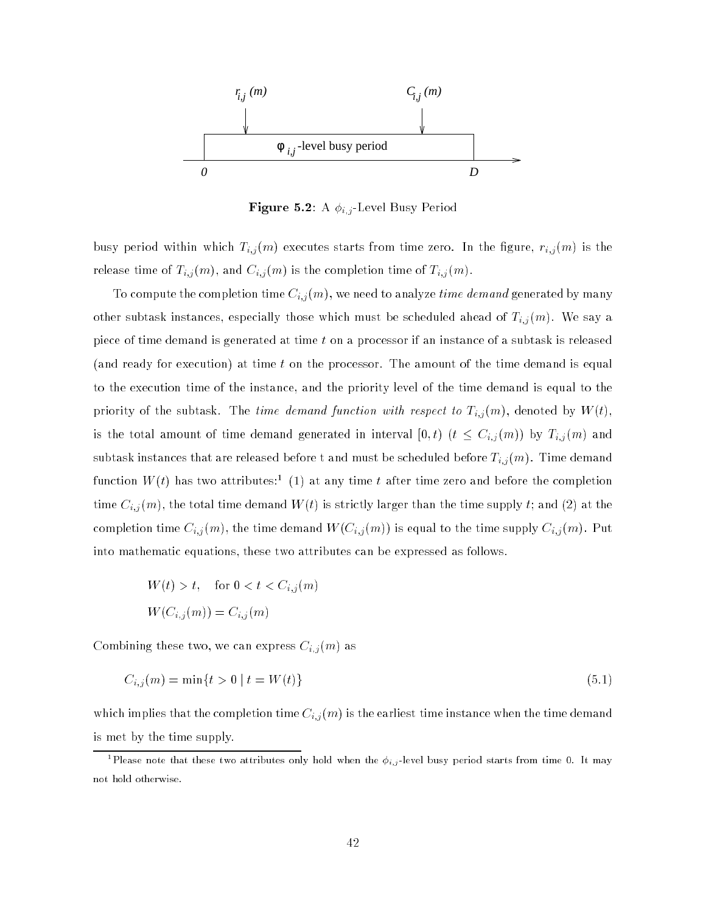Figure 5.2: A $\phi_{i,j}$-Level Busy Period

busy period within which $T_{i,j}(m)$ executes starts from time zero. In the figure, $r_{i,j}(m)$ is the release time of $T_{i,j}(m)$, and $C_{i,j}(m)$ is the completion time of $T_{i,j}(m)$.

To compute the completion time $C_{i,j}(m)$, we need to analyze *time demand* generated by many other subtask instances, especially those which must be scheduled ahead of $T_{i,j}(m)$. We say a piece of time demand is generated at time $t$ on a processor if an instance of a subtask is released (and ready for execution) at time $t$ on the processor. The amount of the time demand is equal to the execution time of the instance, and the priority level of the time demand is equal to the priority of the subtask. The *time demand function with respect to* $T_{i,j}(m)$, denoted by $W(t)$, is the total amount of time demand generated in interval $[0, t)$ $(t \leq C_{i,j}(m))$ by $T_{i,j}(m)$ and subtask instances that are released before t and must be scheduled before $T_{i,j}(m)$. Time demand function $W(t)$ has two attributes:[1] (1) at any time $t$ after time zero and before the completion time $C_{i,j}(m)$, the total time demand $W(t)$ is strictly larger than the time supply $t$; and (2) at the completion time $C_{i,j}(m)$, the time demand $W(C_{i,j}(m))$ is equal to the time supply $C_{i,j}(m)$. Put into mathematic equations, these two attributes can be expressed as follows.

$$W(t) > t, \quad \text{for } 0 < t < C_{i,j}(m)$$

$$W(C_{i,j}(m)) = C_{i,j}(m)$$

Combining these two, we can express $C_{i,j}(m)$ as

$$C_{i,j}(m) = \min\{t > 0 \mid t = W(t)\} \tag{5.1}$$

which implies that the completion time $C_{i,j}(m)$ is the earliest time instance when the time demand is met by the time supply.

[1] Please note that these two attributes only hold when the $\phi_{i,j}$-level busy period starts from time 0. It may not hold otherwise.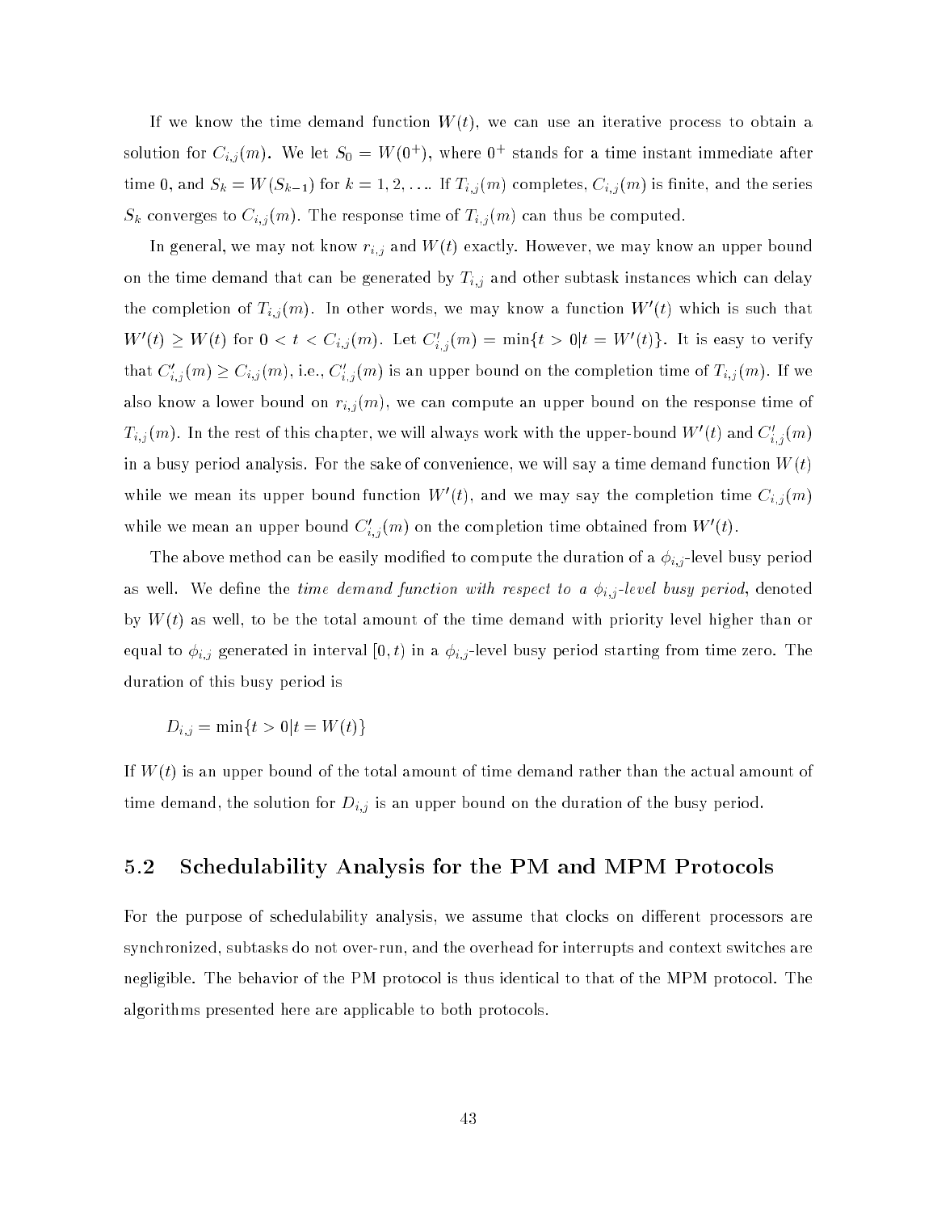If we know the time demand function $W(t)$, we can use an iterative process to obtain a solution for $C_{i,j}(m)$. We let $S_0 = W(0^+)$, where $0^+$ stands for a time instant immediate after time 0, and $S_k = W(S_{k-1})$ for $k = 1, 2, \ldots$. If $T_{i,j}(m)$ completes, $C_{i,j}(m)$ is finite, and the series $S_k$ converges to $C_{i,j}(m)$. The response time of $T_{i,j}(m)$ can thus be computed.

In general, we may not know $r_{i,j}$ and $W(t)$ exactly. However, we may know an upper bound on the time demand that can be generated by $T_{i,j}$ and other subtask instances which can delay the completion of $T_{i,j}(m)$. In other words, we may know a function $W'(t)$ which is such that $W'(t) \geq W(t)$ for $0 < t < C_{i,j}(m)$. Let $C'_{i,j}(m) = \min\{t > 0 | t = W'(t)\}$. It is easy to verify that $C'_{i,j}(m) \geq C_{i,j}(m)$, i.e., $C'_{i,j}(m)$ is an upper bound on the completion time of $T_{i,j}(m)$. If we also know a lower bound on $r_{i,j}(m)$, we can compute an upper bound on the response time of $T_{i,j}(m)$. In the rest of this chapter, we will always work with the upper-bound $W'(t)$ and $C'_{i,j}(m)$ in a busy period analysis. For the sake of convenience, we will say a time demand function $W(t)$ while we mean its upper bound function $W'(t)$, and we may say the completion time $C_{i,j}(m)$ while we mean an upper bound $C'_{i,j}(m)$ on the completion time obtained from $W'(t)$.

The above method can be easily modified to compute the duration of a $\phi_{i,j}$-level busy period as well. We define the *time demand function with respect to a $\phi_{i,j}$-level busy period*, denoted by $W(t)$ as well, to be the total amount of the time demand with priority level higher than or equal to $\phi_{i,j}$ generated in interval $[0, t)$ in a $\phi_{i,j}$-level busy period starting from time zero. The duration of this busy period is

$$D_{i,j} = \min\{t > 0 | t = W(t)\}$$

If $W(t)$ is an upper bound of the total amount of time demand rather than the actual amount of time demand, the solution for $D_{i,j}$ is an upper bound on the duration of the busy period.

## 5.2 Schedulability Analysis for the PM and MPM Protocols

For the purpose of schedulability analysis, we assume that clocks on different processors are synchronized, subtasks do not over-run, and the overhead for interrupts and context switches are negligible. The behavior of the PM protocol is thus identical to that of the MPM protocol. The algorithms presented here are applicable to both protocols.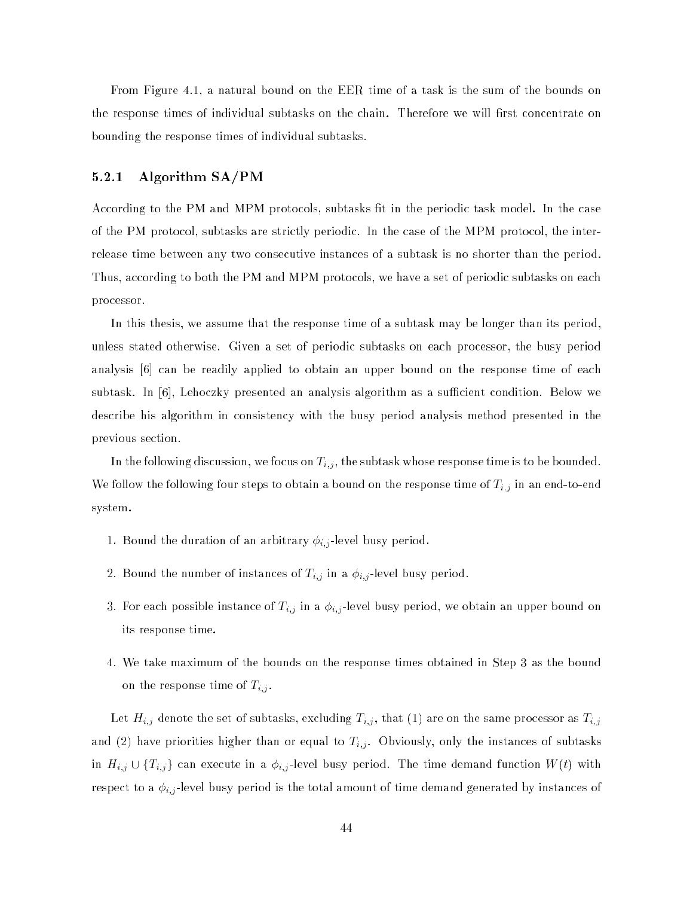From Figure 4.1, a natural bound on the EER time of a task is the sum of the bounds on the response times of individual subtasks on the chain. Therefore we will first concentrate on bounding the response times of individual subtasks.

### 5.2.1 Algorithm SA/PM

According to the PM and MPM protocols, subtasks fit in the periodic task model. In the case of the PM protocol, subtasks are strictly periodic. In the case of the MPM protocol, the inter-release time between any two consecutive instances of a subtask is no shorter than the period. Thus, according to both the PM and MPM protocols, we have a set of periodic subtasks on each processor.

In this thesis, we assume that the response time of a subtask may be longer than its period, unless stated otherwise. Given a set of periodic subtasks on each processor, the busy period analysis [6] can be readily applied to obtain an upper bound on the response time of each subtask. In [6], Lehoczky presented an analysis algorithm as a sufficient condition. Below we describe his algorithm in consistency with the busy period analysis method presented in the previous section.

In the following discussion, we focus on $T_{i,j}$, the subtask whose response time is to be bounded. We follow the following four steps to obtain a bound on the response time of $T_{i,j}$ in an end-to-end system.

1. Bound the duration of an arbitrary $\phi_{i,j}$-level busy period.
2. Bound the number of instances of $T_{i,j}$ in a $\phi_{i,j}$-level busy period.
3. For each possible instance of $T_{i,j}$ in a $\phi_{i,j}$-level busy period, we obtain an upper bound on its response time.
4. We take maximum of the bounds on the response times obtained in Step 3 as the bound on the response time of $T_{i,j}$.

Let $H_{i,j}$ denote the set of subtasks, excluding $T_{i,j}$, that (1) are on the same processor as $T_{i,j}$ and (2) have priorities higher than or equal to $T_{i,j}$. Obviously, only the instances of subtasks in $H_{i,j} \cup \{T_{i,j}\}$ can execute in a $\phi_{i,j}$-level busy period. The time demand function $W(t)$ with respect to a $\phi_{i,j}$-level busy period is the total amount of time demand generated by instances of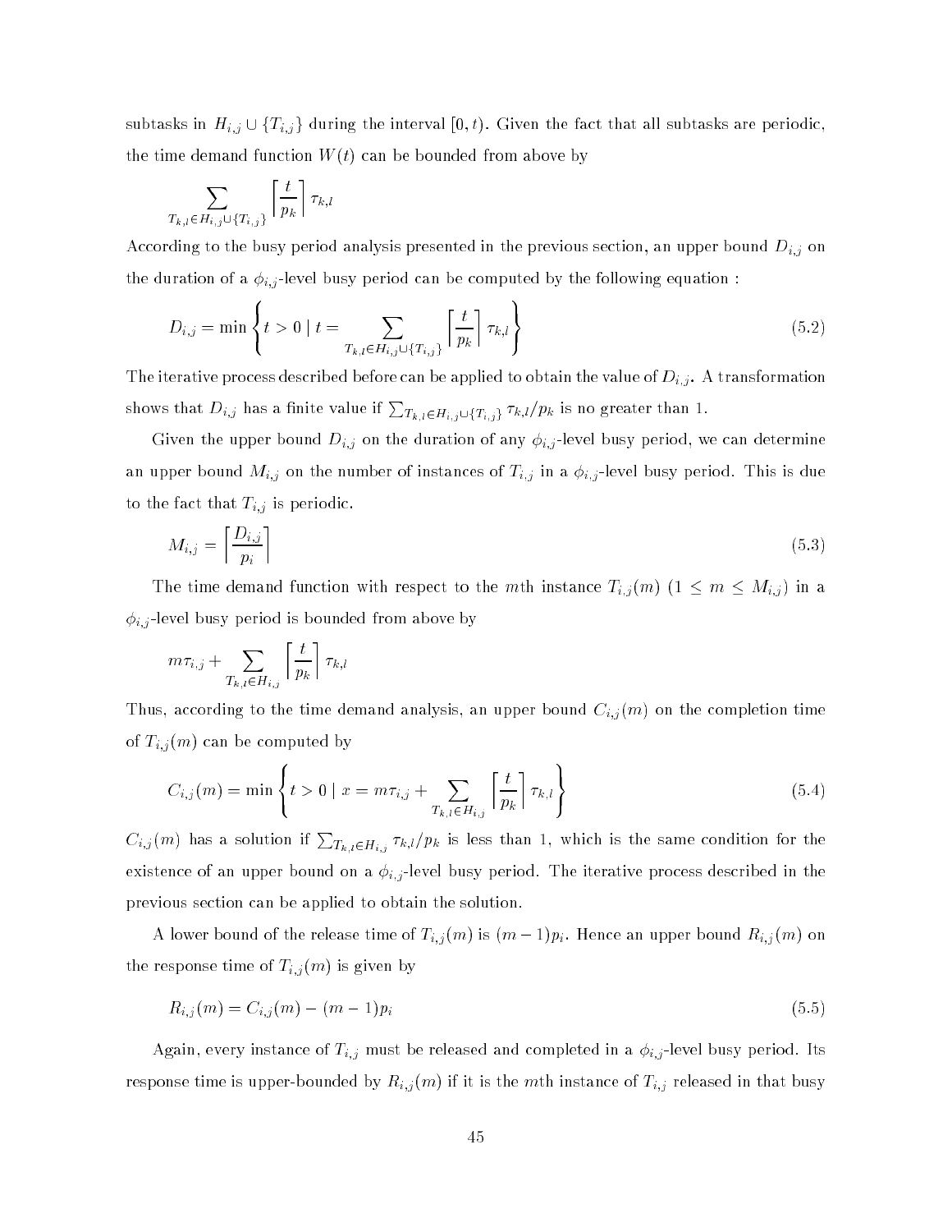subtasks in $H_{i,j} \cup \{T_{i,j}\}$ during the interval $[0, t)$. Given the fact that all subtasks are periodic, the time demand function $W(t)$ can be bounded from above by

$$\sum_{T_{k,l} \in H_{i,j} \cup \{T_{i,j}\}} \left\lceil \frac{t}{p_k} \right\rceil \tau_{k,l}$$

According to the busy period analysis presented in the previous section, an upper bound $D_{i,j}$ on the duration of a $\phi_{i,j}$-level busy period can be computed by the following equation :

$$D_{i,j} = \min \left\{ t > 0 \mid t = \sum_{T_{k,l} \in H_{i,j} \cup \{T_{i,j}\}} \left\lceil \frac{t}{p_k} \right\rceil \tau_{k,l} \right\} \tag{5.2}$$

The iterative process described before can be applied to obtain the value of $D_{i,j}$. A transformation shows that $D_{i,j}$ has a finite value if $\sum_{T_{k,l} \in H_{i,j} \cup \{T_{i,j}\}} \tau_{k,l}/p_k$ is no greater than 1.

Given the upper bound $D_{i,j}$ on the duration of any $\phi_{i,j}$-level busy period, we can determine an upper bound $M_{i,j}$ on the number of instances of $T_{i,j}$ in a $\phi_{i,j}$-level busy period. This is due to the fact that $T_{i,j}$ is periodic.

$$M_{i,j} = \left\lceil \frac{D_{i,j}}{p_i} \right\rceil \tag{5.3}$$

The time demand function with respect to the $m$th instance $T_{i,j}(m)$ $(1 \leq m \leq M_{i,j})$ in a $\phi_{i,j}$-level busy period is bounded from above by

$$m\tau_{i,j} + \sum_{T_{k,l} \in H_{i,j}} \left\lceil \frac{t}{p_k} \right\rceil \tau_{k,l}$$

Thus, according to the time demand analysis, an upper bound $C_{i,j}(m)$ on the completion time of $T_{i,j}(m)$ can be computed by

$$C_{i,j}(m) = \min \left\{ t > 0 \mid x = m\tau_{i,j} + \sum_{T_{k,l} \in H_{i,j}} \left\lceil \frac{t}{p_k} \right\rceil \tau_{k,l} \right\} \tag{5.4}$$

$C_{i,j}(m)$ has a solution if $\sum_{T_{k,l} \in H_{i,j}} \tau_{k,l}/p_k$ is less than 1, which is the same condition for the existence of an upper bound on a $\phi_{i,j}$-level busy period. The iterative process described in the previous section can be applied to obtain the solution.

A lower bound of the release time of $T_{i,j}(m)$ is $(m-1)p_i$. Hence an upper bound $R_{i,j}(m)$ on the response time of $T_{i,j}(m)$ is given by

$$R_{i,j}(m) = C_{i,j}(m) - (m-1)p_i \tag{5.5}$$

Again, every instance of $T_{i,j}$ must be released and completed in a $\phi_{i,j}$-level busy period. Its response time is upper-bounded by $R_{i,j}(m)$ if it is the $m$th instance of $T_{i,j}$ released in that busy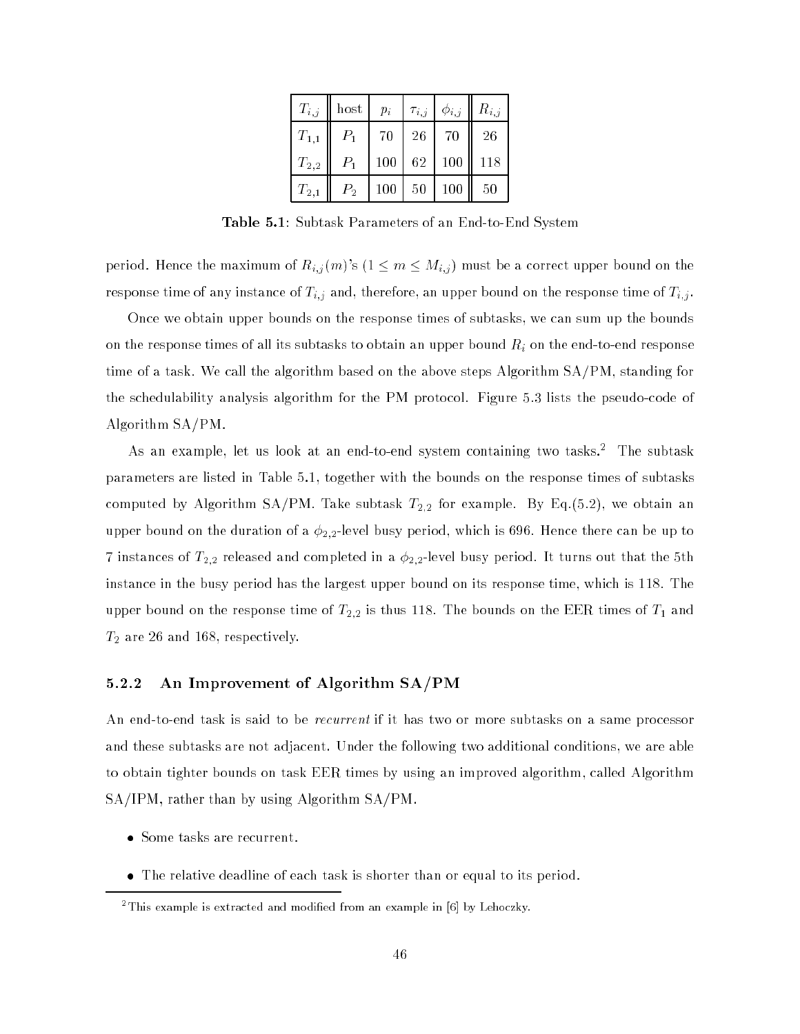| $T_{i,j}$ | host | $p_i$ | $\tau_{i,j}$ | $\phi_{i,j}$ | $R_{i,j}$ |
|---|---|---|---|---|---|
| $T_{1,1}$ | $P_1$ | 70 | 26 | 70 | 26 |
| $T_{2,2}$ | $P_1$ | 100 | 62 | 100 | 118 |
| $T_{2,1}$ | $P_2$ | 100 | 50 | 100 | 50 |

**Table 5.1**: Subtask Parameters of an End-to-End System

period. Hence the maximum of $R_{i,j}(m)$'s ($1 \leq m \leq M_{i,j}$) must be a correct upper bound on the response time of any instance of $T_{i,j}$ and, therefore, an upper bound on the response time of $T_{i,j}$.

Once we obtain upper bounds on the response times of subtasks, we can sum up the bounds on the response times of all its subtasks to obtain an upper bound $R_i$ on the end-to-end response time of a task. We call the algorithm based on the above steps Algorithm SA/PM, standing for the schedulability analysis algorithm for the PM protocol. Figure 5.3 lists the pseudo-code of Algorithm SA/PM.

As an example, let us look at an end-to-end system containing two tasks.[2] The subtask parameters are listed in Table 5.1, together with the bounds on the response times of subtasks computed by Algorithm SA/PM. Take subtask $T_{2,2}$ for example. By Eq.(5.2), we obtain an upper bound on the duration of a $\phi_{2,2}$-level busy period, which is 696. Hence there can be up to 7 instances of $T_{2,2}$ released and completed in a $\phi_{2,2}$-level busy period. It turns out that the 5th instance in the busy period has the largest upper bound on its response time, which is 118. The upper bound on the response time of $T_{2,2}$ is thus 118. The bounds on the EER times of $T_1$ and $T_2$ are 26 and 168, respectively.

### 5.2.2 An Improvement of Algorithm SA/PM

An end-to-end task is said to be *recurrent* if it has two or more subtasks on a same processor and these subtasks are not adjacent. Under the following two additional conditions, we are able to obtain tighter bounds on task EER times by using an improved algorithm, called Algorithm SA/IPM, rather than by using Algorithm SA/PM.

- Some tasks are recurrent.
- The relative deadline of each task is shorter than or equal to its period.

[2] This example is extracted and modified from an example in [6] by Lehoczky.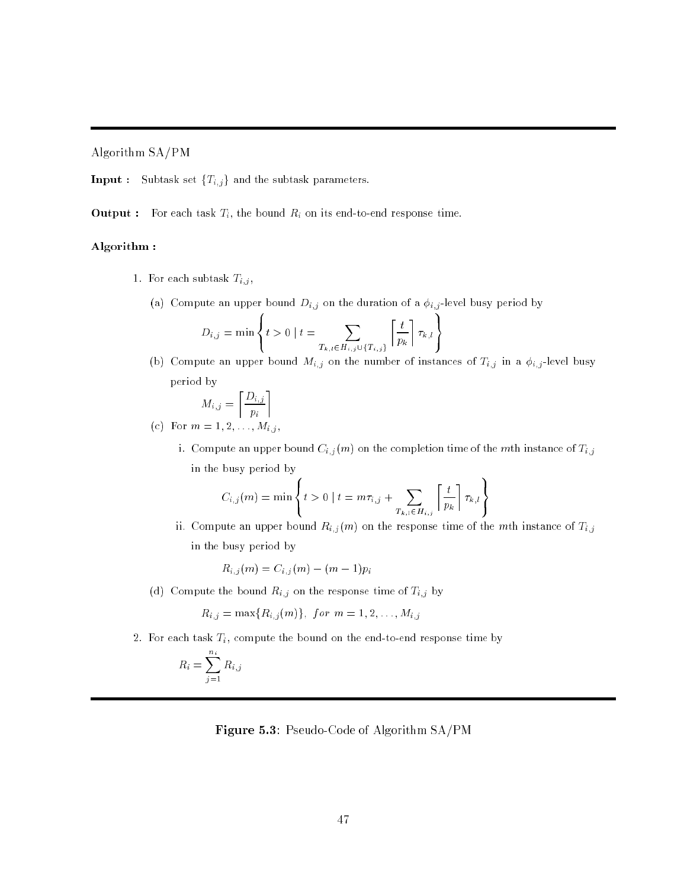Algorithm SA/PM

**Input :** Subtask set $\{T_{i,j}\}$ and the subtask parameters.

**Output :** For each task $T_i$, the bound $R_i$ on its end-to-end response time.

**Algorithm :**

1. For each subtask $T_{i,j}$,

   (a) Compute an upper bound $D_{i,j}$ on the duration of a $\phi_{i,j}$-level busy period by

   $$D_{i,j} = \min \left\{ t > 0 \mid t = \sum_{T_{k,l} \in H_{i,j} \cup \{T_{i,j}\}} \left\lceil \frac{t}{p_k} \right\rceil \tau_{k,l} \right\}$$

   (b) Compute an upper bound $M_{i,j}$ on the number of instances of $T_{i,j}$ in a $\phi_{i,j}$-level busy period by

   $$M_{i,j} = \left\lceil \frac{D_{i,j}}{p_i} \right\rceil$$

   (c) For $m = 1, 2, \ldots, M_{i,j}$,

      i. Compute an upper bound $C_{i,j}(m)$ on the completion time of the $m$th instance of $T_{i,j}$ in the busy period by

      $$C_{i,j}(m) = \min \left\{ t > 0 \mid t = m\tau_{i,j} + \sum_{T_{k,l} \in H_{i,j}} \left\lceil \frac{t}{p_k} \right\rceil \tau_{k,l} \right\}$$

      ii. Compute an upper bound $R_{i,j}(m)$ on the response time of the $m$th instance of $T_{i,j}$ in the busy period by

      $$R_{i,j}(m) = C_{i,j}(m) - (m-1)p_i$$

   (d) Compute the bound $R_{i,j}$ on the response time of $T_{i,j}$ by

   $$R_{i,j} = \max\{R_{i,j}(m)\}, \ \mathit{for} \ m = 1, 2, \ldots, M_{i,j}$$

2. For each task $T_i$, compute the bound on the end-to-end response time by

   $$R_i = \sum_{j=1}^{n_i} R_{i,j}$$

**Figure 5.3**: Pseudo-Code of Algorithm SA/PM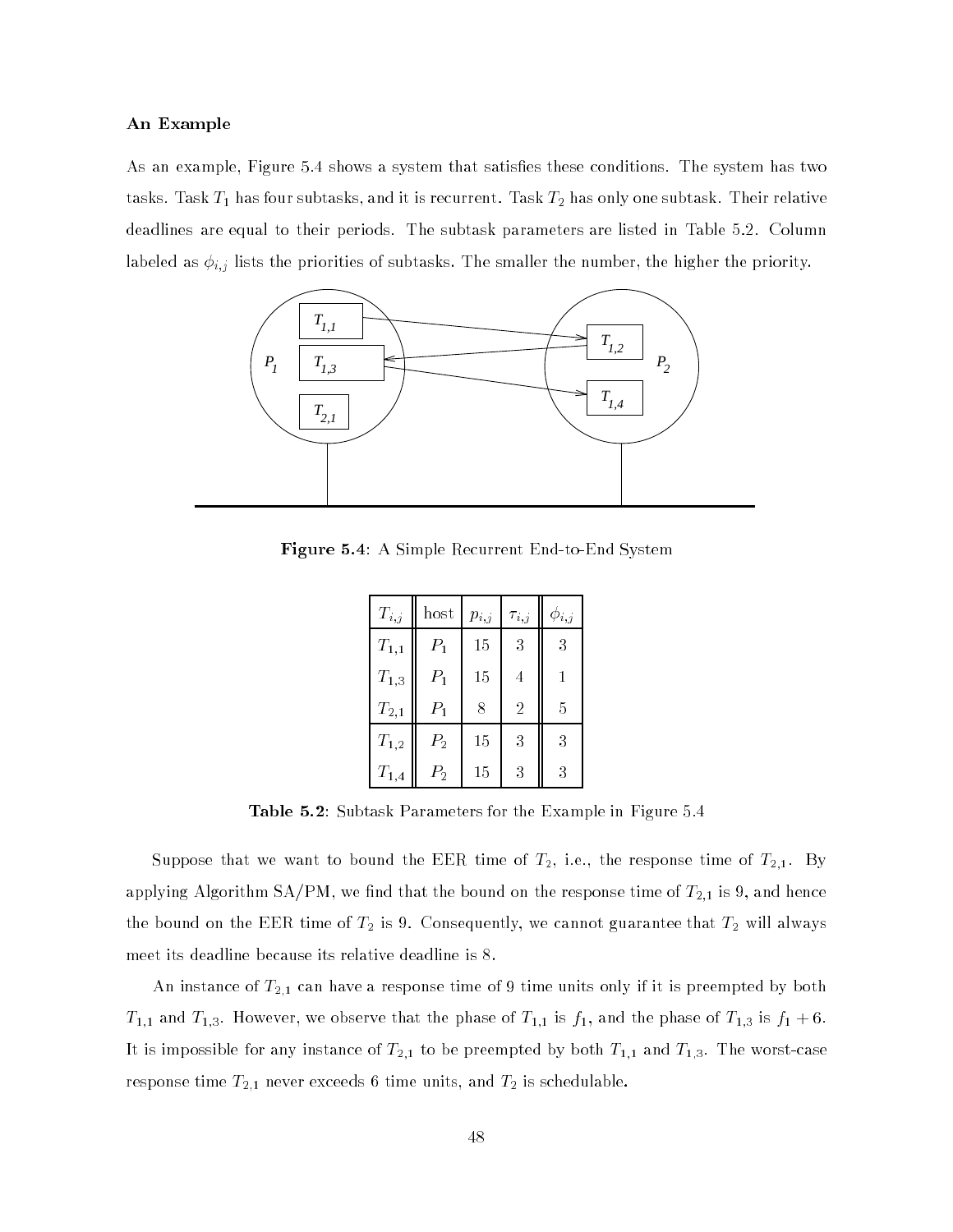### An Example

As an example, Figure 5.4 shows a system that satisfies these conditions. The system has two tasks. Task $T_1$ has four subtasks, and it is recurrent. Task $T_2$ has only one subtask. Their relative deadlines are equal to their periods. The subtask parameters are listed in Table 5.2. Column labeled as $\phi_{i,j}$ lists the priorities of subtasks. The smaller the number, the higher the priority.

**Figure 5.4**: A Simple Recurrent End-to-End System

| $T_{i,j}$ | host | $p_{i,j}$ | $\tau_{i,j}$ | $\phi_{i,j}$ |
|---|---|---|---|---|
| $T_{1,1}$ | $P_1$ | 15 | 3 | 3 |
| $T_{1,3}$ | $P_1$ | 15 | 4 | 1 |
| $T_{2,1}$ | $P_1$ | 8 | 2 | 5 |
| $T_{1,2}$ | $P_2$ | 15 | 3 | 3 |
| $T_{1,4}$ | $P_2$ | 15 | 3 | 3 |

**Table 5.2**: Subtask Parameters for the Example in Figure 5.4

Suppose that we want to bound the EER time of $T_2$, i.e., the response time of $T_{2,1}$. By applying Algorithm SA/PM, we find that the bound on the response time of $T_{2,1}$ is 9, and hence the bound on the EER time of $T_2$ is 9. Consequently, we cannot guarantee that $T_2$ will always meet its deadline because its relative deadline is 8.

An instance of $T_{2,1}$ can have a response time of 9 time units only if it is preempted by both $T_{1,1}$ and $T_{1,3}$. However, we observe that the phase of $T_{1,1}$ is $f_1$, and the phase of $T_{1,3}$ is $f_1 + 6$. It is impossible for any instance of $T_{2,1}$ to be preempted by both $T_{1,1}$ and $T_{1,3}$. The worst-case response time $T_{2,1}$ never exceeds 6 time units, and $T_2$ is schedulable.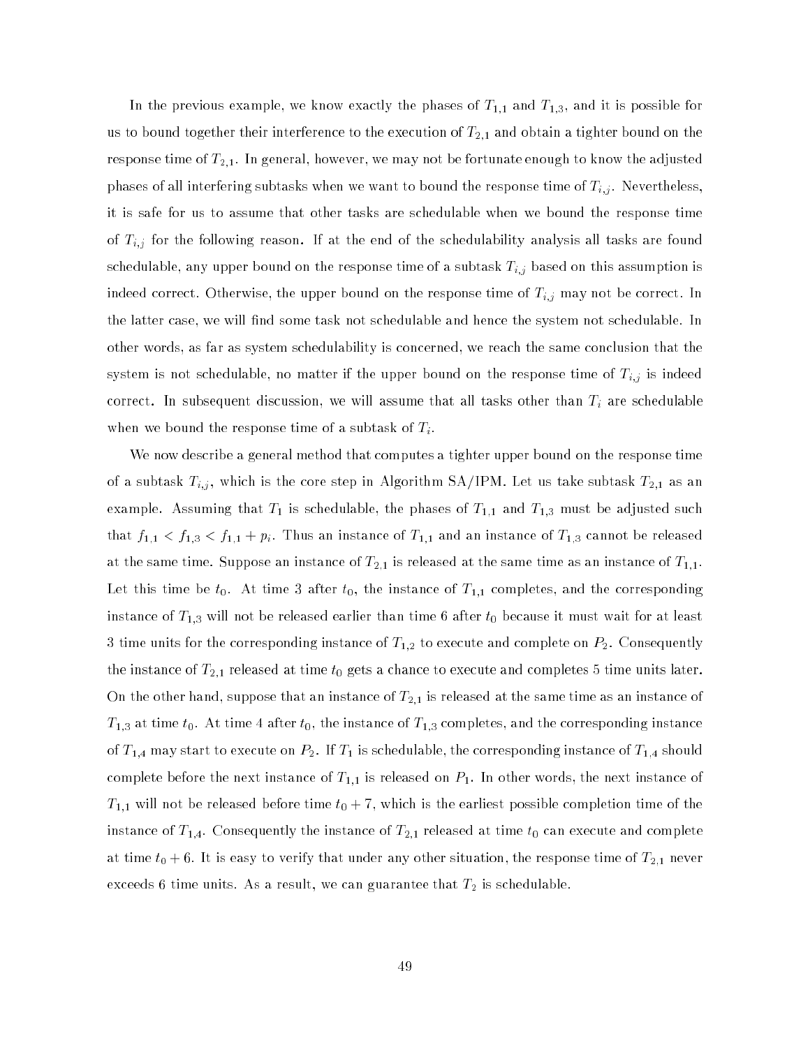In the previous example, we know exactly the phases of $T_{1,1}$ and $T_{1,3}$, and it is possible for us to bound together their interference to the execution of $T_{2,1}$ and obtain a tighter bound on the response time of $T_{2,1}$. In general, however, we may not be fortunate enough to know the adjusted phases of all interfering subtasks when we want to bound the response time of $T_{i,j}$. Nevertheless, it is safe for us to assume that other tasks are schedulable when we bound the response time of $T_{i,j}$ for the following reason. If at the end of the schedulability analysis all tasks are found schedulable, any upper bound on the response time of a subtask $T_{i,j}$ based on this assumption is indeed correct. Otherwise, the upper bound on the response time of $T_{i,j}$ may not be correct. In the latter case, we will find some task not schedulable and hence the system not schedulable. In other words, as far as system schedulability is concerned, we reach the same conclusion that the system is not schedulable, no matter if the upper bound on the response time of $T_{i,j}$ is indeed correct. In subsequent discussion, we will assume that all tasks other than $T_i$ are schedulable when we bound the response time of a subtask of $T_i$.

We now describe a general method that computes a tighter upper bound on the response time of a subtask $T_{i,j}$, which is the core step in Algorithm SA/IPM. Let us take subtask $T_{2,1}$ as an example. Assuming that $T_1$ is schedulable, the phases of $T_{1,1}$ and $T_{1,3}$ must be adjusted such that $f_{1,1} < f_{1,3} < f_{1,1} + p_i$. Thus an instance of $T_{1,1}$ and an instance of $T_{1,3}$ cannot be released at the same time. Suppose an instance of $T_{2,1}$ is released at the same time as an instance of $T_{1,1}$. Let this time be $t_0$. At time 3 after $t_0$, the instance of $T_{1,1}$ completes, and the corresponding instance of $T_{1,3}$ will not be released earlier than time 6 after $t_0$ because it must wait for at least 3 time units for the corresponding instance of $T_{1,2}$ to execute and complete on $P_2$. Consequently the instance of $T_{2,1}$ released at time $t_0$ gets a chance to execute and completes 5 time units later. On the other hand, suppose that an instance of $T_{2,1}$ is released at the same time as an instance of $T_{1,3}$ at time $t_0$. At time 4 after $t_0$, the instance of $T_{1,3}$ completes, and the corresponding instance of $T_{1,4}$ may start to execute on $P_2$. If $T_1$ is schedulable, the corresponding instance of $T_{1,4}$ should complete before the next instance of $T_{1,1}$ is released on $P_1$. In other words, the next instance of $T_{1,1}$ will not be released before time $t_0 + 7$, which is the earliest possible completion time of the instance of $T_{1,4}$. Consequently the instance of $T_{2,1}$ released at time $t_0$ can execute and complete at time $t_0 + 6$. It is easy to verify that under any other situation, the response time of $T_{2,1}$ never exceeds 6 time units. As a result, we can guarantee that $T_2$ is schedulable.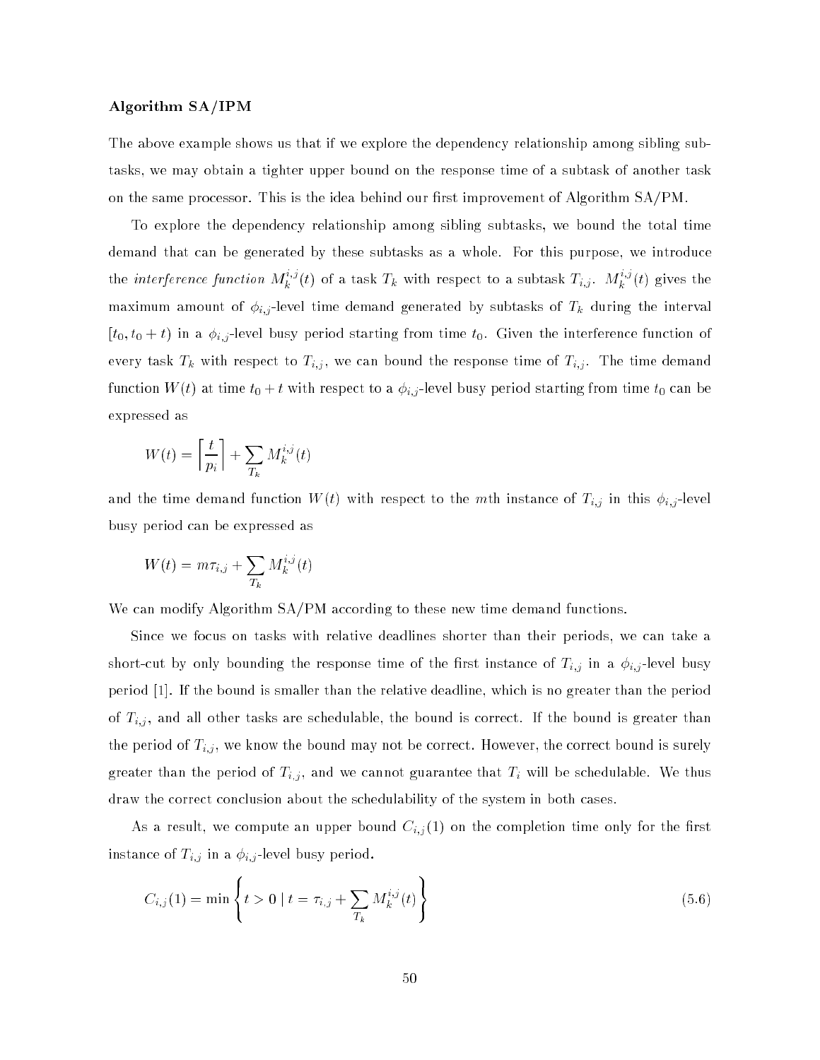**Algorithm SA/IPM**

The above example shows us that if we explore the dependency relationship among sibling subtasks, we may obtain a tighter upper bound on the response time of a subtask of another task on the same processor. This is the idea behind our first improvement of Algorithm SA/PM.

To explore the dependency relationship among sibling subtasks, we bound the total time demand that can be generated by these subtasks as a whole. For this purpose, we introduce the *interference function* $M_k^{i,j}(t)$ of a task $T_k$ with respect to a subtask $T_{i,j}$. $M_k^{i,j}(t)$ gives the maximum amount of $\phi_{i,j}$-level time demand generated by subtasks of $T_k$ during the interval $[t_0, t_0 + t)$ in a $\phi_{i,j}$-level busy period starting from time $t_0$. Given the interference function of every task $T_k$ with respect to $T_{i,j}$, we can bound the response time of $T_{i,j}$. The time demand function $W(t)$ at time $t_0 + t$ with respect to a $\phi_{i,j}$-level busy period starting from time $t_0$ can be expressed as

$$W(t) = \left\lceil \frac{t}{p_i} \right\rceil + \sum_{T_k} M_k^{i,j}(t)$$

and the time demand function $W(t)$ with respect to the $m$th instance of $T_{i,j}$ in this $\phi_{i,j}$-level busy period can be expressed as

$$W(t) = m\tau_{i,j} + \sum_{T_k} M_k^{i,j}(t)$$

We can modify Algorithm SA/PM according to these new time demand functions.

Since we focus on tasks with relative deadlines shorter than their periods, we can take a short-cut by only bounding the response time of the first instance of $T_{i,j}$ in a $\phi_{i,j}$-level busy period [1]. If the bound is smaller than the relative deadline, which is no greater than the period of $T_{i,j}$, and all other tasks are schedulable, the bound is correct. If the bound is greater than the period of $T_{i,j}$, we know the bound may not be correct. However, the correct bound is surely greater than the period of $T_{i,j}$, and we cannot guarantee that $T_i$ will be schedulable. We thus draw the correct conclusion about the schedulability of the system in both cases.

As a result, we compute an upper bound $C_{i,j}(1)$ on the completion time only for the first instance of $T_{i,j}$ in a $\phi_{i,j}$-level busy period.

$$C_{i,j}(1) = \min \left\{ t > 0 \mid t = \tau_{i,j} + \sum_{T_k} M_k^{i,j}(t) \right\} \tag{5.6}$$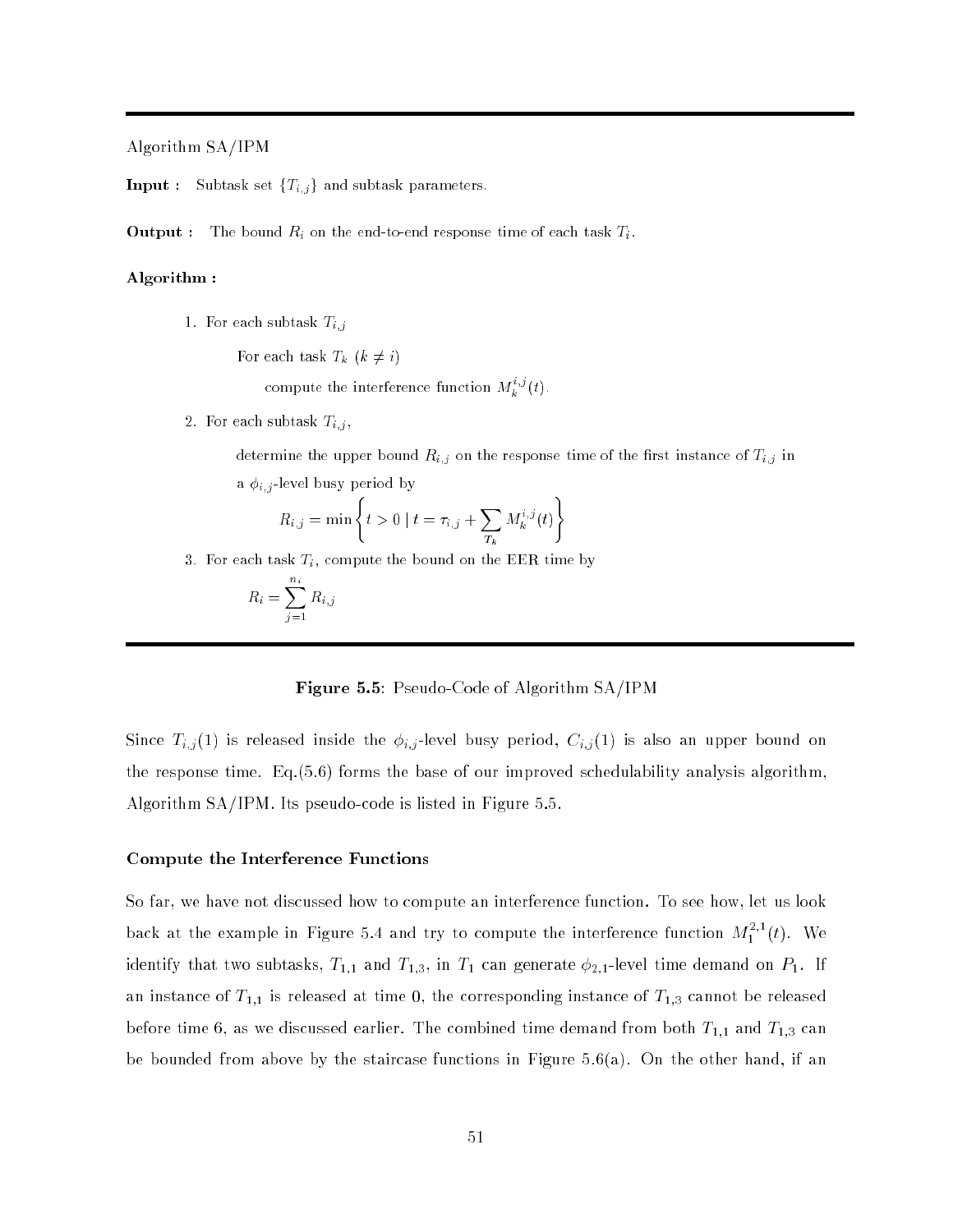Algorithm SA/IPM

**Input :** Subtask set $\{T_{i,j}\}$ and subtask parameters.

**Output :** The bound $R_i$ on the end-to-end response time of each task $T_i$.

**Algorithm :**

1. For each subtask $T_{i,j}$

   For each task $T_k$ $(k \neq i)$

   compute the interference function $M_k^{i,j}(t)$.

2. For each subtask $T_{i,j}$,

   determine the upper bound $R_{i,j}$ on the response time of the first instance of $T_{i,j}$ in a $\phi_{i,j}$-level busy period by

$$R_{i,j} = \min\left\{ t > 0 \mid t = \tau_{i,j} + \sum_{T_k} M_k^{i,j}(t) \right\}$$

3. For each task $T_i$, compute the bound on the EER time by

$$R_i = \sum_{j=1}^{n_i} R_{i,j}$$

**Figure 5.5**: Pseudo-Code of Algorithm SA/IPM

Since $T_{i,j}(1)$ is released inside the $\phi_{i,j}$-level busy period, $C_{i,j}(1)$ is also an upper bound on the response time. Eq.(5.6) forms the base of our improved schedulability analysis algorithm, Algorithm SA/IPM. Its pseudo-code is listed in Figure 5.5.

### Compute the Interference Functions

So far, we have not discussed how to compute an interference function. To see how, let us look back at the example in Figure 5.4 and try to compute the interference function $M_1^{2,1}(t)$. We identify that two subtasks, $T_{1,1}$ and $T_{1,3}$, in $T_1$ can generate $\phi_{2,1}$-level time demand on $P_1$. If an instance of $T_{1,1}$ is released at time 0, the corresponding instance of $T_{1,3}$ cannot be released before time 6, as we discussed earlier. The combined time demand from both $T_{1,1}$ and $T_{1,3}$ can be bounded from above by the staircase functions in Figure 5.6(a). On the other hand, if an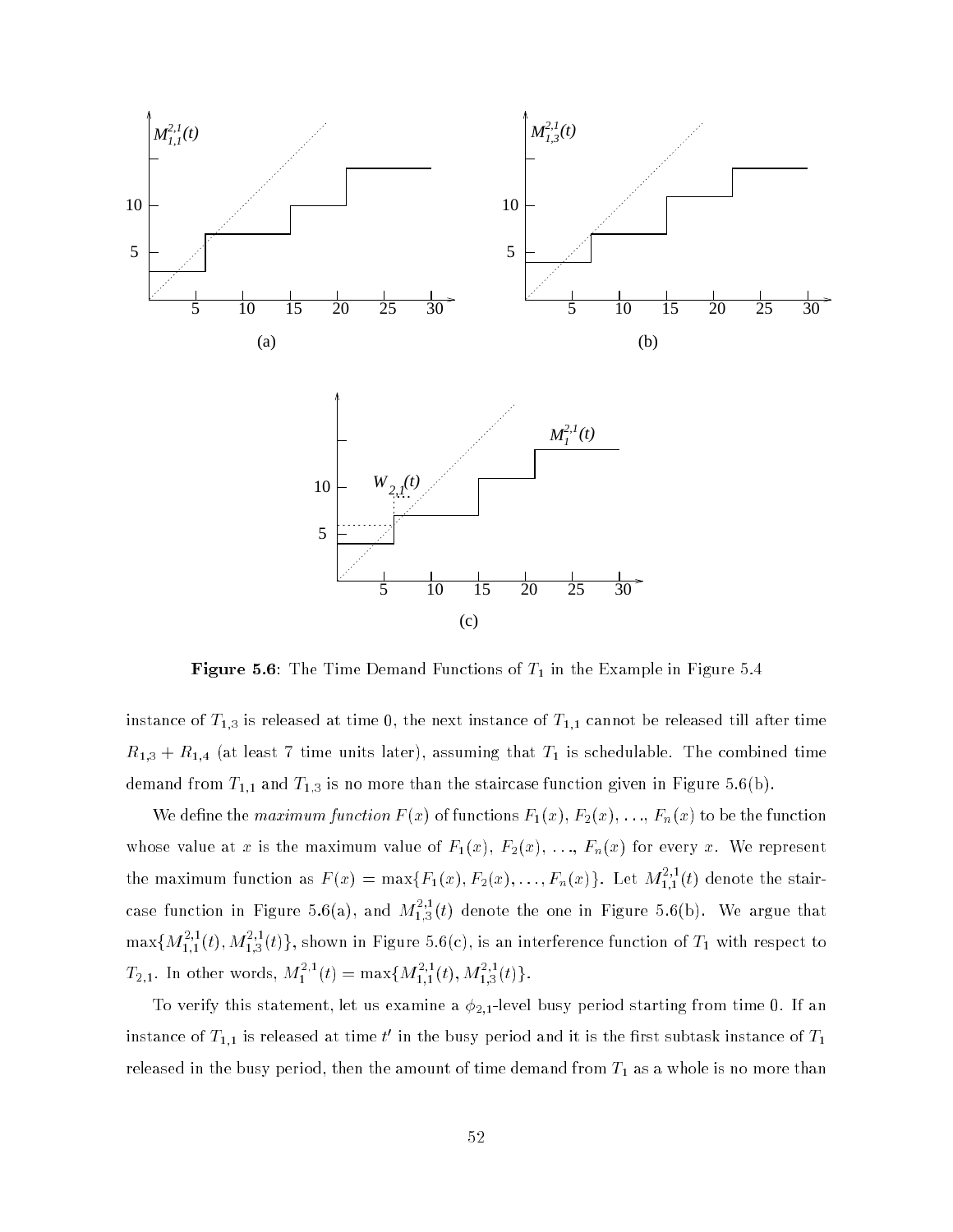Figure 5.6: The Time Demand Functions of $T_1$ in the Example in Figure 5.4

instance of $T_{1,3}$ is released at time 0, the next instance of $T_{1,1}$ cannot be released till after time $R_{1,3} + R_{1,4}$ (at least 7 time units later), assuming that $T_1$ is schedulable. The combined time demand from $T_{1,1}$ and $T_{1,3}$ is no more than the staircase function given in Figure 5.6(b).

We define the *maximum function* $F(x)$ of functions $F_1(x)$, $F_2(x)$, ..., $F_n(x)$ to be the function whose value at $x$ is the maximum value of $F_1(x)$, $F_2(x)$, ..., $F_n(x)$ for every $x$. We represent the maximum function as $F(x) = \max\{F_1(x), F_2(x), \ldots, F_n(x)\}$. Let $M_{1,1}^{2,1}(t)$ denote the staircase function in Figure 5.6(a), and $M_{1,3}^{2,1}(t)$ denote the one in Figure 5.6(b). We argue that $\max\{M_{1,1}^{2,1}(t), M_{1,3}^{2,1}(t)\}$, shown in Figure 5.6(c), is an interference function of $T_1$ with respect to $T_{2,1}$. In other words, $M_1^{2,1}(t) = \max\{M_{1,1}^{2,1}(t), M_{1,3}^{2,1}(t)\}$.

To verify this statement, let us examine a $\phi_{2,1}$-level busy period starting from time 0. If an instance of $T_{1,1}$ is released at time $t'$ in the busy period and it is the first subtask instance of $T_1$ released in the busy period, then the amount of time demand from $T_1$ as a whole is no more than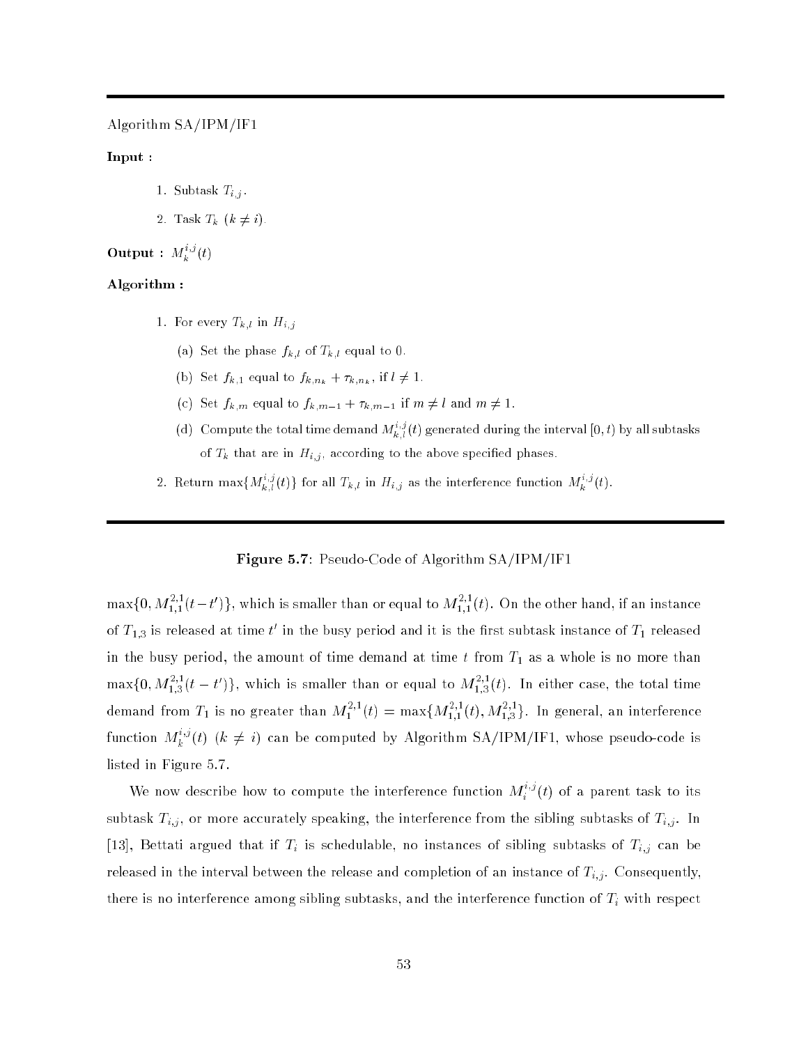Algorithm SA/IPM/IF1

**Input :**

1. Subtask $T_{i,j}$.
2. Task $T_k$ $(k \neq i)$.

**Output :** $M_k^{i,j}(t)$

**Algorithm :**

1. For every $T_{k,l}$ in $H_{i,j}$
   (a) Set the phase $f_{k,l}$ of $T_{k,l}$ equal to 0.
   (b) Set $f_{k,1}$ equal to $f_{k,n_k} + \tau_{k,n_k}$, if $l \neq 1$.
   (c) Set $f_{k,m}$ equal to $f_{k,m-1} + \tau_{k,m-1}$ if $m \neq l$ and $m \neq 1$.
   (d) Compute the total time demand $M_{k,l}^{i,j}(t)$ generated during the interval $[0,t)$ by all subtasks of $T_k$ that are in $H_{i,j}$, according to the above specified phases.
2. Return $\max\{M_{k,l}^{i,j}(t)\}$ for all $T_{k,l}$ in $H_{i,j}$ as the interference function $M_k^{i,j}(t)$.

**Figure 5.7:** Pseudo-Code of Algorithm SA/IPM/IF1

$\max\{0, M_{1,1}^{2,1}(t-t')\}$, which is smaller than or equal to $M_{1,1}^{2,1}(t)$. On the other hand, if an instance of $T_{1,3}$ is released at time $t'$ in the busy period and it is the first subtask instance of $T_1$ released in the busy period, the amount of time demand at time $t$ from $T_1$ as a whole is no more than $\max\{0, M_{1,3}^{2,1}(t-t')\}$, which is smaller than or equal to $M_{1,3}^{2,1}(t)$. In either case, the total time demand from $T_1$ is no greater than $M_1^{2,1}(t) = \max\{M_{1,1}^{2,1}(t), M_{1,3}^{2,1}\}$. In general, an interference function $M_k^{i,j}(t)$ $(k \neq i)$ can be computed by Algorithm SA/IPM/IF1, whose pseudo-code is listed in Figure 5.7.

We now describe how to compute the interference function $M_i^{i,j}(t)$ of a parent task to its subtask $T_{i,j}$, or more accurately speaking, the interference from the sibling subtasks of $T_{i,j}$. In [13], Bettati argued that if $T_i$ is schedulable, no instances of sibling subtasks of $T_{i,j}$ can be released in the interval between the release and completion of an instance of $T_{i,j}$. Consequently, there is no interference among sibling subtasks, and the interference function of $T_i$ with respect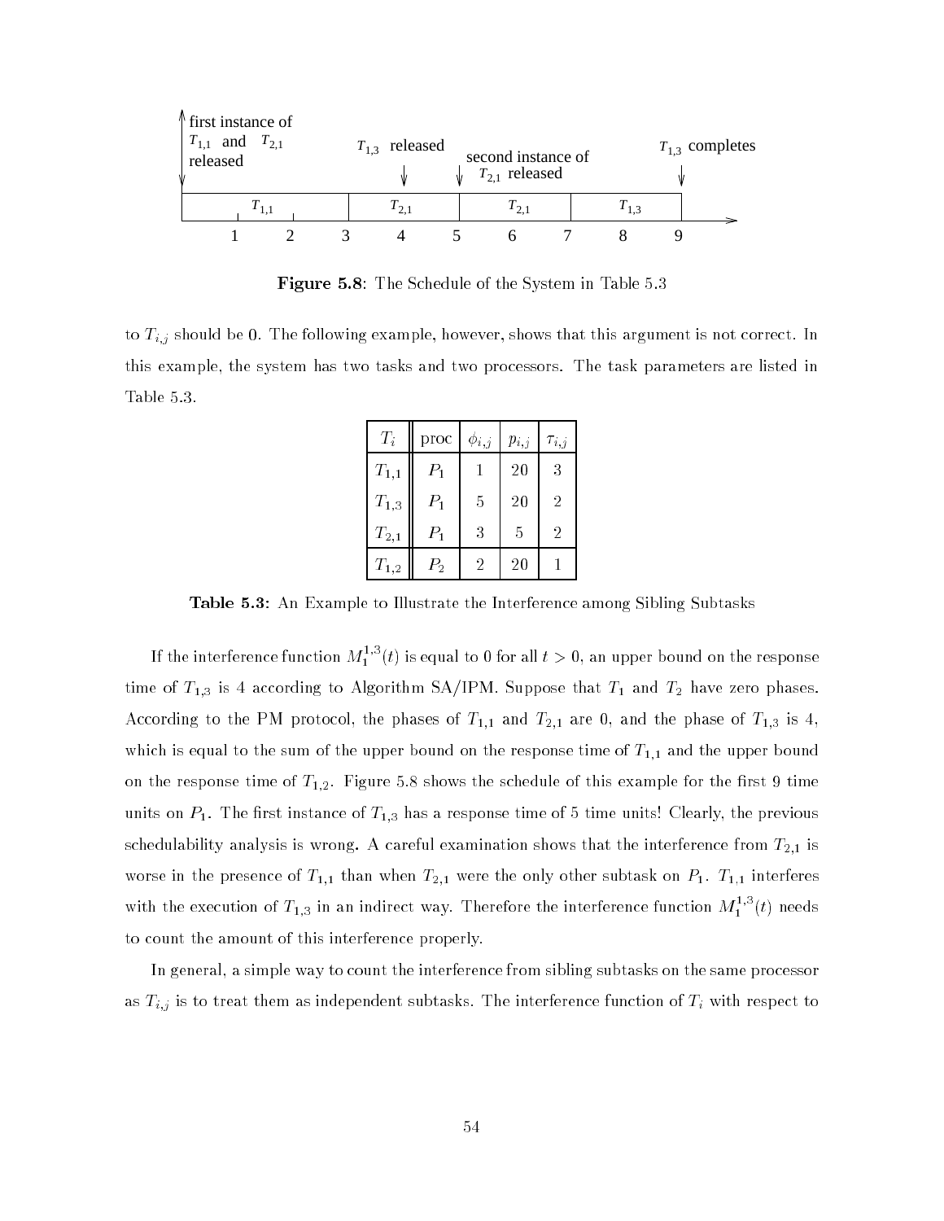first instance of $T_{1,1}$ and $T_{2,1}$ released

$T_{1,3}$ released

second instance of $T_{2,1}$ released

$T_{1,3}$ completes

$T_{1,1}$ | $T_{2,1}$ | $T_{2,1}$ | $T_{1,3}$

1 2 3 4 5 6 7 8 9

**Figure 5.8**: The Schedule of the System in Table 5.3

to $T_{i,j}$ should be 0. The following example, however, shows that this argument is not correct. In this example, the system has two tasks and two processors. The task parameters are listed in Table 5.3.

| $T_i$ | proc | $\phi_{i,j}$ | $p_{i,j}$ | $\tau_{i,j}$ |
|---|---|---|---|---|
| $T_{1,1}$ | $P_1$ | 1 | 20 | 3 |
| $T_{1,3}$ | $P_1$ | 5 | 20 | 2 |
| $T_{2,1}$ | $P_1$ | 3 | 5 | 2 |
| $T_{1,2}$ | $P_2$ | 2 | 20 | 1 |

**Table 5.3**: An Example to Illustrate the Interference among Sibling Subtasks

If the interference function $M_1^{1,3}(t)$ is equal to 0 for all $t > 0$, an upper bound on the response time of $T_{1,3}$ is 4 according to Algorithm SA/IPM. Suppose that $T_1$ and $T_2$ have zero phases. According to the PM protocol, the phases of $T_{1,1}$ and $T_{2,1}$ are 0, and the phase of $T_{1,3}$ is 4, which is equal to the sum of the upper bound on the response time of $T_{1,1}$ and the upper bound on the response time of $T_{1,2}$. Figure 5.8 shows the schedule of this example for the first 9 time units on $P_1$. The first instance of $T_{1,3}$ has a response time of 5 time units! Clearly, the previous schedulability analysis is wrong. A careful examination shows that the interference from $T_{2,1}$ is worse in the presence of $T_{1,1}$ than when $T_{2,1}$ were the only other subtask on $P_1$. $T_{1,1}$ interferes with the execution of $T_{1,3}$ in an indirect way. Therefore the interference function $M_1^{1,3}(t)$ needs to count the amount of this interference properly.

In general, a simple way to count the interference from sibling subtasks on the same processor as $T_{i,j}$ is to treat them as independent subtasks. The interference function of $T_i$ with respect to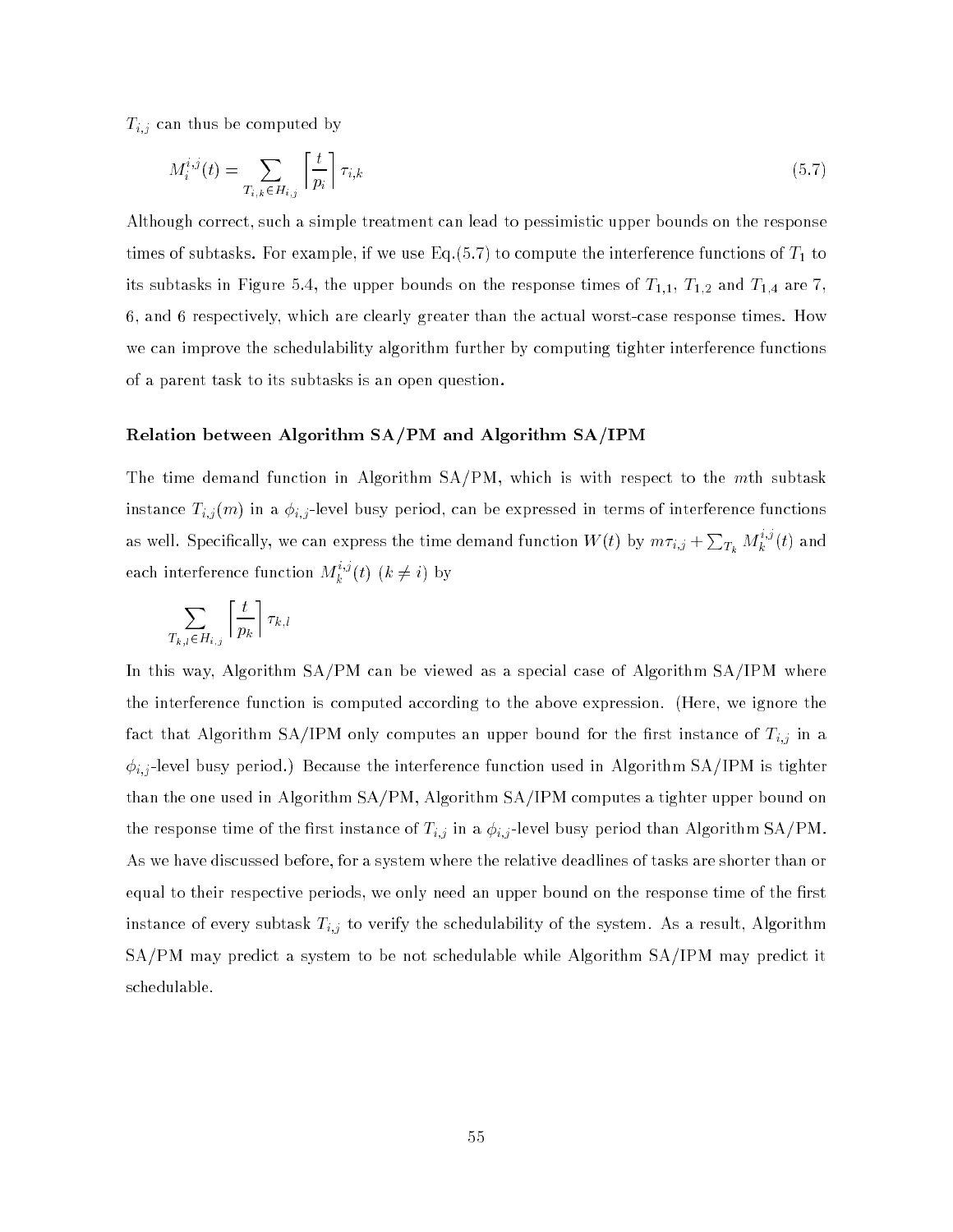$T_{i,j}$ can thus be computed by

$$M_i^{i,j}(t) = \sum_{T_{i,k} \in H_{i,j}} \left\lceil \frac{t}{p_i} \right\rceil \tau_{i,k} \tag{5.7}$$

Although correct, such a simple treatment can lead to pessimistic upper bounds on the response times of subtasks. For example, if we use Eq.(5.7) to compute the interference functions of $T_1$ to its subtasks in Figure 5.4, the upper bounds on the response times of $T_{1,1}$, $T_{1,2}$ and $T_{1,4}$ are 7, 6, and 6 respectively, which are clearly greater than the actual worst-case response times. How we can improve the schedulability algorithm further by computing tighter interference functions of a parent task to its subtasks is an open question.

**Relation between Algorithm SA/PM and Algorithm SA/IPM**

The time demand function in Algorithm SA/PM, which is with respect to the $m$th subtask instance $T_{i,j}(m)$ in a $\phi_{i,j}$-level busy period, can be expressed in terms of interference functions as well. Specifically, we can express the time demand function $W(t)$ by $m\tau_{i,j} + \sum_{T_k} M_k^{i,j}(t)$ and each interference function $M_k^{i,j}(t)$ $(k \neq i)$ by

$$\sum_{T_{k,l} \in H_{i,j}} \left\lceil \frac{t}{p_k} \right\rceil \tau_{k,l}$$

In this way, Algorithm SA/PM can be viewed as a special case of Algorithm SA/IPM where the interference function is computed according to the above expression. (Here, we ignore the fact that Algorithm SA/IPM only computes an upper bound for the first instance of $T_{i,j}$ in a $\phi_{i,j}$-level busy period.) Because the interference function used in Algorithm SA/IPM is tighter than the one used in Algorithm SA/PM, Algorithm SA/IPM computes a tighter upper bound on the response time of the first instance of $T_{i,j}$ in a $\phi_{i,j}$-level busy period than Algorithm SA/PM. As we have discussed before, for a system where the relative deadlines of tasks are shorter than or equal to their respective periods, we only need an upper bound on the response time of the first instance of every subtask $T_{i,j}$ to verify the schedulability of the system. As a result, Algorithm SA/PM may predict a system to be not schedulable while Algorithm SA/IPM may predict it schedulable.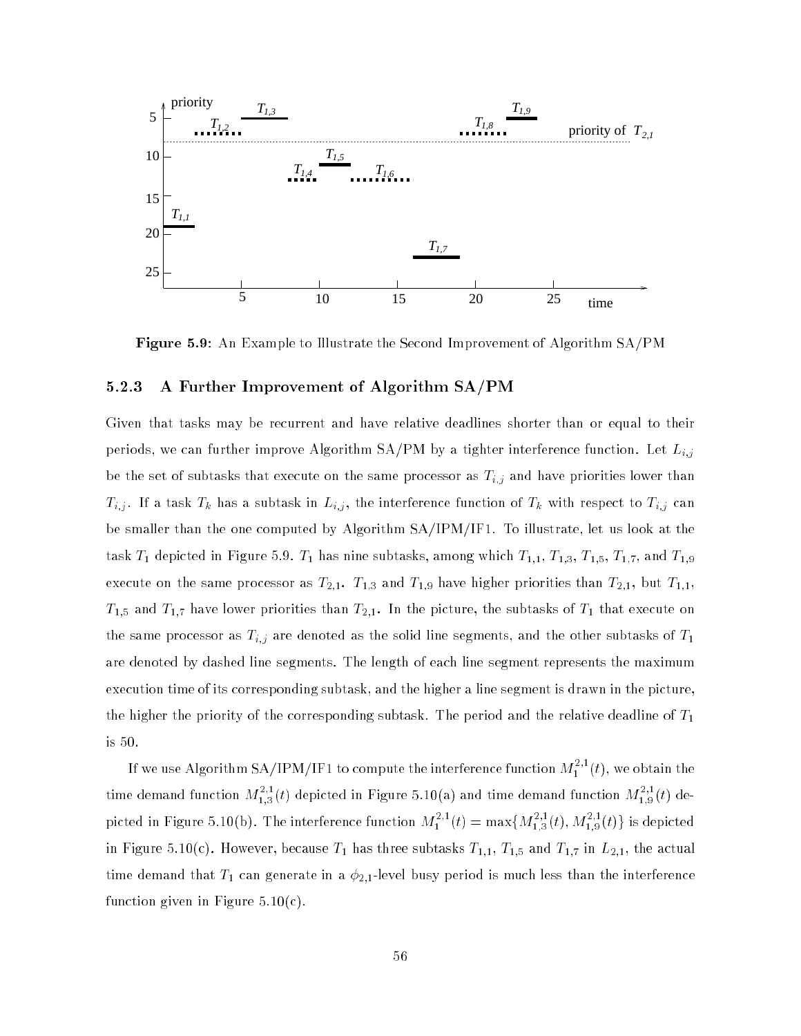**Figure 5.9**: An Example to Illustrate the Second Improvement of Algorithm SA/PM

### 5.2.3 A Further Improvement of Algorithm SA/PM

Given that tasks may be recurrent and have relative deadlines shorter than or equal to their periods, we can further improve Algorithm SA/PM by a tighter interference function. Let $L_{i,j}$ be the set of subtasks that execute on the same processor as $T_{i,j}$ and have priorities lower than $T_{i,j}$. If a task $T_k$ has a subtask in $L_{i,j}$, the interference function of $T_k$ with respect to $T_{i,j}$ can be smaller than the one computed by Algorithm SA/IPM/IF1. To illustrate, let us look at the task $T_1$ depicted in Figure 5.9. $T_1$ has nine subtasks, among which $T_{1,1}$, $T_{1,3}$, $T_{1,5}$, $T_{1,7}$, and $T_{1,9}$ execute on the same processor as $T_{2,1}$. $T_{1,3}$ and $T_{1,9}$ have higher priorities than $T_{2,1}$, but $T_{1,1}$, $T_{1,5}$ and $T_{1,7}$ have lower priorities than $T_{2,1}$. In the picture, the subtasks of $T_1$ that execute on the same processor as $T_{i,j}$ are denoted as the solid line segments, and the other subtasks of $T_1$ are denoted by dashed line segments. The length of each line segment represents the maximum execution time of its corresponding subtask, and the higher a line segment is drawn in the picture, the higher the priority of the corresponding subtask. The period and the relative deadline of $T_1$ is 50.

If we use Algorithm SA/IPM/IF1 to compute the interference function $M_1^{2,1}(t)$, we obtain the time demand function $M_{1,3}^{2,1}(t)$ depicted in Figure 5.10(a) and time demand function $M_{1,9}^{2,1}(t)$ depicted in Figure 5.10(b). The interference function $M_1^{2,1}(t) = \max\{M_{1,3}^{2,1}(t), M_{1,9}^{2,1}(t)\}$ is depicted in Figure 5.10(c). However, because $T_1$ has three subtasks $T_{1,1}$, $T_{1,5}$ and $T_{1,7}$ in $L_{2,1}$, the actual time demand that $T_1$ can generate in a $\phi_{2,1}$-level busy period is much less than the interference function given in Figure 5.10(c).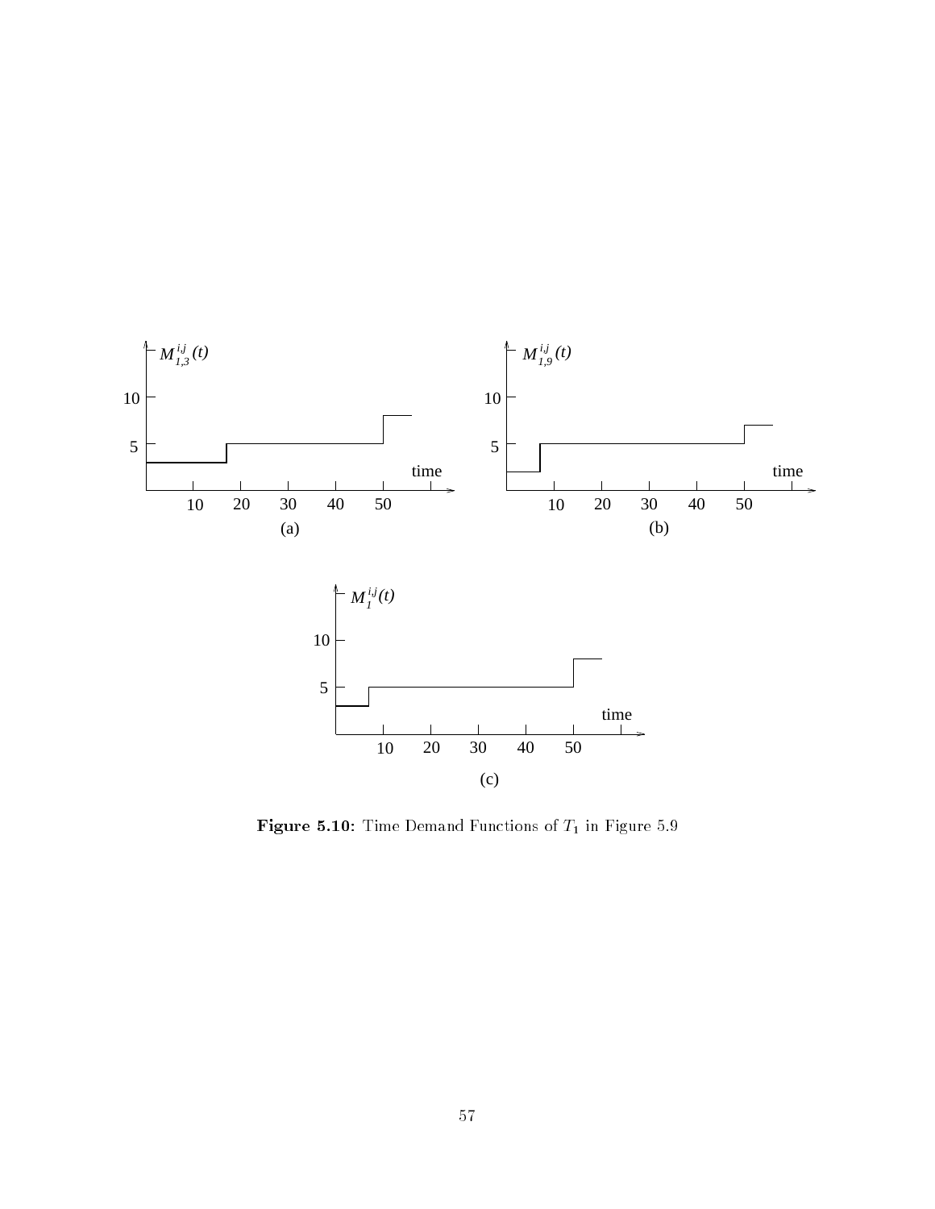Figure 5.10: Time Demand Functions of $T_1$ in Figure 5.9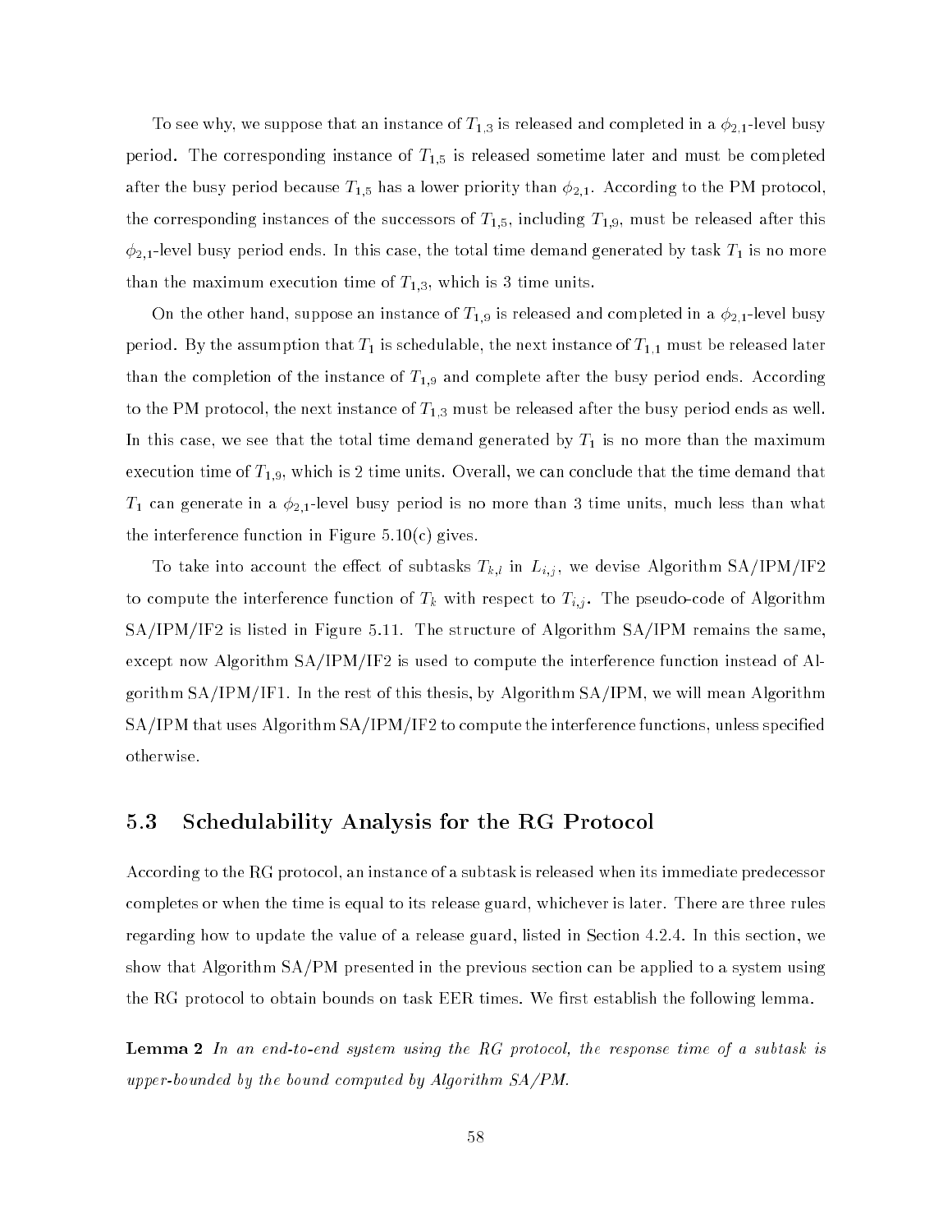To see why, we suppose that an instance of $T_{1,3}$ is released and completed in a $\phi_{2,1}$-level busy period. The corresponding instance of $T_{1,5}$ is released sometime later and must be completed after the busy period because $T_{1,5}$ has a lower priority than $\phi_{2,1}$. According to the PM protocol, the corresponding instances of the successors of $T_{1,5}$, including $T_{1,9}$, must be released after this $\phi_{2,1}$-level busy period ends. In this case, the total time demand generated by task $T_1$ is no more than the maximum execution time of $T_{1,3}$, which is 3 time units.

On the other hand, suppose an instance of $T_{1,9}$ is released and completed in a $\phi_{2,1}$-level busy period. By the assumption that $T_1$ is schedulable, the next instance of $T_{1,1}$ must be released later than the completion of the instance of $T_{1,9}$ and complete after the busy period ends. According to the PM protocol, the next instance of $T_{1,3}$ must be released after the busy period ends as well. In this case, we see that the total time demand generated by $T_1$ is no more than the maximum execution time of $T_{1,9}$, which is 2 time units. Overall, we can conclude that the time demand that $T_1$ can generate in a $\phi_{2,1}$-level busy period is no more than 3 time units, much less than what the interference function in Figure 5.10(c) gives.

To take into account the effect of subtasks $T_{k,l}$ in $L_{i,j}$, we devise Algorithm SA/IPM/IF2 to compute the interference function of $T_k$ with respect to $T_{i,j}$. The pseudo-code of Algorithm SA/IPM/IF2 is listed in Figure 5.11. The structure of Algorithm SA/IPM remains the same, except now Algorithm SA/IPM/IF2 is used to compute the interference function instead of Algorithm SA/IPM/IF1. In the rest of this thesis, by Algorithm SA/IPM, we will mean Algorithm SA/IPM that uses Algorithm SA/IPM/IF2 to compute the interference functions, unless specified otherwise.

## 5.3 Schedulability Analysis for the RG Protocol

According to the RG protocol, an instance of a subtask is released when its immediate predecessor completes or when the time is equal to its release guard, whichever is later. There are three rules regarding how to update the value of a release guard, listed in Section 4.2.4. In this section, we show that Algorithm SA/PM presented in the previous section can be applied to a system using the RG protocol to obtain bounds on task EER times. We first establish the following lemma.

**Lemma 2** *In an end-to-end system using the RG protocol, the response time of a subtask is upper-bounded by the bound computed by Algorithm SA/PM.*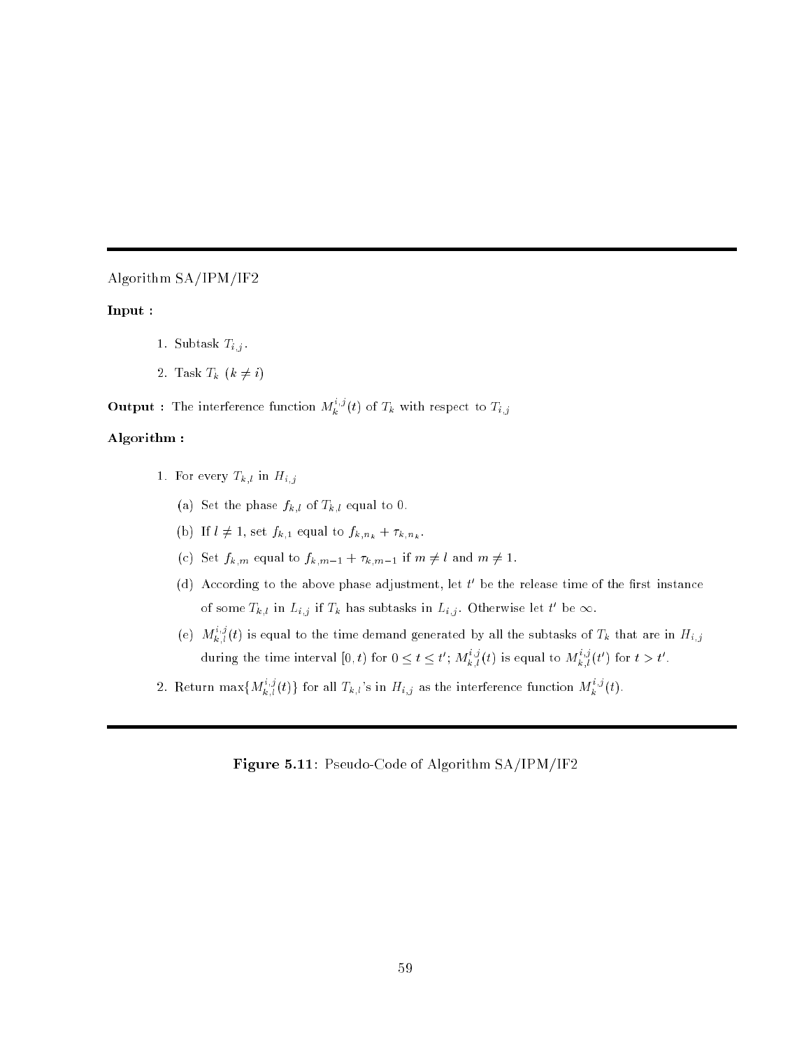---

Algorithm SA/IPM/IF2

**Input :**

1. Subtask $T_{i,j}$.
2. Task $T_k$ $(k \neq i)$

**Output :** The interference function $M_k^{i,j}(t)$ of $T_k$ with respect to $T_{i,j}$

**Algorithm :**

1. For every $T_{k,l}$ in $H_{i,j}$
   (a) Set the phase $f_{k,l}$ of $T_{k,l}$ equal to 0.
   (b) If $l \neq 1$, set $f_{k,1}$ equal to $f_{k,n_k} + \tau_{k,n_k}$.
   (c) Set $f_{k,m}$ equal to $f_{k,m-1} + \tau_{k,m-1}$ if $m \neq l$ and $m \neq 1$.
   (d) According to the above phase adjustment, let $t'$ be the release time of the first instance of some $T_{k,l}$ in $L_{i,j}$ if $T_k$ has subtasks in $L_{i,j}$. Otherwise let $t'$ be $\infty$.
   (e) $M_{k,l}^{i,j}(t)$ is equal to the time demand generated by all the subtasks of $T_k$ that are in $H_{i,j}$ during the time interval $[0,t)$ for $0 \leq t \leq t'$; $M_{k,l}^{i,j}(t)$ is equal to $M_{k,l}^{i,j}(t')$ for $t > t'$.
2. Return $\max\{M_{k,l}^{i,j}(t)\}$ for all $T_{k,l}$'s in $H_{i,j}$ as the interference function $M_k^{i,j}(t)$.

---

**Figure 5.11**: Pseudo-Code of Algorithm SA/IPM/IF2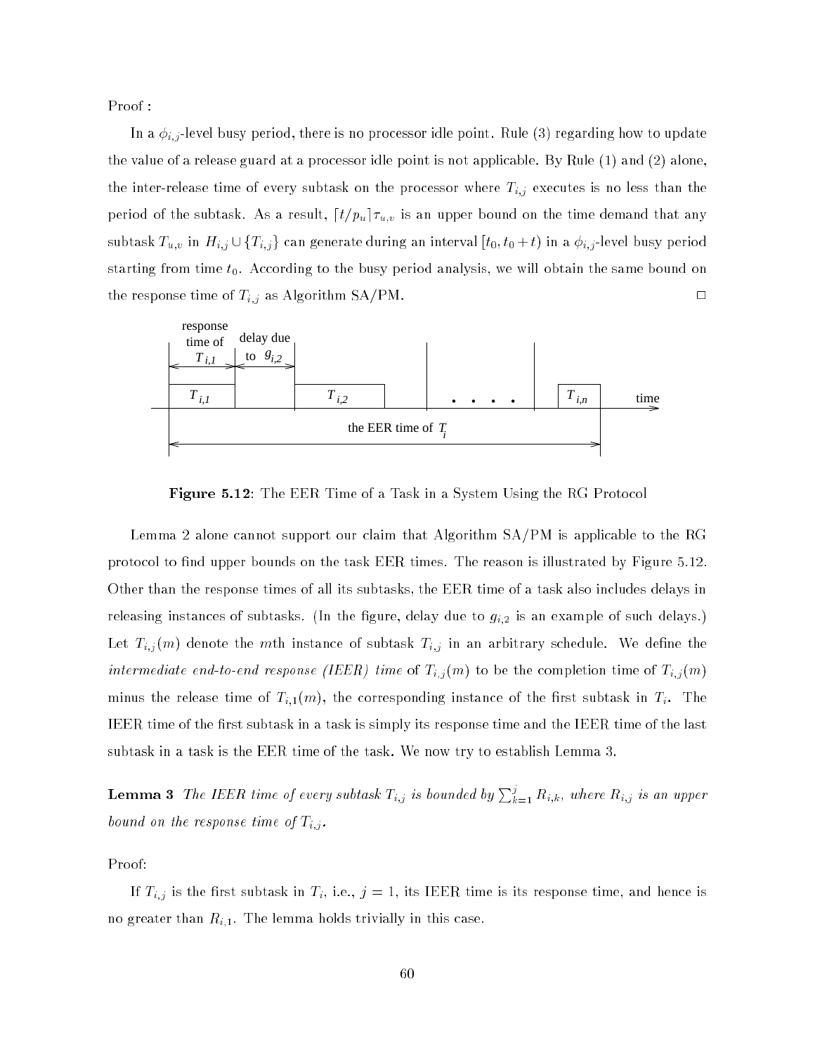Proof :

In a $\phi_{i,j}$-level busy period, there is no processor idle point. Rule (3) regarding how to update the value of a release guard at a processor idle point is not applicable. By Rule (1) and (2) alone, the inter-release time of every subtask on the processor where $T_{i,j}$ executes is no less than the period of the subtask. As a result, $\lceil t/p_u \rceil \tau_{u,v}$ is an upper bound on the time demand that any subtask $T_{u,v}$ in $H_{i,j} \cup \{T_{i,j}\}$ can generate during an interval $[t_0, t_0 + t)$ in a $\phi_{i,j}$-level busy period starting from time $t_0$. According to the busy period analysis, we will obtain the same bound on the response time of $T_{i,j}$ as Algorithm SA/PM. □

**Figure 5.12**: The EER Time of a Task in a System Using the RG Protocol

Lemma 2 alone cannot support our claim that Algorithm SA/PM is applicable to the RG protocol to find upper bounds on the task EER times. The reason is illustrated by Figure 5.12. Other than the response times of all its subtasks, the EER time of a task also includes delays in releasing instances of subtasks. (In the figure, delay due to $g_{i,2}$ is an example of such delays.) Let $T_{i,j}(m)$ denote the $m$th instance of subtask $T_{i,j}$ in an arbitrary schedule. We define the *intermediate end-to-end response (IEER) time* of $T_{i,j}(m)$ to be the completion time of $T_{i,j}(m)$ minus the release time of $T_{i,1}(m)$, the corresponding instance of the first subtask in $T_i$. The IEER time of the first subtask in a task is simply its response time and the IEER time of the last subtask in a task is the EER time of the task. We now try to establish Lemma 3.

**Lemma 3** *The IEER time of every subtask $T_{i,j}$ is bounded by $\sum_{k=1}^{j} R_{i,k}$, where $R_{i,j}$ is an upper bound on the response time of $T_{i,j}$.*

Proof:

If $T_{i,j}$ is the first subtask in $T_i$, i.e., $j = 1$, its IEER time is its response time, and hence is no greater than $R_{i,1}$. The lemma holds trivially in this case.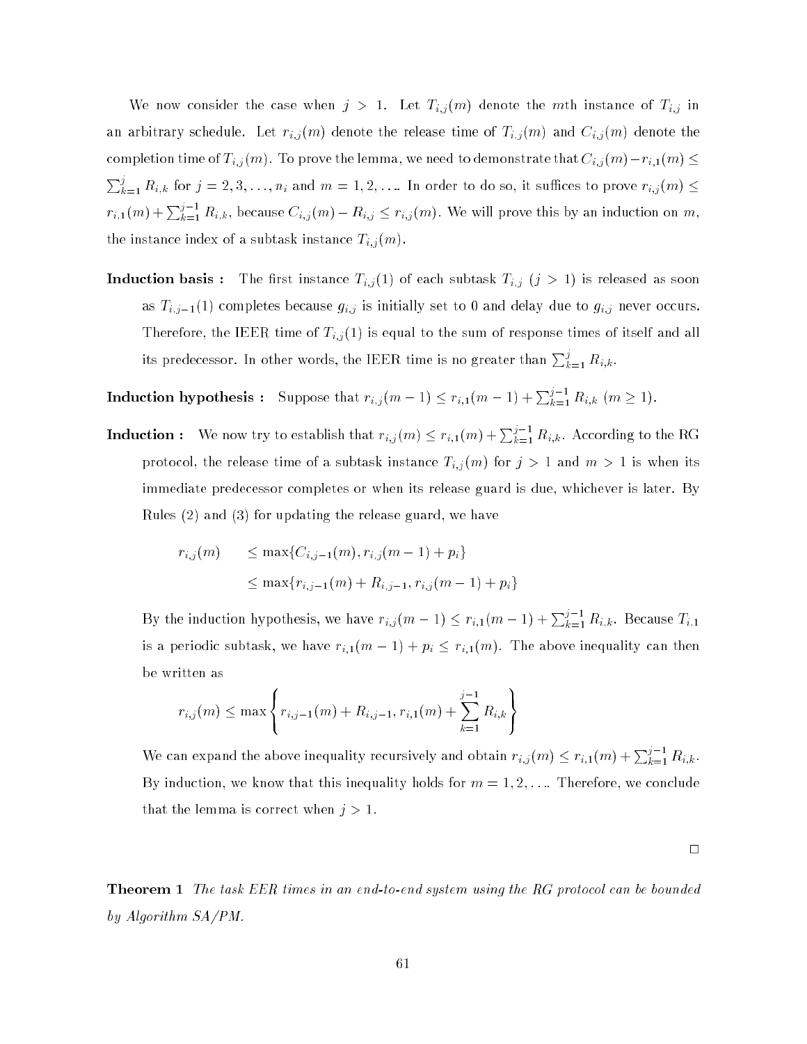We now consider the case when $j > 1$. Let $T_{i,j}(m)$ denote the $m$th instance of $T_{i,j}$ in an arbitrary schedule. Let $r_{i,j}(m)$ denote the release time of $T_{i,j}(m)$ and $C_{i,j}(m)$ denote the completion time of $T_{i,j}(m)$. To prove the lemma, we need to demonstrate that $C_{i,j}(m) - r_{i,1}(m) \leq \sum_{k=1}^{j} R_{i,k}$ for $j = 2, 3, \ldots, n_i$ and $m = 1, 2, \ldots$. In order to do so, it suffices to prove $r_{i,j}(m) \leq r_{i,1}(m) + \sum_{k=1}^{j-1} R_{i,k}$, because $C_{i,j}(m) - R_{i,j} \leq r_{i,j}(m)$. We will prove this by an induction on $m$, the instance index of a subtask instance $T_{i,j}(m)$.

**Induction basis :** The first instance $T_{i,j}(1)$ of each subtask $T_{i,j}$ ($j > 1$) is released as soon as $T_{i,j-1}(1)$ completes because $g_{i,j}$ is initially set to 0 and delay due to $g_{i,j}$ never occurs. Therefore, the IEER time of $T_{i,j}(1)$ is equal to the sum of response times of itself and all its predecessor. In other words, the IEER time is no greater than $\sum_{k=1}^{j} R_{i,k}$.

**Induction hypothesis :** Suppose that $r_{i,j}(m-1) \leq r_{i,1}(m-1) + \sum_{k=1}^{j-1} R_{i,k}$ ($m \geq 1$).

**Induction :** We now try to establish that $r_{i,j}(m) \leq r_{i,1}(m) + \sum_{k=1}^{j-1} R_{i,k}$. According to the RG protocol, the release time of a subtask instance $T_{i,j}(m)$ for $j > 1$ and $m > 1$ is when its immediate predecessor completes or when its release guard is due, whichever is later. By Rules (2) and (3) for updating the release guard, we have

$$
\begin{aligned}
r_{i,j}(m) \quad & \leq \max\{C_{i,j-1}(m), r_{i,j}(m-1) + p_i\} \\
& \leq \max\{r_{i,j-1}(m) + R_{i,j-1}, r_{i,j}(m-1) + p_i\}
\end{aligned}
$$

By the induction hypothesis, we have $r_{i,j}(m-1) \leq r_{i,1}(m-1) + \sum_{k=1}^{j-1} R_{i,k}$. Because $T_{i,1}$ is a periodic subtask, we have $r_{i,1}(m-1) + p_i \leq r_{i,1}(m)$. The above inequality can then be written as

$$
r_{i,j}(m) \leq \max\left\{ r_{i,j-1}(m) + R_{i,j-1}, r_{i,1}(m) + \sum_{k=1}^{j-1} R_{i,k} \right\}
$$

We can expand the above inequality recursively and obtain $r_{i,j}(m) \leq r_{i,1}(m) + \sum_{k=1}^{j-1} R_{i,k}$. By induction, we know that this inequality holds for $m = 1, 2, \ldots$. Therefore, we conclude that the lemma is correct when $j > 1$.

□

**Theorem 1** *The task EER times in an end-to-end system using the RG protocol can be bounded by Algorithm SA/PM.*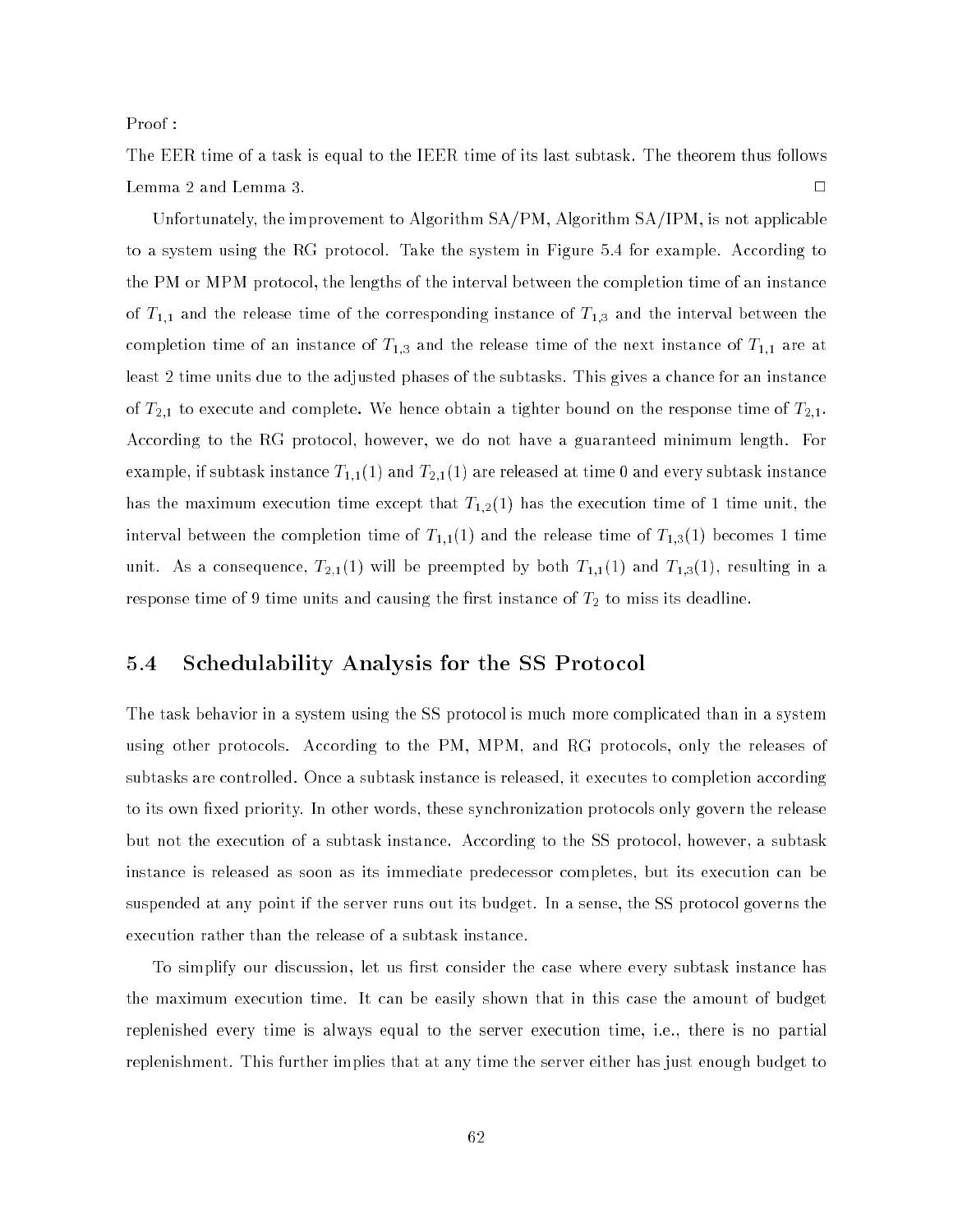Proof :

The EER time of a task is equal to the IEER time of its last subtask. The theorem thus follows Lemma 2 and Lemma 3. □

Unfortunately, the improvement to Algorithm SA/PM, Algorithm SA/IPM, is not applicable to a system using the RG protocol. Take the system in Figure 5.4 for example. According to the PM or MPM protocol, the lengths of the interval between the completion time of an instance of $T_{1,1}$ and the release time of the corresponding instance of $T_{1,3}$ and the interval between the completion time of an instance of $T_{1,3}$ and the release time of the next instance of $T_{1,1}$ are at least 2 time units due to the adjusted phases of the subtasks. This gives a chance for an instance of $T_{2,1}$ to execute and complete. We hence obtain a tighter bound on the response time of $T_{2,1}$. According to the RG protocol, however, we do not have a guaranteed minimum length. For example, if subtask instance $T_{1,1}(1)$ and $T_{2,1}(1)$ are released at time 0 and every subtask instance has the maximum execution time except that $T_{1,2}(1)$ has the execution time of 1 time unit, the interval between the completion time of $T_{1,1}(1)$ and the release time of $T_{1,3}(1)$ becomes 1 time unit. As a consequence, $T_{2,1}(1)$ will be preempted by both $T_{1,1}(1)$ and $T_{1,3}(1)$, resulting in a response time of 9 time units and causing the first instance of $T_2$ to miss its deadline.

## 5.4 Schedulability Analysis for the SS Protocol

The task behavior in a system using the SS protocol is much more complicated than in a system using other protocols. According to the PM, MPM, and RG protocols, only the releases of subtasks are controlled. Once a subtask instance is released, it executes to completion according to its own fixed priority. In other words, these synchronization protocols only govern the release but not the execution of a subtask instance. According to the SS protocol, however, a subtask instance is released as soon as its immediate predecessor completes, but its execution can be suspended at any point if the server runs out its budget. In a sense, the SS protocol governs the execution rather than the release of a subtask instance.

To simplify our discussion, let us first consider the case where every subtask instance has the maximum execution time. It can be easily shown that in this case the amount of budget replenished every time is always equal to the server execution time, i.e., there is no partial replenishment. This further implies that at any time the server either has just enough budget to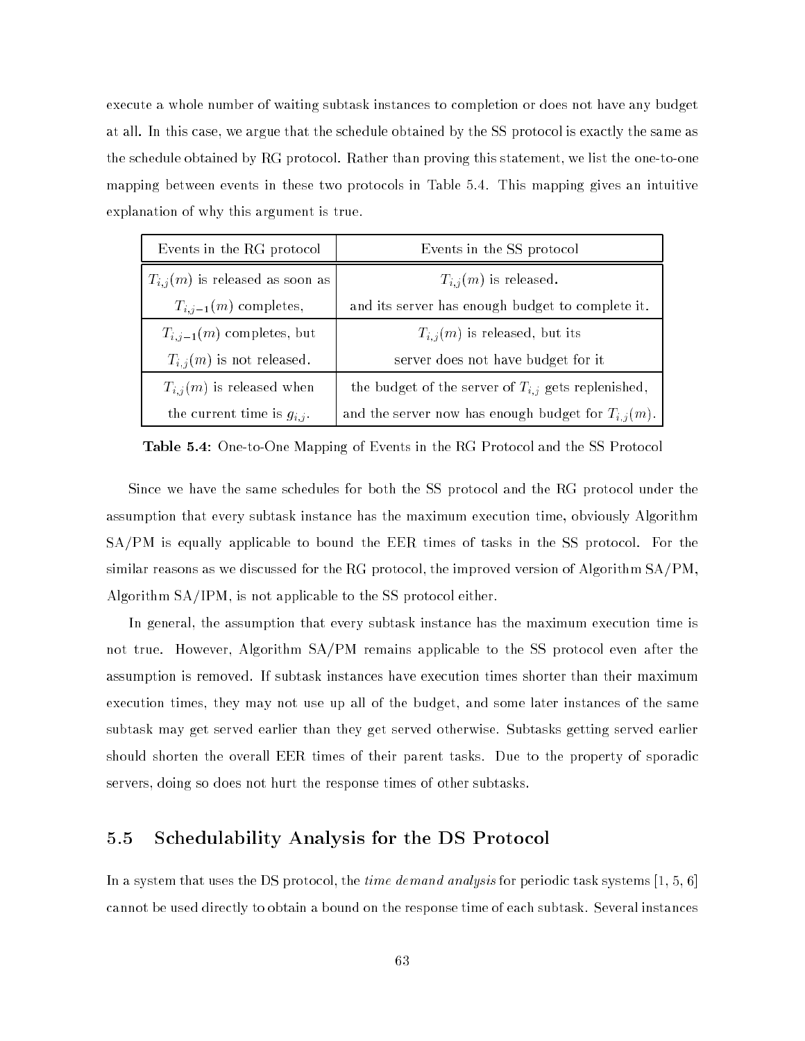execute a whole number of waiting subtask instances to completion or does not have any budget at all. In this case, we argue that the schedule obtained by the SS protocol is exactly the same as the schedule obtained by RG protocol. Rather than proving this statement, we list the one-to-one mapping between events in these two protocols in Table 5.4. This mapping gives an intuitive explanation of why this argument is true.

| Events in the RG protocol | Events in the SS protocol |
|---|---|
| $T_{i,j}(m)$ is released as soon as $T_{i,j-1}(m)$ completes, | $T_{i,j}(m)$ is released. and its server has enough budget to complete it. |
| $T_{i,j-1}(m)$ completes, but $T_{i,j}(m)$ is not released. | $T_{i,j}(m)$ is released, but its server does not have budget for it |
| $T_{i,j}(m)$ is released when the current time is $g_{i,j}$. | the budget of the server of $T_{i,j}$ gets replenished, and the server now has enough budget for $T_{i,j}(m)$. |

**Table 5.4**: One-to-One Mapping of Events in the RG Protocol and the SS Protocol

Since we have the same schedules for both the SS protocol and the RG protocol under the assumption that every subtask instance has the maximum execution time, obviously Algorithm SA/PM is equally applicable to bound the EER times of tasks in the SS protocol. For the similar reasons as we discussed for the RG protocol, the improved version of Algorithm SA/PM, Algorithm SA/IPM, is not applicable to the SS protocol either.

In general, the assumption that every subtask instance has the maximum execution time is not true. However, Algorithm SA/PM remains applicable to the SS protocol even after the assumption is removed. If subtask instances have execution times shorter than their maximum execution times, they may not use up all of the budget, and some later instances of the same subtask may get served earlier than they get served otherwise. Subtasks getting served earlier should shorten the overall EER times of their parent tasks. Due to the property of sporadic servers, doing so does not hurt the response times of other subtasks.

## 5.5 Schedulability Analysis for the DS Protocol

In a system that uses the DS protocol, the *time demand analysis* for periodic task systems [1, 5, 6] cannot be used directly to obtain a bound on the response time of each subtask. Several instances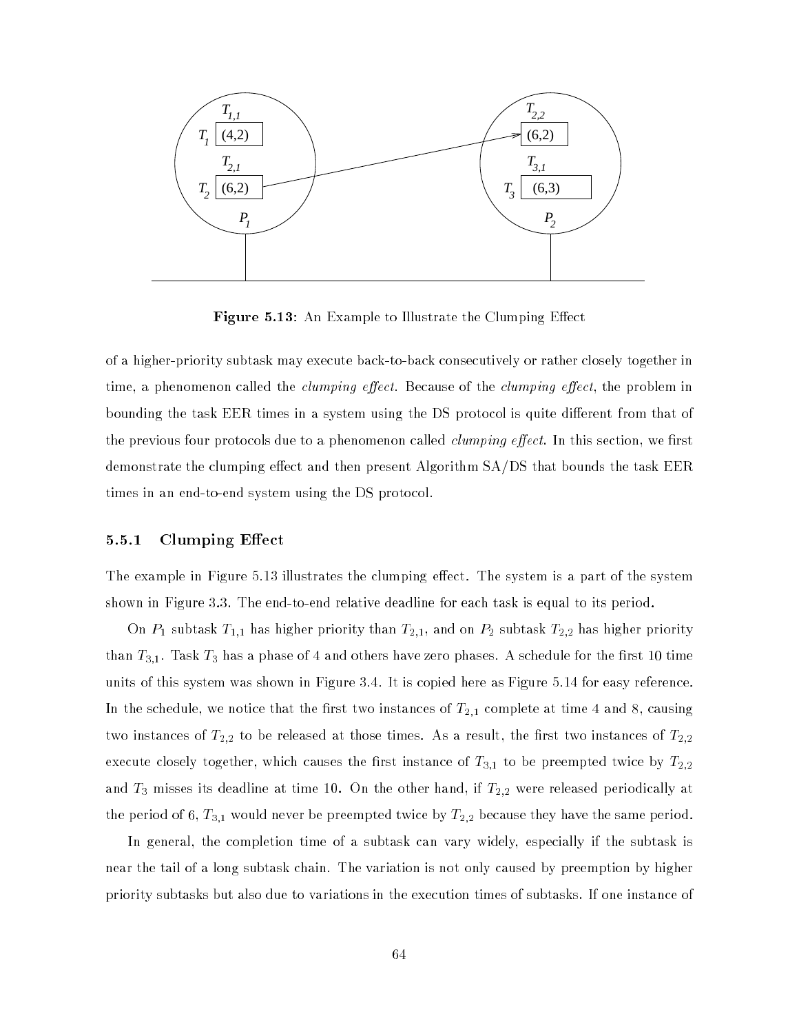**Figure 5.13:** An Example to Illustrate the Clumping Effect

of a higher-priority subtask may execute back-to-back consecutively or rather closely together in time, a phenomenon called the *clumping effect*. Because of the *clumping effect*, the problem in bounding the task EER times in a system using the DS protocol is quite different from that of the previous four protocols due to a phenomenon called *clumping effect*. In this section, we first demonstrate the clumping effect and then present Algorithm SA/DS that bounds the task EER times in an end-to-end system using the DS protocol.

### 5.5.1 Clumping Effect

The example in Figure 5.13 illustrates the clumping effect. The system is a part of the system shown in Figure 3.3. The end-to-end relative deadline for each task is equal to its period.

On $P_1$ subtask $T_{1,1}$ has higher priority than $T_{2,1}$, and on $P_2$ subtask $T_{2,2}$ has higher priority than $T_{3,1}$. Task $T_3$ has a phase of 4 and others have zero phases. A schedule for the first 10 time units of this system was shown in Figure 3.4. It is copied here as Figure 5.14 for easy reference. In the schedule, we notice that the first two instances of $T_{2,1}$ complete at time 4 and 8, causing two instances of $T_{2,2}$ to be released at those times. As a result, the first two instances of $T_{2,2}$ execute closely together, which causes the first instance of $T_{3,1}$ to be preempted twice by $T_{2,2}$ and $T_3$ misses its deadline at time 10. On the other hand, if $T_{2,2}$ were released periodically at the period of 6, $T_{3,1}$ would never be preempted twice by $T_{2,2}$ because they have the same period.

In general, the completion time of a subtask can vary widely, especially if the subtask is near the tail of a long subtask chain. The variation is not only caused by preemption by higher priority subtasks but also due to variations in the execution times of subtasks. If one instance of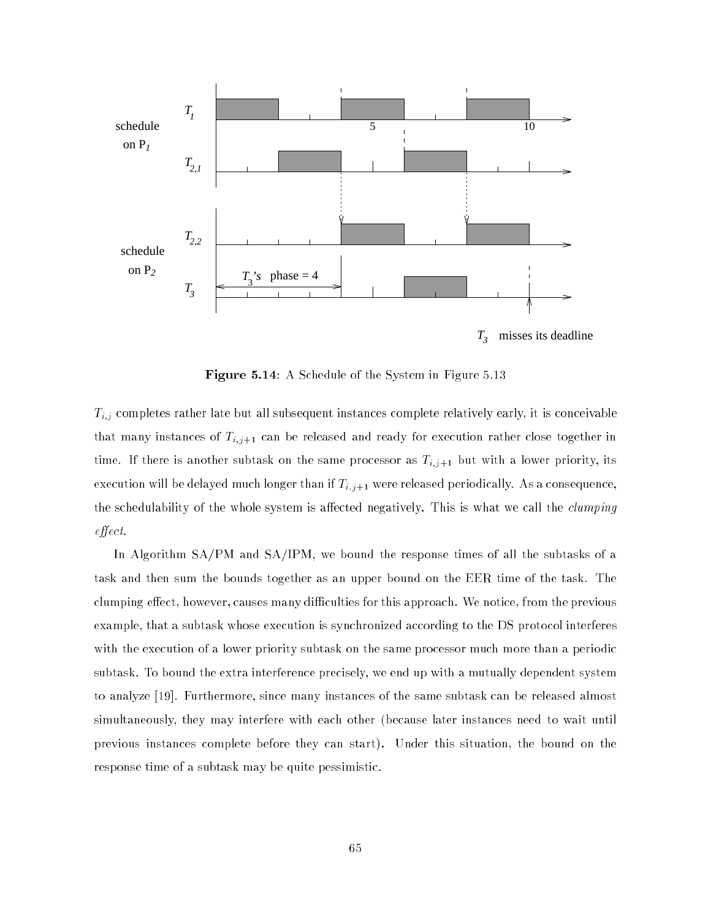**Figure 5.14**: A Schedule of the System in Figure 5.13

$T_{i,j}$ completes rather late but all subsequent instances complete relatively early, it is conceivable that many instances of $T_{i,j+1}$ can be released and ready for execution rather close together in time. If there is another subtask on the same processor as $T_{i,j+1}$ but with a lower priority, its execution will be delayed much longer than if $T_{i,j+1}$ were released periodically. As a consequence, the schedulability of the whole system is affected negatively. This is what we call the *clumping effect*.

In Algorithm SA/PM and SA/IPM, we bound the response times of all the subtasks of a task and then sum the bounds together as an upper bound on the EER time of the task. The clumping effect, however, causes many difficulties for this approach. We notice, from the previous example, that a subtask whose execution is synchronized according to the DS protocol interferes with the execution of a lower priority subtask on the same processor much more than a periodic subtask. To bound the extra interference precisely, we end up with a mutually dependent system to analyze [19]. Furthermore, since many instances of the same subtask can be released almost simultaneously, they may interfere with each other (because later instances need to wait until previous instances complete before they can start). Under this situation, the bound on the response time of a subtask may be quite pessimistic.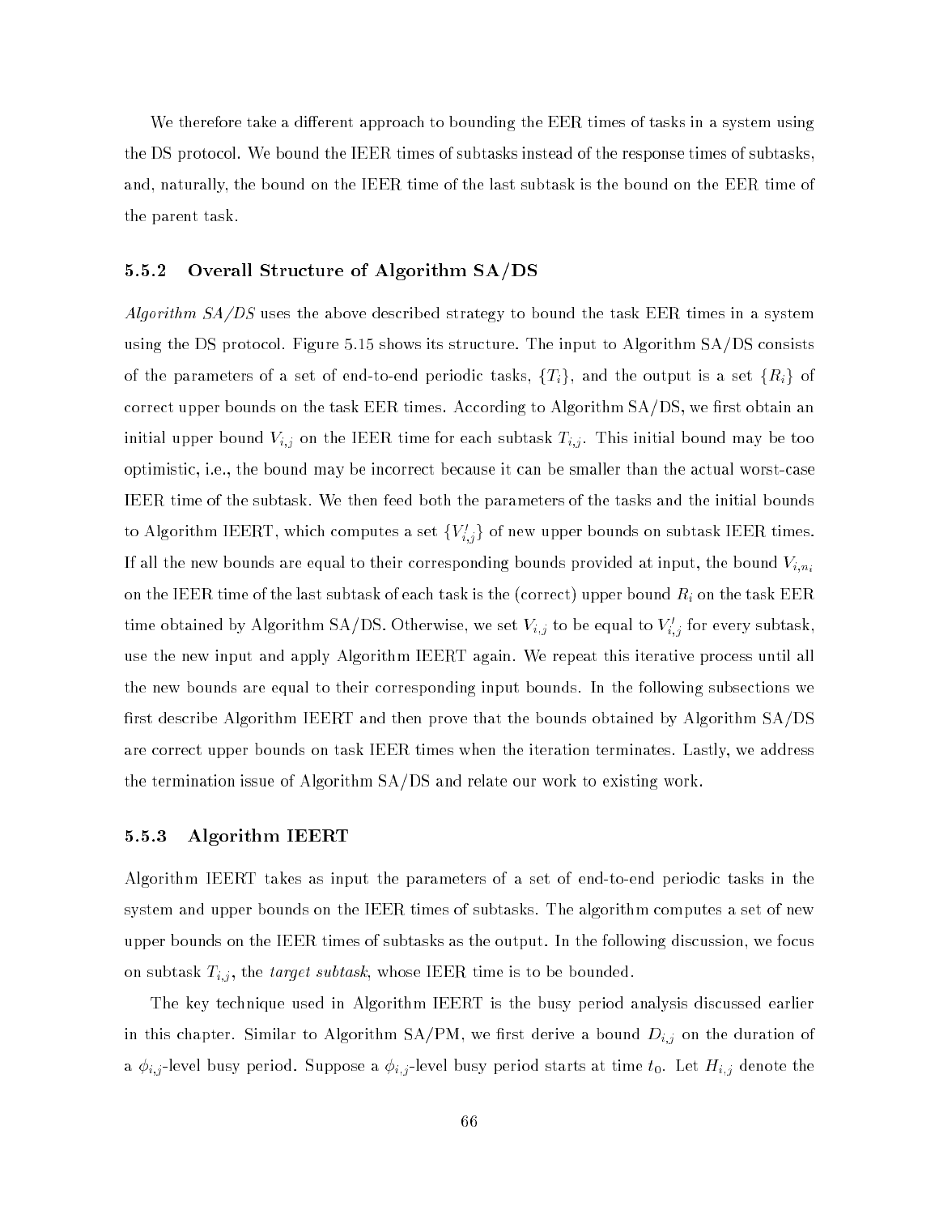We therefore take a different approach to bounding the EER times of tasks in a system using the DS protocol. We bound the IEER times of subtasks instead of the response times of subtasks, and, naturally, the bound on the IEER time of the last subtask is the bound on the EER time of the parent task.

### 5.5.2 Overall Structure of Algorithm SA/DS

*Algorithm SA/DS* uses the above described strategy to bound the task EER times in a system using the DS protocol. Figure 5.15 shows its structure. The input to Algorithm SA/DS consists of the parameters of a set of end-to-end periodic tasks, $\{T_i\}$, and the output is a set $\{R_i\}$ of correct upper bounds on the task EER times. According to Algorithm SA/DS, we first obtain an initial upper bound $V_{i,j}$ on the IEER time for each subtask $T_{i,j}$. This initial bound may be too optimistic, i.e., the bound may be incorrect because it can be smaller than the actual worst-case IEER time of the subtask. We then feed both the parameters of the tasks and the initial bounds to Algorithm IEERT, which computes a set $\{V'_{i,j}\}$ of new upper bounds on subtask IEER times. If all the new bounds are equal to their corresponding bounds provided at input, the bound $V_{i,n_i}$ on the IEER time of the last subtask of each task is the (correct) upper bound $R_i$ on the task EER time obtained by Algorithm SA/DS. Otherwise, we set $V_{i,j}$ to be equal to $V'_{i,j}$ for every subtask, use the new input and apply Algorithm IEERT again. We repeat this iterative process until all the new bounds are equal to their corresponding input bounds. In the following subsections we first describe Algorithm IEERT and then prove that the bounds obtained by Algorithm SA/DS are correct upper bounds on task IEER times when the iteration terminates. Lastly, we address the termination issue of Algorithm SA/DS and relate our work to existing work.

### 5.5.3 Algorithm IEERT

Algorithm IEERT takes as input the parameters of a set of end-to-end periodic tasks in the system and upper bounds on the IEER times of subtasks. The algorithm computes a set of new upper bounds on the IEER times of subtasks as the output. In the following discussion, we focus on subtask $T_{i,j}$, the *target subtask*, whose IEER time is to be bounded.

The key technique used in Algorithm IEERT is the busy period analysis discussed earlier in this chapter. Similar to Algorithm SA/PM, we first derive a bound $D_{i,j}$ on the duration of a $\phi_{i,j}$-level busy period. Suppose a $\phi_{i,j}$-level busy period starts at time $t_0$. Let $H_{i,j}$ denote the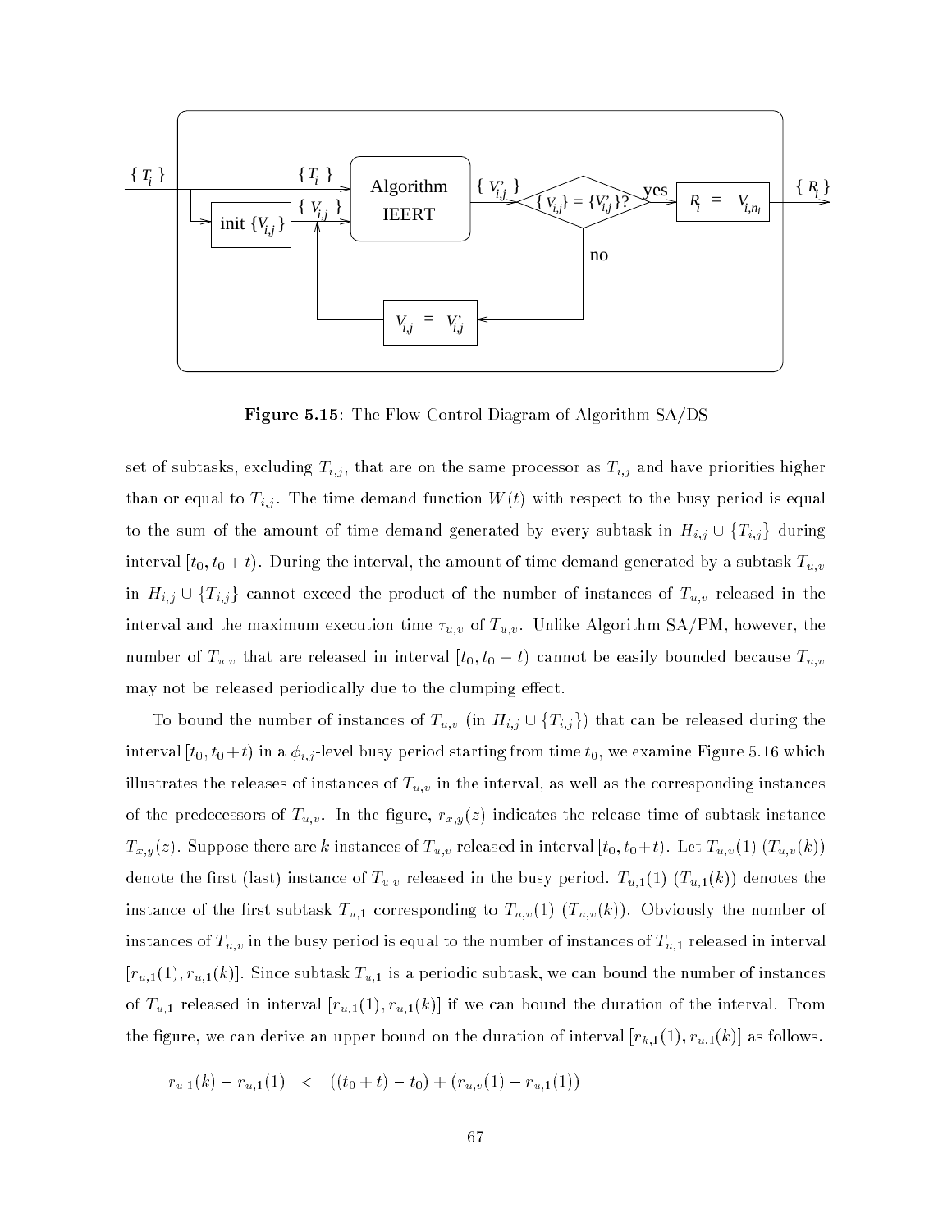**Figure 5.15**: The Flow Control Diagram of Algorithm SA/DS

set of subtasks, excluding $T_{i,j}$, that are on the same processor as $T_{i,j}$ and have priorities higher than or equal to $T_{i,j}$. The time demand function $W(t)$ with respect to the busy period is equal to the sum of the amount of time demand generated by every subtask in $H_{i,j} \cup \{T_{i,j}\}$ during interval $[t_0, t_0 + t)$. During the interval, the amount of time demand generated by a subtask $T_{u,v}$ in $H_{i,j} \cup \{T_{i,j}\}$ cannot exceed the product of the number of instances of $T_{u,v}$ released in the interval and the maximum execution time $\tau_{u,v}$ of $T_{u,v}$. Unlike Algorithm SA/PM, however, the number of $T_{u,v}$ that are released in interval $[t_0, t_0 + t)$ cannot be easily bounded because $T_{u,v}$ may not be released periodically due to the clumping effect.

To bound the number of instances of $T_{u,v}$ (in $H_{i,j} \cup \{T_{i,j}\}$) that can be released during the interval $[t_0, t_0+t)$ in a $\phi_{i,j}$-level busy period starting from time $t_0$, we examine Figure 5.16 which illustrates the releases of instances of $T_{u,v}$ in the interval, as well as the corresponding instances of the predecessors of $T_{u,v}$. In the figure, $r_{x,y}(z)$ indicates the release time of subtask instance $T_{x,y}(z)$. Suppose there are $k$ instances of $T_{u,v}$ released in interval $[t_0, t_0+t)$. Let $T_{u,v}(1)$ ($T_{u,v}(k)$) denote the first (last) instance of $T_{u,v}$ released in the busy period. $T_{u,1}(1)$ ($T_{u,1}(k)$) denotes the instance of the first subtask $T_{u,1}$ corresponding to $T_{u,v}(1)$ ($T_{u,v}(k)$). Obviously the number of instances of $T_{u,v}$ in the busy period is equal to the number of instances of $T_{u,1}$ released in interval $[r_{u,1}(1), r_{u,1}(k)]$. Since subtask $T_{u,1}$ is a periodic subtask, we can bound the number of instances of $T_{u,1}$ released in interval $[r_{u,1}(1), r_{u,1}(k)]$ if we can bound the duration of the interval. From the figure, we can derive an upper bound on the duration of interval $[r_{k,1}(1), r_{u,1}(k)]$ as follows.

$$r_{u,1}(k) - r_{u,1}(1) \quad < \quad ((t_0 + t) - t_0) + (r_{u,v}(1) - r_{u,1}(1))$$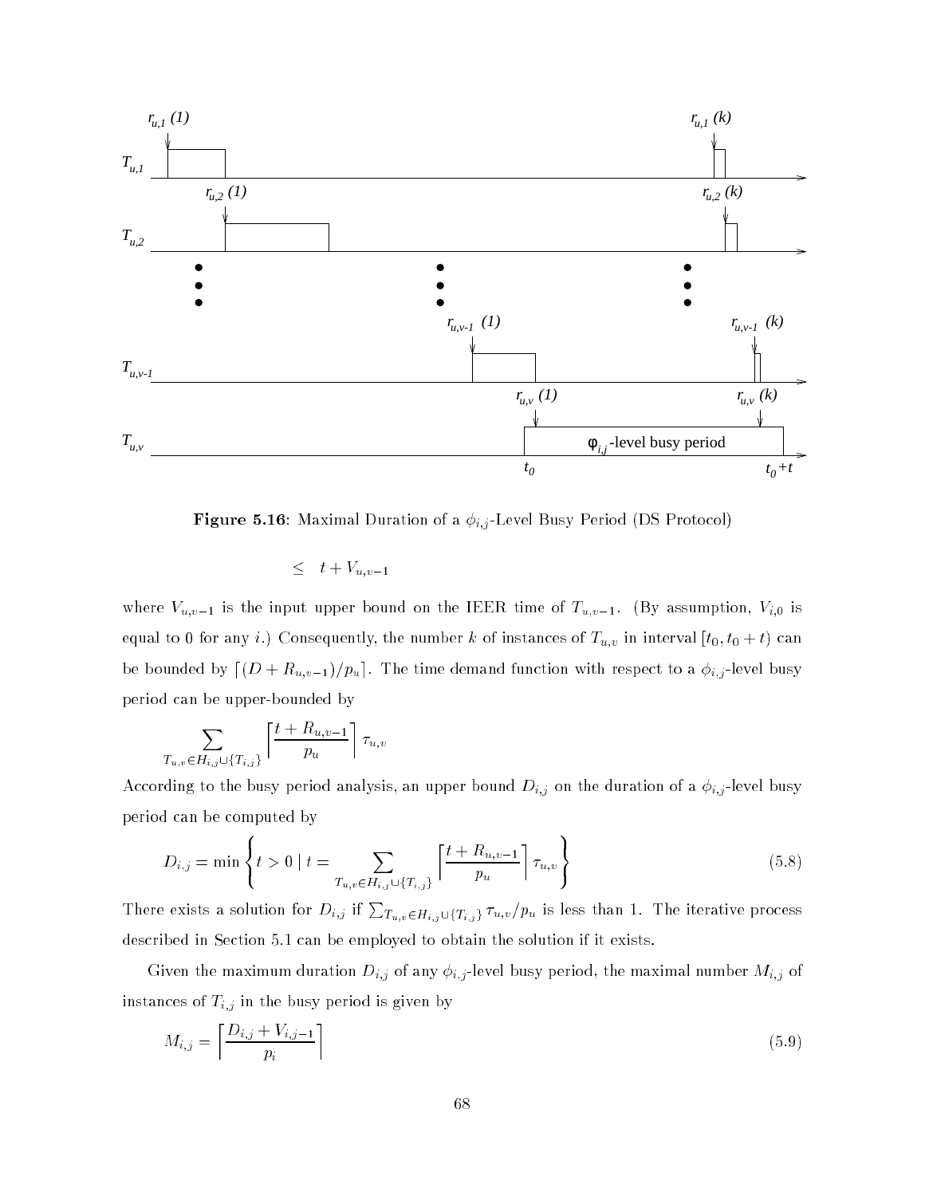**Figure 5.16**: Maximal Duration of a $\phi_{i,j}$-Level Busy Period (DS Protocol)

$$\leq \quad t + V_{u,v-1}$$

where $V_{u,v-1}$ is the input upper bound on the IEER time of $T_{u,v-1}$. (By assumption, $V_{i,0}$ is equal to 0 for any $i$.) Consequently, the number $k$ of instances of $T_{u,v}$ in interval $[t_0, t_0 + t)$ can be bounded by $\lceil (D + R_{u,v-1})/p_u \rceil$. The time demand function with respect to a $\phi_{i,j}$-level busy period can be upper-bounded by

$$\sum_{T_{u,v} \in H_{i,j} \cup \{T_{i,j}\}} \left\lceil \frac{t + R_{u,v-1}}{p_u} \right\rceil \tau_{u,v}$$

According to the busy period analysis, an upper bound $D_{i,j}$ on the duration of a $\phi_{i,j}$-level busy period can be computed by

$$D_{i,j} = \min \left\{ t > 0 \mid t = \sum_{T_{u,v} \in H_{i,j} \cup \{T_{i,j}\}} \left\lceil \frac{t + R_{u,v-1}}{p_u} \right\rceil \tau_{u,v} \right\} \tag{5.8}$$

There exists a solution for $D_{i,j}$ if $\sum_{T_{u,v} \in H_{i,j} \cup \{T_{i,j}\}} \tau_{u,v}/p_u$ is less than 1. The iterative process described in Section 5.1 can be employed to obtain the solution if it exists.

Given the maximum duration $D_{i,j}$ of any $\phi_{i,j}$-level busy period, the maximal number $M_{i,j}$ of instances of $T_{i,j}$ in the busy period is given by

$$M_{i,j} = \left\lceil \frac{D_{i,j} + V_{i,j-1}}{p_i} \right\rceil \tag{5.9}$$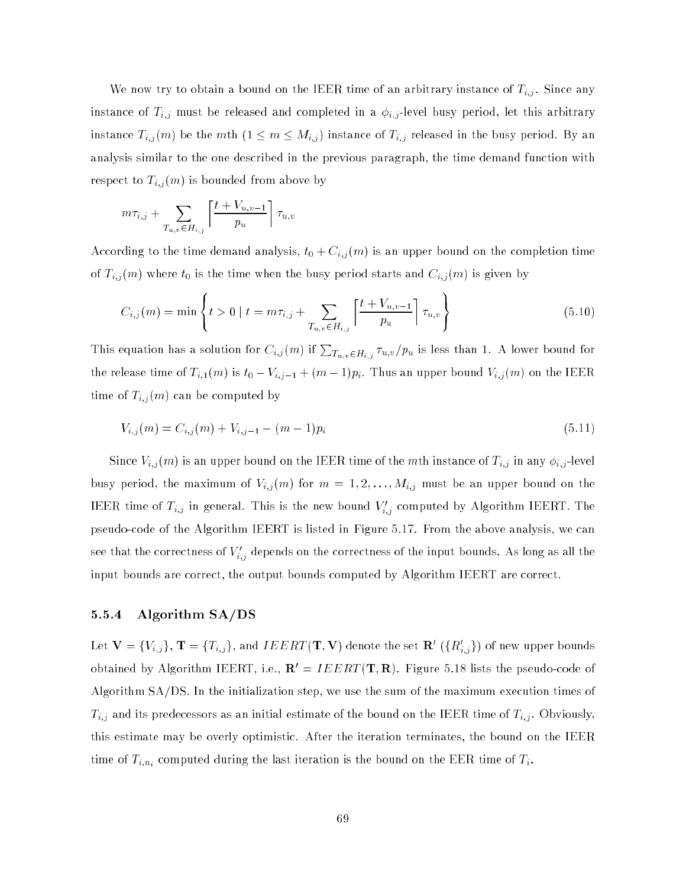We now try to obtain a bound on the IEER time of an arbitrary instance of $T_{i,j}$. Since any instance of $T_{i,j}$ must be released and completed in a $\phi_{i,j}$-level busy period, let this arbitrary instance $T_{i,j}(m)$ be the $m$th ($1 \leq m \leq M_{i,j}$) instance of $T_{i,j}$ released in the busy period. By an analysis similar to the one described in the previous paragraph, the time demand function with respect to $T_{i,j}(m)$ is bounded from above by

$$m\tau_{i,j} + \sum_{T_{u,v} \in H_{i,j}} \left\lceil \frac{t + V_{u,v-1}}{p_u} \right\rceil \tau_{u,v}$$

According to the time demand analysis, $t_0 + C_{i,j}(m)$ is an upper bound on the completion time of $T_{i,j}(m)$ where $t_0$ is the time when the busy period starts and $C_{i,j}(m)$ is given by

$$C_{i,j}(m) = \min \left\{ t > 0 \mid t = m\tau_{i,j} + \sum_{T_{u,v} \in H_{i,j}} \left\lceil \frac{t + V_{u,v-1}}{p_u} \right\rceil \tau_{u,v} \right\} \tag{5.10}$$

This equation has a solution for $C_{i,j}(m)$ if $\sum_{T_{u,v} \in H_{i,j}} \tau_{u,v}/p_u$ is less than 1. A lower bound for the release time of $T_{i,1}(m)$ is $t_0 - V_{i,j-1} + (m-1)p_i$. Thus an upper bound $V_{i,j}(m)$ on the IEER time of $T_{i,j}(m)$ can be computed by

$$V_{i,j}(m) = C_{i,j}(m) + V_{i,j-1} - (m-1)p_i \tag{5.11}$$

Since $V_{i,j}(m)$ is an upper bound on the IEER time of the $m$th instance of $T_{i,j}$ in any $\phi_{i,j}$-level busy period, the maximum of $V_{i,j}(m)$ for $m = 1, 2, \ldots, M_{i,j}$ must be an upper bound on the IEER time of $T_{i,j}$ in general. This is the new bound $V'_{i,j}$ computed by Algorithm IEERT. The pseudo-code of the Algorithm IEERT is listed in Figure 5.17. From the above analysis, we can see that the correctness of $V'_{i,j}$ depends on the correctness of the input bounds. As long as all the input bounds are correct, the output bounds computed by Algorithm IEERT are correct.

### 5.5.4 Algorithm SA/DS

Let $\mathbf{V} = \{V_{i,j}\}$, $\mathbf{T} = \{T_{i,j}\}$, and $IEERT(\mathbf{T}, \mathbf{V})$ denote the set $\mathbf{R}'$ ($\{R'_{i,j}\}$) of new upper bounds obtained by Algorithm IEERT, i.e., $\mathbf{R}' = IEERT(\mathbf{T}, \mathbf{R})$. Figure 5.18 lists the pseudo-code of Algorithm SA/DS. In the initialization step, we use the sum of the maximum execution times of $T_{i,j}$ and its predecessors as an initial estimate of the bound on the IEER time of $T_{i,j}$. Obviously, this estimate may be overly optimistic. After the iteration terminates, the bound on the IEER time of $T_{i,n_i}$ computed during the last iteration is the bound on the EER time of $T_i$.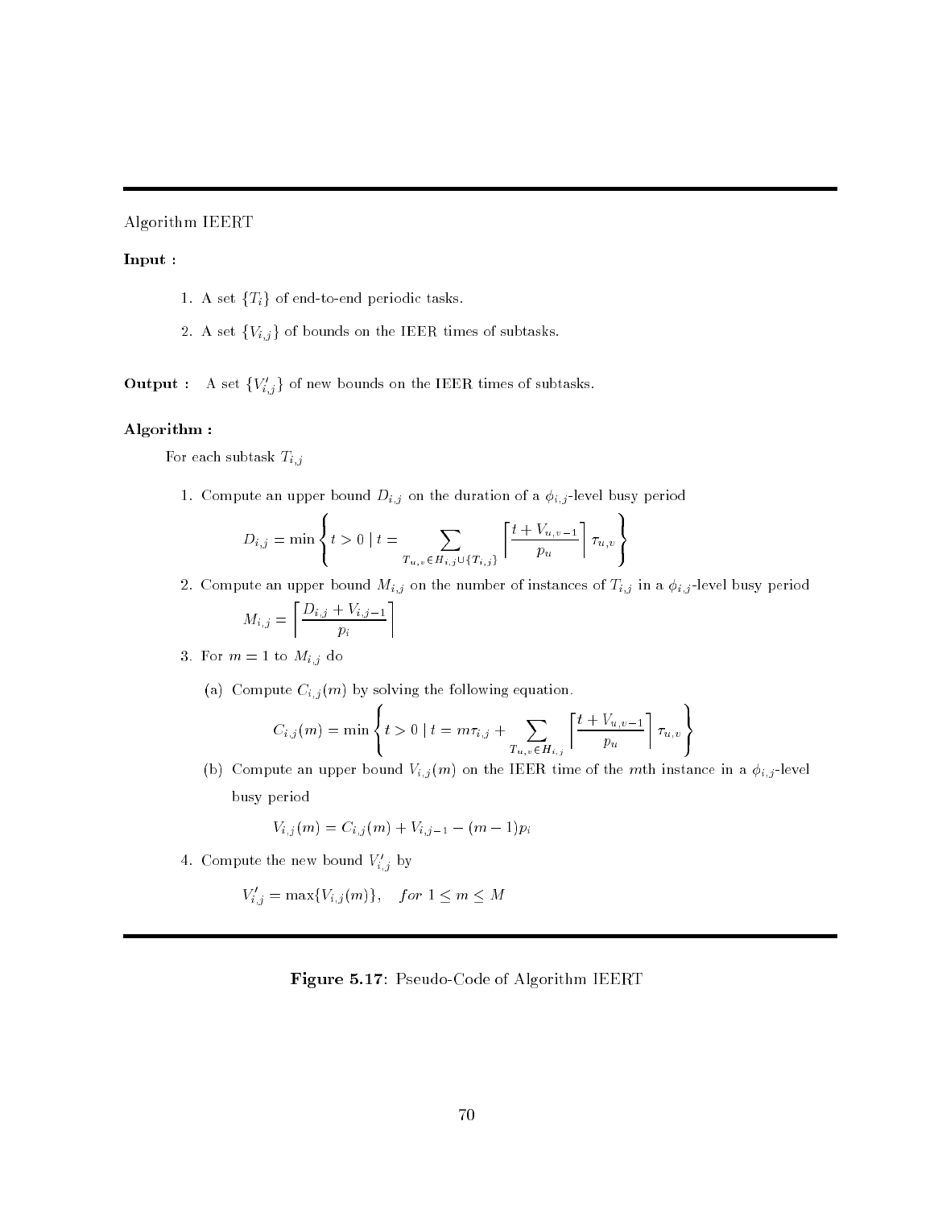Algorithm IEERT

**Input :**

1. A set $\{T_i\}$ of end-to-end periodic tasks.
2. A set $\{V_{i,j}\}$ of bounds on the IEER times of subtasks.

**Output :** A set $\{V'_{i,j}\}$ of new bounds on the IEER times of subtasks.

**Algorithm :**

For each subtask $T_{i,j}$

1. Compute an upper bound $D_{i,j}$ on the duration of a $\phi_{i,j}$-level busy period

$$D_{i,j} = \min \left\{ t > 0 \mid t = \sum_{T_{u,v} \in H_{i,j} \cup \{T_{i,j}\}} \left\lceil \frac{t + V_{u,v-1}}{p_u} \right\rceil \tau_{u,v} \right\}$$

2. Compute an upper bound $M_{i,j}$ on the number of instances of $T_{i,j}$ in a $\phi_{i,j}$-level busy period

$$M_{i,j} = \left\lceil \frac{D_{i,j} + V_{i,j-1}}{p_i} \right\rceil$$

3. For $m = 1$ to $M_{i,j}$ do

   (a) Compute $C_{i,j}(m)$ by solving the following equation.

   $$C_{i,j}(m) = \min \left\{ t > 0 \mid t = m\tau_{i,j} + \sum_{T_{u,v} \in H_{i,j}} \left\lceil \frac{t + V_{u,v-1}}{p_u} \right\rceil \tau_{u,v} \right\}$$

   (b) Compute an upper bound $V_{i,j}(m)$ on the IEER time of the $m$th instance in a $\phi_{i,j}$-level busy period

   $$V_{i,j}(m) = C_{i,j}(m) + V_{i,j-1} - (m-1)p_i$$

4. Compute the new bound $V'_{i,j}$ by

$$V'_{i,j} = \max\{V_{i,j}(m)\}, \quad \textit{for } 1 \leq m \leq M$$

**Figure 5.17**: Pseudo-Code of Algorithm IEERT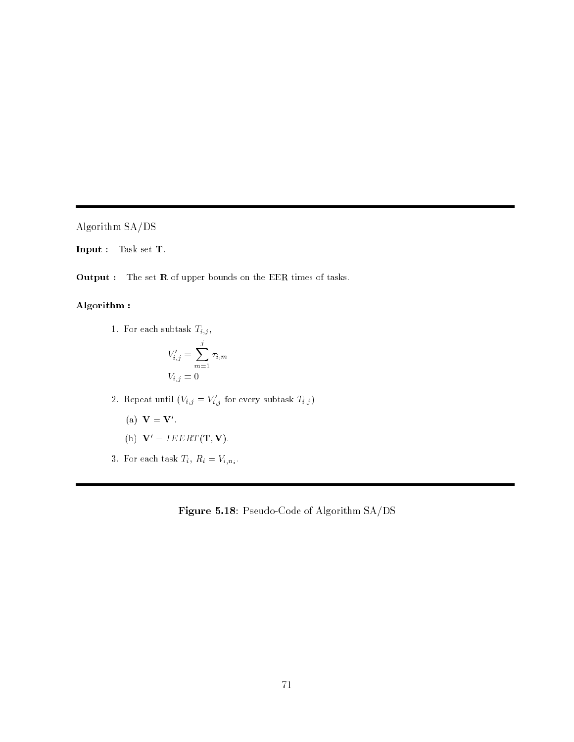---

Algorithm SA/DS

**Input :** Task set $\mathbf{T}$.

**Output :** The set $\mathbf{R}$ of upper bounds on the EER times of tasks.

**Algorithm :**

1. For each subtask $T_{i,j}$,

$$V'_{i,j} = \sum_{m=1}^{j} \tau_{i,m}$$

$$V_{i,j} = 0$$

2. Repeat until ($V_{i,j} = V'_{i,j}$ for every subtask $T_{i,j}$)

   (a) $\mathbf{V} = \mathbf{V}'$.

   (b) $\mathbf{V}' = IEERT(\mathbf{T}, \mathbf{V})$.

3. For each task $T_i$, $R_i = V_{i,n_i}$.

---

**Figure 5.18**: Pseudo-Code of Algorithm SA/DS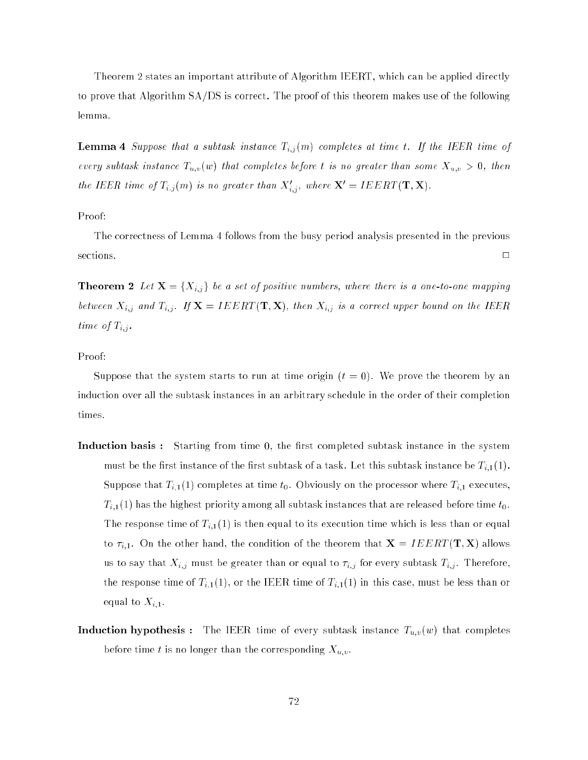Theorem 2 states an important attribute of Algorithm IEERT, which can be applied directly to prove that Algorithm SA/DS is correct. The proof of this theorem makes use of the following lemma.

**Lemma 4** *Suppose that a subtask instance $T_{i,j}(m)$ completes at time $t$. If the IEER time of every subtask instance $T_{u,v}(w)$ that completes before $t$ is no greater than some $X_{u,v} > 0$, then the IEER time of $T_{i,j}(m)$ is no greater than $X'_{i,j}$, where $\mathbf{X}' = IEERT(\mathbf{T}, \mathbf{X})$.*

Proof:

The correctness of Lemma 4 follows from the busy period analysis presented in the previous sections. □

**Theorem 2** *Let $\mathbf{X} = \{X_{i,j}\}$ be a set of positive numbers, where there is a one-to-one mapping between $X_{i,j}$ and $T_{i,j}$. If $\mathbf{X} = IEERT(\mathbf{T}, \mathbf{X})$, then $X_{i,j}$ is a correct upper bound on the IEER time of $T_{i,j}$.*

Proof:

Suppose that the system starts to run at time origin ($t = 0$). We prove the theorem by an induction over all the subtask instances in an arbitrary schedule in the order of their completion times.

**Induction basis :** Starting from time 0, the first completed subtask instance in the system must be the first instance of the first subtask of a task. Let this subtask instance be $T_{i,1}(1)$. Suppose that $T_{i,1}(1)$ completes at time $t_0$. Obviously on the processor where $T_{i,1}$ executes, $T_{i,1}(1)$ has the highest priority among all subtask instances that are released before time $t_0$. The response time of $T_{i,1}(1)$ is then equal to its execution time which is less than or equal to $\tau_{i,1}$. On the other hand, the condition of the theorem that $\mathbf{X} = IEERT(\mathbf{T}, \mathbf{X})$ allows us to say that $X_{i,j}$ must be greater than or equal to $\tau_{i,j}$ for every subtask $T_{i,j}$. Therefore, the response time of $T_{i,1}(1)$, or the IEER time of $T_{i,1}(1)$ in this case, must be less than or equal to $X_{i,1}$.

**Induction hypothesis :** The IEER time of every subtask instance $T_{u,v}(w)$ that completes before time $t$ is no longer than the corresponding $X_{u,v}$.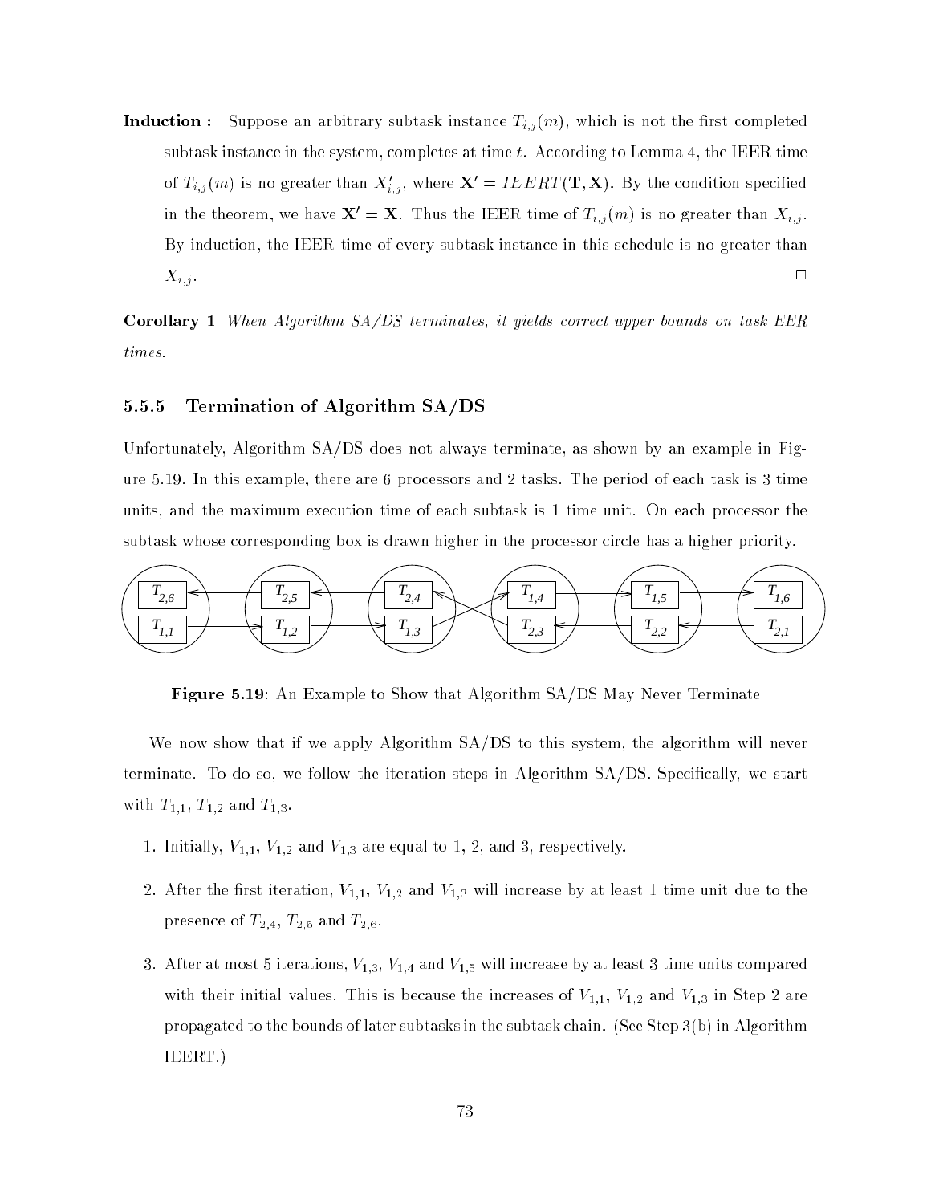**Induction :** Suppose an arbitrary subtask instance $T_{i,j}(m)$, which is not the first completed subtask instance in the system, completes at time $t$. According to Lemma 4, the IEER time of $T_{i,j}(m)$ is no greater than $X'_{i,j}$, where $\mathbf{X}' = IEERT(\mathbf{T}, \mathbf{X})$. By the condition specified in the theorem, we have $\mathbf{X}' = \mathbf{X}$. Thus the IEER time of $T_{i,j}(m)$ is no greater than $X_{i,j}$. By induction, the IEER time of every subtask instance in this schedule is no greater than $X_{i,j}$. □

**Corollary 1** *When Algorithm SA/DS terminates, it yields correct upper bounds on task EER times.*

### 5.5.5 Termination of Algorithm SA/DS

Unfortunately, Algorithm SA/DS does not always terminate, as shown by an example in Figure 5.19. In this example, there are 6 processors and 2 tasks. The period of each task is 3 time units, and the maximum execution time of each subtask is 1 time unit. On each processor the subtask whose corresponding box is drawn higher in the processor circle has a higher priority.

**Figure 5.19**: An Example to Show that Algorithm SA/DS May Never Terminate

We now show that if we apply Algorithm SA/DS to this system, the algorithm will never terminate. To do so, we follow the iteration steps in Algorithm SA/DS. Specifically, we start with $T_{1,1}$, $T_{1,2}$ and $T_{1,3}$.

1. Initially, $V_{1,1}$, $V_{1,2}$ and $V_{1,3}$ are equal to 1, 2, and 3, respectively.

2. After the first iteration, $V_{1,1}$, $V_{1,2}$ and $V_{1,3}$ will increase by at least 1 time unit due to the presence of $T_{2,4}$, $T_{2,5}$ and $T_{2,6}$.

3. After at most 5 iterations, $V_{1,3}$, $V_{1,4}$ and $V_{1,5}$ will increase by at least 3 time units compared with their initial values. This is because the increases of $V_{1,1}$, $V_{1,2}$ and $V_{1,3}$ in Step 2 are propagated to the bounds of later subtasks in the subtask chain. (See Step 3(b) in Algorithm IEERT.)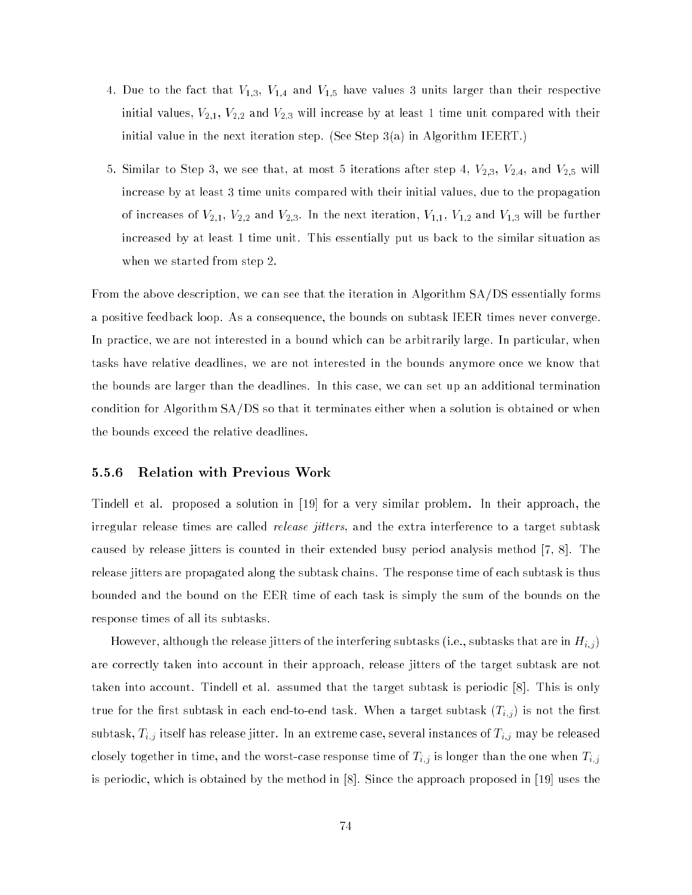4. Due to the fact that $V_{1,3}$, $V_{1,4}$ and $V_{1,5}$ have values 3 units larger than their respective initial values, $V_{2,1}$, $V_{2,2}$ and $V_{2,3}$ will increase by at least 1 time unit compared with their initial value in the next iteration step. (See Step 3(a) in Algorithm IEERT.)

5. Similar to Step 3, we see that, at most 5 iterations after step 4, $V_{2,3}$, $V_{2,4}$, and $V_{2,5}$ will increase by at least 3 time units compared with their initial values, due to the propagation of increases of $V_{2,1}$, $V_{2,2}$ and $V_{2,3}$. In the next iteration, $V_{1,1}$, $V_{1,2}$ and $V_{1,3}$ will be further increased by at least 1 time unit. This essentially put us back to the similar situation as when we started from step 2.

From the above description, we can see that the iteration in Algorithm SA/DS essentially forms a positive feedback loop. As a consequence, the bounds on subtask IEER times never converge. In practice, we are not interested in a bound which can be arbitrarily large. In particular, when tasks have relative deadlines, we are not interested in the bounds anymore once we know that the bounds are larger than the deadlines. In this case, we can set up an additional termination condition for Algorithm SA/DS so that it terminates either when a solution is obtained or when the bounds exceed the relative deadlines.

### 5.5.6 Relation with Previous Work

Tindell et al. proposed a solution in [19] for a very similar problem. In their approach, the irregular release times are called *release jitters*, and the extra interference to a target subtask caused by release jitters is counted in their extended busy period analysis method [7, 8]. The release jitters are propagated along the subtask chains. The response time of each subtask is thus bounded and the bound on the EER time of each task is simply the sum of the bounds on the response times of all its subtasks.

However, although the release jitters of the interfering subtasks (i.e., subtasks that are in $H_{i,j}$) are correctly taken into account in their approach, release jitters of the target subtask are not taken into account. Tindell et al. assumed that the target subtask is periodic [8]. This is only true for the first subtask in each end-to-end task. When a target subtask ($T_{i,j}$) is not the first subtask, $T_{i,j}$ itself has release jitter. In an extreme case, several instances of $T_{i,j}$ may be released closely together in time, and the worst-case response time of $T_{i,j}$ is longer than the one when $T_{i,j}$ is periodic, which is obtained by the method in [8]. Since the approach proposed in [19] uses the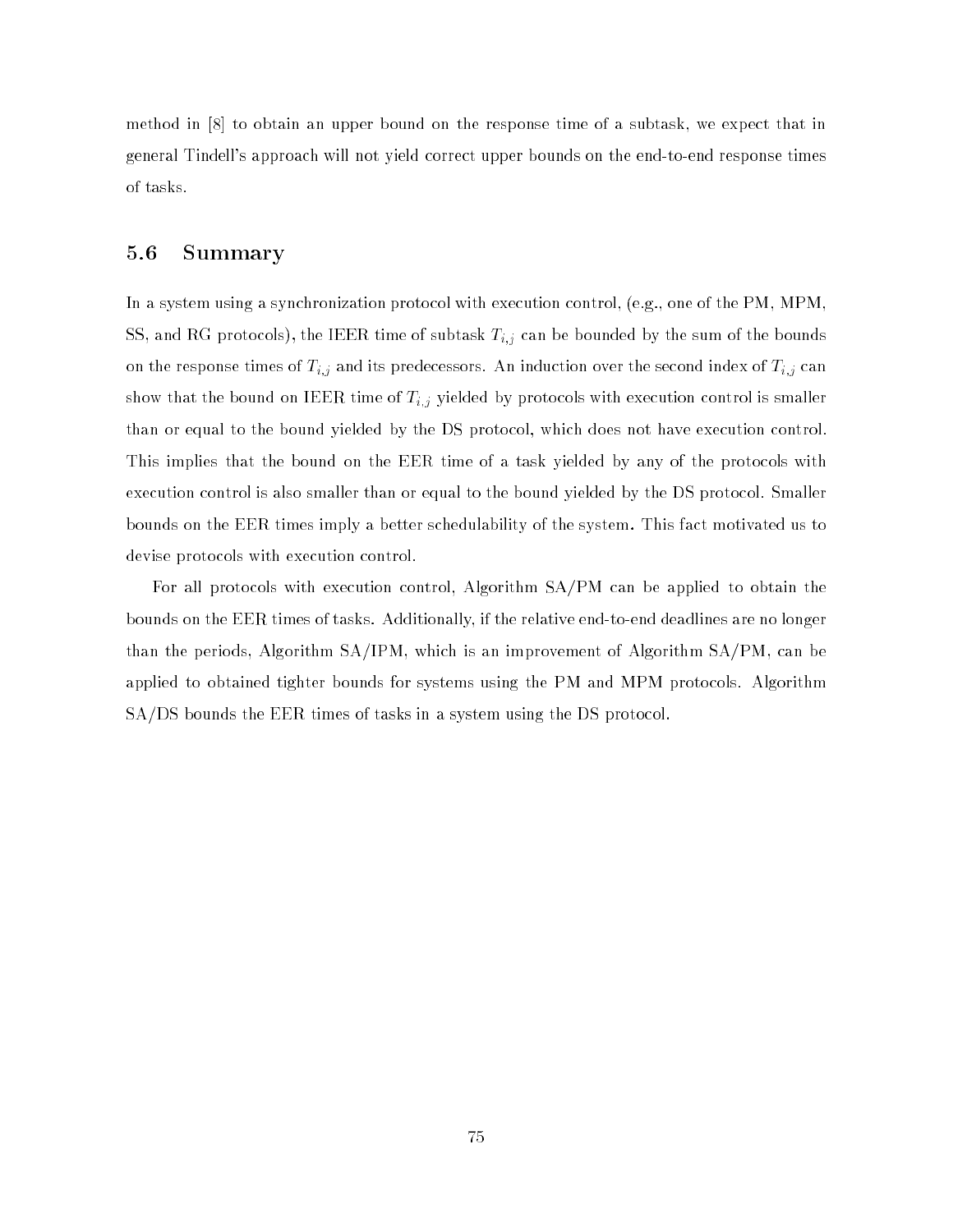method in [8] to obtain an upper bound on the response time of a subtask, we expect that in general Tindell's approach will not yield correct upper bounds on the end-to-end response times of tasks.

## 5.6 Summary

In a system using a synchronization protocol with execution control, (e.g., one of the PM, MPM, SS, and RG protocols), the IEER time of subtask $T_{i,j}$ can be bounded by the sum of the bounds on the response times of $T_{i,j}$ and its predecessors. An induction over the second index of $T_{i,j}$ can show that the bound on IEER time of $T_{i,j}$ yielded by protocols with execution control is smaller than or equal to the bound yielded by the DS protocol, which does not have execution control. This implies that the bound on the EER time of a task yielded by any of the protocols with execution control is also smaller than or equal to the bound yielded by the DS protocol. Smaller bounds on the EER times imply a better schedulability of the system. This fact motivated us to devise protocols with execution control.

For all protocols with execution control, Algorithm SA/PM can be applied to obtain the bounds on the EER times of tasks. Additionally, if the relative end-to-end deadlines are no longer than the periods, Algorithm SA/IPM, which is an improvement of Algorithm SA/PM, can be applied to obtained tighter bounds for systems using the PM and MPM protocols. Algorithm SA/DS bounds the EER times of tasks in a system using the DS protocol.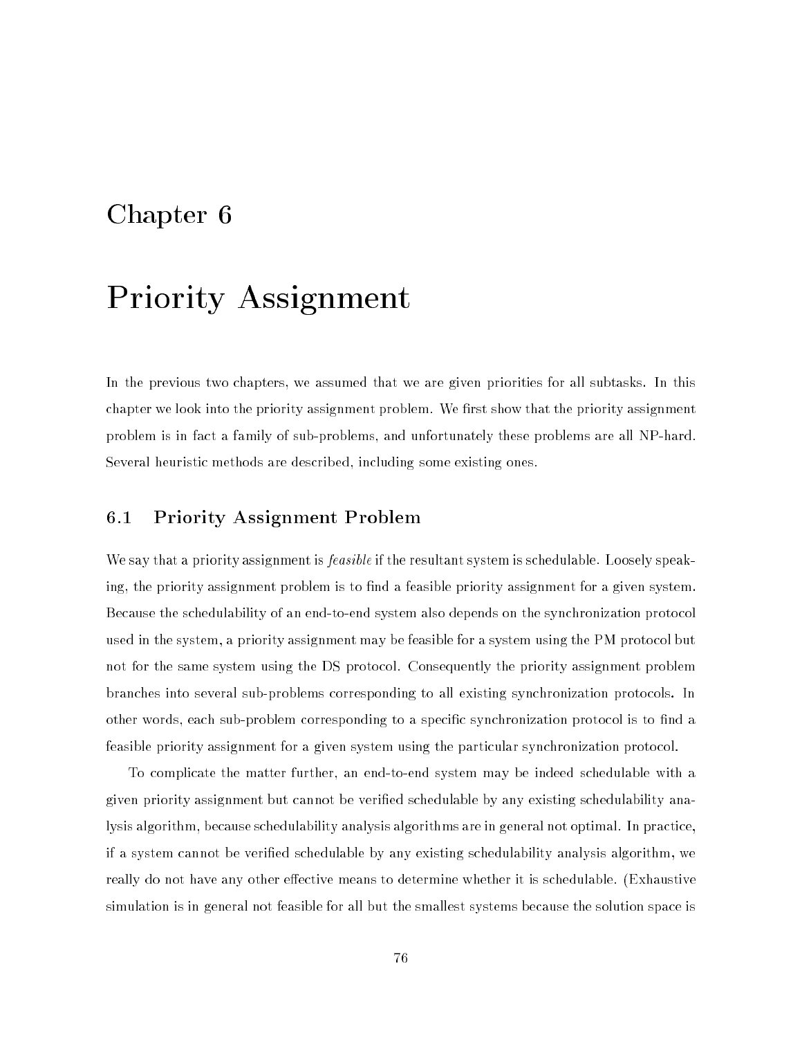# Chapter 6

# Priority Assignment

In the previous two chapters, we assumed that we are given priorities for all subtasks. In this chapter we look into the priority assignment problem. We first show that the priority assignment problem is in fact a family of sub-problems, and unfortunately these problems are all NP-hard. Several heuristic methods are described, including some existing ones.

## 6.1 Priority Assignment Problem

We say that a priority assignment is *feasible* if the resultant system is schedulable. Loosely speaking, the priority assignment problem is to find a feasible priority assignment for a given system. Because the schedulability of an end-to-end system also depends on the synchronization protocol used in the system, a priority assignment may be feasible for a system using the PM protocol but not for the same system using the DS protocol. Consequently the priority assignment problem branches into several sub-problems corresponding to all existing synchronization protocols. In other words, each sub-problem corresponding to a specific synchronization protocol is to find a feasible priority assignment for a given system using the particular synchronization protocol.

To complicate the matter further, an end-to-end system may be indeed schedulable with a given priority assignment but cannot be verified schedulable by any existing schedulability analysis algorithm, because schedulability analysis algorithms are in general not optimal. In practice, if a system cannot be verified schedulable by any existing schedulability analysis algorithm, we really do not have any other effective means to determine whether it is schedulable. (Exhaustive simulation is in general not feasible for all but the smallest systems because the solution space is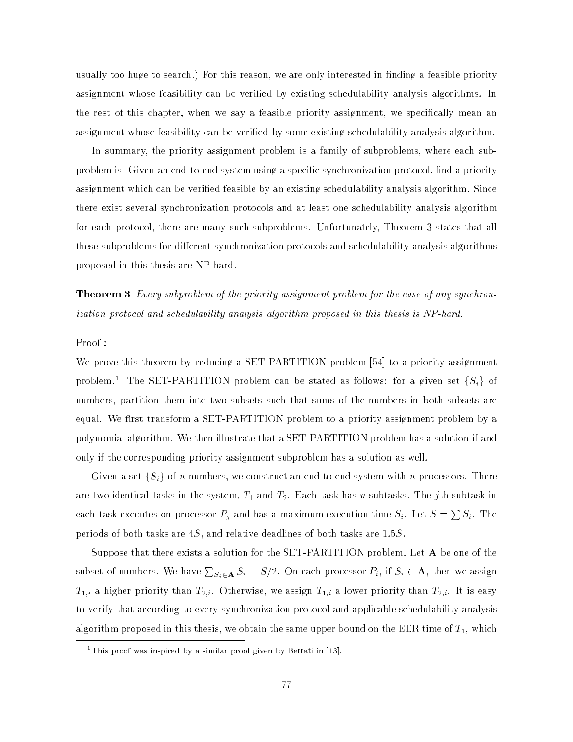usually too huge to search.) For this reason, we are only interested in finding a feasible priority assignment whose feasibility can be verified by existing schedulability analysis algorithms. In the rest of this chapter, when we say a feasible priority assignment, we specifically mean an assignment whose feasibility can be verified by some existing schedulability analysis algorithm.

In summary, the priority assignment problem is a family of subproblems, where each subproblem is: Given an end-to-end system using a specific synchronization protocol, find a priority assignment which can be verified feasible by an existing schedulability analysis algorithm. Since there exist several synchronization protocols and at least one schedulability analysis algorithm for each protocol, there are many such subproblems. Unfortunately, Theorem 3 states that all these subproblems for different synchronization protocols and schedulability analysis algorithms proposed in this thesis are NP-hard.

**Theorem 3** *Every subproblem of the priority assignment problem for the case of any synchronization protocol and schedulability analysis algorithm proposed in this thesis is NP-hard.*

Proof :

We prove this theorem by reducing a SET-PARTITION problem [54] to a priority assignment problem.[1] The SET-PARTITION problem can be stated as follows: for a given set $\{S_i\}$ of numbers, partition them into two subsets such that sums of the numbers in both subsets are equal. We first transform a SET-PARTITION problem to a priority assignment problem by a polynomial algorithm. We then illustrate that a SET-PARTITION problem has a solution if and only if the corresponding priority assignment subproblem has a solution as well.

Given a set $\{S_i\}$ of $n$ numbers, we construct an end-to-end system with $n$ processors. There are two identical tasks in the system, $T_1$ and $T_2$. Each task has $n$ subtasks. The $j$th subtask in each task executes on processor $P_j$ and has a maximum execution time $S_i$. Let $S = \sum S_i$. The periods of both tasks are $4S$, and relative deadlines of both tasks are $1.5S$.

Suppose that there exists a solution for the SET-PARTITION problem. Let $\mathbf{A}$ be one of the subset of numbers. We have $\sum_{S_j \in \mathbf{A}} S_i = S/2$. On each processor $P_i$, if $S_i \in \mathbf{A}$, then we assign $T_{1,i}$ a higher priority than $T_{2,i}$. Otherwise, we assign $T_{1,i}$ a lower priority than $T_{2,i}$. It is easy to verify that according to every synchronization protocol and applicable schedulability analysis algorithm proposed in this thesis, we obtain the same upper bound on the EER time of $T_1$, which

[1] This proof was inspired by a similar proof given by Bettati in [13].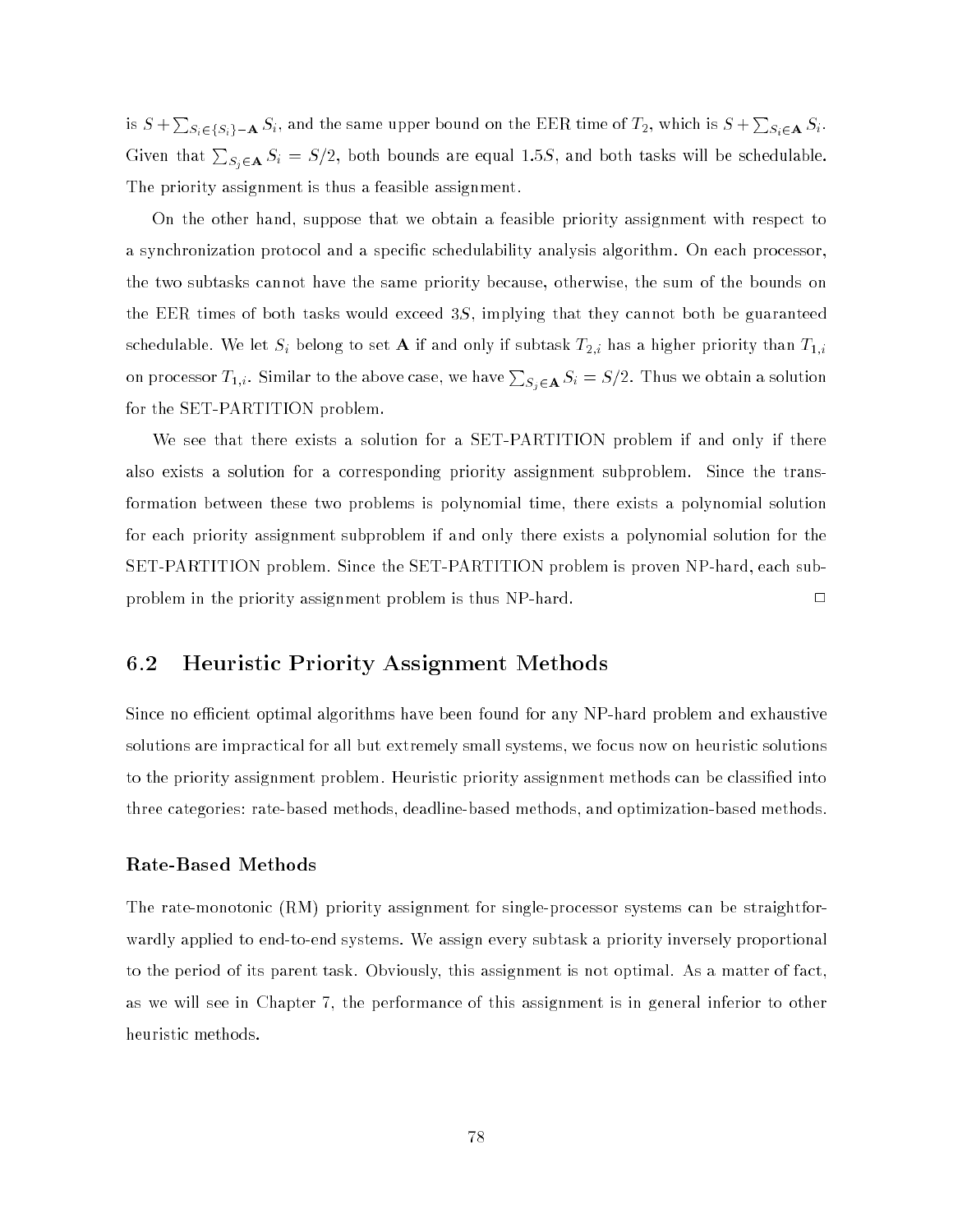is $S + \sum_{S_i \in \{S_i\} - \mathbf{A}} S_i$, and the same upper bound on the EER time of $T_2$, which is $S + \sum_{S_i \in \mathbf{A}} S_i$. Given that $\sum_{S_j \in \mathbf{A}} S_i = S/2$, both bounds are equal $1.5S$, and both tasks will be schedulable. The priority assignment is thus a feasible assignment.

On the other hand, suppose that we obtain a feasible priority assignment with respect to a synchronization protocol and a specific schedulability analysis algorithm. On each processor, the two subtasks cannot have the same priority because, otherwise, the sum of the bounds on the EER times of both tasks would exceed $3S$, implying that they cannot both be guaranteed schedulable. We let $S_i$ belong to set $\mathbf{A}$ if and only if subtask $T_{2,i}$ has a higher priority than $T_{1,i}$ on processor $T_{1,i}$. Similar to the above case, we have $\sum_{S_j \in \mathbf{A}} S_i = S/2$. Thus we obtain a solution for the SET-PARTITION problem.

We see that there exists a solution for a SET-PARTITION problem if and only if there also exists a solution for a corresponding priority assignment subproblem. Since the transformation between these two problems is polynomial time, there exists a polynomial solution for each priority assignment subproblem if and only there exists a polynomial solution for the SET-PARTITION problem. Since the SET-PARTITION problem is proven NP-hard, each subproblem in the priority assignment problem is thus NP-hard. □

## 6.2 Heuristic Priority Assignment Methods

Since no efficient optimal algorithms have been found for any NP-hard problem and exhaustive solutions are impractical for all but extremely small systems, we focus now on heuristic solutions to the priority assignment problem. Heuristic priority assignment methods can be classified into three categories: rate-based methods, deadline-based methods, and optimization-based methods.

### Rate-Based Methods

The rate-monotonic (RM) priority assignment for single-processor systems can be straightforwardly applied to end-to-end systems. We assign every subtask a priority inversely proportional to the period of its parent task. Obviously, this assignment is not optimal. As a matter of fact, as we will see in Chapter 7, the performance of this assignment is in general inferior to other heuristic methods.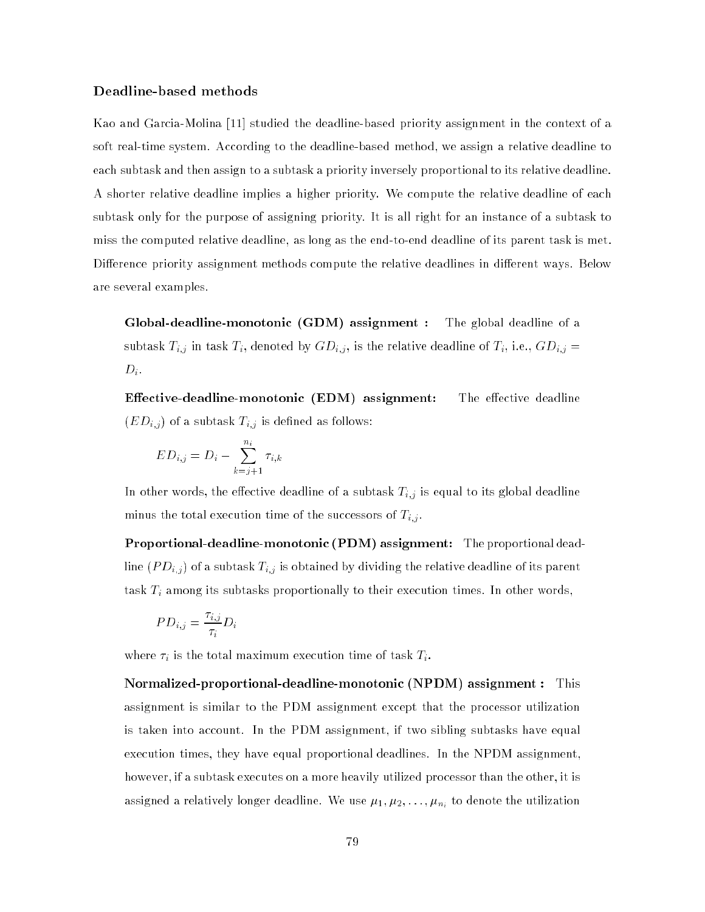### Deadline-based methods

Kao and Garcia-Molina [11] studied the deadline-based priority assignment in the context of a soft real-time system. According to the deadline-based method, we assign a relative deadline to each subtask and then assign to a subtask a priority inversely proportional to its relative deadline. A shorter relative deadline implies a higher priority. We compute the relative deadline of each subtask only for the purpose of assigning priority. It is all right for an instance of a subtask to miss the computed relative deadline, as long as the end-to-end deadline of its parent task is met. Difference priority assignment methods compute the relative deadlines in different ways. Below are several examples.

**Global-deadline-monotonic (GDM) assignment :** The global deadline of a subtask $T_{i,j}$ in task $T_i$, denoted by $GD_{i,j}$, is the relative deadline of $T_i$, i.e., $GD_{i,j} = D_i$.

**Effective-deadline-monotonic (EDM) assignment:** The effective deadline ($ED_{i,j}$) of a subtask $T_{i,j}$ is defined as follows:

$$ED_{i,j} = D_i - \sum_{k=j+1}^{n_i} \tau_{i,k}$$

In other words, the effective deadline of a subtask $T_{i,j}$ is equal to its global deadline minus the total execution time of the successors of $T_{i,j}$.

**Proportional-deadline-monotonic (PDM) assignment:** The proportional deadline ($PD_{i,j}$) of a subtask $T_{i,j}$ is obtained by dividing the relative deadline of its parent task $T_i$ among its subtasks proportionally to their execution times. In other words,

$$PD_{i,j} = \frac{\tau_{i,j}}{\tau_i} D_i$$

where $\tau_i$ is the total maximum execution time of task $T_i$.

**Normalized-proportional-deadline-monotonic (NPDM) assignment :** This assignment is similar to the PDM assignment except that the processor utilization is taken into account. In the PDM assignment, if two sibling subtasks have equal execution times, they have equal proportional deadlines. In the NPDM assignment, however, if a subtask executes on a more heavily utilized processor than the other, it is assigned a relatively longer deadline. We use $\mu_1, \mu_2, \ldots, \mu_{n_i}$ to denote the utilization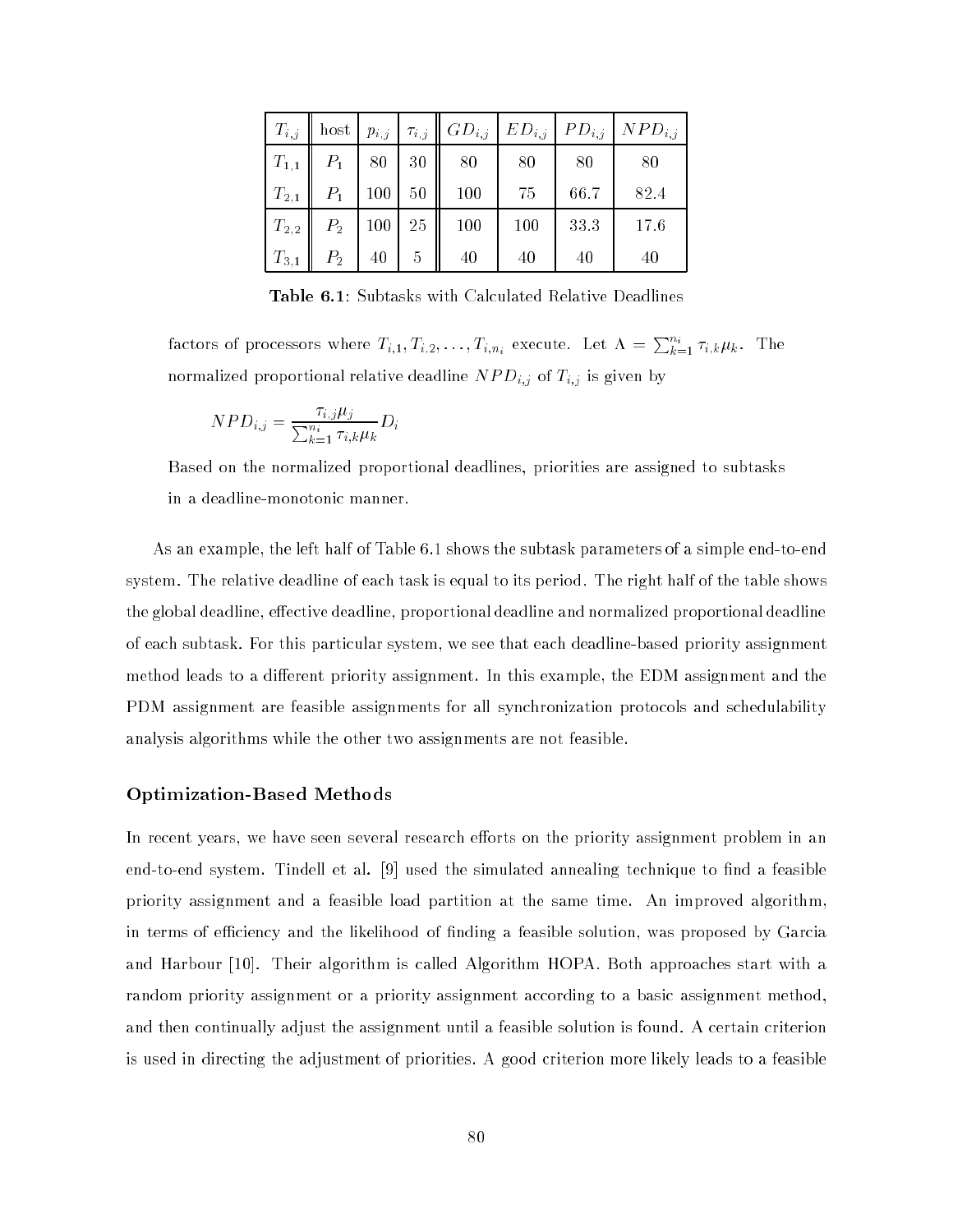| $T_{i,j}$ | host | $p_{i,j}$ | $\tau_{i,j}$ | $GD_{i,j}$ | $ED_{i,j}$ | $PD_{i,j}$ | $NPD_{i,j}$ |
|---|---|---|---|---|---|---|---|
| $T_{1,1}$ | $P_1$ | 80 | 30 | 80 | 80 | 80 | 80 |
| $T_{2,1}$ | $P_1$ | 100 | 50 | 100 | 75 | 66.7 | 82.4 |
| $T_{2,2}$ | $P_2$ | 100 | 25 | 100 | 100 | 33.3 | 17.6 |
| $T_{3,1}$ | $P_2$ | 40 | 5 | 40 | 40 | 40 | 40 |

**Table 6.1**: Subtasks with Calculated Relative Deadlines

factors of processors where $T_{i,1}, T_{i,2}, \ldots, T_{i,n_i}$ execute. Let $\Lambda = \sum_{k=1}^{n_i} \tau_{i,k}\mu_k$. The normalized proportional relative deadline $NPD_{i,j}$ of $T_{i,j}$ is given by

$$NPD_{i,j} = \frac{\tau_{i,j}\mu_j}{\sum_{k=1}^{n_i} \tau_{i,k}\mu_k} D_i$$

Based on the normalized proportional deadlines, priorities are assigned to subtasks in a deadline-monotonic manner.

As an example, the left half of Table 6.1 shows the subtask parameters of a simple end-to-end system. The relative deadline of each task is equal to its period. The right half of the table shows the global deadline, effective deadline, proportional deadline and normalized proportional deadline of each subtask. For this particular system, we see that each deadline-based priority assignment method leads to a different priority assignment. In this example, the EDM assignment and the PDM assignment are feasible assignments for all synchronization protocols and schedulability analysis algorithms while the other two assignments are not feasible.

### Optimization-Based Methods

In recent years, we have seen several research efforts on the priority assignment problem in an end-to-end system. Tindell et al. [9] used the simulated annealing technique to find a feasible priority assignment and a feasible load partition at the same time. An improved algorithm, in terms of efficiency and the likelihood of finding a feasible solution, was proposed by Garcia and Harbour [10]. Their algorithm is called Algorithm HOPA. Both approaches start with a random priority assignment or a priority assignment according to a basic assignment method, and then continually adjust the assignment until a feasible solution is found. A certain criterion is used in directing the adjustment of priorities. A good criterion more likely leads to a feasible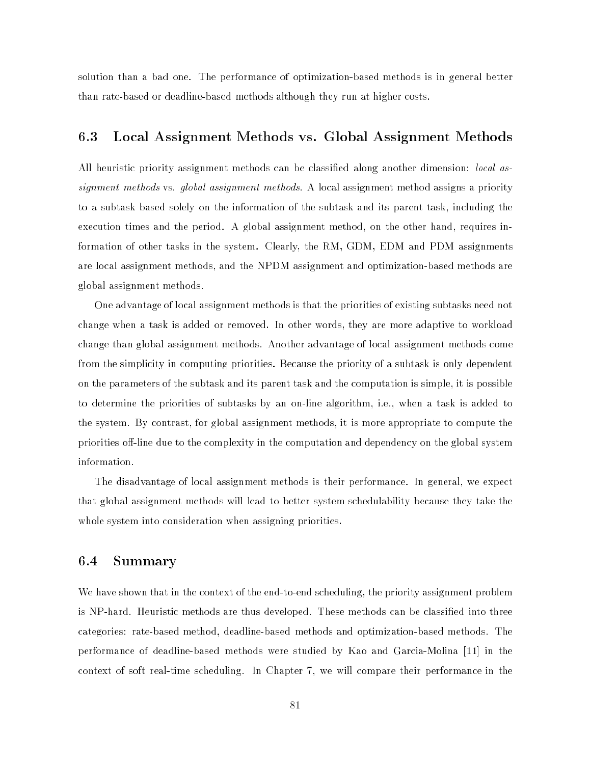solution than a bad one. The performance of optimization-based methods is in general better than rate-based or deadline-based methods although they run at higher costs.

## 6.3 Local Assignment Methods vs. Global Assignment Methods

All heuristic priority assignment methods can be classified along another dimension: *local assignment methods* vs. *global assignment methods*. A local assignment method assigns a priority to a subtask based solely on the information of the subtask and its parent task, including the execution times and the period. A global assignment method, on the other hand, requires information of other tasks in the system. Clearly, the RM, GDM, EDM and PDM assignments are local assignment methods, and the NPDM assignment and optimization-based methods are global assignment methods.

One advantage of local assignment methods is that the priorities of existing subtasks need not change when a task is added or removed. In other words, they are more adaptive to workload change than global assignment methods. Another advantage of local assignment methods come from the simplicity in computing priorities. Because the priority of a subtask is only dependent on the parameters of the subtask and its parent task and the computation is simple, it is possible to determine the priorities of subtasks by an on-line algorithm, i.e., when a task is added to the system. By contrast, for global assignment methods, it is more appropriate to compute the priorities off-line due to the complexity in the computation and dependency on the global system information.

The disadvantage of local assignment methods is their performance. In general, we expect that global assignment methods will lead to better system schedulability because they take the whole system into consideration when assigning priorities.

## 6.4 Summary

We have shown that in the context of the end-to-end scheduling, the priority assignment problem is NP-hard. Heuristic methods are thus developed. These methods can be classified into three categories: rate-based method, deadline-based methods and optimization-based methods. The performance of deadline-based methods were studied by Kao and Garcia-Molina [11] in the context of soft real-time scheduling. In Chapter 7, we will compare their performance in the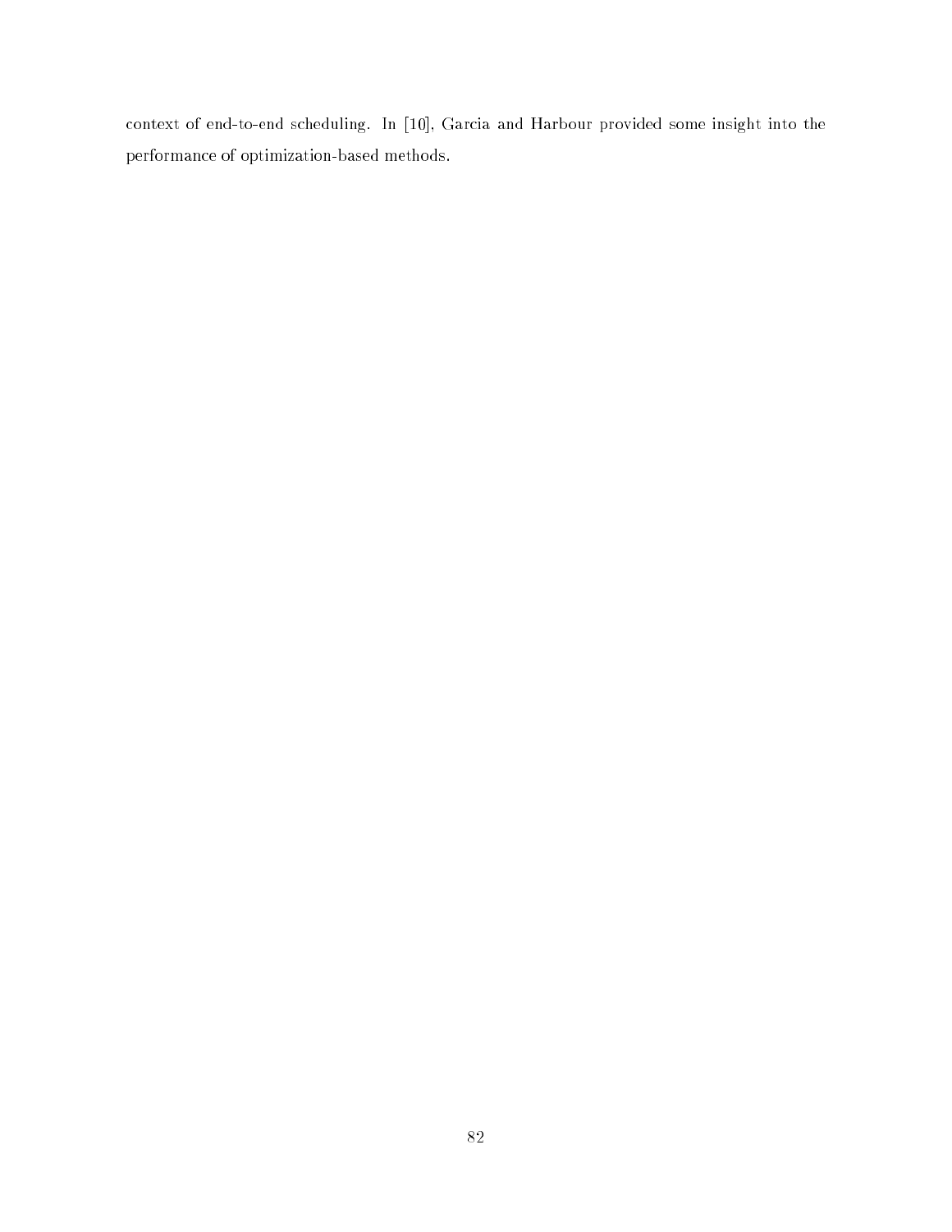context of end-to-end scheduling. In [10], Garcia and Harbour provided some insight into the performance of optimization-based methods.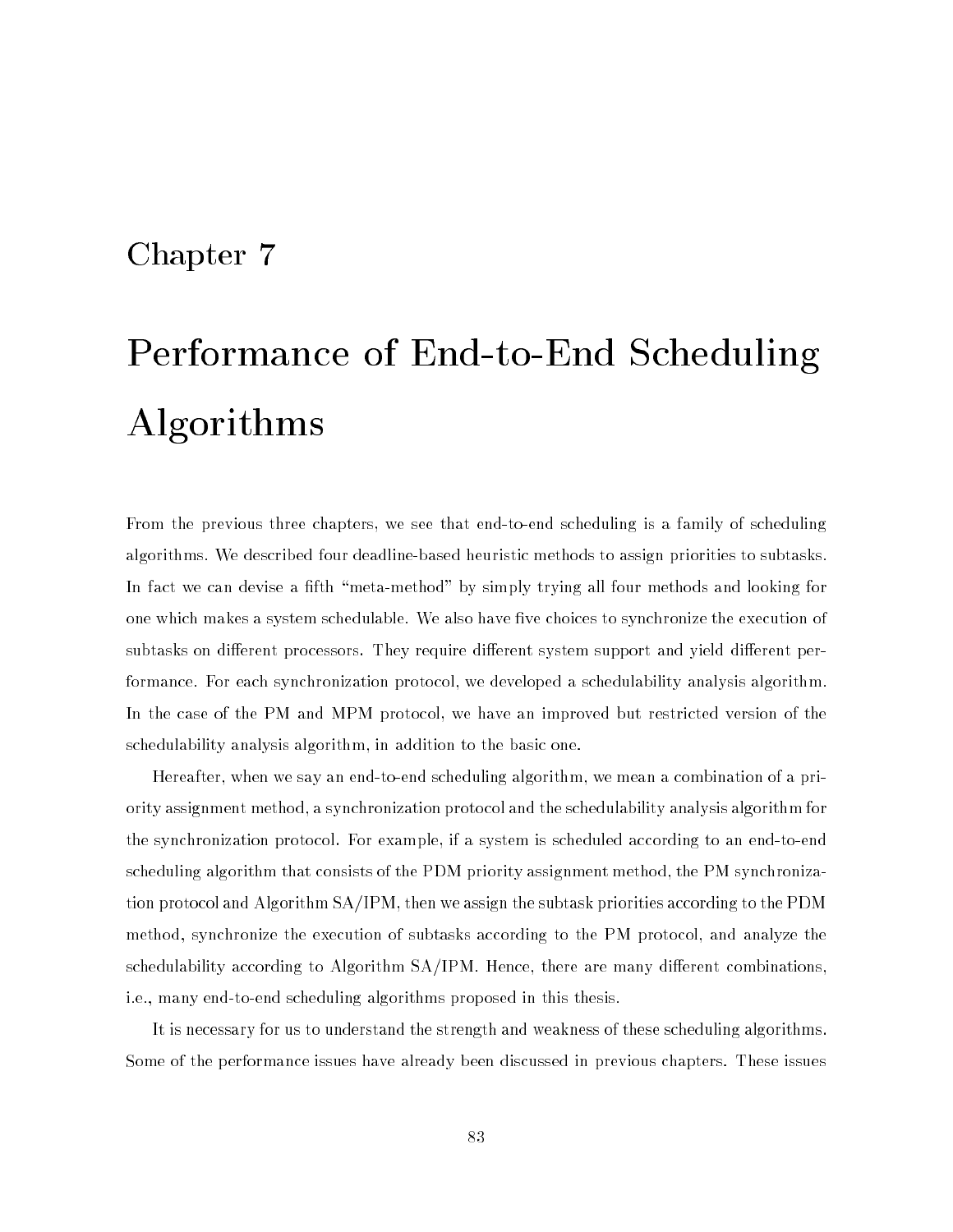# Chapter 7

# Performance of End-to-End Scheduling Algorithms

From the previous three chapters, we see that end-to-end scheduling is a family of scheduling algorithms. We described four deadline-based heuristic methods to assign priorities to subtasks. In fact we can devise a fifth "meta-method" by simply trying all four methods and looking for one which makes a system schedulable. We also have five choices to synchronize the execution of subtasks on different processors. They require different system support and yield different performance. For each synchronization protocol, we developed a schedulability analysis algorithm. In the case of the PM and MPM protocol, we have an improved but restricted version of the schedulability analysis algorithm, in addition to the basic one.

Hereafter, when we say an end-to-end scheduling algorithm, we mean a combination of a priority assignment method, a synchronization protocol and the schedulability analysis algorithm for the synchronization protocol. For example, if a system is scheduled according to an end-to-end scheduling algorithm that consists of the PDM priority assignment method, the PM synchronization protocol and Algorithm SA/IPM, then we assign the subtask priorities according to the PDM method, synchronize the execution of subtasks according to the PM protocol, and analyze the schedulability according to Algorithm SA/IPM. Hence, there are many different combinations, i.e., many end-to-end scheduling algorithms proposed in this thesis.

It is necessary for us to understand the strength and weakness of these scheduling algorithms. Some of the performance issues have already been discussed in previous chapters. These issues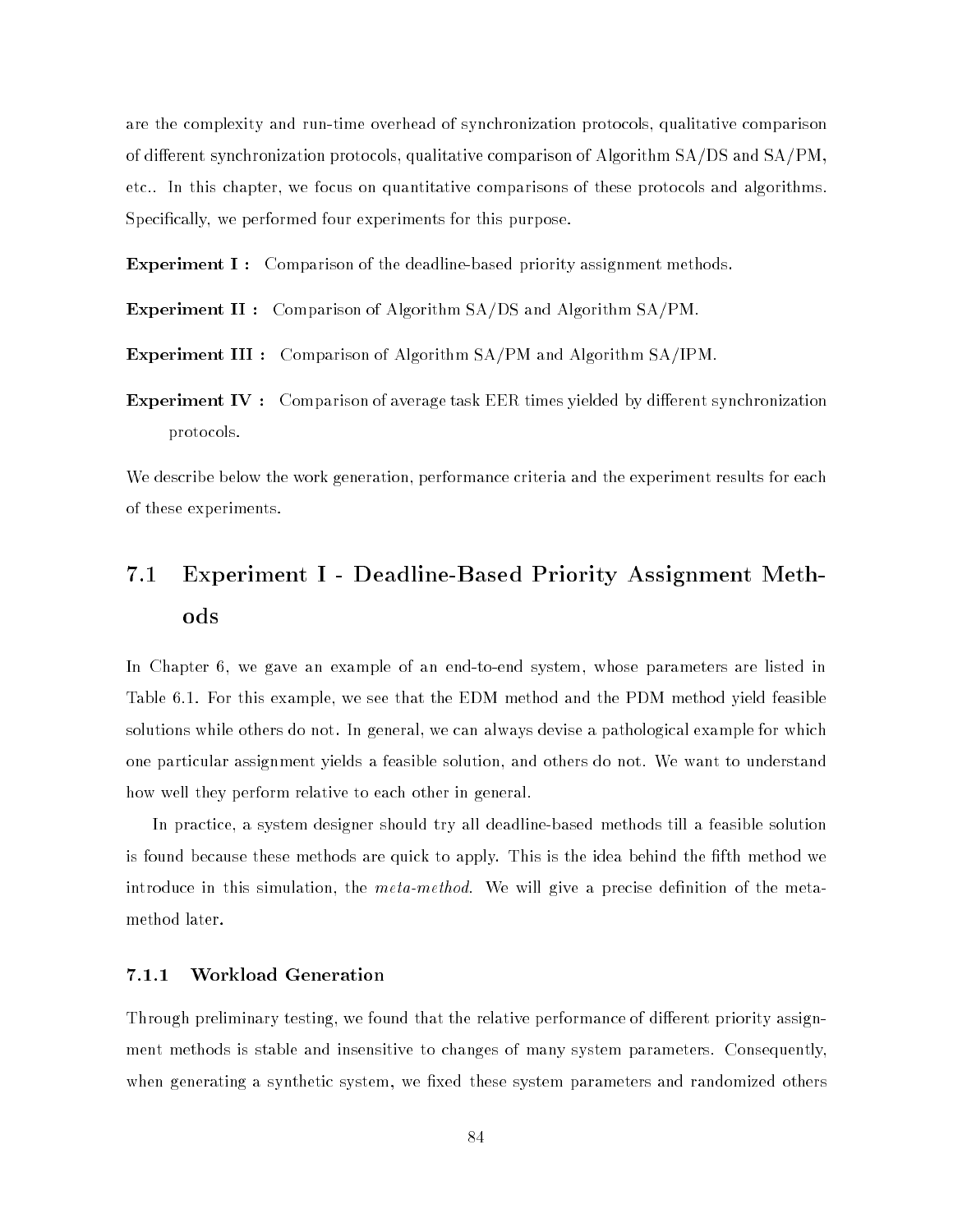are the complexity and run-time overhead of synchronization protocols, qualitative comparison of different synchronization protocols, qualitative comparison of Algorithm SA/DS and SA/PM, etc.. In this chapter, we focus on quantitative comparisons of these protocols and algorithms. Specifically, we performed four experiments for this purpose.

**Experiment I :** Comparison of the deadline-based priority assignment methods.

**Experiment II :** Comparison of Algorithm SA/DS and Algorithm SA/PM.

**Experiment III :** Comparison of Algorithm SA/PM and Algorithm SA/IPM.

**Experiment IV :** Comparison of average task EER times yielded by different synchronization protocols.

We describe below the work generation, performance criteria and the experiment results for each of these experiments.

## 7.1 Experiment I - Deadline-Based Priority Assignment Methods

In Chapter 6, we gave an example of an end-to-end system, whose parameters are listed in Table 6.1. For this example, we see that the EDM method and the PDM method yield feasible solutions while others do not. In general, we can always devise a pathological example for which one particular assignment yields a feasible solution, and others do not. We want to understand how well they perform relative to each other in general.

In practice, a system designer should try all deadline-based methods till a feasible solution is found because these methods are quick to apply. This is the idea behind the fifth method we introduce in this simulation, the *meta-method*. We will give a precise definition of the meta-method later.

### 7.1.1 Workload Generation

Through preliminary testing, we found that the relative performance of different priority assignment methods is stable and insensitive to changes of many system parameters. Consequently, when generating a synthetic system, we fixed these system parameters and randomized others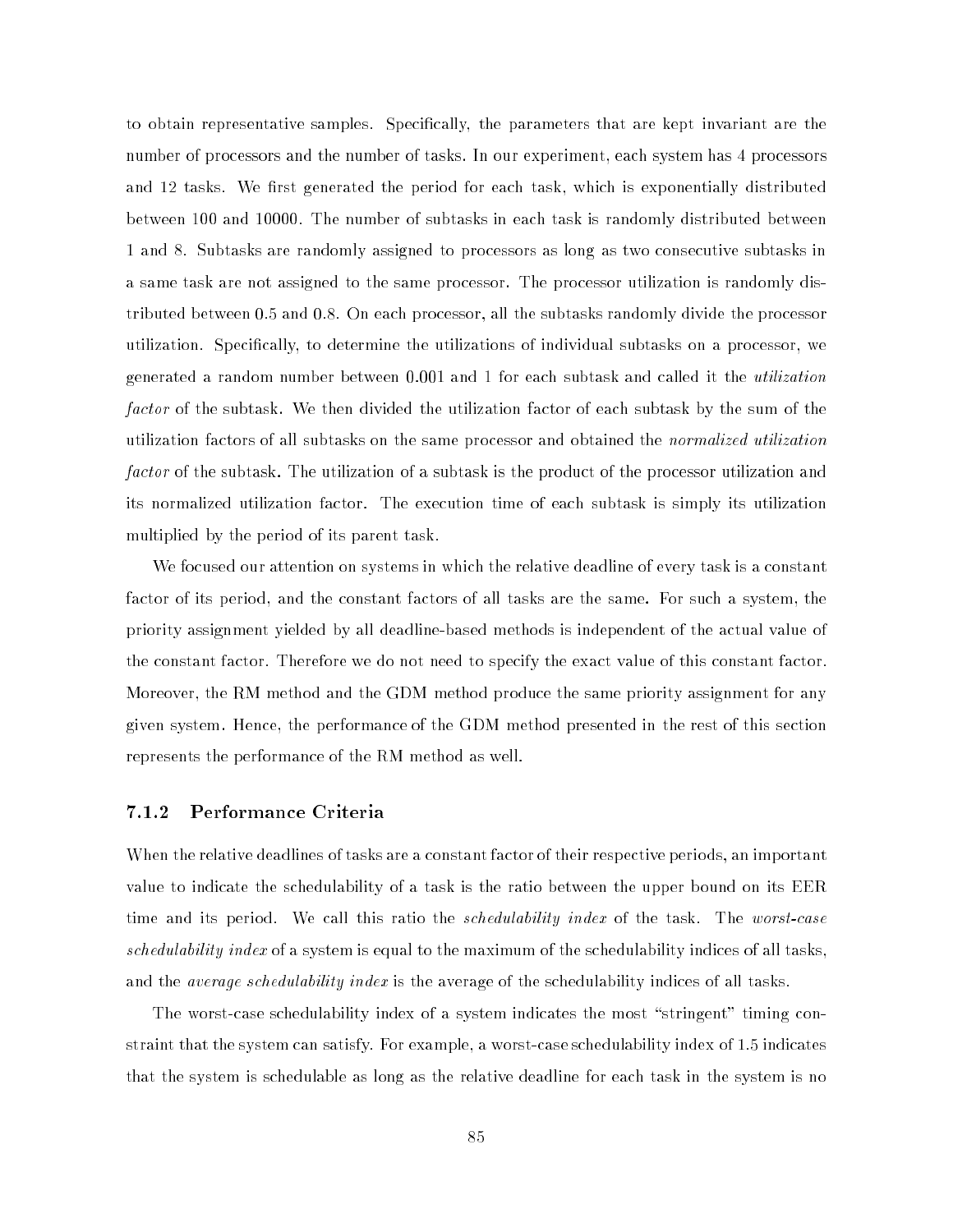to obtain representative samples. Specifically, the parameters that are kept invariant are the number of processors and the number of tasks. In our experiment, each system has 4 processors and 12 tasks. We first generated the period for each task, which is exponentially distributed between 100 and 10000. The number of subtasks in each task is randomly distributed between 1 and 8. Subtasks are randomly assigned to processors as long as two consecutive subtasks in a same task are not assigned to the same processor. The processor utilization is randomly distributed between 0.5 and 0.8. On each processor, all the subtasks randomly divide the processor utilization. Specifically, to determine the utilizations of individual subtasks on a processor, we generated a random number between 0.001 and 1 for each subtask and called it the *utilization factor* of the subtask. We then divided the utilization factor of each subtask by the sum of the utilization factors of all subtasks on the same processor and obtained the *normalized utilization factor* of the subtask. The utilization of a subtask is the product of the processor utilization and its normalized utilization factor. The execution time of each subtask is simply its utilization multiplied by the period of its parent task.

We focused our attention on systems in which the relative deadline of every task is a constant factor of its period, and the constant factors of all tasks are the same. For such a system, the priority assignment yielded by all deadline-based methods is independent of the actual value of the constant factor. Therefore we do not need to specify the exact value of this constant factor. Moreover, the RM method and the GDM method produce the same priority assignment for any given system. Hence, the performance of the GDM method presented in the rest of this section represents the performance of the RM method as well.

### 7.1.2 Performance Criteria

When the relative deadlines of tasks are a constant factor of their respective periods, an important value to indicate the schedulability of a task is the ratio between the upper bound on its EER time and its period. We call this ratio the *schedulability index* of the task. The *worst-case schedulability index* of a system is equal to the maximum of the schedulability indices of all tasks, and the *average schedulability index* is the average of the schedulability indices of all tasks.

The worst-case schedulability index of a system indicates the most "stringent" timing constraint that the system can satisfy. For example, a worst-case schedulability index of 1.5 indicates that the system is schedulable as long as the relative deadline for each task in the system is no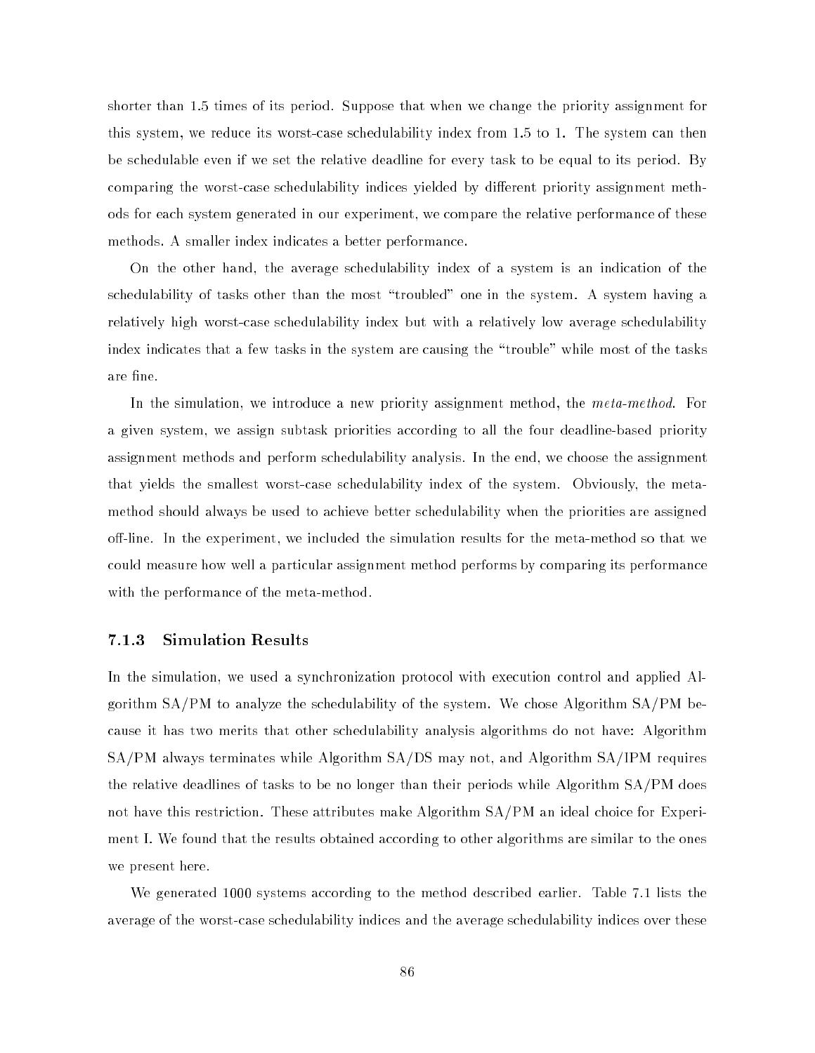shorter than 1.5 times of its period. Suppose that when we change the priority assignment for this system, we reduce its worst-case schedulability index from 1.5 to 1. The system can then be schedulable even if we set the relative deadline for every task to be equal to its period. By comparing the worst-case schedulability indices yielded by different priority assignment methods for each system generated in our experiment, we compare the relative performance of these methods. A smaller index indicates a better performance.

On the other hand, the average schedulability index of a system is an indication of the schedulability of tasks other than the most "troubled" one in the system. A system having a relatively high worst-case schedulability index but with a relatively low average schedulability index indicates that a few tasks in the system are causing the "trouble" while most of the tasks are fine.

In the simulation, we introduce a new priority assignment method, the *meta-method*. For a given system, we assign subtask priorities according to all the four deadline-based priority assignment methods and perform schedulability analysis. In the end, we choose the assignment that yields the smallest worst-case schedulability index of the system. Obviously, the meta-method should always be used to achieve better schedulability when the priorities are assigned off-line. In the experiment, we included the simulation results for the meta-method so that we could measure how well a particular assignment method performs by comparing its performance with the performance of the meta-method.

### 7.1.3 Simulation Results

In the simulation, we used a synchronization protocol with execution control and applied Algorithm SA/PM to analyze the schedulability of the system. We chose Algorithm SA/PM because it has two merits that other schedulability analysis algorithms do not have: Algorithm SA/PM always terminates while Algorithm SA/DS may not, and Algorithm SA/IPM requires the relative deadlines of tasks to be no longer than their periods while Algorithm SA/PM does not have this restriction. These attributes make Algorithm SA/PM an ideal choice for Experiment I. We found that the results obtained according to other algorithms are similar to the ones we present here.

We generated 1000 systems according to the method described earlier. Table 7.1 lists the average of the worst-case schedulability indices and the average schedulability indices over these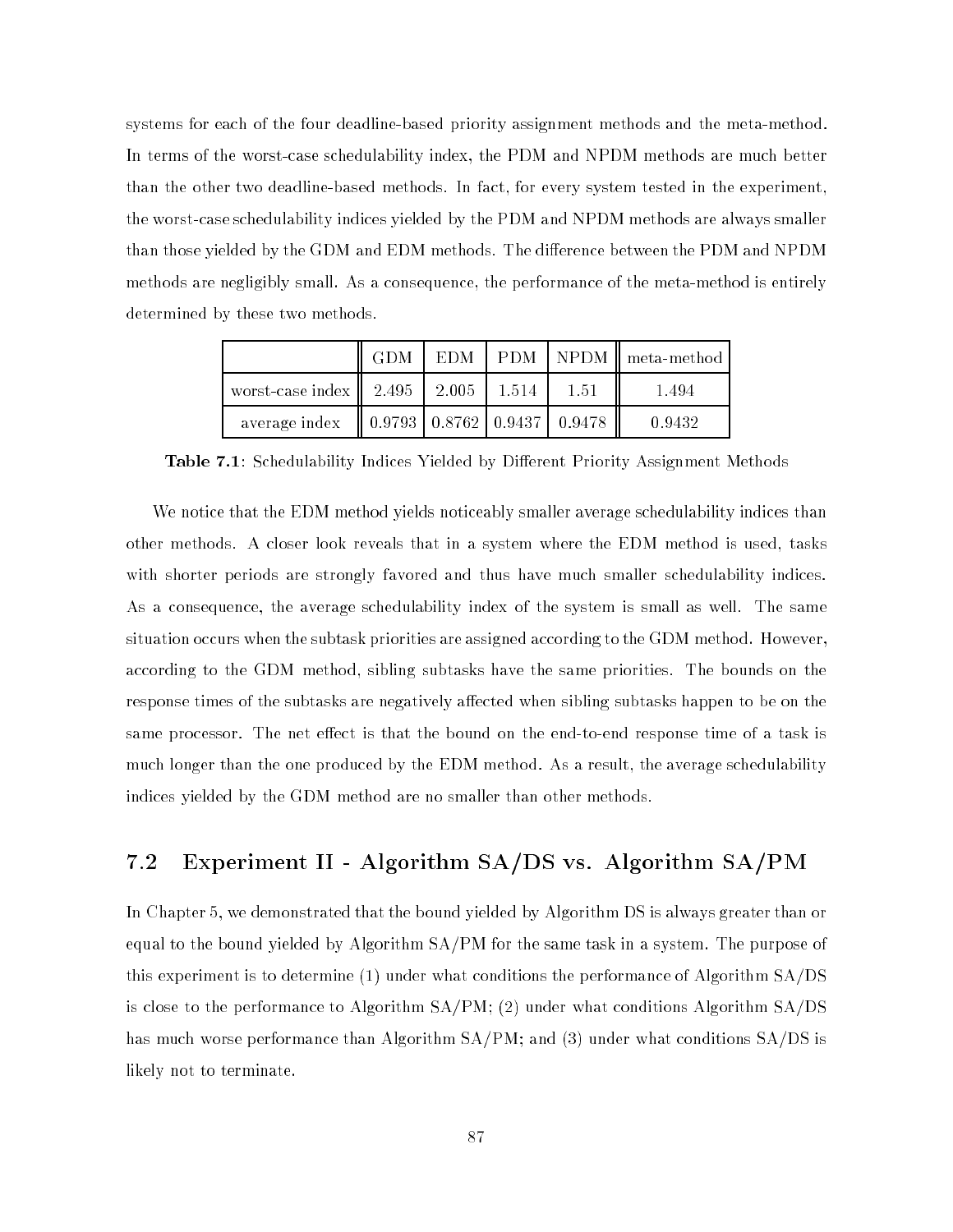systems for each of the four deadline-based priority assignment methods and the meta-method. In terms of the worst-case schedulability index, the PDM and NPDM methods are much better than the other two deadline-based methods. In fact, for every system tested in the experiment, the worst-case schedulability indices yielded by the PDM and NPDM methods are always smaller than those yielded by the GDM and EDM methods. The difference between the PDM and NPDM methods are negligibly small. As a consequence, the performance of the meta-method is entirely determined by these two methods.

| | GDM | EDM | PDM | NPDM | meta-method |
|---|---|---|---|---|---|
| worst-case index | 2.495 | 2.005 | 1.514 | 1.51 | 1.494 |
| average index | 0.9793 | 0.8762 | 0.9437 | 0.9478 | 0.9432 |

**Table 7.1**: Schedulability Indices Yielded by Different Priority Assignment Methods

We notice that the EDM method yields noticeably smaller average schedulability indices than other methods. A closer look reveals that in a system where the EDM method is used, tasks with shorter periods are strongly favored and thus have much smaller schedulability indices. As a consequence, the average schedulability index of the system is small as well. The same situation occurs when the subtask priorities are assigned according to the GDM method. However, according to the GDM method, sibling subtasks have the same priorities. The bounds on the response times of the subtasks are negatively affected when sibling subtasks happen to be on the same processor. The net effect is that the bound on the end-to-end response time of a task is much longer than the one produced by the EDM method. As a result, the average schedulability indices yielded by the GDM method are no smaller than other methods.

## 7.2 Experiment II - Algorithm SA/DS vs. Algorithm SA/PM

In Chapter 5, we demonstrated that the bound yielded by Algorithm DS is always greater than or equal to the bound yielded by Algorithm SA/PM for the same task in a system. The purpose of this experiment is to determine (1) under what conditions the performance of Algorithm SA/DS is close to the performance to Algorithm SA/PM; (2) under what conditions Algorithm SA/DS has much worse performance than Algorithm SA/PM; and (3) under what conditions SA/DS is likely not to terminate.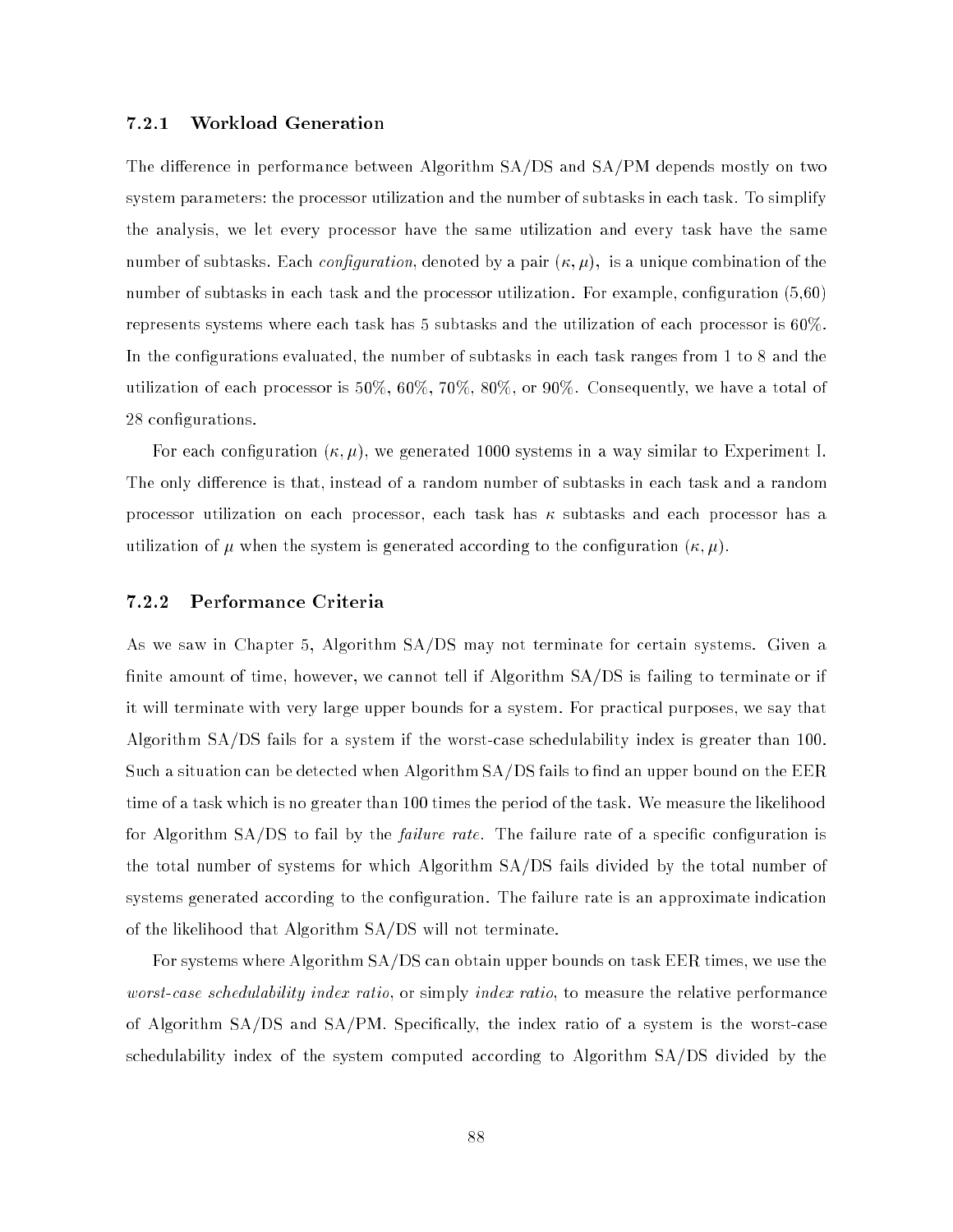### 7.2.1 Workload Generation

The difference in performance between Algorithm SA/DS and SA/PM depends mostly on two system parameters: the processor utilization and the number of subtasks in each task. To simplify the analysis, we let every processor have the same utilization and every task have the same number of subtasks. Each *configuration*, denoted by a pair $(\kappa, \mu)$, is a unique combination of the number of subtasks in each task and the processor utilization. For example, configuration (5,60) represents systems where each task has 5 subtasks and the utilization of each processor is 60%. In the configurations evaluated, the number of subtasks in each task ranges from 1 to 8 and the utilization of each processor is 50%, 60%, 70%, 80%, or 90%. Consequently, we have a total of 28 configurations.

For each configuration $(\kappa, \mu)$, we generated 1000 systems in a way similar to Experiment I. The only difference is that, instead of a random number of subtasks in each task and a random processor utilization on each processor, each task has $\kappa$ subtasks and each processor has a utilization of $\mu$ when the system is generated according to the configuration $(\kappa, \mu)$.

### 7.2.2 Performance Criteria

As we saw in Chapter 5, Algorithm SA/DS may not terminate for certain systems. Given a finite amount of time, however, we cannot tell if Algorithm SA/DS is failing to terminate or if it will terminate with very large upper bounds for a system. For practical purposes, we say that Algorithm SA/DS fails for a system if the worst-case schedulability index is greater than 100. Such a situation can be detected when Algorithm SA/DS fails to find an upper bound on the EER time of a task which is no greater than 100 times the period of the task. We measure the likelihood for Algorithm SA/DS to fail by the *failure rate*. The failure rate of a specific configuration is the total number of systems for which Algorithm SA/DS fails divided by the total number of systems generated according to the configuration. The failure rate is an approximate indication of the likelihood that Algorithm SA/DS will not terminate.

For systems where Algorithm SA/DS can obtain upper bounds on task EER times, we use the *worst-case schedulability index ratio*, or simply *index ratio*, to measure the relative performance of Algorithm SA/DS and SA/PM. Specifically, the index ratio of a system is the worst-case schedulability index of the system computed according to Algorithm SA/DS divided by the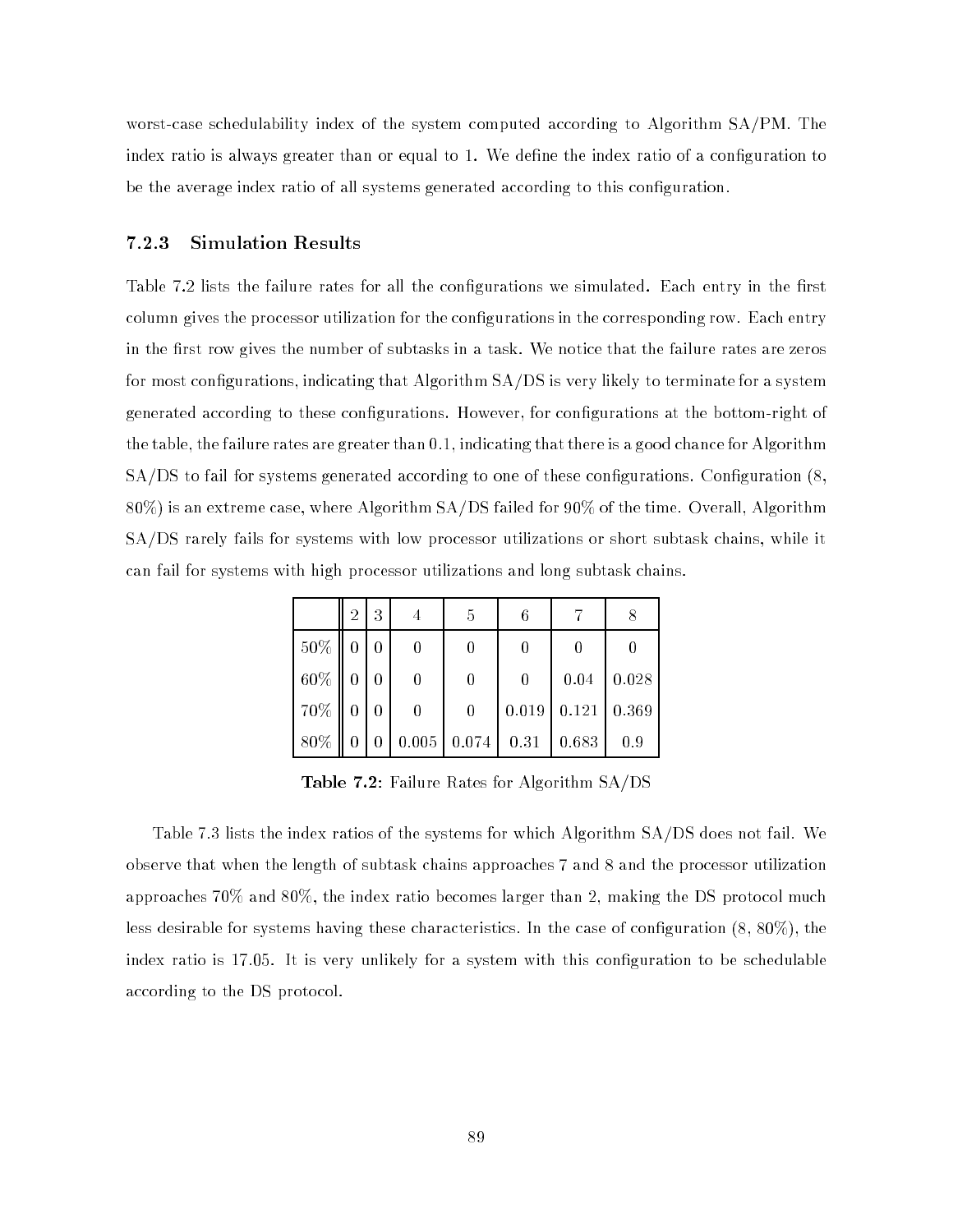worst-case schedulability index of the system computed according to Algorithm SA/PM. The index ratio is always greater than or equal to 1. We define the index ratio of a configuration to be the average index ratio of all systems generated according to this configuration.

### 7.2.3 Simulation Results

Table 7.2 lists the failure rates for all the configurations we simulated. Each entry in the first column gives the processor utilization for the configurations in the corresponding row. Each entry in the first row gives the number of subtasks in a task. We notice that the failure rates are zeros for most configurations, indicating that Algorithm SA/DS is very likely to terminate for a system generated according to these configurations. However, for configurations at the bottom-right of the table, the failure rates are greater than 0.1, indicating that there is a good chance for Algorithm SA/DS to fail for systems generated according to one of these configurations. Configuration (8, 80%) is an extreme case, where Algorithm SA/DS failed for 90% of the time. Overall, Algorithm SA/DS rarely fails for systems with low processor utilizations or short subtask chains, while it can fail for systems with high processor utilizations and long subtask chains.

| | 2 | 3 | 4 | 5 | 6 | 7 | 8 |
|---|---|---|---|---|---|---|---|
| 50% | 0 | 0 | 0 | 0 | 0 | 0 | 0 |
| 60% | 0 | 0 | 0 | 0 | 0 | 0.04 | 0.028 |
| 70% | 0 | 0 | 0 | 0 | 0.019 | 0.121 | 0.369 |
| 80% | 0 | 0 | 0.005 | 0.074 | 0.31 | 0.683 | 0.9 |

**Table 7.2:** Failure Rates for Algorithm SA/DS

Table 7.3 lists the index ratios of the systems for which Algorithm SA/DS does not fail. We observe that when the length of subtask chains approaches 7 and 8 and the processor utilization approaches 70% and 80%, the index ratio becomes larger than 2, making the DS protocol much less desirable for systems having these characteristics. In the case of configuration (8, 80%), the index ratio is 17.05. It is very unlikely for a system with this configuration to be schedulable according to the DS protocol.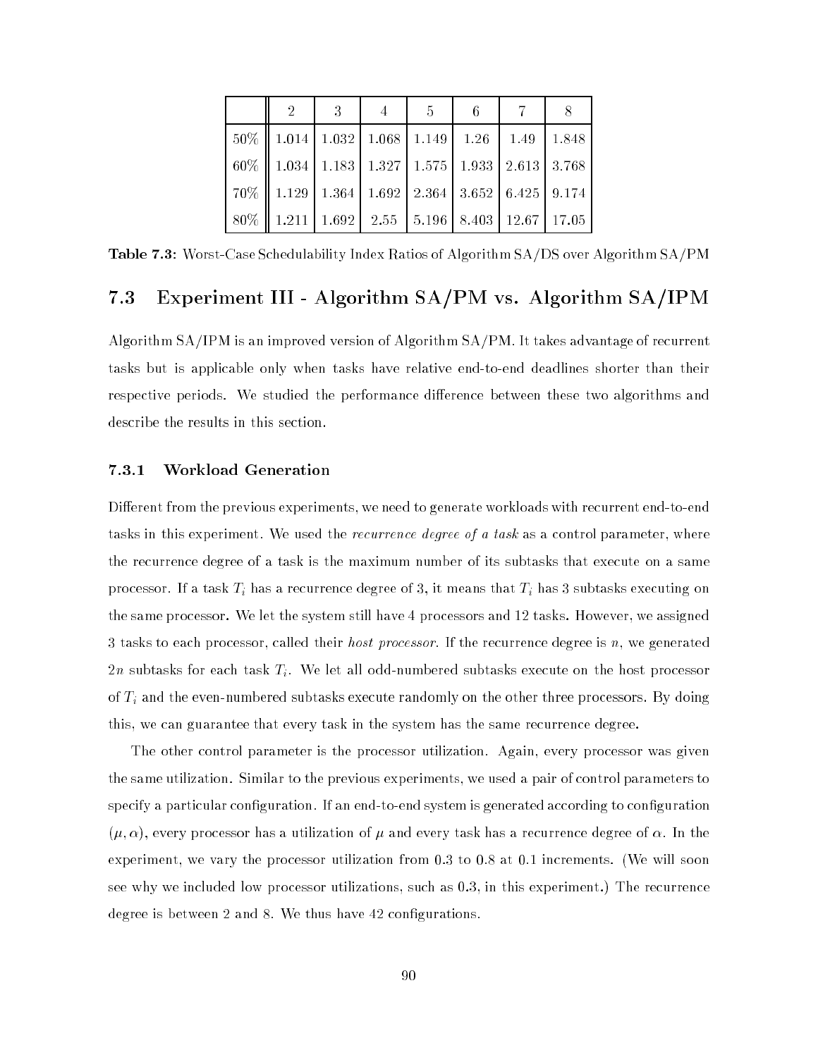| | 2 | 3 | 4 | 5 | 6 | 7 | 8 |
|---|---|---|---|---|---|---|---|
| 50% | 1.014 | 1.032 | 1.068 | 1.149 | 1.26 | 1.49 | 1.848 |
| 60% | 1.034 | 1.183 | 1.327 | 1.575 | 1.933 | 2.613 | 3.768 |
| 70% | 1.129 | 1.364 | 1.692 | 2.364 | 3.652 | 6.425 | 9.174 |
| 80% | 1.211 | 1.692 | 2.55 | 5.196 | 8.403 | 12.67 | 17.05 |

**Table 7.3**: Worst-Case Schedulability Index Ratios of Algorithm SA/DS over Algorithm SA/PM

## 7.3 Experiment III - Algorithm SA/PM vs. Algorithm SA/IPM

Algorithm SA/IPM is an improved version of Algorithm SA/PM. It takes advantage of recurrent tasks but is applicable only when tasks have relative end-to-end deadlines shorter than their respective periods. We studied the performance difference between these two algorithms and describe the results in this section.

### 7.3.1 Workload Generation

Different from the previous experiments, we need to generate workloads with recurrent end-to-end tasks in this experiment. We used the *recurrence degree of a task* as a control parameter, where the recurrence degree of a task is the maximum number of its subtasks that execute on a same processor. If a task $T_i$ has a recurrence degree of 3, it means that $T_i$ has 3 subtasks executing on the same processor. We let the system still have 4 processors and 12 tasks. However, we assigned 3 tasks to each processor, called their *host processor*. If the recurrence degree is $n$, we generated $2n$ subtasks for each task $T_i$. We let all odd-numbered subtasks execute on the host processor of $T_i$ and the even-numbered subtasks execute randomly on the other three processors. By doing this, we can guarantee that every task in the system has the same recurrence degree.

The other control parameter is the processor utilization. Again, every processor was given the same utilization. Similar to the previous experiments, we used a pair of control parameters to specify a particular configuration. If an end-to-end system is generated according to configuration $(\mu, \alpha)$, every processor has a utilization of $\mu$ and every task has a recurrence degree of $\alpha$. In the experiment, we vary the processor utilization from 0.3 to 0.8 at 0.1 increments. (We will soon see why we included low processor utilizations, such as 0.3, in this experiment.) The recurrence degree is between 2 and 8. We thus have 42 configurations.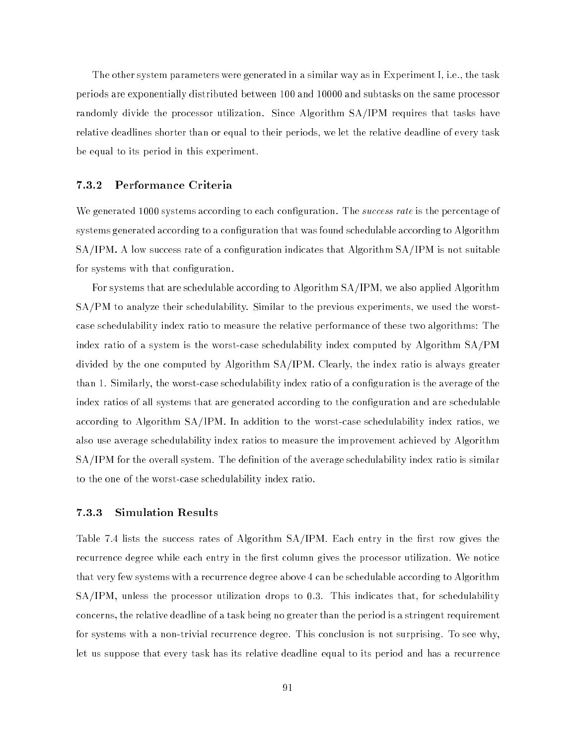The other system parameters were generated in a similar way as in Experiment I, i.e., the task periods are exponentially distributed between 100 and 10000 and subtasks on the same processor randomly divide the processor utilization. Since Algorithm SA/IPM requires that tasks have relative deadlines shorter than or equal to their periods, we let the relative deadline of every task be equal to its period in this experiment.

### 7.3.2 Performance Criteria

We generated 1000 systems according to each configuration. The *success rate* is the percentage of systems generated according to a configuration that was found schedulable according to Algorithm SA/IPM. A low success rate of a configuration indicates that Algorithm SA/IPM is not suitable for systems with that configuration.

For systems that are schedulable according to Algorithm SA/IPM, we also applied Algorithm SA/PM to analyze their schedulability. Similar to the previous experiments, we used the worst-case schedulability index ratio to measure the relative performance of these two algorithms: The index ratio of a system is the worst-case schedulability index computed by Algorithm SA/PM divided by the one computed by Algorithm SA/IPM. Clearly, the index ratio is always greater than 1. Similarly, the worst-case schedulability index ratio of a configuration is the average of the index ratios of all systems that are generated according to the configuration and are schedulable according to Algorithm SA/IPM. In addition to the worst-case schedulability index ratios, we also use average schedulability index ratios to measure the improvement achieved by Algorithm SA/IPM for the overall system. The definition of the average schedulability index ratio is similar to the one of the worst-case schedulability index ratio.

### 7.3.3 Simulation Results

Table 7.4 lists the success rates of Algorithm SA/IPM. Each entry in the first row gives the recurrence degree while each entry in the first column gives the processor utilization. We notice that very few systems with a recurrence degree above 4 can be schedulable according to Algorithm SA/IPM, unless the processor utilization drops to 0.3. This indicates that, for schedulability concerns, the relative deadline of a task being no greater than the period is a stringent requirement for systems with a non-trivial recurrence degree. This conclusion is not surprising. To see why, let us suppose that every task has its relative deadline equal to its period and has a recurrence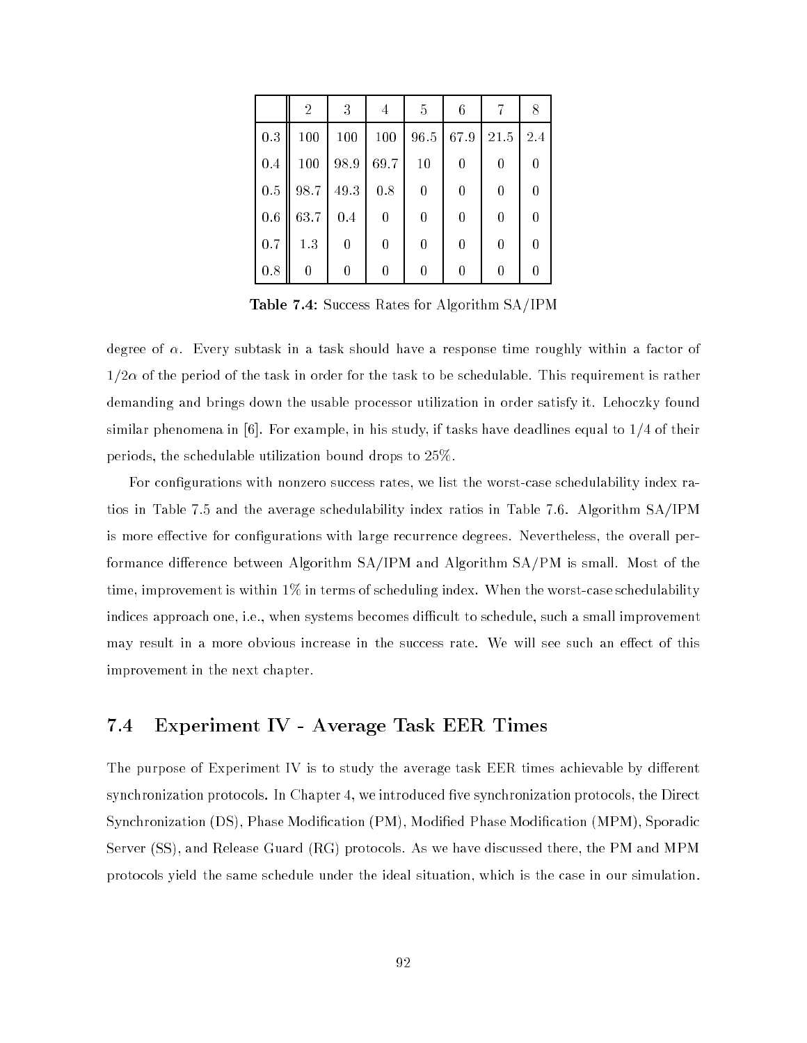|  | 2 | 3 | 4 | 5 | 6 | 7 | 8 |
|---|---|---|---|---|---|---|---|
| 0.3 | 100 | 100 | 100 | 96.5 | 67.9 | 21.5 | 2.4 |
| 0.4 | 100 | 98.9 | 69.7 | 10 | 0 | 0 | 0 |
| 0.5 | 98.7 | 49.3 | 0.8 | 0 | 0 | 0 | 0 |
| 0.6 | 63.7 | 0.4 | 0 | 0 | 0 | 0 | 0 |
| 0.7 | 1.3 | 0 | 0 | 0 | 0 | 0 | 0 |
| 0.8 | 0 | 0 | 0 | 0 | 0 | 0 | 0 |

**Table 7.4:** Success Rates for Algorithm SA/IPM

degree of $\alpha$. Every subtask in a task should have a response time roughly within a factor of $1/2\alpha$ of the period of the task in order for the task to be schedulable. This requirement is rather demanding and brings down the usable processor utilization in order satisfy it. Lehoczky found similar phenomena in [6]. For example, in his study, if tasks have deadlines equal to 1/4 of their periods, the schedulable utilization bound drops to 25%.

For configurations with nonzero success rates, we list the worst-case schedulability index ratios in Table 7.5 and the average schedulability index ratios in Table 7.6. Algorithm SA/IPM is more effective for configurations with large recurrence degrees. Nevertheless, the overall performance difference between Algorithm SA/IPM and Algorithm SA/PM is small. Most of the time, improvement is within 1% in terms of scheduling index. When the worst-case schedulability indices approach one, i.e., when systems becomes difficult to schedule, such a small improvement may result in a more obvious increase in the success rate. We will see such an effect of this improvement in the next chapter.

## 7.4 Experiment IV - Average Task EER Times

The purpose of Experiment IV is to study the average task EER times achievable by different synchronization protocols. In Chapter 4, we introduced five synchronization protocols, the Direct Synchronization (DS), Phase Modification (PM), Modified Phase Modification (MPM), Sporadic Server (SS), and Release Guard (RG) protocols. As we have discussed there, the PM and MPM protocols yield the same schedule under the ideal situation, which is the case in our simulation.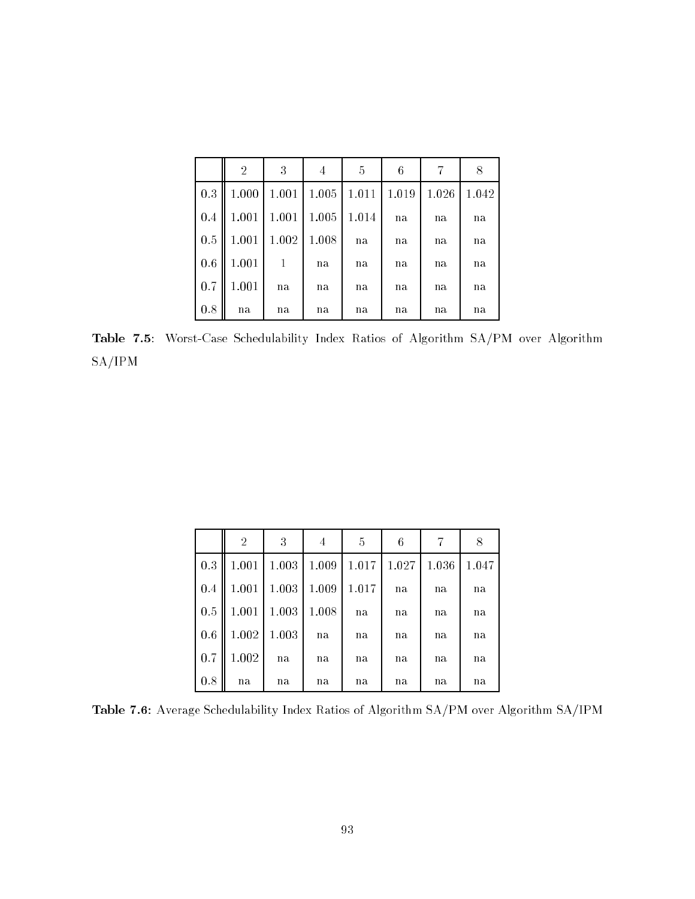|  | 2 | 3 | 4 | 5 | 6 | 7 | 8 |
|---|---|---|---|---|---|---|---|
| 0.3 | 1.000 | 1.001 | 1.005 | 1.011 | 1.019 | 1.026 | 1.042 |
| 0.4 | 1.001 | 1.001 | 1.005 | 1.014 | na | na | na |
| 0.5 | 1.001 | 1.002 | 1.008 | na | na | na | na |
| 0.6 | 1.001 | 1 | na | na | na | na | na |
| 0.7 | 1.001 | na | na | na | na | na | na |
| 0.8 | na | na | na | na | na | na | na |

**Table 7.5**: Worst-Case Schedulability Index Ratios of Algorithm SA/PM over Algorithm SA/IPM

|  | 2 | 3 | 4 | 5 | 6 | 7 | 8 |
|---|---|---|---|---|---|---|---|
| 0.3 | 1.001 | 1.003 | 1.009 | 1.017 | 1.027 | 1.036 | 1.047 |
| 0.4 | 1.001 | 1.003 | 1.009 | 1.017 | na | na | na |
| 0.5 | 1.001 | 1.003 | 1.008 | na | na | na | na |
| 0.6 | 1.002 | 1.003 | na | na | na | na | na |
| 0.7 | 1.002 | na | na | na | na | na | na |
| 0.8 | na | na | na | na | na | na | na |

**Table 7.6**: Average Schedulability Index Ratios of Algorithm SA/PM over Algorithm SA/IPM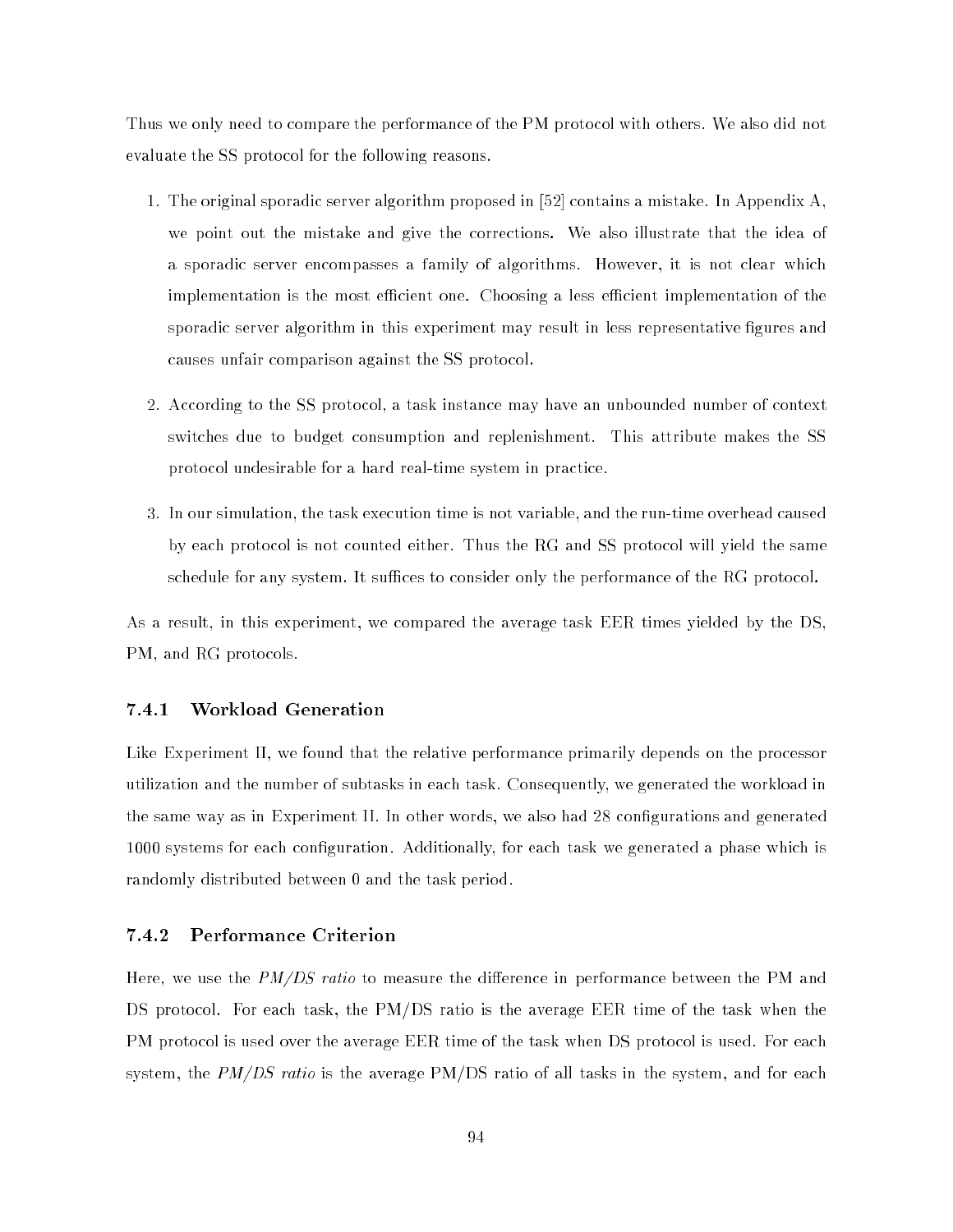Thus we only need to compare the performance of the PM protocol with others. We also did not evaluate the SS protocol for the following reasons.

1. The original sporadic server algorithm proposed in [52] contains a mistake. In Appendix A, we point out the mistake and give the corrections. We also illustrate that the idea of a sporadic server encompasses a family of algorithms. However, it is not clear which implementation is the most efficient one. Choosing a less efficient implementation of the sporadic server algorithm in this experiment may result in less representative figures and causes unfair comparison against the SS protocol.

2. According to the SS protocol, a task instance may have an unbounded number of context switches due to budget consumption and replenishment. This attribute makes the SS protocol undesirable for a hard real-time system in practice.

3. In our simulation, the task execution time is not variable, and the run-time overhead caused by each protocol is not counted either. Thus the RG and SS protocol will yield the same schedule for any system. It suffices to consider only the performance of the RG protocol.

As a result, in this experiment, we compared the average task EER times yielded by the DS, PM, and RG protocols.

### 7.4.1 Workload Generation

Like Experiment II, we found that the relative performance primarily depends on the processor utilization and the number of subtasks in each task. Consequently, we generated the workload in the same way as in Experiment II. In other words, we also had 28 configurations and generated 1000 systems for each configuration. Additionally, for each task we generated a phase which is randomly distributed between 0 and the task period.

### 7.4.2 Performance Criterion

Here, we use the *PM/DS ratio* to measure the difference in performance between the PM and DS protocol. For each task, the PM/DS ratio is the average EER time of the task when the PM protocol is used over the average EER time of the task when DS protocol is used. For each system, the *PM/DS ratio* is the average PM/DS ratio of all tasks in the system, and for each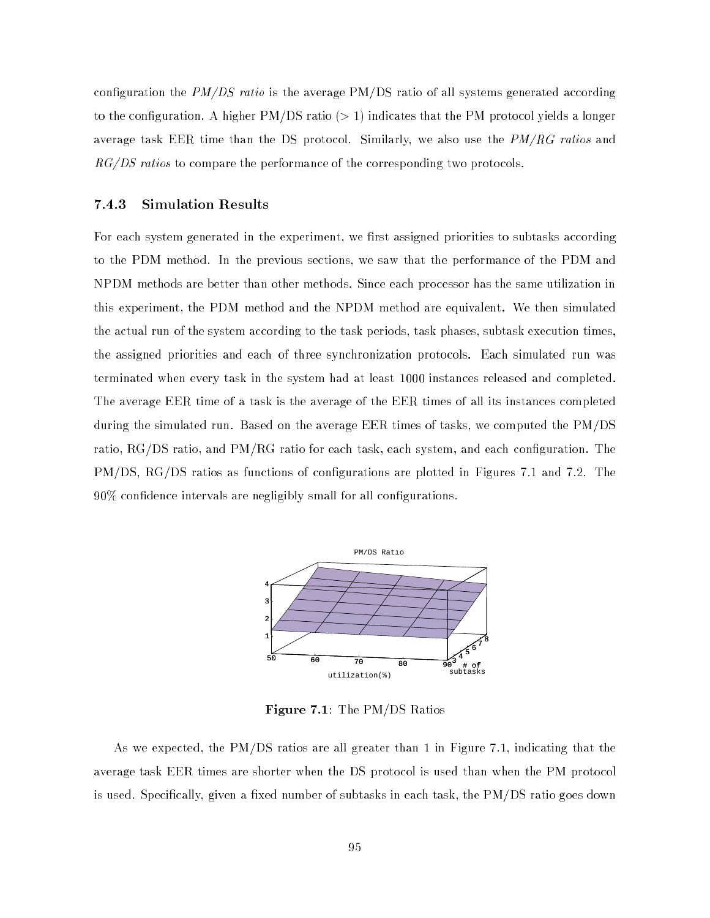configuration the *PM/DS ratio* is the average PM/DS ratio of all systems generated according to the configuration. A higher PM/DS ratio (> 1) indicates that the PM protocol yields a longer average task EER time than the DS protocol. Similarly, we also use the *PM/RG ratios* and *RG/DS ratios* to compare the performance of the corresponding two protocols.

### 7.4.3 Simulation Results

For each system generated in the experiment, we first assigned priorities to subtasks according to the PDM method. In the previous sections, we saw that the performance of the PDM and NPDM methods are better than other methods. Since each processor has the same utilization in this experiment, the PDM method and the NPDM method are equivalent. We then simulated the actual run of the system according to the task periods, task phases, subtask execution times, the assigned priorities and each of three synchronization protocols. Each simulated run was terminated when every task in the system had at least 1000 instances released and completed. The average EER time of a task is the average of the EER times of all its instances completed during the simulated run. Based on the average EER times of tasks, we computed the PM/DS ratio, RG/DS ratio, and PM/RG ratio for each task, each system, and each configuration. The PM/DS, RG/DS ratios as functions of configurations are plotted in Figures 7.1 and 7.2. The 90% confidence intervals are negligibly small for all configurations.

**Figure 7.1**: The PM/DS Ratios

As we expected, the PM/DS ratios are all greater than 1 in Figure 7.1, indicating that the average task EER times are shorter when the DS protocol is used than when the PM protocol is used. Specifically, given a fixed number of subtasks in each task, the PM/DS ratio goes down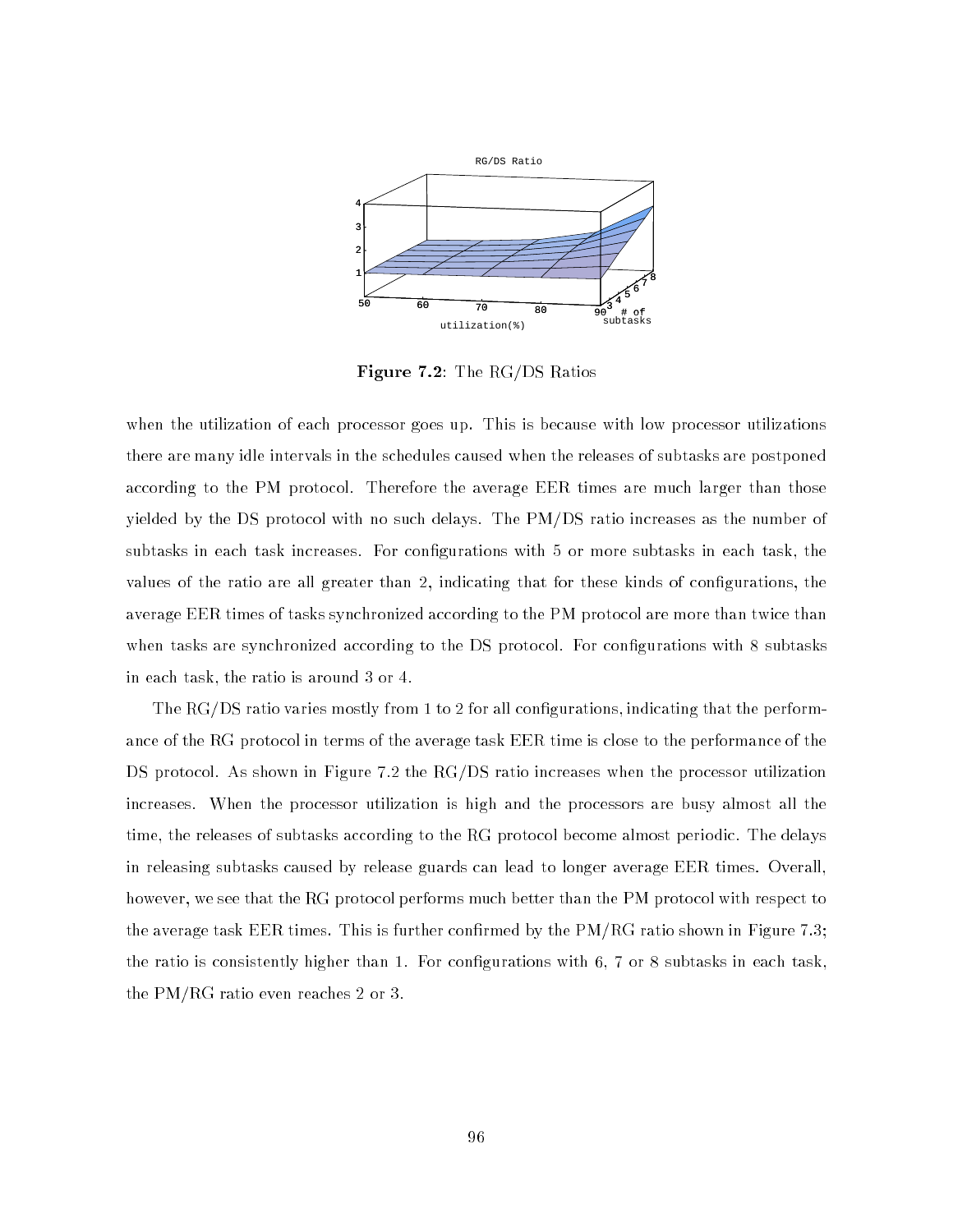**Figure 7.2**: The RG/DS Ratios

when the utilization of each processor goes up. This is because with low processor utilizations there are many idle intervals in the schedules caused when the releases of subtasks are postponed according to the PM protocol. Therefore the average EER times are much larger than those yielded by the DS protocol with no such delays. The PM/DS ratio increases as the number of subtasks in each task increases. For configurations with 5 or more subtasks in each task, the values of the ratio are all greater than 2, indicating that for these kinds of configurations, the average EER times of tasks synchronized according to the PM protocol are more than twice than when tasks are synchronized according to the DS protocol. For configurations with 8 subtasks in each task, the ratio is around 3 or 4.

The RG/DS ratio varies mostly from 1 to 2 for all configurations, indicating that the performance of the RG protocol in terms of the average task EER time is close to the performance of the DS protocol. As shown in Figure 7.2 the RG/DS ratio increases when the processor utilization increases. When the processor utilization is high and the processors are busy almost all the time, the releases of subtasks according to the RG protocol become almost periodic. The delays in releasing subtasks caused by release guards can lead to longer average EER times. Overall, however, we see that the RG protocol performs much better than the PM protocol with respect to the average task EER times. This is further confirmed by the PM/RG ratio shown in Figure 7.3; the ratio is consistently higher than 1. For configurations with 6, 7 or 8 subtasks in each task, the PM/RG ratio even reaches 2 or 3.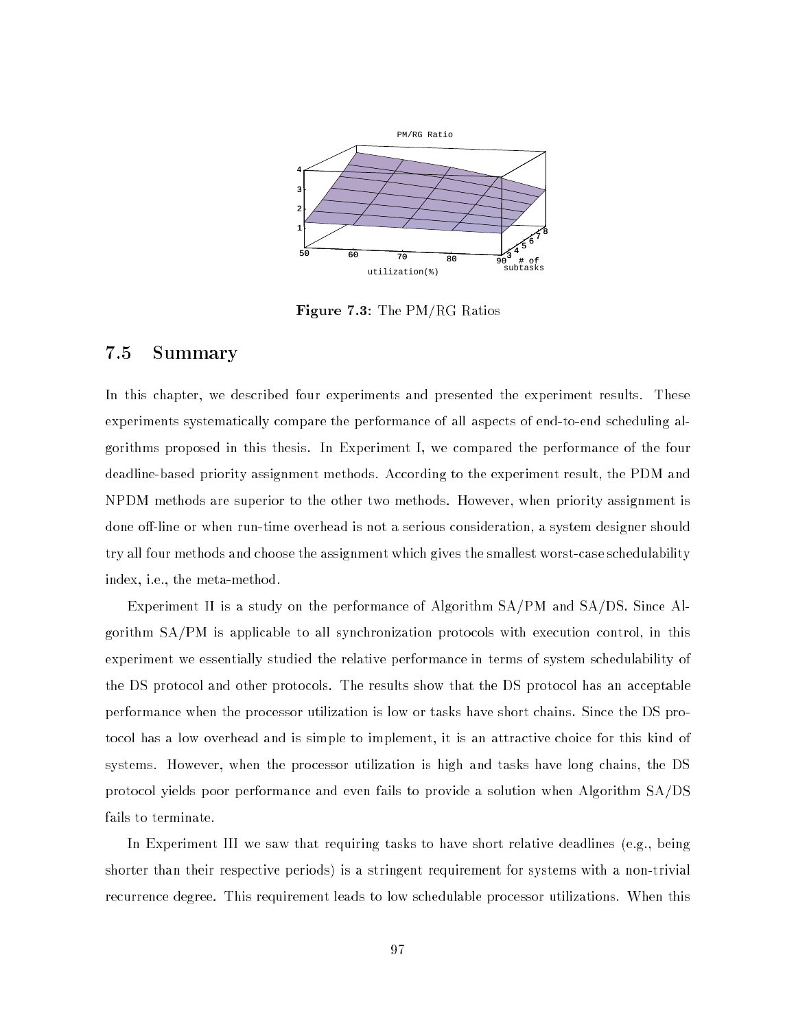Figure 7.3: The PM/RG Ratios

## 7.5 Summary

In this chapter, we described four experiments and presented the experiment results. These experiments systematically compare the performance of all aspects of end-to-end scheduling algorithms proposed in this thesis. In Experiment I, we compared the performance of the four deadline-based priority assignment methods. According to the experiment result, the PDM and NPDM methods are superior to the other two methods. However, when priority assignment is done off-line or when run-time overhead is not a serious consideration, a system designer should try all four methods and choose the assignment which gives the smallest worst-case schedulability index, i.e., the meta-method.

Experiment II is a study on the performance of Algorithm SA/PM and SA/DS. Since Algorithm SA/PM is applicable to all synchronization protocols with execution control, in this experiment we essentially studied the relative performance in terms of system schedulability of the DS protocol and other protocols. The results show that the DS protocol has an acceptable performance when the processor utilization is low or tasks have short chains. Since the DS protocol has a low overhead and is simple to implement, it is an attractive choice for this kind of systems. However, when the processor utilization is high and tasks have long chains, the DS protocol yields poor performance and even fails to provide a solution when Algorithm SA/DS fails to terminate.

In Experiment III we saw that requiring tasks to have short relative deadlines (e.g., being shorter than their respective periods) is a stringent requirement for systems with a non-trivial recurrence degree. This requirement leads to low schedulable processor utilizations. When this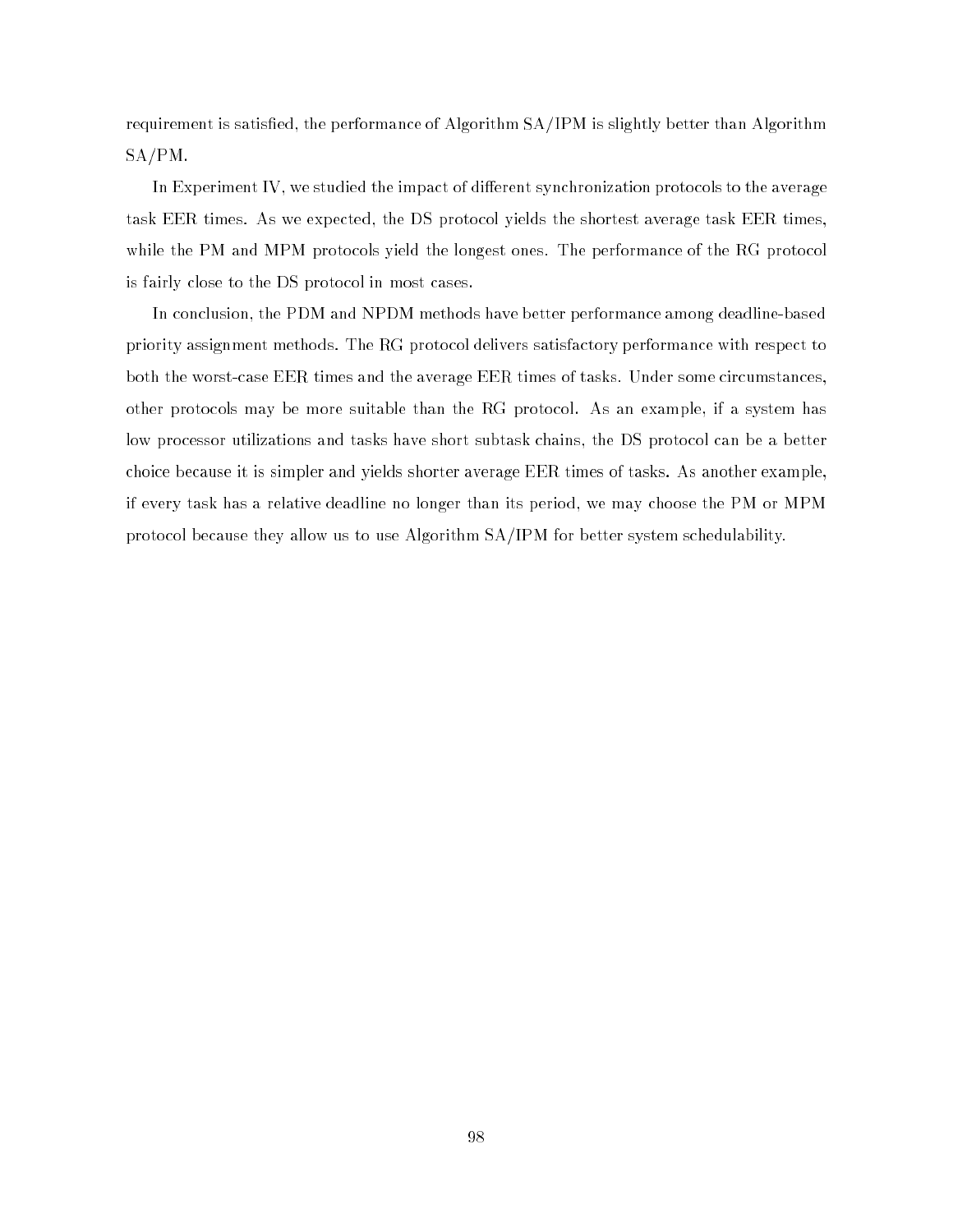requirement is satisfied, the performance of Algorithm SA/IPM is slightly better than Algorithm SA/PM.

In Experiment IV, we studied the impact of different synchronization protocols to the average task EER times. As we expected, the DS protocol yields the shortest average task EER times, while the PM and MPM protocols yield the longest ones. The performance of the RG protocol is fairly close to the DS protocol in most cases.

In conclusion, the PDM and NPDM methods have better performance among deadline-based priority assignment methods. The RG protocol delivers satisfactory performance with respect to both the worst-case EER times and the average EER times of tasks. Under some circumstances, other protocols may be more suitable than the RG protocol. As an example, if a system has low processor utilizations and tasks have short subtask chains, the DS protocol can be a better choice because it is simpler and yields shorter average EER times of tasks. As another example, if every task has a relative deadline no longer than its period, we may choose the PM or MPM protocol because they allow us to use Algorithm SA/IPM for better system schedulability.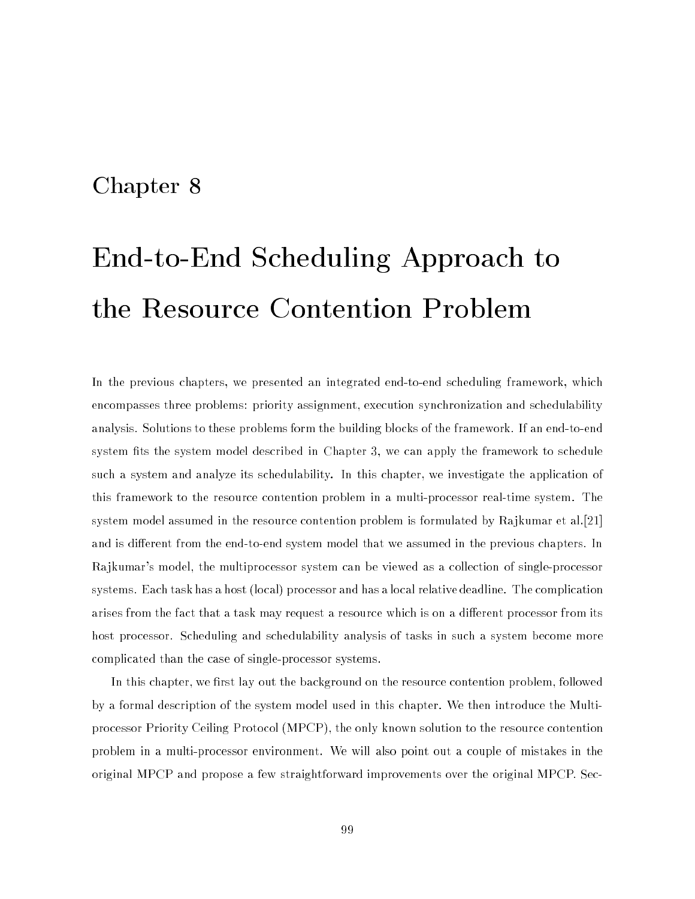# Chapter 8

# End-to-End Scheduling Approach to the Resource Contention Problem

In the previous chapters, we presented an integrated end-to-end scheduling framework, which encompasses three problems: priority assignment, execution synchronization and schedulability analysis. Solutions to these problems form the building blocks of the framework. If an end-to-end system fits the system model described in Chapter 3, we can apply the framework to schedule such a system and analyze its schedulability. In this chapter, we investigate the application of this framework to the resource contention problem in a multi-processor real-time system. The system model assumed in the resource contention problem is formulated by Rajkumar et al.[21] and is different from the end-to-end system model that we assumed in the previous chapters. In Rajkumar's model, the multiprocessor system can be viewed as a collection of single-processor systems. Each task has a host (local) processor and has a local relative deadline. The complication arises from the fact that a task may request a resource which is on a different processor from its host processor. Scheduling and schedulability analysis of tasks in such a system become more complicated than the case of single-processor systems.

In this chapter, we first lay out the background on the resource contention problem, followed by a formal description of the system model used in this chapter. We then introduce the Multiprocessor Priority Ceiling Protocol (MPCP), the only known solution to the resource contention problem in a multi-processor environment. We will also point out a couple of mistakes in the original MPCP and propose a few straightforward improvements over the original MPCP. Sec-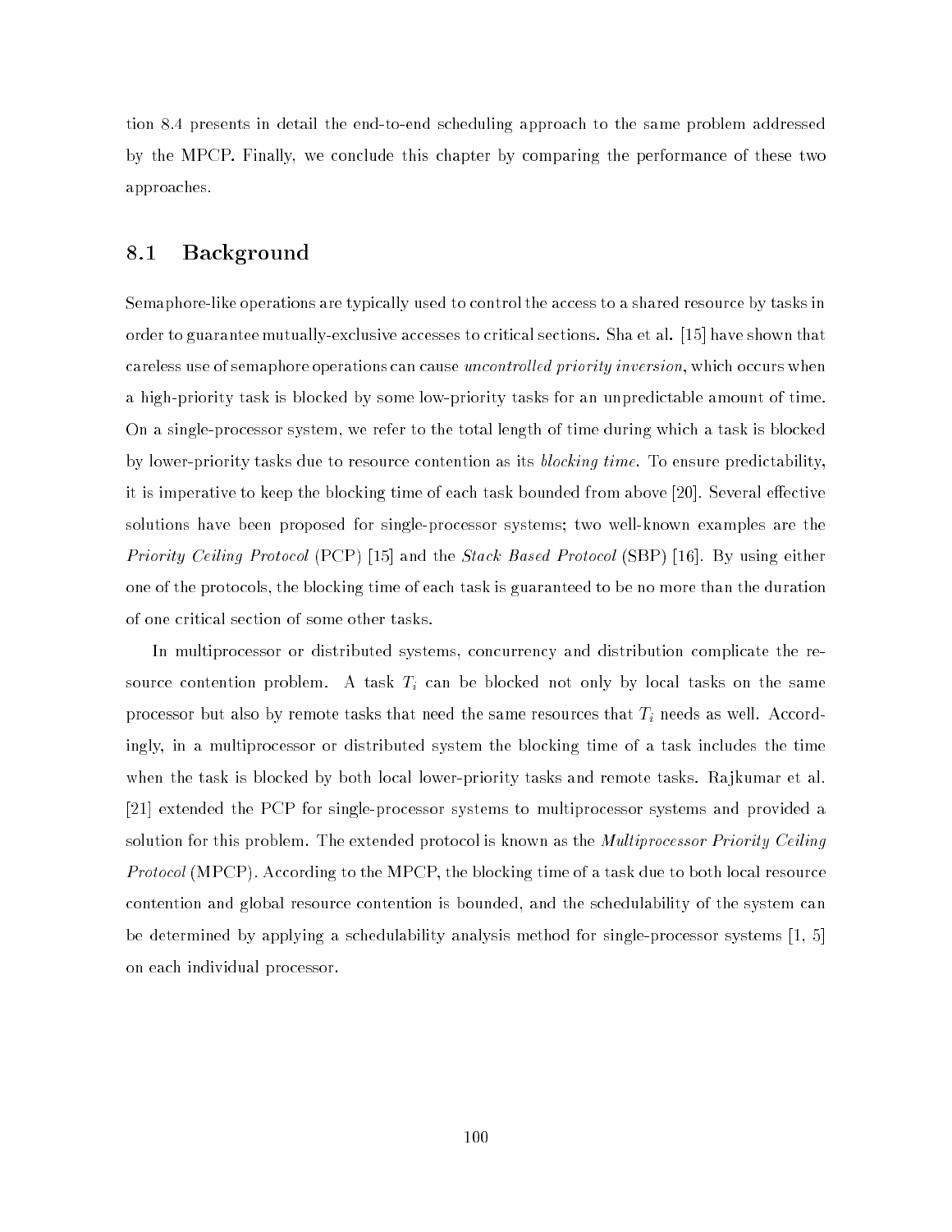tion 8.4 presents in detail the end-to-end scheduling approach to the same problem addressed by the MPCP. Finally, we conclude this chapter by comparing the performance of these two approaches.

## 8.1 Background

Semaphore-like operations are typically used to control the access to a shared resource by tasks in order to guarantee mutually-exclusive accesses to critical sections. Sha et al. [15] have shown that careless use of semaphore operations can cause *uncontrolled priority inversion*, which occurs when a high-priority task is blocked by some low-priority tasks for an unpredictable amount of time. On a single-processor system, we refer to the total length of time during which a task is blocked by lower-priority tasks due to resource contention as its *blocking time*. To ensure predictability, it is imperative to keep the blocking time of each task bounded from above [20]. Several effective solutions have been proposed for single-processor systems; two well-known examples are the *Priority Ceiling Protocol* (PCP) [15] and the *Stack Based Protocol* (SBP) [16]. By using either one of the protocols, the blocking time of each task is guaranteed to be no more than the duration of one critical section of some other tasks.

In multiprocessor or distributed systems, concurrency and distribution complicate the resource contention problem. A task $T_i$ can be blocked not only by local tasks on the same processor but also by remote tasks that need the same resources that $T_i$ needs as well. Accordingly, in a multiprocessor or distributed system the blocking time of a task includes the time when the task is blocked by both local lower-priority tasks and remote tasks. Rajkumar et al. [21] extended the PCP for single-processor systems to multiprocessor systems and provided a solution for this problem. The extended protocol is known as the *Multiprocessor Priority Ceiling Protocol* (MPCP). According to the MPCP, the blocking time of a task due to both local resource contention and global resource contention is bounded, and the schedulability of the system can be determined by applying a schedulability analysis method for single-processor systems [1, 5] on each individual processor.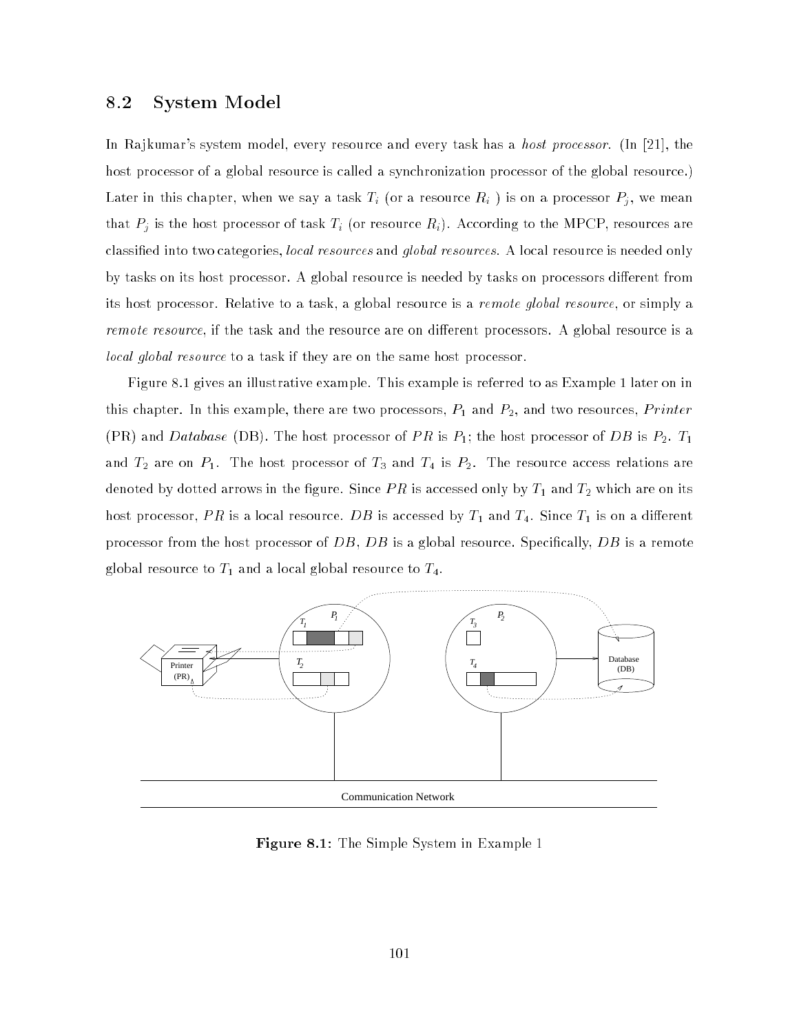## 8.2 System Model

In Rajkumar's system model, every resource and every task has a *host processor*. (In [21], the host processor of a global resource is called a synchronization processor of the global resource.) Later in this chapter, when we say a task $T_i$ (or a resource $R_i$ ) is on a processor $P_j$, we mean that $P_j$ is the host processor of task $T_i$ (or resource $R_i$). According to the MPCP, resources are classified into two categories, *local resources* and *global resources*. A local resource is needed only by tasks on its host processor. A global resource is needed by tasks on processors different from its host processor. Relative to a task, a global resource is a *remote global resource*, or simply a *remote resource*, if the task and the resource are on different processors. A global resource is a *local global resource* to a task if they are on the same host processor.

Figure 8.1 gives an illustrative example. This example is referred to as Example 1 later on in this chapter. In this example, there are two processors, $P_1$ and $P_2$, and two resources, *Printer* (PR) and *Database* (DB). The host processor of $PR$ is $P_1$; the host processor of $DB$ is $P_2$. $T_1$ and $T_2$ are on $P_1$. The host processor of $T_3$ and $T_4$ is $P_2$. The resource access relations are denoted by dotted arrows in the figure. Since $PR$ is accessed only by $T_1$ and $T_2$ which are on its host processor, $PR$ is a local resource. $DB$ is accessed by $T_1$ and $T_4$. Since $T_1$ is on a different processor from the host processor of $DB$, $DB$ is a global resource. Specifically, $DB$ is a remote global resource to $T_1$ and a local global resource to $T_4$.

**Figure 8.1:** The Simple System in Example 1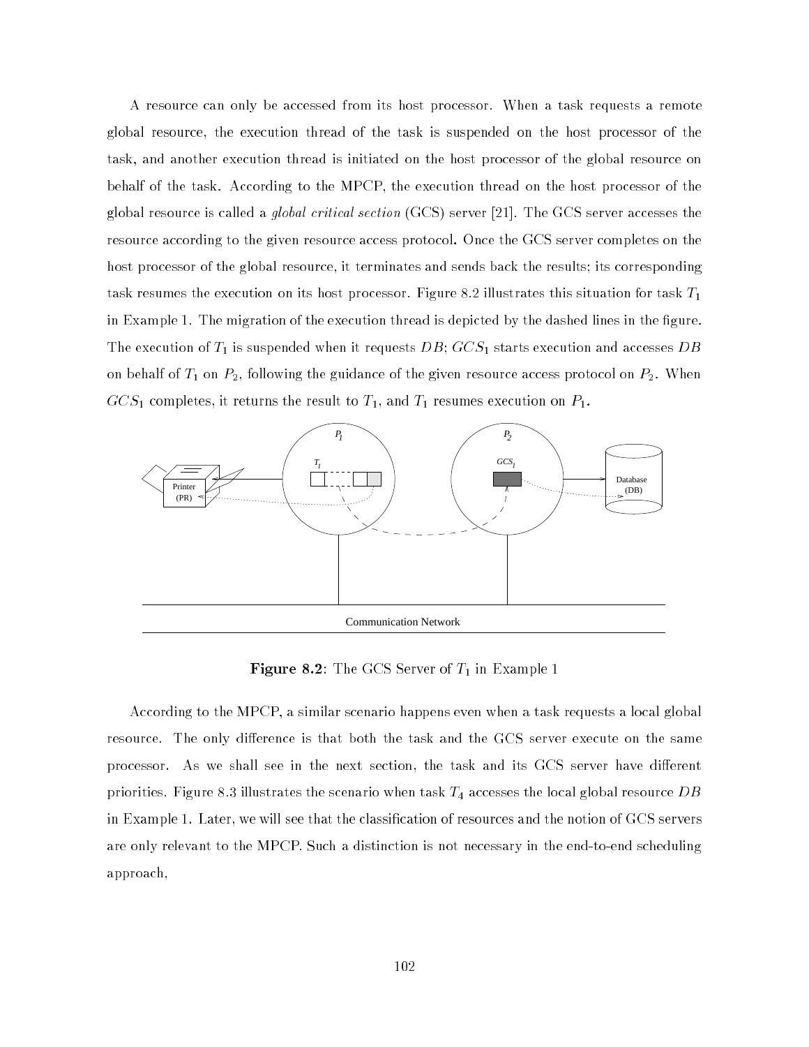A resource can only be accessed from its host processor. When a task requests a remote global resource, the execution thread of the task is suspended on the host processor of the task, and another execution thread is initiated on the host processor of the global resource on behalf of the task. According to the MPCP, the execution thread on the host processor of the global resource is called a *global critical section* (GCS) server [21]. The GCS server accesses the resource according to the given resource access protocol. Once the GCS server completes on the host processor of the global resource, it terminates and sends back the results; its corresponding task resumes the execution on its host processor. Figure 8.2 illustrates this situation for task $T_1$ in Example 1. The migration of the execution thread is depicted by the dashed lines in the figure. The execution of $T_1$ is suspended when it requests $DB$; $GCS_1$ starts execution and accesses $DB$ on behalf of $T_1$ on $P_2$, following the guidance of the given resource access protocol on $P_2$. When $GCS_1$ completes, it returns the result to $T_1$, and $T_1$ resumes execution on $P_1$.

**Figure 8.2**: The GCS Server of $T_1$ in Example 1

According to the MPCP, a similar scenario happens even when a task requests a local global resource. The only difference is that both the task and the GCS server execute on the same processor. As we shall see in the next section, the task and its GCS server have different priorities. Figure 8.3 illustrates the scenario when task $T_4$ accesses the local global resource $DB$ in Example 1. Later, we will see that the classification of resources and the notion of GCS servers are only relevant to the MPCP. Such a distinction is not necessary in the end-to-end scheduling approach,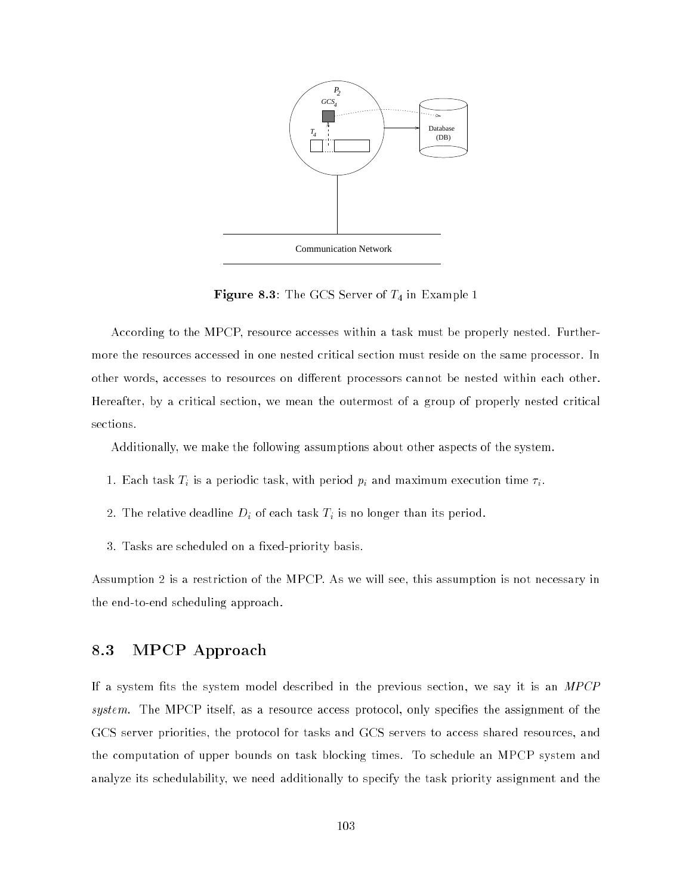**Figure 8.3**: The GCS Server of $T_4$ in Example 1

According to the MPCP, resource accesses within a task must be properly nested. Furthermore the resources accessed in one nested critical section must reside on the same processor. In other words, accesses to resources on different processors cannot be nested within each other. Hereafter, by a critical section, we mean the outermost of a group of properly nested critical sections.

Additionally, we make the following assumptions about other aspects of the system.

1. Each task $T_i$ is a periodic task, with period $p_i$ and maximum execution time $\tau_i$.

2. The relative deadline $D_i$ of each task $T_i$ is no longer than its period.

3. Tasks are scheduled on a fixed-priority basis.

Assumption 2 is a restriction of the MPCP. As we will see, this assumption is not necessary in the end-to-end scheduling approach.

## 8.3 MPCP Approach

If a system fits the system model described in the previous section, we say it is an *MPCP system*. The MPCP itself, as a resource access protocol, only specifies the assignment of the GCS server priorities, the protocol for tasks and GCS servers to access shared resources, and the computation of upper bounds on task blocking times. To schedule an MPCP system and analyze its schedulability, we need additionally to specify the task priority assignment and the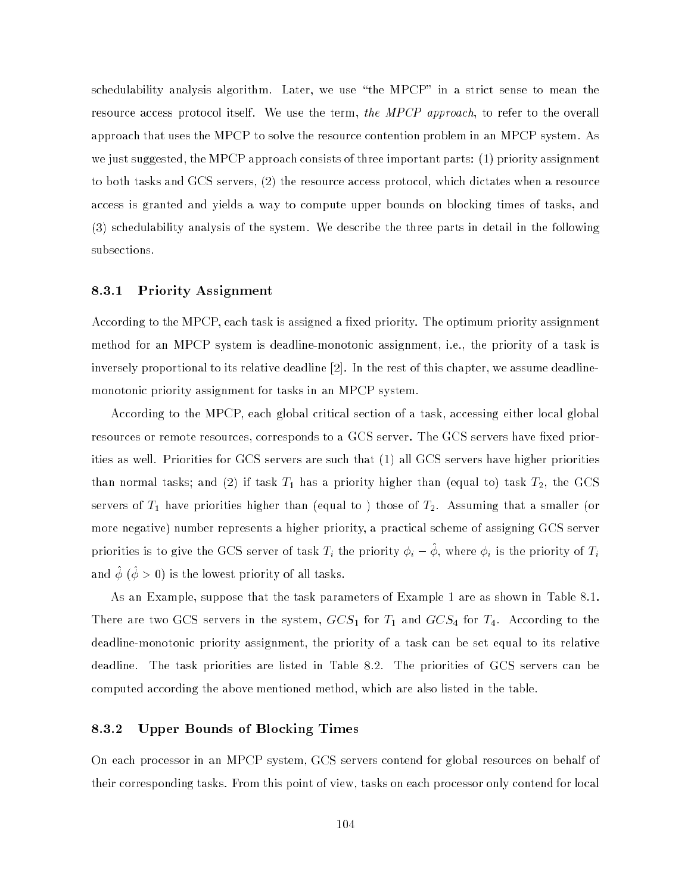schedulability analysis algorithm. Later, we use "the MPCP" in a strict sense to mean the resource access protocol itself. We use the term, *the MPCP approach*, to refer to the overall approach that uses the MPCP to solve the resource contention problem in an MPCP system. As we just suggested, the MPCP approach consists of three important parts: (1) priority assignment to both tasks and GCS servers, (2) the resource access protocol, which dictates when a resource access is granted and yields a way to compute upper bounds on blocking times of tasks, and (3) schedulability analysis of the system. We describe the three parts in detail in the following subsections.

### 8.3.1 Priority Assignment

According to the MPCP, each task is assigned a fixed priority. The optimum priority assignment method for an MPCP system is deadline-monotonic assignment, i.e., the priority of a task is inversely proportional to its relative deadline [2]. In the rest of this chapter, we assume deadline-monotonic priority assignment for tasks in an MPCP system.

According to the MPCP, each global critical section of a task, accessing either local global resources or remote resources, corresponds to a GCS server. The GCS servers have fixed priorities as well. Priorities for GCS servers are such that (1) all GCS servers have higher priorities than normal tasks; and (2) if task $T_1$ has a priority higher than (equal to) task $T_2$, the GCS servers of $T_1$ have priorities higher than (equal to ) those of $T_2$. Assuming that a smaller (or more negative) number represents a higher priority, a practical scheme of assigning GCS server priorities is to give the GCS server of task $T_i$ the priority $\phi_i - \hat{\phi}$, where $\phi_i$ is the priority of $T_i$ and $\hat{\phi}$ ($\hat{\phi} > 0$) is the lowest priority of all tasks.

As an Example, suppose that the task parameters of Example 1 are as shown in Table 8.1. There are two GCS servers in the system, $GCS_1$ for $T_1$ and $GCS_4$ for $T_4$. According to the deadline-monotonic priority assignment, the priority of a task can be set equal to its relative deadline. The task priorities are listed in Table 8.2. The priorities of GCS servers can be computed according the above mentioned method, which are also listed in the table.

### 8.3.2 Upper Bounds of Blocking Times

On each processor in an MPCP system, GCS servers contend for global resources on behalf of their corresponding tasks. From this point of view, tasks on each processor only contend for local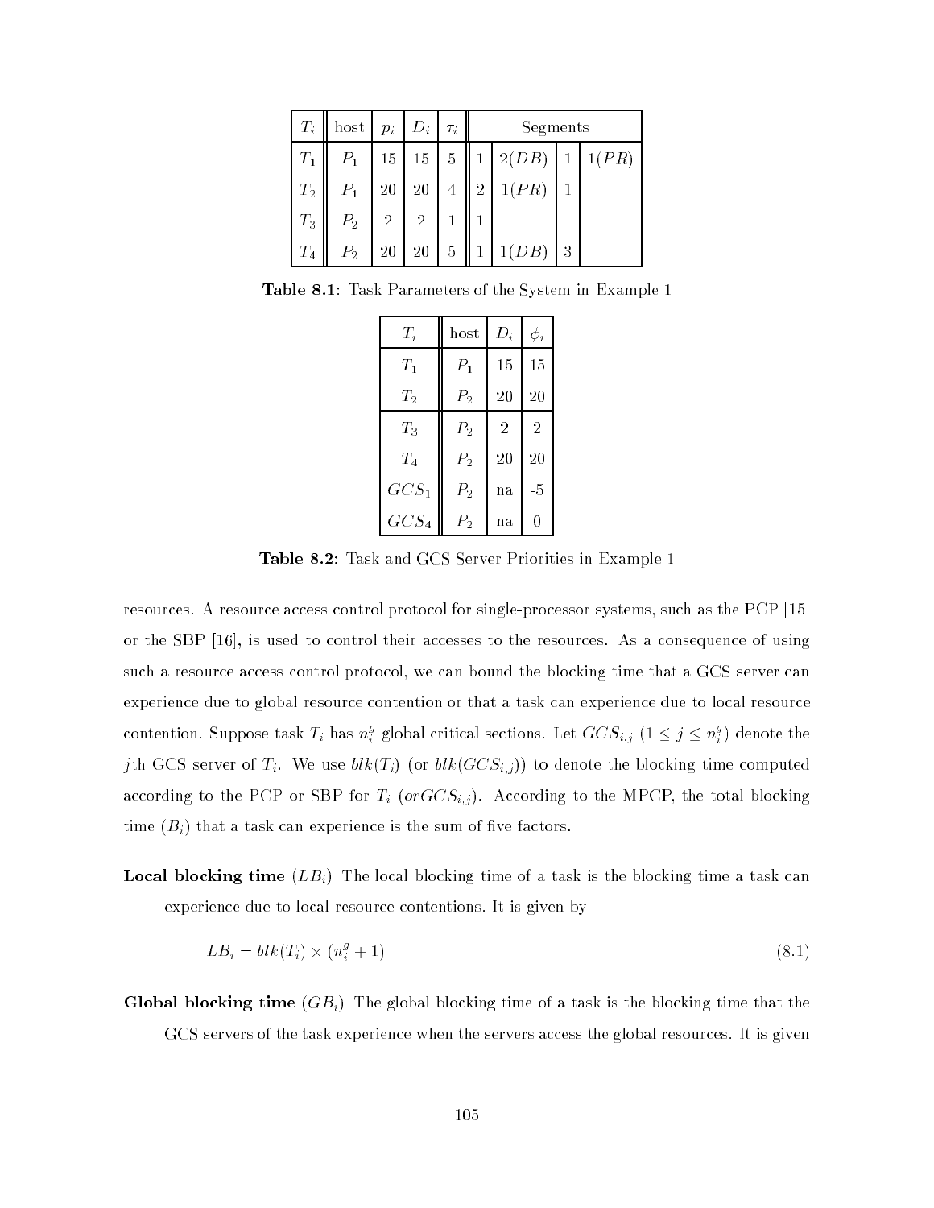| $T_i$ | host | $p_i$ | $D_i$ | $\tau_i$ | Segments | | | |
|---|---|---|---|---|---|---|---|---|
| $T_1$ | $P_1$ | 15 | 15 | 5 | 1 | $2(DB)$ | 1 | $1(PR)$ |
| $T_2$ | $P_1$ | 20 | 20 | 4 | 2 | $1(PR)$ | 1 | |
| $T_3$ | $P_2$ | 2 | 2 | 1 | 1 | | | |
| $T_4$ | $P_2$ | 20 | 20 | 5 | 1 | $1(DB)$ | 3 | |

**Table 8.1**: Task Parameters of the System in Example 1

| $T_i$ | host | $D_i$ | $\phi_i$ |
|---|---|---|---|
| $T_1$ | $P_1$ | 15 | 15 |
| $T_2$ | $P_2$ | 20 | 20 |
| $T_3$ | $P_2$ | 2 | 2 |
| $T_4$ | $P_2$ | 20 | 20 |
| $GCS_1$ | $P_2$ | na | -5 |
| $GCS_4$ | $P_2$ | na | 0 |

**Table 8.2:** Task and GCS Server Priorities in Example 1

resources. A resource access control protocol for single-processor systems, such as the PCP [15] or the SBP [16], is used to control their accesses to the resources. As a consequence of using such a resource access control protocol, we can bound the blocking time that a GCS server can experience due to global resource contention or that a task can experience due to local resource contention. Suppose task $T_i$ has $n_i^g$ global critical sections. Let $GCS_{i,j}$ ($1 \leq j \leq n_i^g$) denote the $j$th GCS server of $T_i$. We use $blk(T_i)$ (or $blk(GCS_{i,j})$) to denote the blocking time computed according to the PCP or SBP for $T_i$ ($orGCS_{i,j}$). According to the MPCP, the total blocking time ($B_i$) that a task can experience is the sum of five factors.

**Local blocking time** ($LB_i$) The local blocking time of a task is the blocking time a task can experience due to local resource contentions. It is given by

$$LB_i = blk(T_i) \times (n_i^g + 1) \tag{8.1}$$

**Global blocking time** ($GB_i$) The global blocking time of a task is the blocking time that the GCS servers of the task experience when the servers access the global resources. It is given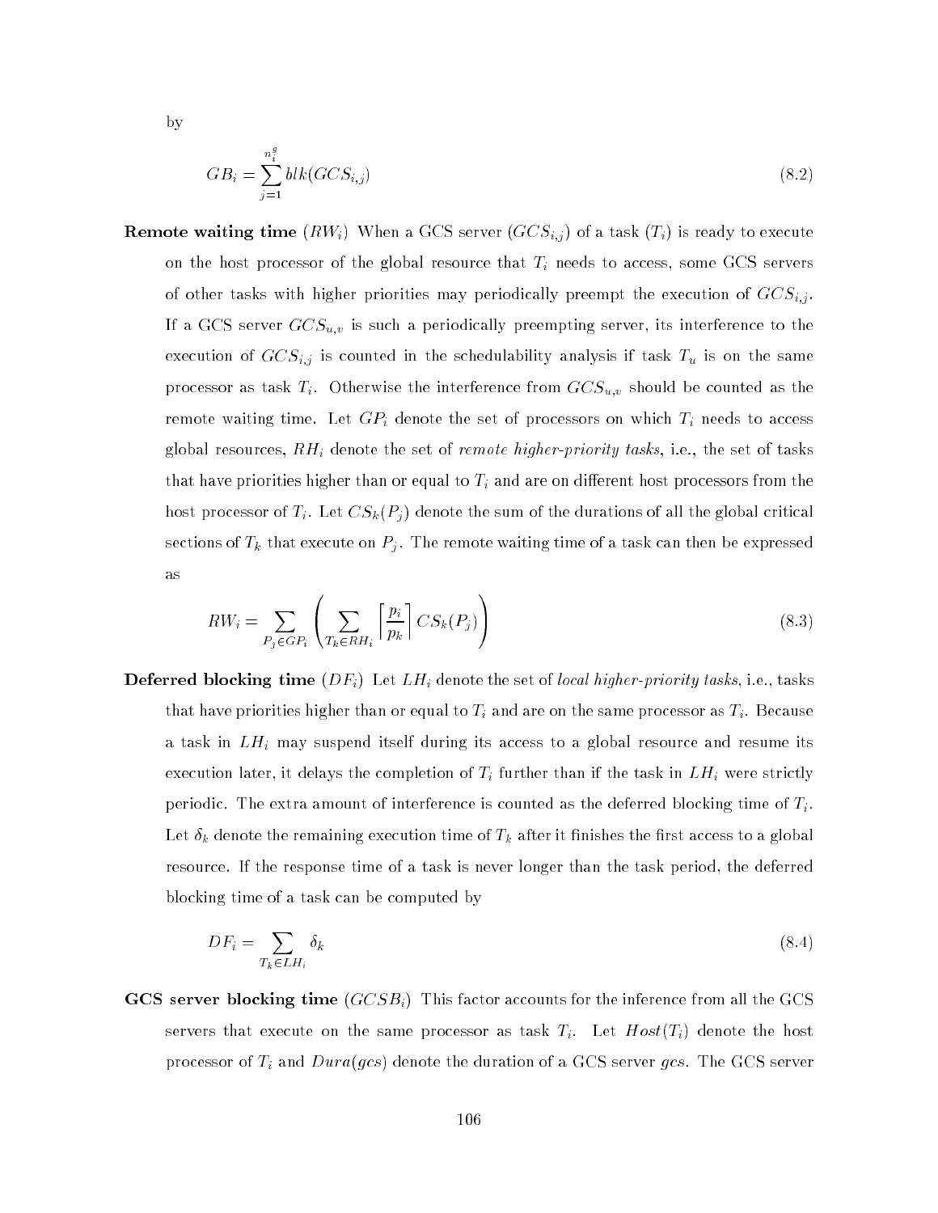by

$$GB_i = \sum_{j=1}^{n_i^g} blk(GCS_{i,j}) \tag{8.2}$$

**Remote waiting time** ($RW_i$) When a GCS server ($GCS_{i,j}$) of a task ($T_i$) is ready to execute on the host processor of the global resource that $T_i$ needs to access, some GCS servers of other tasks with higher priorities may periodically preempt the execution of $GCS_{i,j}$. If a GCS server $GCS_{u,v}$ is such a periodically preempting server, its interference to the execution of $GCS_{i,j}$ is counted in the schedulability analysis if task $T_u$ is on the same processor as task $T_i$. Otherwise the interference from $GCS_{u,v}$ should be counted as the remote waiting time. Let $GP_i$ denote the set of processors on which $T_i$ needs to access global resources, $RH_i$ denote the set of *remote higher-priority tasks*, i.e., the set of tasks that have priorities higher than or equal to $T_i$ and are on different host processors from the host processor of $T_i$. Let $CS_k(P_j)$ denote the sum of the durations of all the global critical sections of $T_k$ that execute on $P_j$. The remote waiting time of a task can then be expressed as

$$RW_i = \sum_{P_j \in GP_i} \left( \sum_{T_k \in RH_i} \left\lceil \frac{p_i}{p_k} \right\rceil CS_k(P_j) \right) \tag{8.3}$$

**Deferred blocking time** ($DF_i$) Let $LH_i$ denote the set of *local higher-priority tasks*, i.e., tasks that have priorities higher than or equal to $T_i$ and are on the same processor as $T_i$. Because a task in $LH_i$ may suspend itself during its access to a global resource and resume its execution later, it delays the completion of $T_i$ further than if the task in $LH_i$ were strictly periodic. The extra amount of interference is counted as the deferred blocking time of $T_i$. Let $\delta_k$ denote the remaining execution time of $T_k$ after it finishes the first access to a global resource. If the response time of a task is never longer than the task period, the deferred blocking time of a task can be computed by

$$DF_i = \sum_{T_k \in LH_i} \delta_k \tag{8.4}$$

**GCS server blocking time** ($GCSB_i$) This factor accounts for the inference from all the GCS servers that execute on the same processor as task $T_i$. Let $Host(T_i)$ denote the host processor of $T_i$ and $Dura(gcs)$ denote the duration of a GCS server $gcs$. The GCS server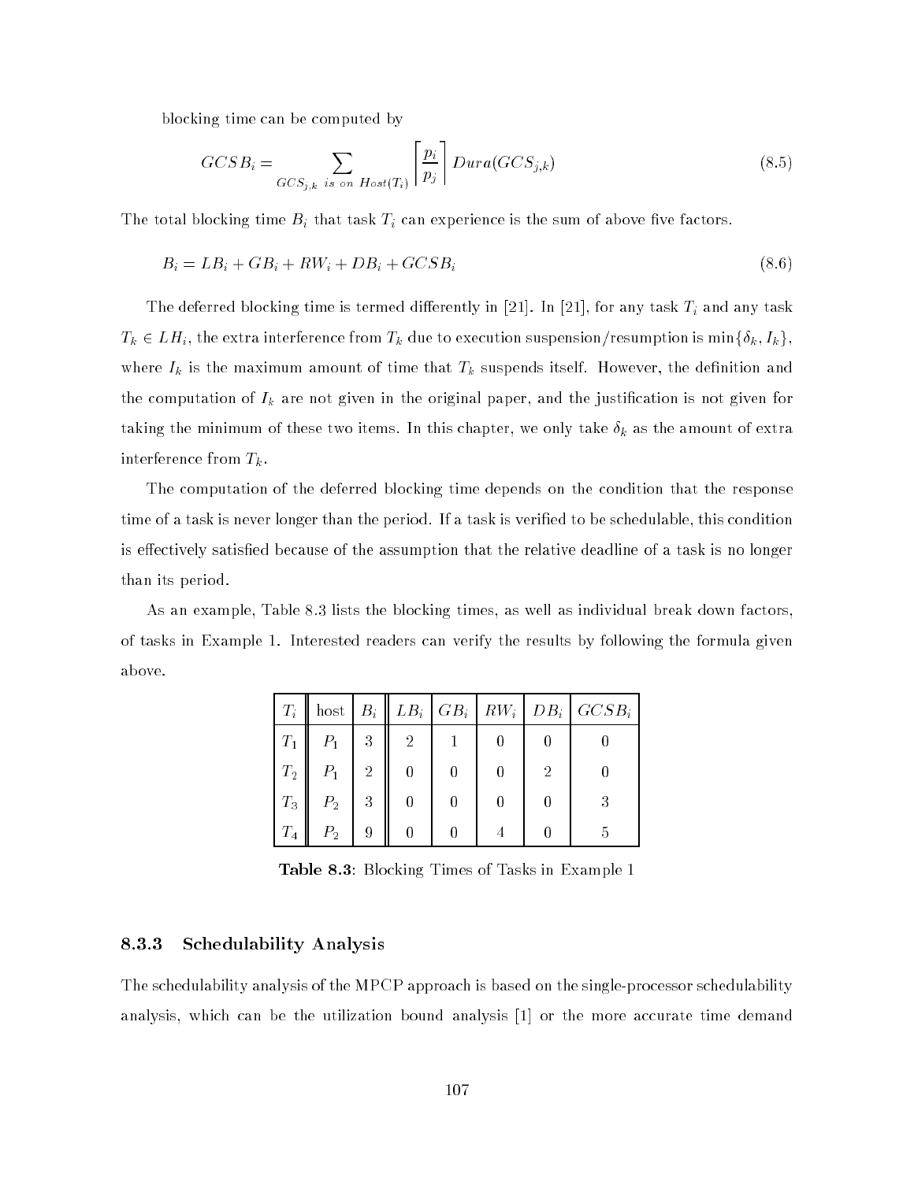blocking time can be computed by

$$GCSB_i = \sum_{GCS_{j,k} \text{ is on } Host(T_i)} \left\lceil \frac{p_i}{p_j} \right\rceil Dura(GCS_{j,k}) \tag{8.5}$$

The total blocking time $B_i$ that task $T_i$ can experience is the sum of above five factors.

$$B_i = LB_i + GB_i + RW_i + DB_i + GCSB_i \tag{8.6}$$

The deferred blocking time is termed differently in [21]. In [21], for any task $T_i$ and any task $T_k \in LH_i$, the extra interference from $T_k$ due to execution suspension/resumption is $\min\{\delta_k, I_k\}$, where $I_k$ is the maximum amount of time that $T_k$ suspends itself. However, the definition and the computation of $I_k$ are not given in the original paper, and the justification is not given for taking the minimum of these two items. In this chapter, we only take $\delta_k$ as the amount of extra interference from $T_k$.

The computation of the deferred blocking time depends on the condition that the response time of a task is never longer than the period. If a task is verified to be schedulable, this condition is effectively satisfied because of the assumption that the relative deadline of a task is no longer than its period.

As an example, Table 8.3 lists the blocking times, as well as individual break down factors, of tasks in Example 1. Interested readers can verify the results by following the formula given above.

| $T_i$ | host | $B_i$ | $LB_i$ | $GB_i$ | $RW_i$ | $DB_i$ | $GCSB_i$ |
|---|---|---|---|---|---|---|---|
| $T_1$ | $P_1$ | 3 | 2 | 1 | 0 | 0 | 0 |
| $T_2$ | $P_1$ | 2 | 0 | 0 | 0 | 2 | 0 |
| $T_3$ | $P_2$ | 3 | 0 | 0 | 0 | 0 | 3 |
| $T_4$ | $P_2$ | 9 | 0 | 0 | 4 | 0 | 5 |

**Table 8.3**: Blocking Times of Tasks in Example 1

### 8.3.3 Schedulability Analysis

The schedulability analysis of the MPCP approach is based on the single-processor schedulability analysis, which can be the utilization bound analysis [1] or the more accurate time demand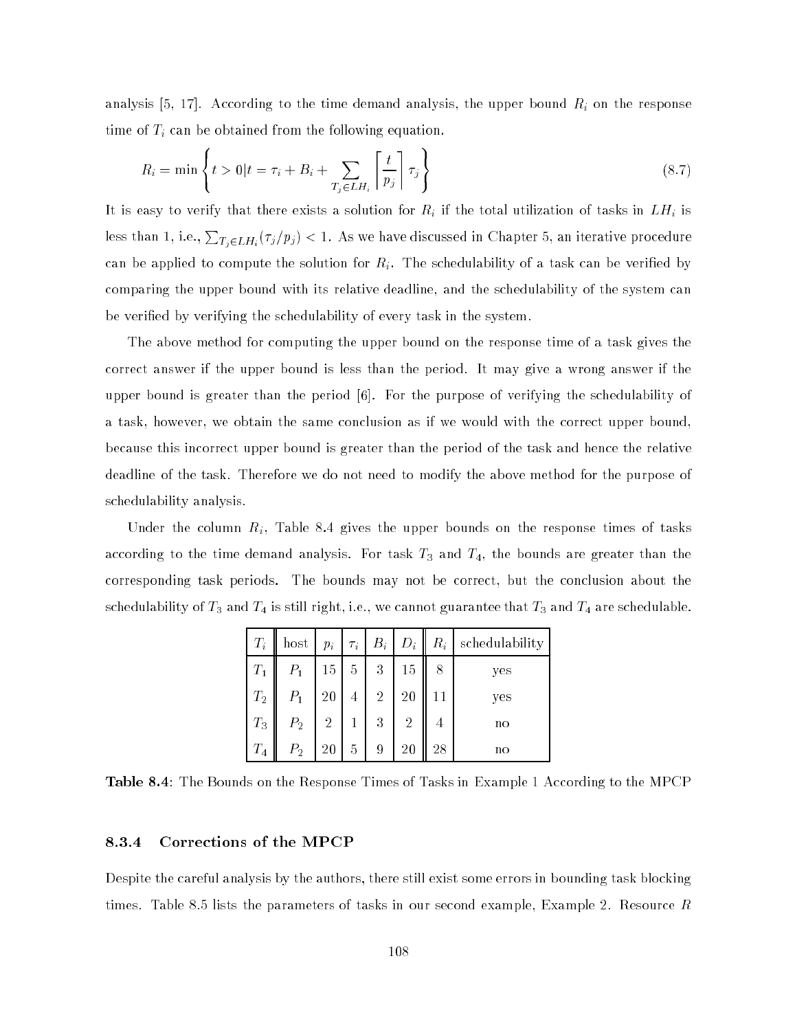analysis [5, 17]. According to the time demand analysis, the upper bound $R_i$ on the response time of $T_i$ can be obtained from the following equation.

$$R_i = \min \left\{ t > 0 | t = \tau_i + B_i + \sum_{T_j \in LH_i} \left\lceil \frac{t}{p_j} \right\rceil \tau_j \right\} \tag{8.7}$$

It is easy to verify that there exists a solution for $R_i$ if the total utilization of tasks in $LH_i$ is less than 1, i.e., $\sum_{T_j \in LH_i} (\tau_j / p_j) < 1$. As we have discussed in Chapter 5, an iterative procedure can be applied to compute the solution for $R_i$. The schedulability of a task can be verified by comparing the upper bound with its relative deadline, and the schedulability of the system can be verified by verifying the schedulability of every task in the system.

The above method for computing the upper bound on the response time of a task gives the correct answer if the upper bound is less than the period. It may give a wrong answer if the upper bound is greater than the period [6]. For the purpose of verifying the schedulability of a task, however, we obtain the same conclusion as if we would with the correct upper bound, because this incorrect upper bound is greater than the period of the task and hence the relative deadline of the task. Therefore we do not need to modify the above method for the purpose of schedulability analysis.

Under the column $R_i$, Table 8.4 gives the upper bounds on the response times of tasks according to the time demand analysis. For task $T_3$ and $T_4$, the bounds are greater than the corresponding task periods. The bounds may not be correct, but the conclusion about the schedulability of $T_3$ and $T_4$ is still right, i.e., we cannot guarantee that $T_3$ and $T_4$ are schedulable.

| $T_i$ | host | $p_i$ | $\tau_i$ | $B_i$ | $D_i$ | $R_i$ | schedulability |
|---|---|---|---|---|---|---|---|
| $T_1$ | $P_1$ | 15 | 5 | 3 | 15 | 8 | yes |
| $T_2$ | $P_1$ | 20 | 4 | 2 | 20 | 11 | yes |
| $T_3$ | $P_2$ | 2 | 1 | 3 | 2 | 4 | no |
| $T_4$ | $P_2$ | 20 | 5 | 9 | 20 | 28 | no |

**Table 8.4**: The Bounds on the Response Times of Tasks in Example 1 According to the MPCP

### 8.3.4 Corrections of the MPCP

Despite the careful analysis by the authors, there still exist some errors in bounding task blocking times. Table 8.5 lists the parameters of tasks in our second example, Example 2. Resource $R$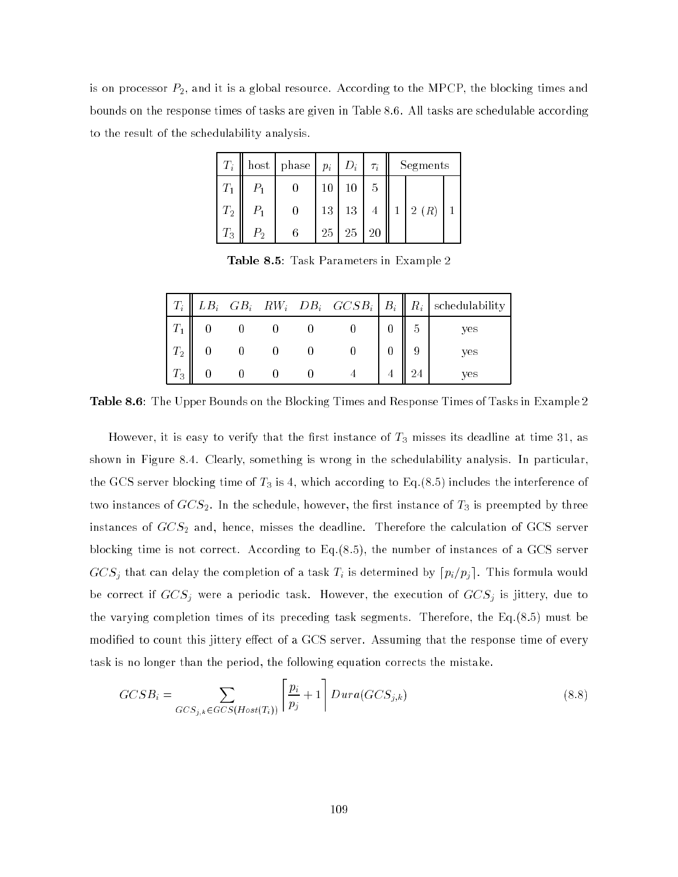is on processor $P_2$, and it is a global resource. According to the MPCP, the blocking times and bounds on the response times of tasks are given in Table 8.6. All tasks are schedulable according to the result of the schedulability analysis.

| $T_i$ | host | phase | $p_i$ | $D_i$ | $\tau_i$ | Segments | | |
|---|---|---|---|---|---|---|---|---|
| $T_1$ | $P_1$ | 0 | 10 | 10 | 5 | | | |
| $T_2$ | $P_1$ | 0 | 13 | 13 | 4 | 1 | 2 ($R$) | 1 |
| $T_3$ | $P_2$ | 6 | 25 | 25 | 20 | | | |

**Table 8.5**: Task Parameters in Example 2

| $T_i$ | $LB_i$ | $GB_i$ | $RW_i$ | $DB_i$ | $GCSB_i$ | $B_i$ | $R_i$ | schedulability |
|---|---|---|---|---|---|---|---|---|
| $T_1$ | 0 | 0 | 0 | 0 | 0 | 0 | 5 | yes |
| $T_2$ | 0 | 0 | 0 | 0 | 0 | 0 | 9 | yes |
| $T_3$ | 0 | 0 | 0 | 0 | 4 | 4 | 24 | yes |

**Table 8.6**: The Upper Bounds on the Blocking Times and Response Times of Tasks in Example 2

However, it is easy to verify that the first instance of $T_3$ misses its deadline at time 31, as shown in Figure 8.4. Clearly, something is wrong in the schedulability analysis. In particular, the GCS server blocking time of $T_3$ is 4, which according to Eq.(8.5) includes the interference of two instances of $GCS_2$. In the schedule, however, the first instance of $T_3$ is preempted by three instances of $GCS_2$ and, hence, misses the deadline. Therefore the calculation of GCS server blocking time is not correct. According to Eq.(8.5), the number of instances of a GCS server $GCS_j$ that can delay the completion of a task $T_i$ is determined by $\lceil p_i/p_j \rceil$. This formula would be correct if $GCS_j$ were a periodic task. However, the execution of $GCS_j$ is jittery, due to the varying completion times of its preceding task segments. Therefore, the Eq.(8.5) must be modified to count this jittery effect of a GCS server. Assuming that the response time of every task is no longer than the period, the following equation corrects the mistake.

$$GCSB_i = \sum_{GCS_{j,k} \in GCS(Host(T_i))} \left\lceil \frac{p_i}{p_j} + 1 \right\rceil Dura(GCS_{j,k}) \tag{8.8}$$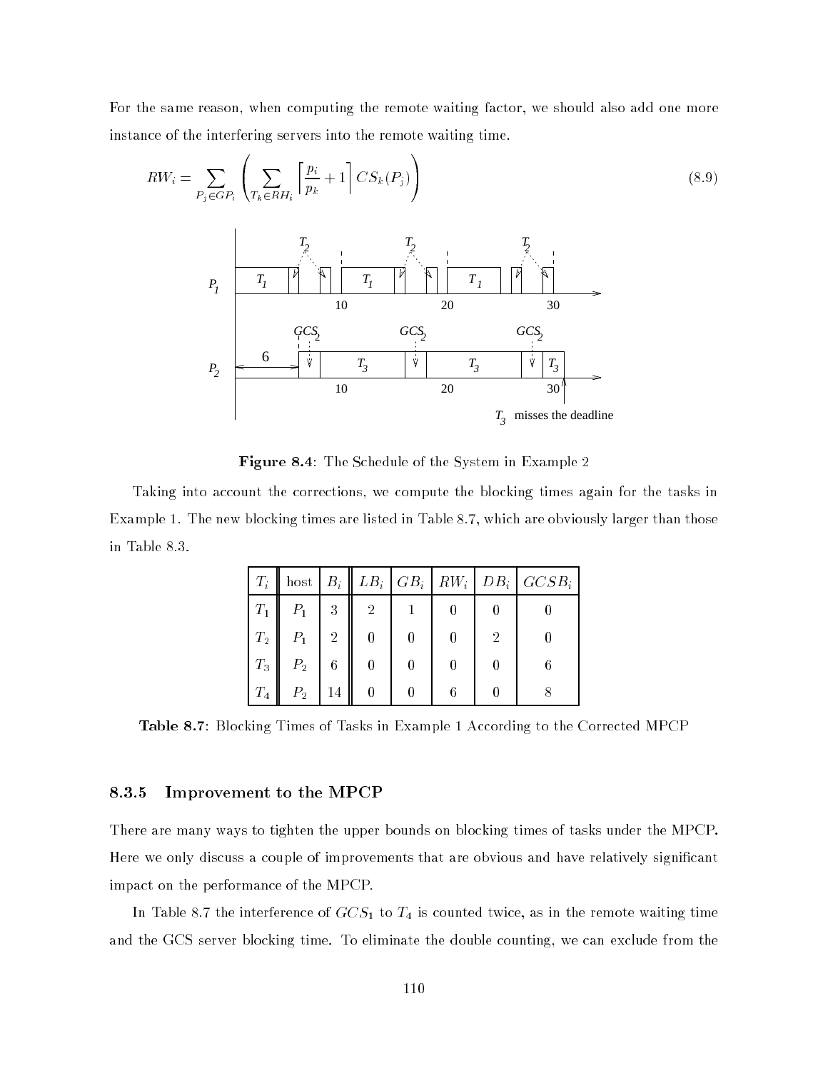For the same reason, when computing the remote waiting factor, we should also add one more instance of the interfering servers into the remote waiting time.

$$RW_i = \sum_{P_j \in GP_i} \left( \sum_{T_k \in RH_i} \left\lceil \frac{p_i}{p_k} + 1 \right\rceil CS_k(P_j) \right) \tag{8.9}$$

**Figure 8.4**: The Schedule of the System in Example 2

Taking into account the corrections, we compute the blocking times again for the tasks in Example 1. The new blocking times are listed in Table 8.7, which are obviously larger than those in Table 8.3.

| $T_i$ | host | $B_i$ | $LB_i$ | $GB_i$ | $RW_i$ | $DB_i$ | $GCSB_i$ |
|---|---|---|---|---|---|---|---|
| $T_1$ | $P_1$ | 3 | 2 | 1 | 0 | 0 | 0 |
| $T_2$ | $P_1$ | 2 | 0 | 0 | 0 | 2 | 0 |
| $T_3$ | $P_2$ | 6 | 0 | 0 | 0 | 0 | 6 |
| $T_4$ | $P_2$ | 14 | 0 | 0 | 6 | 0 | 8 |

**Table 8.7**: Blocking Times of Tasks in Example 1 According to the Corrected MPCP

### 8.3.5 Improvement to the MPCP

There are many ways to tighten the upper bounds on blocking times of tasks under the MPCP. Here we only discuss a couple of improvements that are obvious and have relatively significant impact on the performance of the MPCP.

In Table 8.7 the interference of $GCS_1$ to $T_4$ is counted twice, as in the remote waiting time and the GCS server blocking time. To eliminate the double counting, we can exclude from the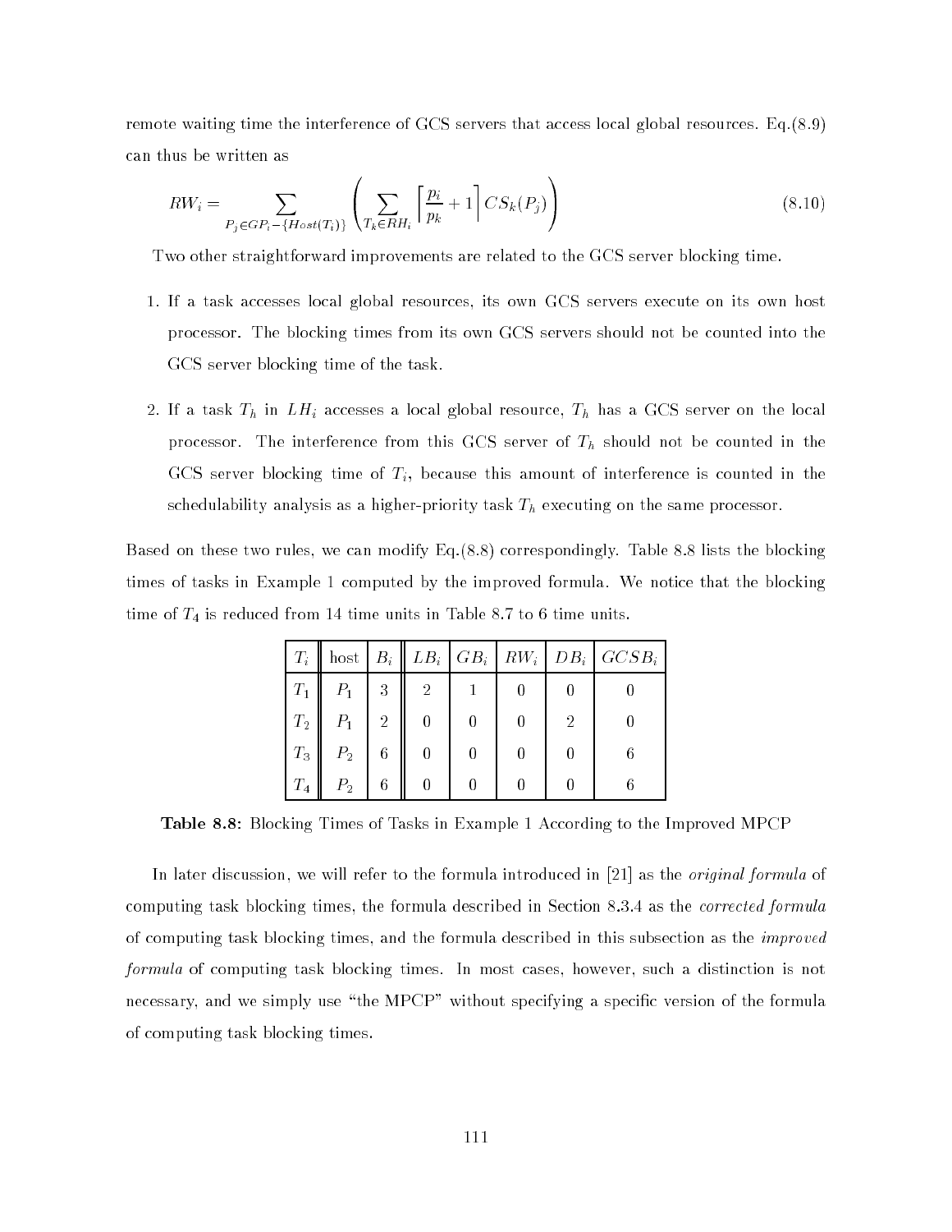remote waiting time the interference of GCS servers that access local global resources. Eq.(8.9) can thus be written as

$$RW_i = \sum_{P_j \in GP_i - \{Host(T_i)\}} \left( \sum_{T_k \in RH_i} \left\lceil \frac{p_i}{p_k} + 1 \right\rceil CS_k(P_j) \right) \tag{8.10}$$

Two other straightforward improvements are related to the GCS server blocking time.

1. If a task accesses local global resources, its own GCS servers execute on its own host processor. The blocking times from its own GCS servers should not be counted into the GCS server blocking time of the task.

2. If a task $T_h$ in $LH_i$ accesses a local global resource, $T_h$ has a GCS server on the local processor. The interference from this GCS server of $T_h$ should not be counted in the GCS server blocking time of $T_i$, because this amount of interference is counted in the schedulability analysis as a higher-priority task $T_h$ executing on the same processor.

Based on these two rules, we can modify Eq.(8.8) correspondingly. Table 8.8 lists the blocking times of tasks in Example 1 computed by the improved formula. We notice that the blocking time of $T_4$ is reduced from 14 time units in Table 8.7 to 6 time units.

| $T_i$ | host | $B_i$ | $LB_i$ | $GB_i$ | $RW_i$ | $DB_i$ | $GCSB_i$ |
|---|---|---|---|---|---|---|---|
| $T_1$ | $P_1$ | 3 | 2 | 1 | 0 | 0 | 0 |
| $T_2$ | $P_1$ | 2 | 0 | 0 | 0 | 2 | 0 |
| $T_3$ | $P_2$ | 6 | 0 | 0 | 0 | 0 | 6 |
| $T_4$ | $P_2$ | 6 | 0 | 0 | 0 | 0 | 6 |

**Table 8.8:** Blocking Times of Tasks in Example 1 According to the Improved MPCP

In later discussion, we will refer to the formula introduced in [21] as the *original formula* of computing task blocking times, the formula described in Section 8.3.4 as the *corrected formula* of computing task blocking times, and the formula described in this subsection as the *improved formula* of computing task blocking times. In most cases, however, such a distinction is not necessary, and we simply use "the MPCP" without specifying a specific version of the formula of computing task blocking times.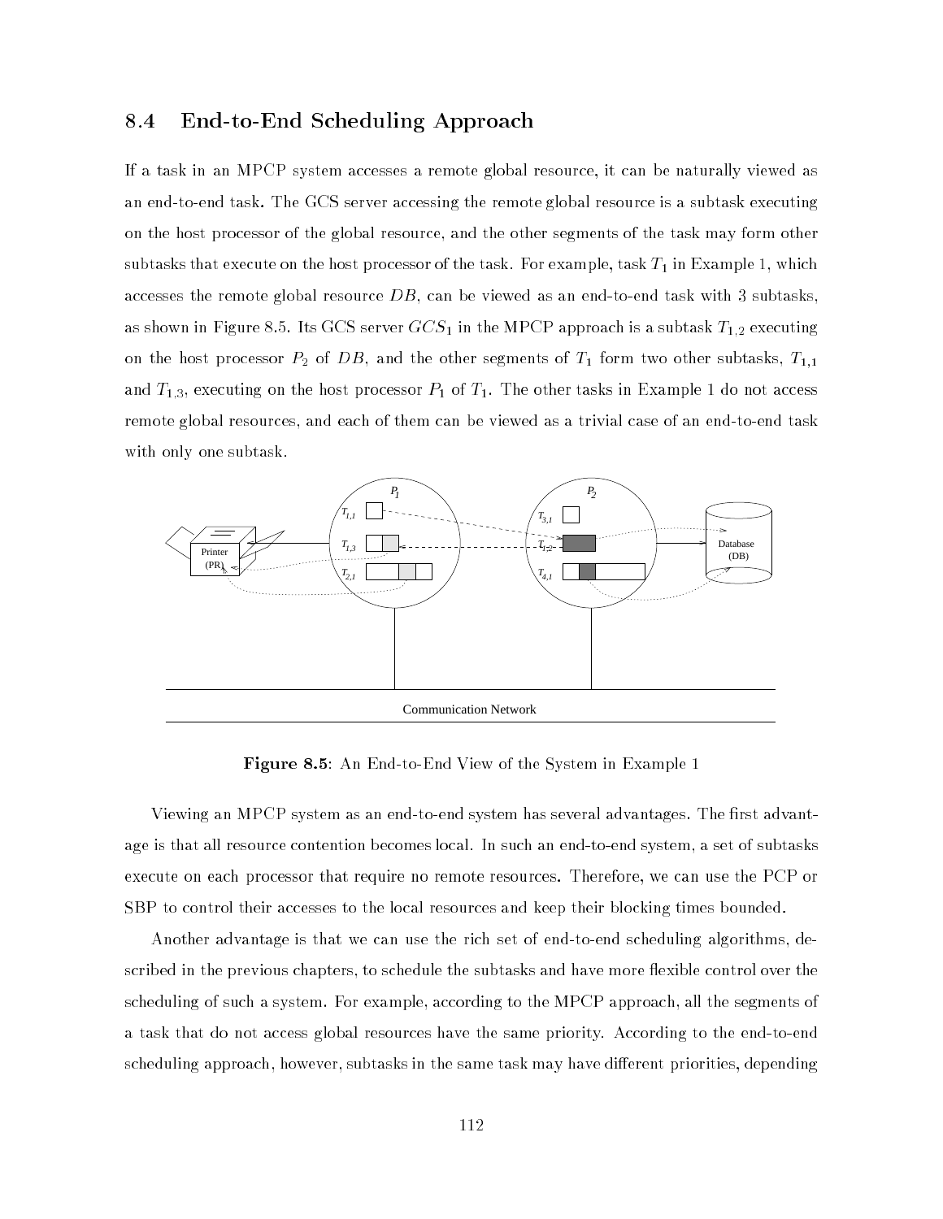## 8.4 End-to-End Scheduling Approach

If a task in an MPCP system accesses a remote global resource, it can be naturally viewed as an end-to-end task. The GCS server accessing the remote global resource is a subtask executing on the host processor of the global resource, and the other segments of the task may form other subtasks that execute on the host processor of the task. For example, task $T_1$ in Example 1, which accesses the remote global resource $DB$, can be viewed as an end-to-end task with 3 subtasks, as shown in Figure 8.5. Its GCS server $GCS_1$ in the MPCP approach is a subtask $T_{1,2}$ executing on the host processor $P_2$ of $DB$, and the other segments of $T_1$ form two other subtasks, $T_{1,1}$ and $T_{1,3}$, executing on the host processor $P_1$ of $T_1$. The other tasks in Example 1 do not access remote global resources, and each of them can be viewed as a trivial case of an end-to-end task with only one subtask.

**Figure 8.5**: An End-to-End View of the System in Example 1

Viewing an MPCP system as an end-to-end system has several advantages. The first advantage is that all resource contention becomes local. In such an end-to-end system, a set of subtasks execute on each processor that require no remote resources. Therefore, we can use the PCP or SBP to control their accesses to the local resources and keep their blocking times bounded.

Another advantage is that we can use the rich set of end-to-end scheduling algorithms, described in the previous chapters, to schedule the subtasks and have more flexible control over the scheduling of such a system. For example, according to the MPCP approach, all the segments of a task that do not access global resources have the same priority. According to the end-to-end scheduling approach, however, subtasks in the same task may have different priorities, depending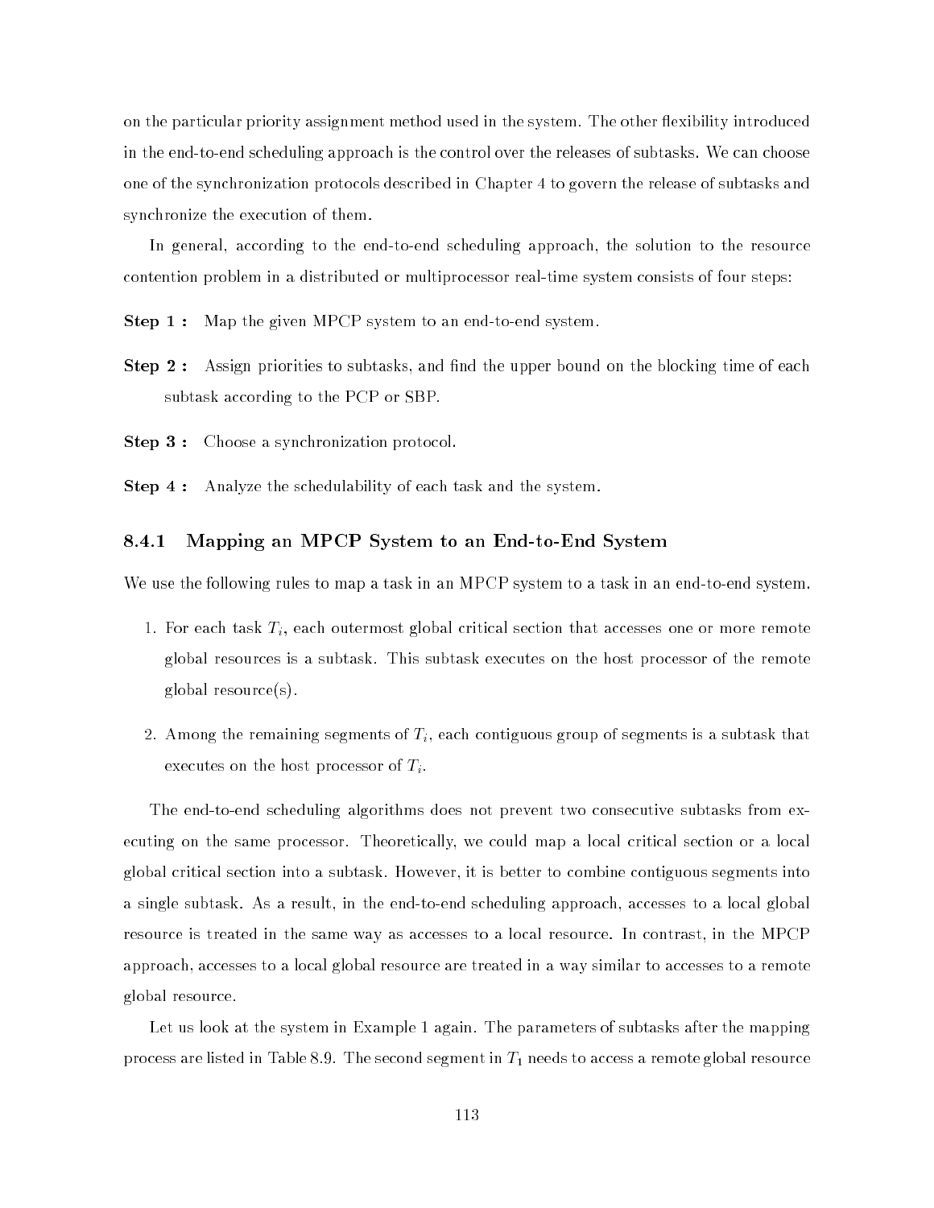on the particular priority assignment method used in the system. The other flexibility introduced in the end-to-end scheduling approach is the control over the releases of subtasks. We can choose one of the synchronization protocols described in Chapter 4 to govern the release of subtasks and synchronize the execution of them.

In general, according to the end-to-end scheduling approach, the solution to the resource contention problem in a distributed or multiprocessor real-time system consists of four steps:

**Step 1 :** Map the given MPCP system to an end-to-end system.

**Step 2 :** Assign priorities to subtasks, and find the upper bound on the blocking time of each subtask according to the PCP or SBP.

**Step 3 :** Choose a synchronization protocol.

**Step 4 :** Analyze the schedulability of each task and the system.

### 8.4.1 Mapping an MPCP System to an End-to-End System

We use the following rules to map a task in an MPCP system to a task in an end-to-end system.

1. For each task $T_i$, each outermost global critical section that accesses one or more remote global resources is a subtask. This subtask executes on the host processor of the remote global resource(s).

2. Among the remaining segments of $T_i$, each contiguous group of segments is a subtask that executes on the host processor of $T_i$.

The end-to-end scheduling algorithms does not prevent two consecutive subtasks from executing on the same processor. Theoretically, we could map a local critical section or a local global critical section into a subtask. However, it is better to combine contiguous segments into a single subtask. As a result, in the end-to-end scheduling approach, accesses to a local global resource is treated in the same way as accesses to a local resource. In contrast, in the MPCP approach, accesses to a local global resource are treated in a way similar to accesses to a remote global resource.

Let us look at the system in Example 1 again. The parameters of subtasks after the mapping process are listed in Table 8.9. The second segment in $T_1$ needs to access a remote global resource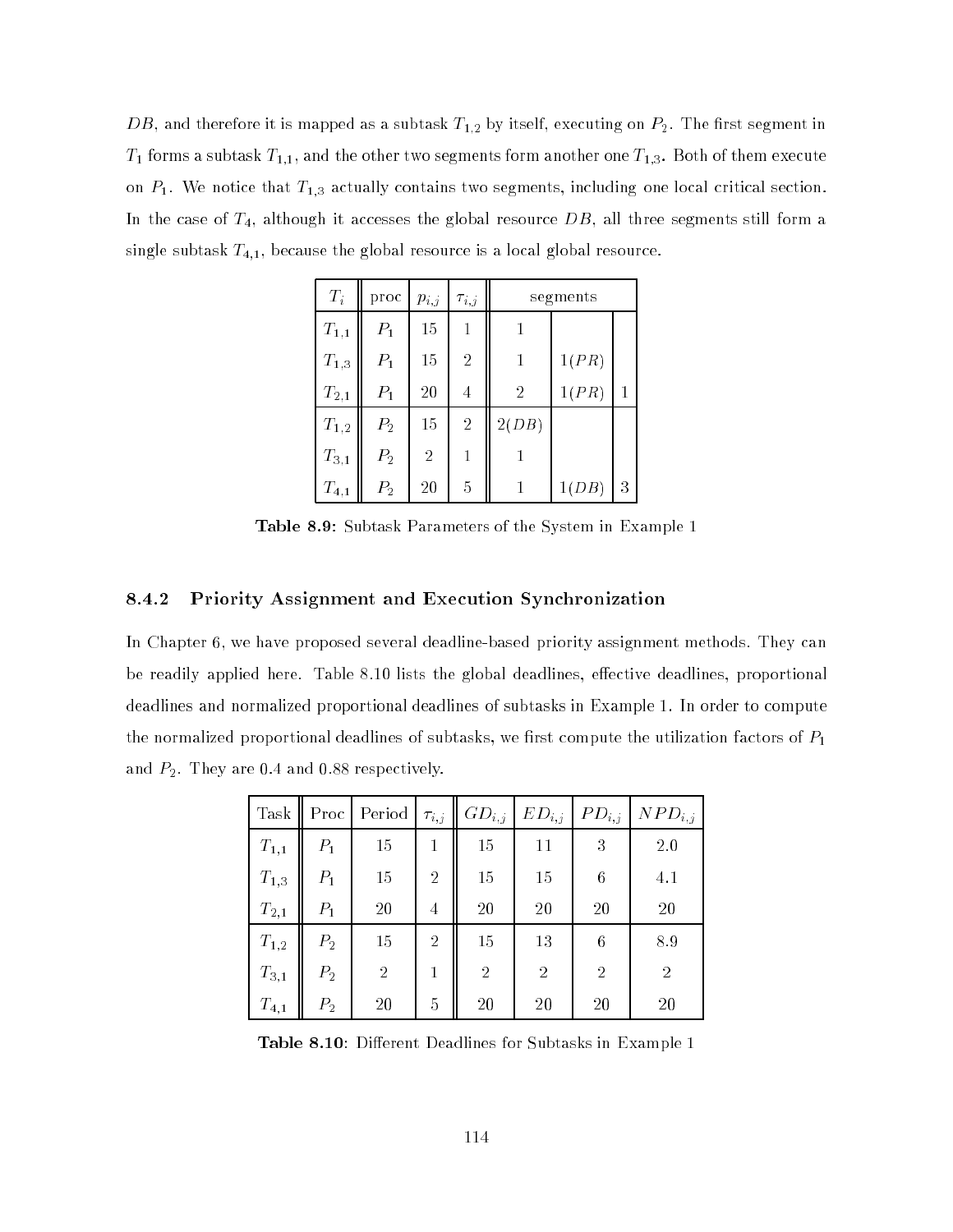$DB$, and therefore it is mapped as a subtask $T_{1,2}$ by itself, executing on $P_2$. The first segment in $T_1$ forms a subtask $T_{1,1}$, and the other two segments form another one $T_{1,3}$. Both of them execute on $P_1$. We notice that $T_{1,3}$ actually contains two segments, including one local critical section. In the case of $T_4$, although it accesses the global resource $DB$, all three segments still form a single subtask $T_{4,1}$, because the global resource is a local global resource.

| $T_i$ | proc | $p_{i,j}$ | $\tau_{i,j}$ | segments | | |
|---|---|---|---|---|---|---|
| $T_{1,1}$ | $P_1$ | 15 | 1 | 1 | | |
| $T_{1,3}$ | $P_1$ | 15 | 2 | 1 | $1(PR)$ | |
| $T_{2,1}$ | $P_1$ | 20 | 4 | 2 | $1(PR)$ | 1 |
| $T_{1,2}$ | $P_2$ | 15 | 2 | $2(DB)$ | | |
| $T_{3,1}$ | $P_2$ | 2 | 1 | 1 | | |
| $T_{4,1}$ | $P_2$ | 20 | 5 | 1 | $1(DB)$ | 3 |

**Table 8.9:** Subtask Parameters of the System in Example 1

### 8.4.2 Priority Assignment and Execution Synchronization

In Chapter 6, we have proposed several deadline-based priority assignment methods. They can be readily applied here. Table 8.10 lists the global deadlines, effective deadlines, proportional deadlines and normalized proportional deadlines of subtasks in Example 1. In order to compute the normalized proportional deadlines of subtasks, we first compute the utilization factors of $P_1$ and $P_2$. They are 0.4 and 0.88 respectively.

| Task | Proc | Period | $\tau_{i,j}$ | $GD_{i,j}$ | $ED_{i,j}$ | $PD_{i,j}$ | $NPD_{i,j}$ |
|---|---|---|---|---|---|---|---|
| $T_{1,1}$ | $P_1$ | 15 | 1 | 15 | 11 | 3 | 2.0 |
| $T_{1,3}$ | $P_1$ | 15 | 2 | 15 | 15 | 6 | 4.1 |
| $T_{2,1}$ | $P_1$ | 20 | 4 | 20 | 20 | 20 | 20 |
| $T_{1,2}$ | $P_2$ | 15 | 2 | 15 | 13 | 6 | 8.9 |
| $T_{3,1}$ | $P_2$ | 2 | 1 | 2 | 2 | 2 | 2 |
| $T_{4,1}$ | $P_2$ | 20 | 5 | 20 | 20 | 20 | 20 |

**Table 8.10**: Different Deadlines for Subtasks in Example 1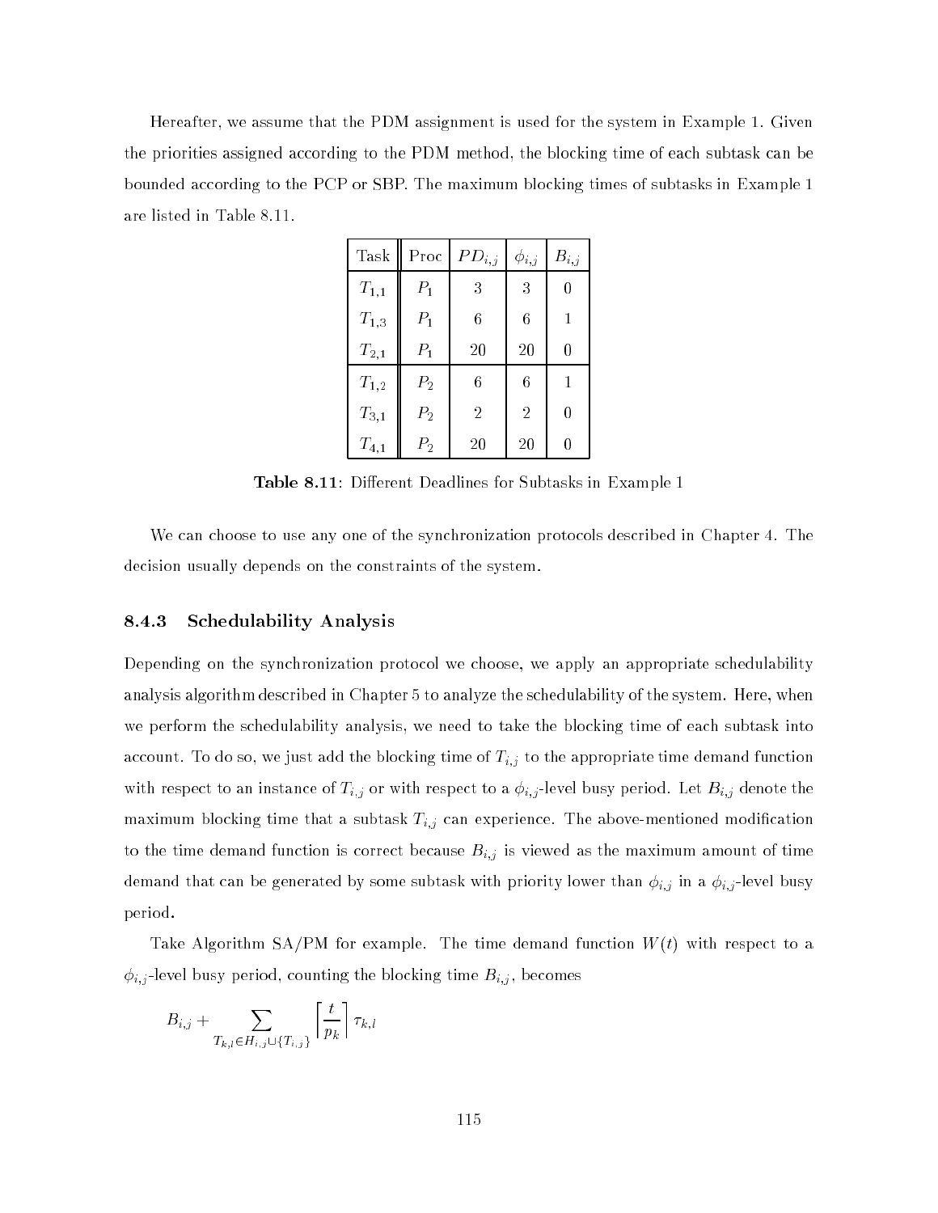Hereafter, we assume that the PDM assignment is used for the system in Example 1. Given the priorities assigned according to the PDM method, the blocking time of each subtask can be bounded according to the PCP or SBP. The maximum blocking times of subtasks in Example 1 are listed in Table 8.11.

| Task | Proc | $PD_{i,j}$ | $\phi_{i,j}$ | $B_{i,j}$ |
|---|---|---|---|---|
| $T_{1,1}$ | $P_1$ | 3 | 3 | 0 |
| $T_{1,3}$ | $P_1$ | 6 | 6 | 1 |
| $T_{2,1}$ | $P_1$ | 20 | 20 | 0 |
| $T_{1,2}$ | $P_2$ | 6 | 6 | 1 |
| $T_{3,1}$ | $P_2$ | 2 | 2 | 0 |
| $T_{4,1}$ | $P_2$ | 20 | 20 | 0 |

**Table 8.11**: Different Deadlines for Subtasks in Example 1

We can choose to use any one of the synchronization protocols described in Chapter 4. The decision usually depends on the constraints of the system.

### 8.4.3 Schedulability Analysis

Depending on the synchronization protocol we choose, we apply an appropriate schedulability analysis algorithm described in Chapter 5 to analyze the schedulability of the system. Here, when we perform the schedulability analysis, we need to take the blocking time of each subtask into account. To do so, we just add the blocking time of $T_{i,j}$ to the appropriate time demand function with respect to an instance of $T_{i,j}$ or with respect to a $\phi_{i,j}$-level busy period. Let $B_{i,j}$ denote the maximum blocking time that a subtask $T_{i,j}$ can experience. The above-mentioned modification to the time demand function is correct because $B_{i,j}$ is viewed as the maximum amount of time demand that can be generated by some subtask with priority lower than $\phi_{i,j}$ in a $\phi_{i,j}$-level busy period.

Take Algorithm SA/PM for example. The time demand function $W(t)$ with respect to a $\phi_{i,j}$-level busy period, counting the blocking time $B_{i,j}$, becomes

$$B_{i,j} + \sum_{T_{k,l} \in H_{i,j} \cup \{T_{i,j}\}} \left\lceil \frac{t}{p_k} \right\rceil \tau_{k,l}$$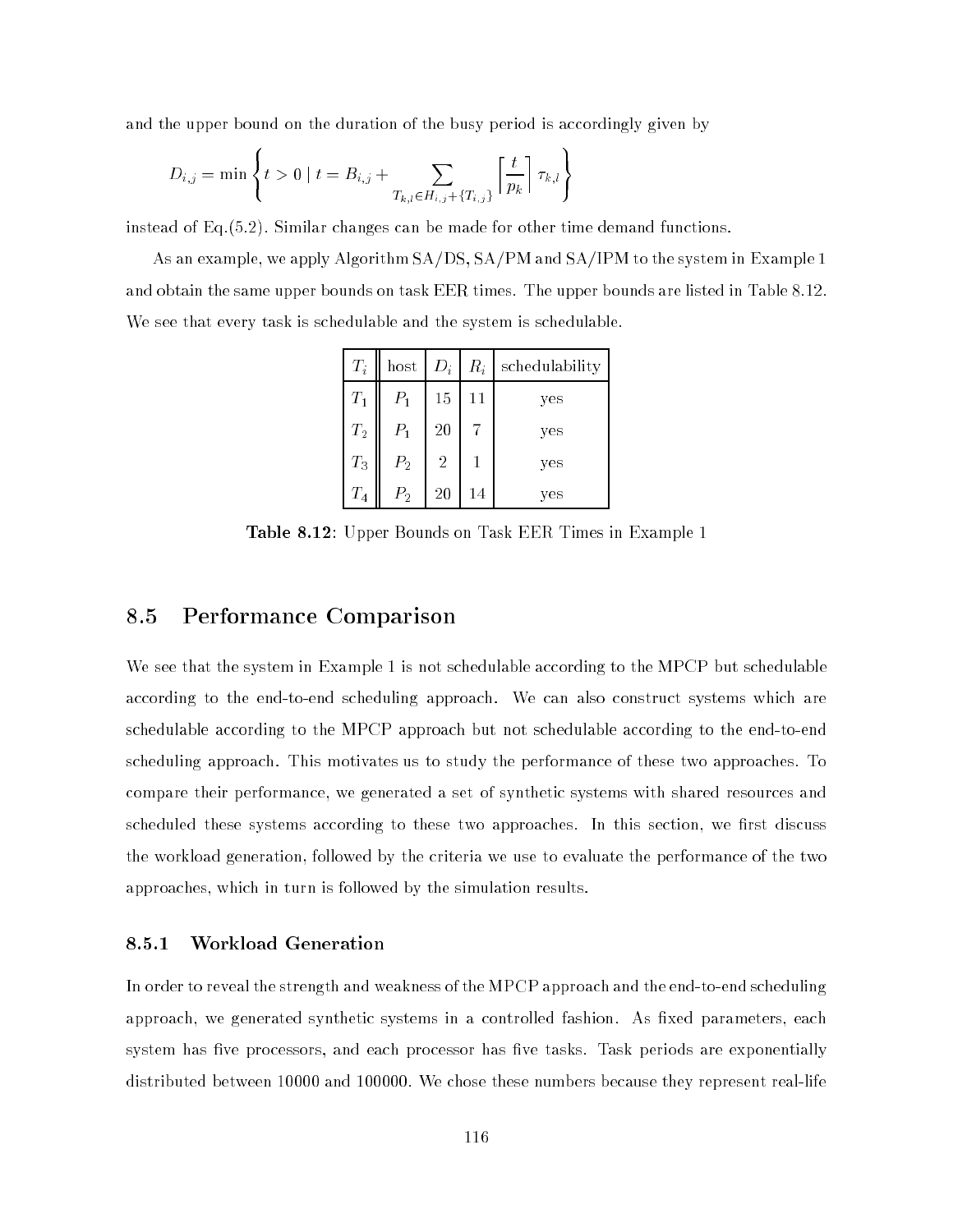and the upper bound on the duration of the busy period is accordingly given by

$$D_{i,j} = \min \left\{ t > 0 \mid t = B_{i,j} + \sum_{T_{k,l} \in H_{i,j} + \{T_{i,j}\}} \left\lceil \frac{t}{p_k} \right\rceil \tau_{k,l} \right\}$$

instead of Eq.(5.2). Similar changes can be made for other time demand functions.

As an example, we apply Algorithm SA/DS, SA/PM and SA/IPM to the system in Example 1 and obtain the same upper bounds on task EER times. The upper bounds are listed in Table 8.12. We see that every task is schedulable and the system is schedulable.

| $T_i$ | host | $D_i$ | $R_i$ | schedulability |
|---|---|---|---|---|
| $T_1$ | $P_1$ | 15 | 11 | yes |
| $T_2$ | $P_1$ | 20 | 7 | yes |
| $T_3$ | $P_2$ | 2 | 1 | yes |
| $T_4$ | $P_2$ | 20 | 14 | yes |

**Table 8.12**: Upper Bounds on Task EER Times in Example 1

## 8.5 Performance Comparison

We see that the system in Example 1 is not schedulable according to the MPCP but schedulable according to the end-to-end scheduling approach. We can also construct systems which are schedulable according to the MPCP approach but not schedulable according to the end-to-end scheduling approach. This motivates us to study the performance of these two approaches. To compare their performance, we generated a set of synthetic systems with shared resources and scheduled these systems according to these two approaches. In this section, we first discuss the workload generation, followed by the criteria we use to evaluate the performance of the two approaches, which in turn is followed by the simulation results.

### 8.5.1 Workload Generation

In order to reveal the strength and weakness of the MPCP approach and the end-to-end scheduling approach, we generated synthetic systems in a controlled fashion. As fixed parameters, each system has five processors, and each processor has five tasks. Task periods are exponentially distributed between 10000 and 100000. We chose these numbers because they represent real-life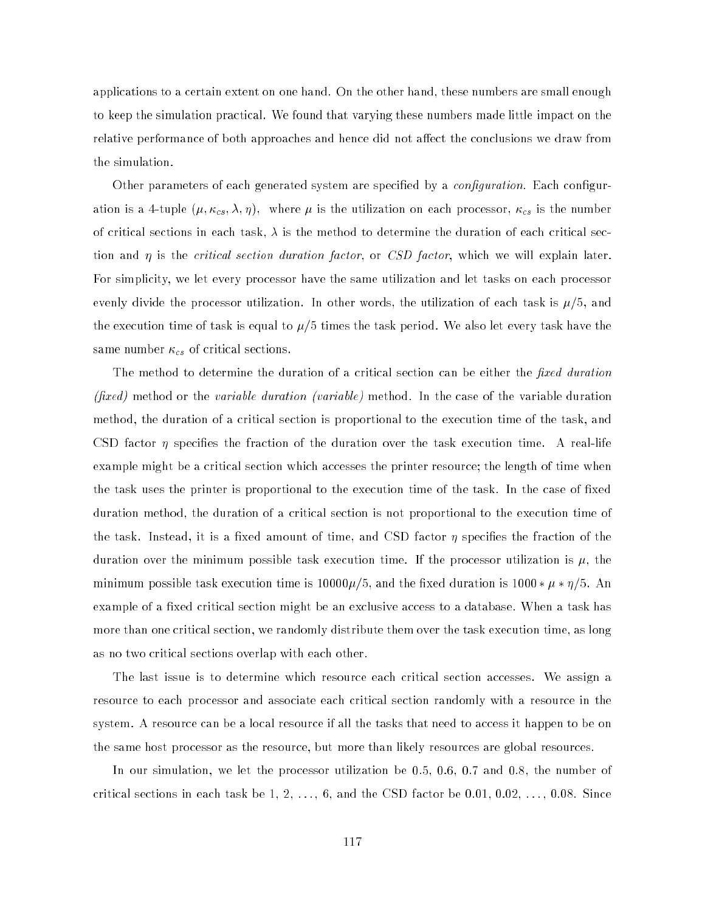applications to a certain extent on one hand. On the other hand, these numbers are small enough to keep the simulation practical. We found that varying these numbers made little impact on the relative performance of both approaches and hence did not affect the conclusions we draw from the simulation.

Other parameters of each generated system are specified by a *configuration*. Each configuration is a 4-tuple $(\mu, \kappa_{cs}, \lambda, \eta)$, where $\mu$ is the utilization on each processor, $\kappa_{cs}$ is the number of critical sections in each task, $\lambda$ is the method to determine the duration of each critical section and $\eta$ is the *critical section duration factor*, or *CSD factor*, which we will explain later. For simplicity, we let every processor have the same utilization and let tasks on each processor evenly divide the processor utilization. In other words, the utilization of each task is $\mu/5$, and the execution time of task is equal to $\mu/5$ times the task period. We also let every task have the same number $\kappa_{cs}$ of critical sections.

The method to determine the duration of a critical section can be either the *fixed duration (fixed)* method or the *variable duration (variable)* method. In the case of the variable duration method, the duration of a critical section is proportional to the execution time of the task, and CSD factor $\eta$ specifies the fraction of the duration over the task execution time. A real-life example might be a critical section which accesses the printer resource; the length of time when the task uses the printer is proportional to the execution time of the task. In the case of fixed duration method, the duration of a critical section is not proportional to the execution time of the task. Instead, it is a fixed amount of time, and CSD factor $\eta$ specifies the fraction of the duration over the minimum possible task execution time. If the processor utilization is $\mu$, the minimum possible task execution time is $10000\mu/5$, and the fixed duration is $1000 * \mu * \eta/5$. An example of a fixed critical section might be an exclusive access to a database. When a task has more than one critical section, we randomly distribute them over the task execution time, as long as no two critical sections overlap with each other.

The last issue is to determine which resource each critical section accesses. We assign a resource to each processor and associate each critical section randomly with a resource in the system. A resource can be a local resource if all the tasks that need to access it happen to be on the same host processor as the resource, but more than likely resources are global resources.

In our simulation, we let the processor utilization be 0.5, 0.6, 0.7 and 0.8, the number of critical sections in each task be 1, 2, ..., 6, and the CSD factor be 0.01, 0.02, ..., 0.08. Since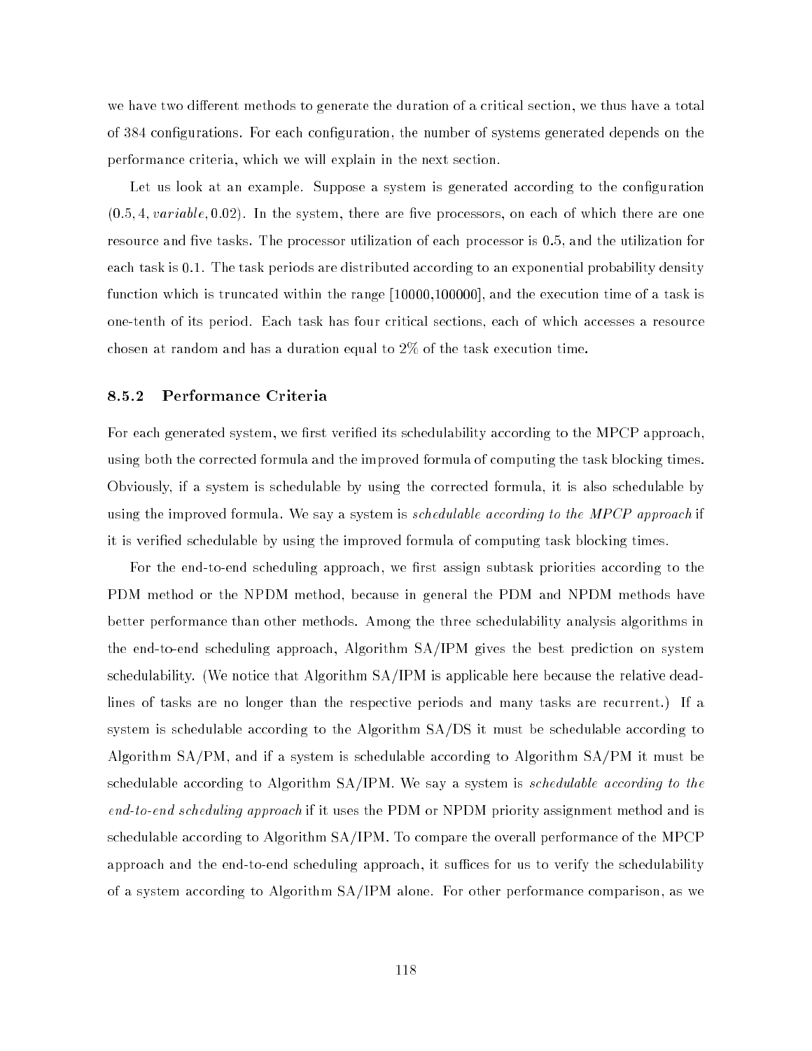we have two different methods to generate the duration of a critical section, we thus have a total of 384 configurations. For each configuration, the number of systems generated depends on the performance criteria, which we will explain in the next section.

Let us look at an example. Suppose a system is generated according to the configuration $(0.5, 4, variable, 0.02)$. In the system, there are five processors, on each of which there are one resource and five tasks. The processor utilization of each processor is 0.5, and the utilization for each task is 0.1. The task periods are distributed according to an exponential probability density function which is truncated within the range [10000,100000], and the execution time of a task is one-tenth of its period. Each task has four critical sections, each of which accesses a resource chosen at random and has a duration equal to 2% of the task execution time.

### 8.5.2 Performance Criteria

For each generated system, we first verified its schedulability according to the MPCP approach, using both the corrected formula and the improved formula of computing the task blocking times. Obviously, if a system is schedulable by using the corrected formula, it is also schedulable by using the improved formula. We say a system is *schedulable according to the MPCP approach* if it is verified schedulable by using the improved formula of computing task blocking times.

For the end-to-end scheduling approach, we first assign subtask priorities according to the PDM method or the NPDM method, because in general the PDM and NPDM methods have better performance than other methods. Among the three schedulability analysis algorithms in the end-to-end scheduling approach, Algorithm SA/IPM gives the best prediction on system schedulability. (We notice that Algorithm SA/IPM is applicable here because the relative deadlines of tasks are no longer than the respective periods and many tasks are recurrent.) If a system is schedulable according to the Algorithm SA/DS it must be schedulable according to Algorithm SA/PM, and if a system is schedulable according to Algorithm SA/PM it must be schedulable according to Algorithm SA/IPM. We say a system is *schedulable according to the end-to-end scheduling approach* if it uses the PDM or NPDM priority assignment method and is schedulable according to Algorithm SA/IPM. To compare the overall performance of the MPCP approach and the end-to-end scheduling approach, it suffices for us to verify the schedulability of a system according to Algorithm SA/IPM alone. For other performance comparison, as we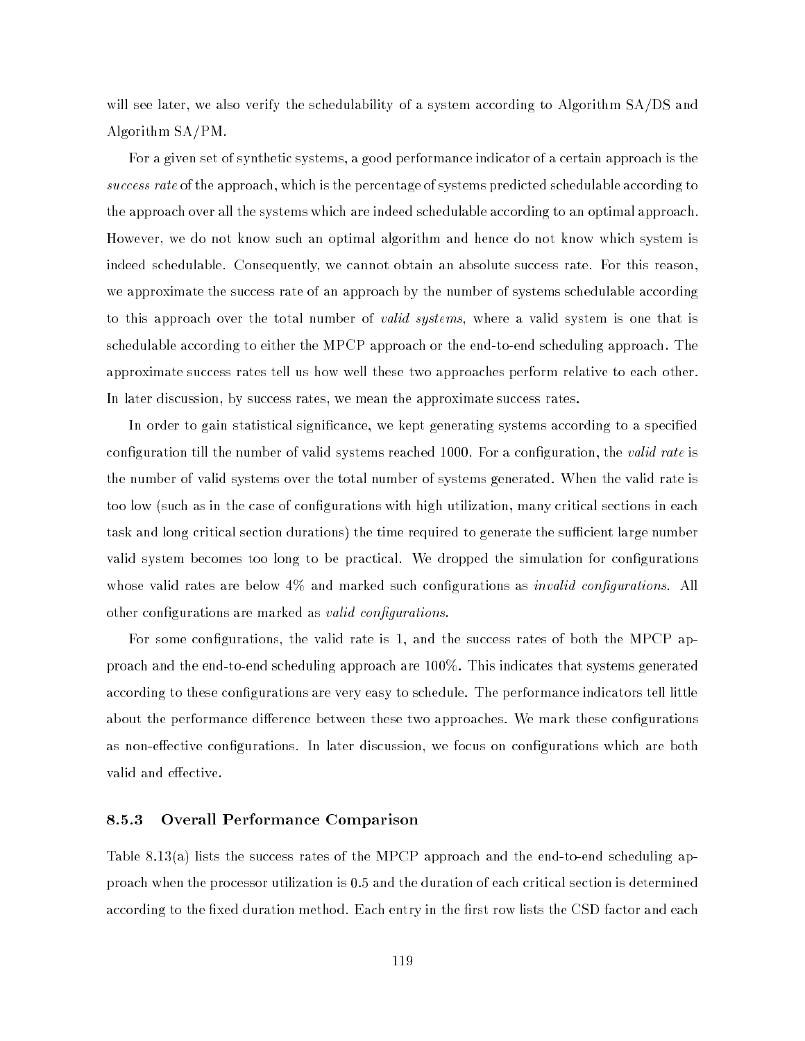will see later, we also verify the schedulability of a system according to Algorithm SA/DS and Algorithm SA/PM.

For a given set of synthetic systems, a good performance indicator of a certain approach is the *success rate* of the approach, which is the percentage of systems predicted schedulable according to the approach over all the systems which are indeed schedulable according to an optimal approach. However, we do not know such an optimal algorithm and hence do not know which system is indeed schedulable. Consequently, we cannot obtain an absolute success rate. For this reason, we approximate the success rate of an approach by the number of systems schedulable according to this approach over the total number of *valid systems*, where a valid system is one that is schedulable according to either the MPCP approach or the end-to-end scheduling approach. The approximate success rates tell us how well these two approaches perform relative to each other. In later discussion, by success rates, we mean the approximate success rates.

In order to gain statistical significance, we kept generating systems according to a specified configuration till the number of valid systems reached 1000. For a configuration, the *valid rate* is the number of valid systems over the total number of systems generated. When the valid rate is too low (such as in the case of configurations with high utilization, many critical sections in each task and long critical section durations) the time required to generate the sufficient large number valid system becomes too long to be practical. We dropped the simulation for configurations whose valid rates are below 4% and marked such configurations as *invalid configurations*. All other configurations are marked as *valid configurations*.

For some configurations, the valid rate is 1, and the success rates of both the MPCP approach and the end-to-end scheduling approach are 100%. This indicates that systems generated according to these configurations are very easy to schedule. The performance indicators tell little about the performance difference between these two approaches. We mark these configurations as non-effective configurations. In later discussion, we focus on configurations which are both valid and effective.

### 8.5.3 Overall Performance Comparison

Table 8.13(a) lists the success rates of the MPCP approach and the end-to-end scheduling approach when the processor utilization is 0.5 and the duration of each critical section is determined according to the fixed duration method. Each entry in the first row lists the CSD factor and each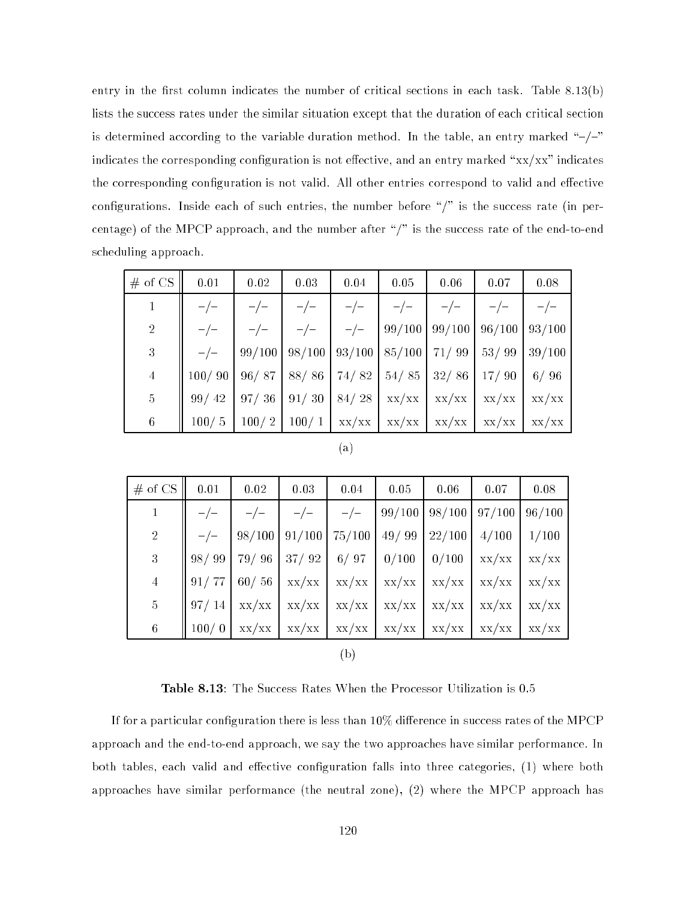entry in the first column indicates the number of critical sections in each task. Table 8.13(b) lists the success rates under the similar situation except that the duration of each critical section is determined according to the variable duration method. In the table, an entry marked "–/–" indicates the corresponding configuration is not effective, and an entry marked "xx/xx" indicates the corresponding configuration is not valid. All other entries correspond to valid and effective configurations. Inside each of such entries, the number before "/" is the success rate (in percentage) of the MPCP approach, and the number after "/" is the success rate of the end-to-end scheduling approach.

| # of CS | 0.01 | 0.02 | 0.03 | 0.04 | 0.05 | 0.06 | 0.07 | 0.08 |
|---|---|---|---|---|---|---|---|---|
| 1 | –/– | –/– | –/– | –/– | –/– | –/– | –/– | –/– |
| 2 | –/– | –/– | –/– | –/– | 99/100 | 99/100 | 96/100 | 93/100 |
| 3 | –/– | 99/100 | 98/100 | 93/100 | 85/100 | 71/ 99 | 53/ 99 | 39/100 |
| 4 | 100/ 90 | 96/ 87 | 88/ 86 | 74/ 82 | 54/ 85 | 32/ 86 | 17/ 90 | 6/ 96 |
| 5 | 99/ 42 | 97/ 36 | 91/ 30 | 84/ 28 | xx/xx | xx/xx | xx/xx | xx/xx |
| 6 | 100/ 5 | 100/ 2 | 100/ 1 | xx/xx | xx/xx | xx/xx | xx/xx | xx/xx |

(a)

| # of CS | 0.01 | 0.02 | 0.03 | 0.04 | 0.05 | 0.06 | 0.07 | 0.08 |
|---|---|---|---|---|---|---|---|---|
| 1 | –/– | –/– | –/– | –/– | 99/100 | 98/100 | 97/100 | 96/100 |
| 2 | –/– | 98/100 | 91/100 | 75/100 | 49/ 99 | 22/100 | 4/100 | 1/100 |
| 3 | 98/ 99 | 79/ 96 | 37/ 92 | 6/ 97 | 0/100 | 0/100 | xx/xx | xx/xx |
| 4 | 91/ 77 | 60/ 56 | xx/xx | xx/xx | xx/xx | xx/xx | xx/xx | xx/xx |
| 5 | 97/ 14 | xx/xx | xx/xx | xx/xx | xx/xx | xx/xx | xx/xx | xx/xx |
| 6 | 100/ 0 | xx/xx | xx/xx | xx/xx | xx/xx | xx/xx | xx/xx | xx/xx |

(b)

**Table 8.13**: The Success Rates When the Processor Utilization is 0.5

If for a particular configuration there is less than 10% difference in success rates of the MPCP approach and the end-to-end approach, we say the two approaches have similar performance. In both tables, each valid and effective configuration falls into three categories, (1) where both approaches have similar performance (the neutral zone), (2) where the MPCP approach has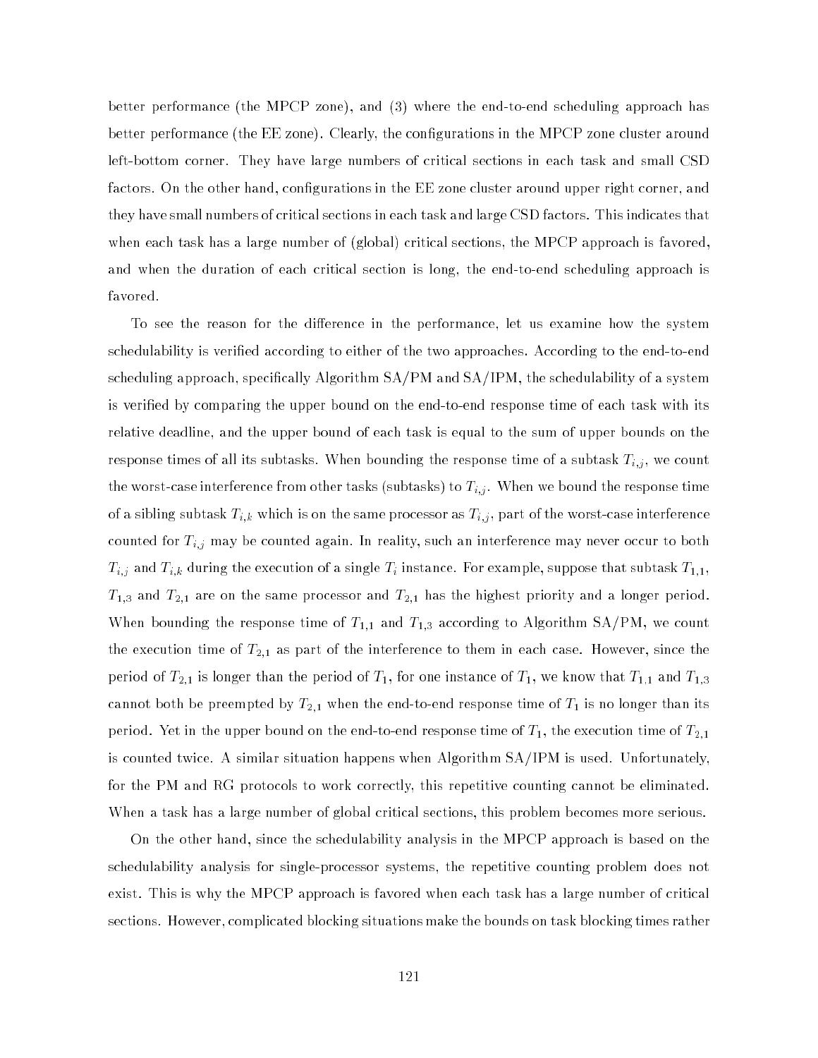better performance (the MPCP zone), and (3) where the end-to-end scheduling approach has better performance (the EE zone). Clearly, the configurations in the MPCP zone cluster around left-bottom corner. They have large numbers of critical sections in each task and small CSD factors. On the other hand, configurations in the EE zone cluster around upper right corner, and they have small numbers of critical sections in each task and large CSD factors. This indicates that when each task has a large number of (global) critical sections, the MPCP approach is favored, and when the duration of each critical section is long, the end-to-end scheduling approach is favored.

To see the reason for the difference in the performance, let us examine how the system schedulability is verified according to either of the two approaches. According to the end-to-end scheduling approach, specifically Algorithm SA/PM and SA/IPM, the schedulability of a system is verified by comparing the upper bound on the end-to-end response time of each task with its relative deadline, and the upper bound of each task is equal to the sum of upper bounds on the response times of all its subtasks. When bounding the response time of a subtask $T_{i,j}$, we count the worst-case interference from other tasks (subtasks) to $T_{i,j}$. When we bound the response time of a sibling subtask $T_{i,k}$ which is on the same processor as $T_{i,j}$, part of the worst-case interference counted for $T_{i,j}$ may be counted again. In reality, such an interference may never occur to both $T_{i,j}$ and $T_{i,k}$ during the execution of a single $T_i$ instance. For example, suppose that subtask $T_{1,1}$, $T_{1,3}$ and $T_{2,1}$ are on the same processor and $T_{2,1}$ has the highest priority and a longer period. When bounding the response time of $T_{1,1}$ and $T_{1,3}$ according to Algorithm SA/PM, we count the execution time of $T_{2,1}$ as part of the interference to them in each case. However, since the period of $T_{2,1}$ is longer than the period of $T_1$, for one instance of $T_1$, we know that $T_{1,1}$ and $T_{1,3}$ cannot both be preempted by $T_{2,1}$ when the end-to-end response time of $T_1$ is no longer than its period. Yet in the upper bound on the end-to-end response time of $T_1$, the execution time of $T_{2,1}$ is counted twice. A similar situation happens when Algorithm SA/IPM is used. Unfortunately, for the PM and RG protocols to work correctly, this repetitive counting cannot be eliminated. When a task has a large number of global critical sections, this problem becomes more serious.

On the other hand, since the schedulability analysis in the MPCP approach is based on the schedulability analysis for single-processor systems, the repetitive counting problem does not exist. This is why the MPCP approach is favored when each task has a large number of critical sections. However, complicated blocking situations make the bounds on task blocking times rather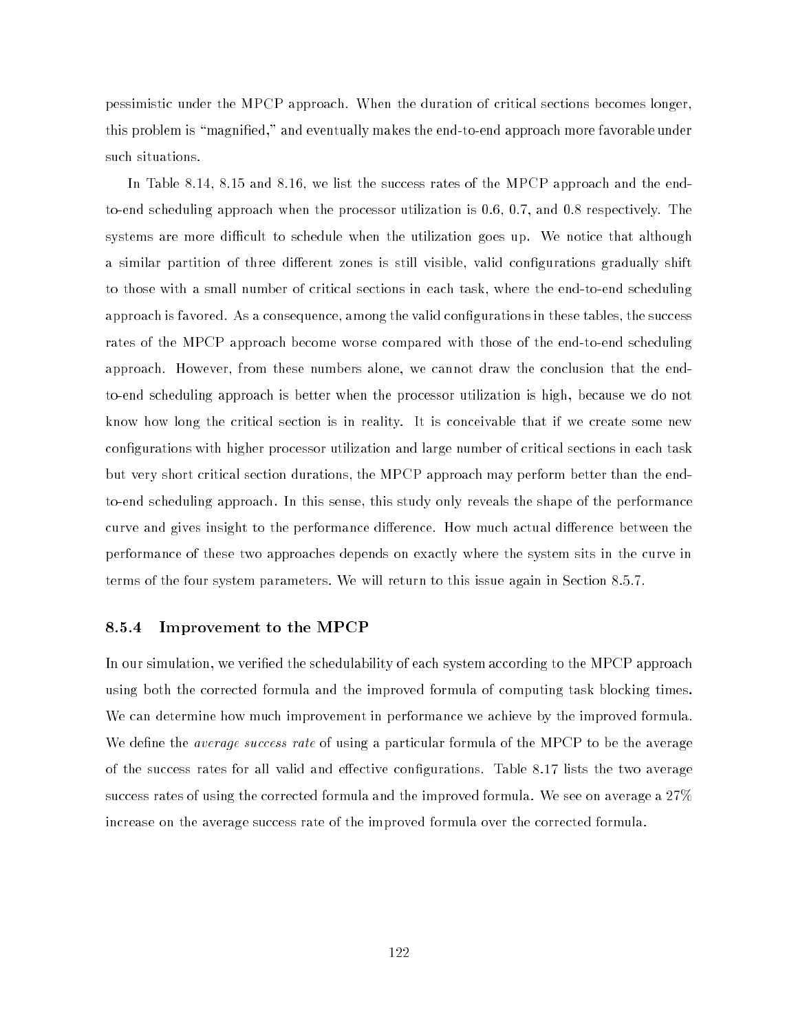pessimistic under the MPCP approach. When the duration of critical sections becomes longer, this problem is "magnified," and eventually makes the end-to-end approach more favorable under such situations.

In Table 8.14, 8.15 and 8.16, we list the success rates of the MPCP approach and the end-to-end scheduling approach when the processor utilization is 0.6, 0.7, and 0.8 respectively. The systems are more difficult to schedule when the utilization goes up. We notice that although a similar partition of three different zones is still visible, valid configurations gradually shift to those with a small number of critical sections in each task, where the end-to-end scheduling approach is favored. As a consequence, among the valid configurations in these tables, the success rates of the MPCP approach become worse compared with those of the end-to-end scheduling approach. However, from these numbers alone, we cannot draw the conclusion that the end-to-end scheduling approach is better when the processor utilization is high, because we do not know how long the critical section is in reality. It is conceivable that if we create some new configurations with higher processor utilization and large number of critical sections in each task but very short critical section durations, the MPCP approach may perform better than the end-to-end scheduling approach. In this sense, this study only reveals the shape of the performance curve and gives insight to the performance difference. How much actual difference between the performance of these two approaches depends on exactly where the system sits in the curve in terms of the four system parameters. We will return to this issue again in Section 8.5.7.

### 8.5.4 Improvement to the MPCP

In our simulation, we verified the schedulability of each system according to the MPCP approach using both the corrected formula and the improved formula of computing task blocking times. We can determine how much improvement in performance we achieve by the improved formula. We define the *average success rate* of using a particular formula of the MPCP to be the average of the success rates for all valid and effective configurations. Table 8.17 lists the two average success rates of using the corrected formula and the improved formula. We see on average a 27% increase on the average success rate of the improved formula over the corrected formula.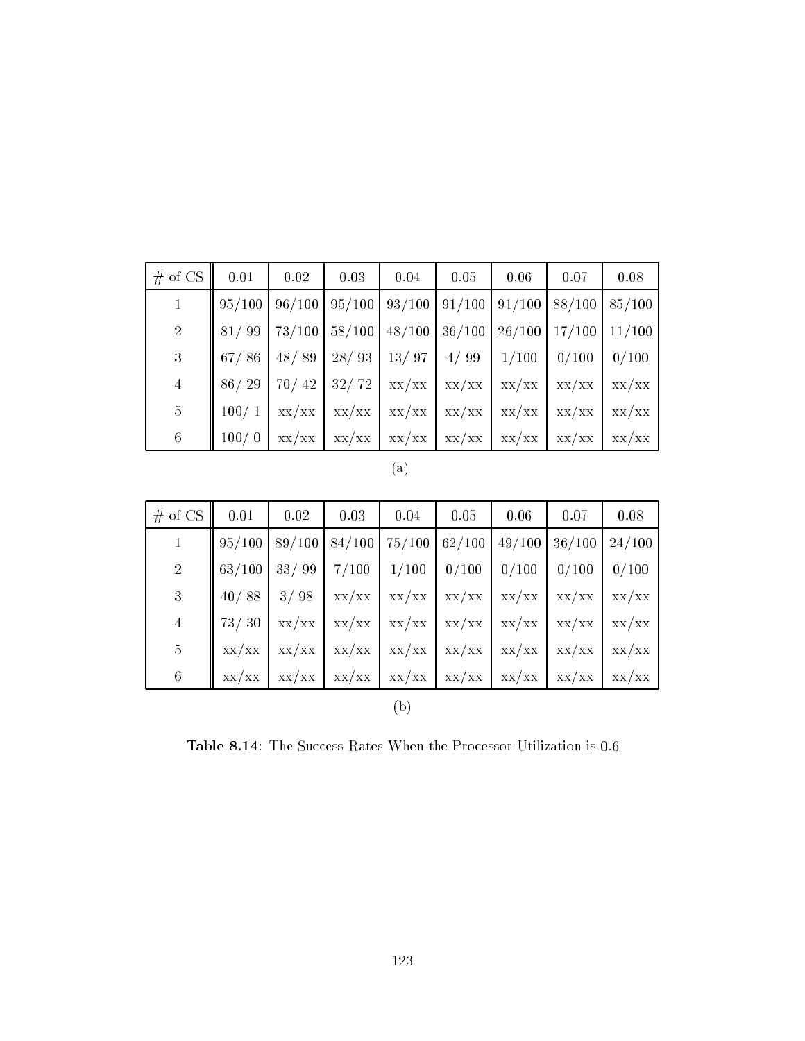| # of CS | 0.01 | 0.02 | 0.03 | 0.04 | 0.05 | 0.06 | 0.07 | 0.08 |
|---|---|---|---|---|---|---|---|---|
| 1 | 95/100 | 96/100 | 95/100 | 93/100 | 91/100 | 91/100 | 88/100 | 85/100 |
| 2 | 81/ 99 | 73/100 | 58/100 | 48/100 | 36/100 | 26/100 | 17/100 | 11/100 |
| 3 | 67/ 86 | 48/ 89 | 28/ 93 | 13/ 97 | 4/ 99 | 1/100 | 0/100 | 0/100 |
| 4 | 86/ 29 | 70/ 42 | 32/ 72 | xx/xx | xx/xx | xx/xx | xx/xx | xx/xx |
| 5 | 100/ 1 | xx/xx | xx/xx | xx/xx | xx/xx | xx/xx | xx/xx | xx/xx |
| 6 | 100/ 0 | xx/xx | xx/xx | xx/xx | xx/xx | xx/xx | xx/xx | xx/xx |

(a)

| # of CS | 0.01 | 0.02 | 0.03 | 0.04 | 0.05 | 0.06 | 0.07 | 0.08 |
|---|---|---|---|---|---|---|---|---|
| 1 | 95/100 | 89/100 | 84/100 | 75/100 | 62/100 | 49/100 | 36/100 | 24/100 |
| 2 | 63/100 | 33/ 99 | 7/100 | 1/100 | 0/100 | 0/100 | 0/100 | 0/100 |
| 3 | 40/ 88 | 3/ 98 | xx/xx | xx/xx | xx/xx | xx/xx | xx/xx | xx/xx |
| 4 | 73/ 30 | xx/xx | xx/xx | xx/xx | xx/xx | xx/xx | xx/xx | xx/xx |
| 5 | xx/xx | xx/xx | xx/xx | xx/xx | xx/xx | xx/xx | xx/xx | xx/xx |
| 6 | xx/xx | xx/xx | xx/xx | xx/xx | xx/xx | xx/xx | xx/xx | xx/xx |

(b)

**Table 8.14**: The Success Rates When the Processor Utilization is 0.6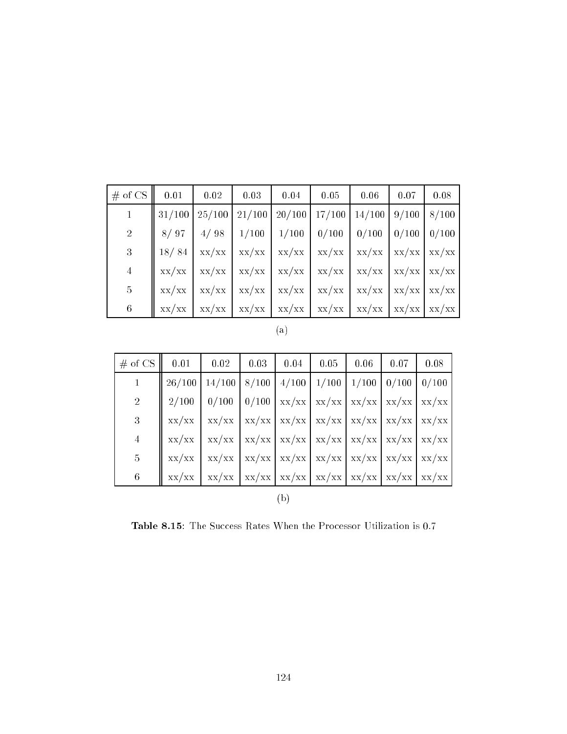| # of CS | 0.01 | 0.02 | 0.03 | 0.04 | 0.05 | 0.06 | 0.07 | 0.08 |
|---|---|---|---|---|---|---|---|---|
| 1 | 31/100 | 25/100 | 21/100 | 20/100 | 17/100 | 14/100 | 9/100 | 8/100 |
| 2 | 8/ 97 | 4/ 98 | 1/100 | 1/100 | 0/100 | 0/100 | 0/100 | 0/100 |
| 3 | 18/ 84 | xx/xx | xx/xx | xx/xx | xx/xx | xx/xx | xx/xx | xx/xx |
| 4 | xx/xx | xx/xx | xx/xx | xx/xx | xx/xx | xx/xx | xx/xx | xx/xx |
| 5 | xx/xx | xx/xx | xx/xx | xx/xx | xx/xx | xx/xx | xx/xx | xx/xx |
| 6 | xx/xx | xx/xx | xx/xx | xx/xx | xx/xx | xx/xx | xx/xx | xx/xx |

(a)

| # of CS | 0.01 | 0.02 | 0.03 | 0.04 | 0.05 | 0.06 | 0.07 | 0.08 |
|---|---|---|---|---|---|---|---|---|
| 1 | 26/100 | 14/100 | 8/100 | 4/100 | 1/100 | 1/100 | 0/100 | 0/100 |
| 2 | 2/100 | 0/100 | 0/100 | xx/xx | xx/xx | xx/xx | xx/xx | xx/xx |
| 3 | xx/xx | xx/xx | xx/xx | xx/xx | xx/xx | xx/xx | xx/xx | xx/xx |
| 4 | xx/xx | xx/xx | xx/xx | xx/xx | xx/xx | xx/xx | xx/xx | xx/xx |
| 5 | xx/xx | xx/xx | xx/xx | xx/xx | xx/xx | xx/xx | xx/xx | xx/xx |
| 6 | xx/xx | xx/xx | xx/xx | xx/xx | xx/xx | xx/xx | xx/xx | xx/xx |

(b)

**Table 8.15**: The Success Rates When the Processor Utilization is 0.7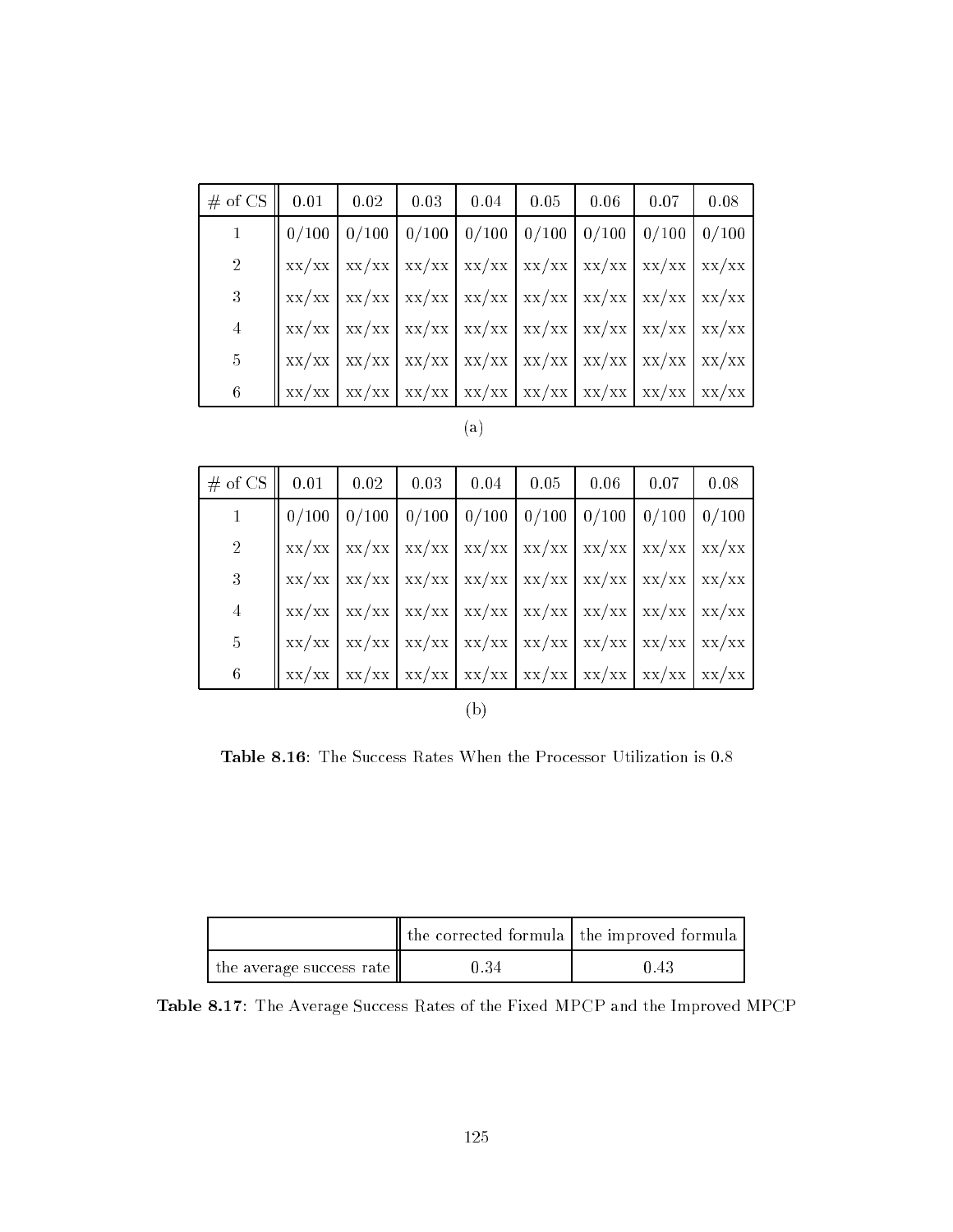| # of CS | 0.01 | 0.02 | 0.03 | 0.04 | 0.05 | 0.06 | 0.07 | 0.08 |
|---|---|---|---|---|---|---|---|---|
| 1 | 0/100 | 0/100 | 0/100 | 0/100 | 0/100 | 0/100 | 0/100 | 0/100 |
| 2 | xx/xx | xx/xx | xx/xx | xx/xx | xx/xx | xx/xx | xx/xx | xx/xx |
| 3 | xx/xx | xx/xx | xx/xx | xx/xx | xx/xx | xx/xx | xx/xx | xx/xx |
| 4 | xx/xx | xx/xx | xx/xx | xx/xx | xx/xx | xx/xx | xx/xx | xx/xx |
| 5 | xx/xx | xx/xx | xx/xx | xx/xx | xx/xx | xx/xx | xx/xx | xx/xx |
| 6 | xx/xx | xx/xx | xx/xx | xx/xx | xx/xx | xx/xx | xx/xx | xx/xx |

(a)

| # of CS | 0.01 | 0.02 | 0.03 | 0.04 | 0.05 | 0.06 | 0.07 | 0.08 |
|---|---|---|---|---|---|---|---|---|
| 1 | 0/100 | 0/100 | 0/100 | 0/100 | 0/100 | 0/100 | 0/100 | 0/100 |
| 2 | xx/xx | xx/xx | xx/xx | xx/xx | xx/xx | xx/xx | xx/xx | xx/xx |
| 3 | xx/xx | xx/xx | xx/xx | xx/xx | xx/xx | xx/xx | xx/xx | xx/xx |
| 4 | xx/xx | xx/xx | xx/xx | xx/xx | xx/xx | xx/xx | xx/xx | xx/xx |
| 5 | xx/xx | xx/xx | xx/xx | xx/xx | xx/xx | xx/xx | xx/xx | xx/xx |
| 6 | xx/xx | xx/xx | xx/xx | xx/xx | xx/xx | xx/xx | xx/xx | xx/xx |

(b)

**Table 8.16**: The Success Rates When the Processor Utilization is 0.8

| | the corrected formula | the improved formula |
|---|---|---|
| the average success rate | 0.34 | 0.43 |

**Table 8.17**: The Average Success Rates of the Fixed MPCP and the Improved MPCP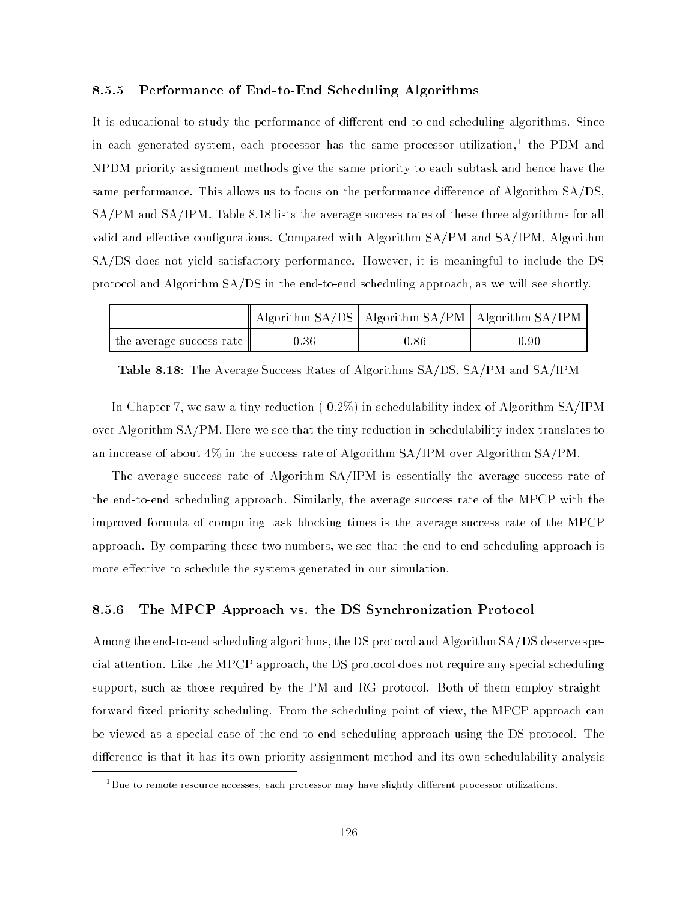### 8.5.5 Performance of End-to-End Scheduling Algorithms

It is educational to study the performance of different end-to-end scheduling algorithms. Since in each generated system, each processor has the same processor utilization,[1] the PDM and NPDM priority assignment methods give the same priority to each subtask and hence have the same performance. This allows us to focus on the performance difference of Algorithm SA/DS, SA/PM and SA/IPM. Table 8.18 lists the average success rates of these three algorithms for all valid and effective configurations. Compared with Algorithm SA/PM and SA/IPM, Algorithm SA/DS does not yield satisfactory performance. However, it is meaningful to include the DS protocol and Algorithm SA/DS in the end-to-end scheduling approach, as we will see shortly.

| | Algorithm SA/DS | Algorithm SA/PM | Algorithm SA/IPM |
|---|---|---|---|
| the average success rate | 0.36 | 0.86 | 0.90 |

**Table 8.18**: The Average Success Rates of Algorithms SA/DS, SA/PM and SA/IPM

In Chapter 7, we saw a tiny reduction ( 0.2%) in schedulability index of Algorithm SA/IPM over Algorithm SA/PM. Here we see that the tiny reduction in schedulability index translates to an increase of about 4% in the success rate of Algorithm SA/IPM over Algorithm SA/PM.

The average success rate of Algorithm SA/IPM is essentially the average success rate of the end-to-end scheduling approach. Similarly, the average success rate of the MPCP with the improved formula of computing task blocking times is the average success rate of the MPCP approach. By comparing these two numbers, we see that the end-to-end scheduling approach is more effective to schedule the systems generated in our simulation.

### 8.5.6 The MPCP Approach vs. the DS Synchronization Protocol

Among the end-to-end scheduling algorithms, the DS protocol and Algorithm SA/DS deserve special attention. Like the MPCP approach, the DS protocol does not require any special scheduling support, such as those required by the PM and RG protocol. Both of them employ straightforward fixed priority scheduling. From the scheduling point of view, the MPCP approach can be viewed as a special case of the end-to-end scheduling approach using the DS protocol. The difference is that it has its own priority assignment method and its own schedulability analysis

[1] Due to remote resource accesses, each processor may have slightly different processor utilizations.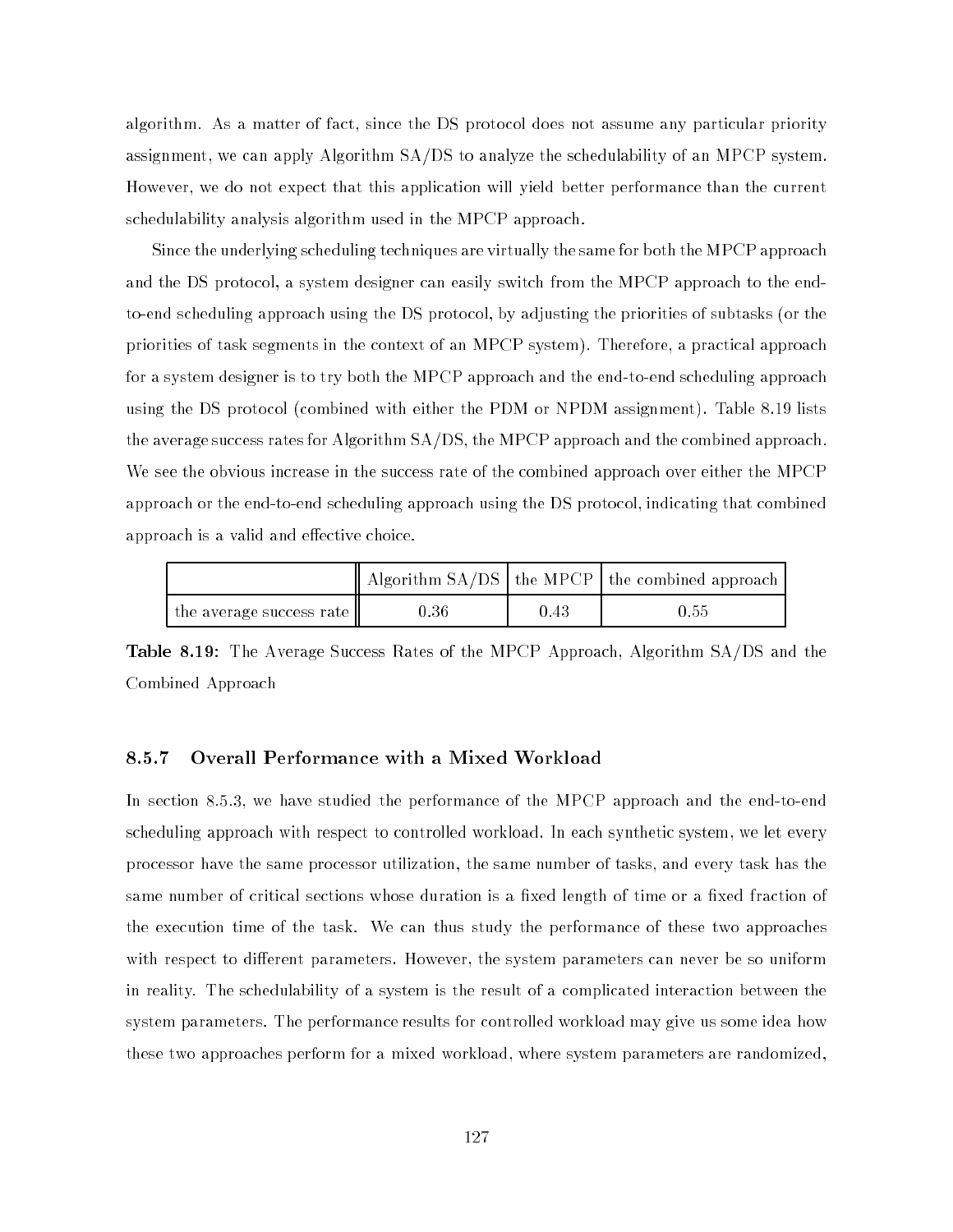algorithm. As a matter of fact, since the DS protocol does not assume any particular priority assignment, we can apply Algorithm SA/DS to analyze the schedulability of an MPCP system. However, we do not expect that this application will yield better performance than the current schedulability analysis algorithm used in the MPCP approach.

Since the underlying scheduling techniques are virtually the same for both the MPCP approach and the DS protocol, a system designer can easily switch from the MPCP approach to the end-to-end scheduling approach using the DS protocol, by adjusting the priorities of subtasks (or the priorities of task segments in the context of an MPCP system). Therefore, a practical approach for a system designer is to try both the MPCP approach and the end-to-end scheduling approach using the DS protocol (combined with either the PDM or NPDM assignment). Table 8.19 lists the average success rates for Algorithm SA/DS, the MPCP approach and the combined approach. We see the obvious increase in the success rate of the combined approach over either the MPCP approach or the end-to-end scheduling approach using the DS protocol, indicating that combined approach is a valid and effective choice.

| | Algorithm SA/DS | the MPCP | the combined approach |
|---|---|---|---|
| the average success rate | 0.36 | 0.43 | 0.55 |

**Table 8.19:** The Average Success Rates of the MPCP Approach, Algorithm SA/DS and the Combined Approach

### 8.5.7 Overall Performance with a Mixed Workload

In section 8.5.3, we have studied the performance of the MPCP approach and the end-to-end scheduling approach with respect to controlled workload. In each synthetic system, we let every processor have the same processor utilization, the same number of tasks, and every task has the same number of critical sections whose duration is a fixed length of time or a fixed fraction of the execution time of the task. We can thus study the performance of these two approaches with respect to different parameters. However, the system parameters can never be so uniform in reality. The schedulability of a system is the result of a complicated interaction between the system parameters. The performance results for controlled workload may give us some idea how these two approaches perform for a mixed workload, where system parameters are randomized,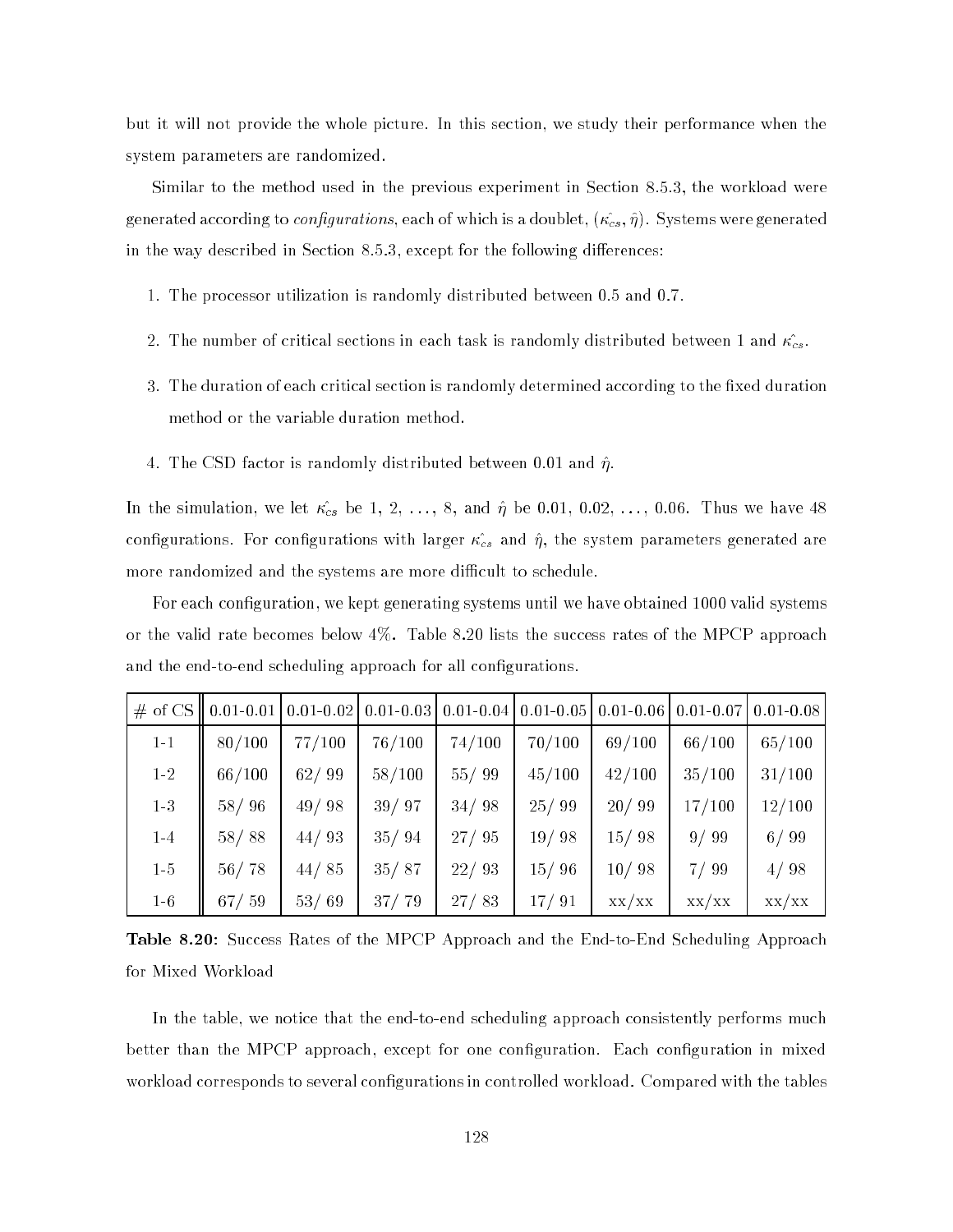but it will not provide the whole picture. In this section, we study their performance when the system parameters are randomized.

Similar to the method used in the previous experiment in Section 8.5.3, the workload were generated according to *configurations*, each of which is a doublet, $(\hat{\kappa_{cs}}, \hat{\eta})$. Systems were generated in the way described in Section 8.5.3, except for the following differences:

1. The processor utilization is randomly distributed between 0.5 and 0.7.
2. The number of critical sections in each task is randomly distributed between 1 and $\hat{\kappa_{cs}}$.
3. The duration of each critical section is randomly determined according to the fixed duration method or the variable duration method.
4. The CSD factor is randomly distributed between 0.01 and $\hat{\eta}$.

In the simulation, we let $\hat{\kappa_{cs}}$ be 1, 2, ..., 8, and $\hat{\eta}$ be 0.01, 0.02, ..., 0.06. Thus we have 48 configurations. For configurations with larger $\hat{\kappa_{cs}}$ and $\hat{\eta}$, the system parameters generated are more randomized and the systems are more difficult to schedule.

For each configuration, we kept generating systems until we have obtained 1000 valid systems or the valid rate becomes below 4%. Table 8.20 lists the success rates of the MPCP approach and the end-to-end scheduling approach for all configurations.

| # of CS | 0.01-0.01 | 0.01-0.02 | 0.01-0.03 | 0.01-0.04 | 0.01-0.05 | 0.01-0.06 | 0.01-0.07 | 0.01-0.08 |
|---|---|---|---|---|---|---|---|---|
| 1-1 | 80/100 | 77/100 | 76/100 | 74/100 | 70/100 | 69/100 | 66/100 | 65/100 |
| 1-2 | 66/100 | 62/ 99 | 58/100 | 55/ 99 | 45/100 | 42/100 | 35/100 | 31/100 |
| 1-3 | 58/ 96 | 49/ 98 | 39/ 97 | 34/ 98 | 25/ 99 | 20/ 99 | 17/100 | 12/100 |
| 1-4 | 58/ 88 | 44/ 93 | 35/ 94 | 27/ 95 | 19/ 98 | 15/ 98 | 9/ 99 | 6/ 99 |
| 1-5 | 56/ 78 | 44/ 85 | 35/ 87 | 22/ 93 | 15/ 96 | 10/ 98 | 7/ 99 | 4/ 98 |
| 1-6 | 67/ 59 | 53/ 69 | 37/ 79 | 27/ 83 | 17/ 91 | xx/xx | xx/xx | xx/xx |

**Table 8.20:** Success Rates of the MPCP Approach and the End-to-End Scheduling Approach for Mixed Workload

In the table, we notice that the end-to-end scheduling approach consistently performs much better than the MPCP approach, except for one configuration. Each configuration in mixed workload corresponds to several configurations in controlled workload. Compared with the tables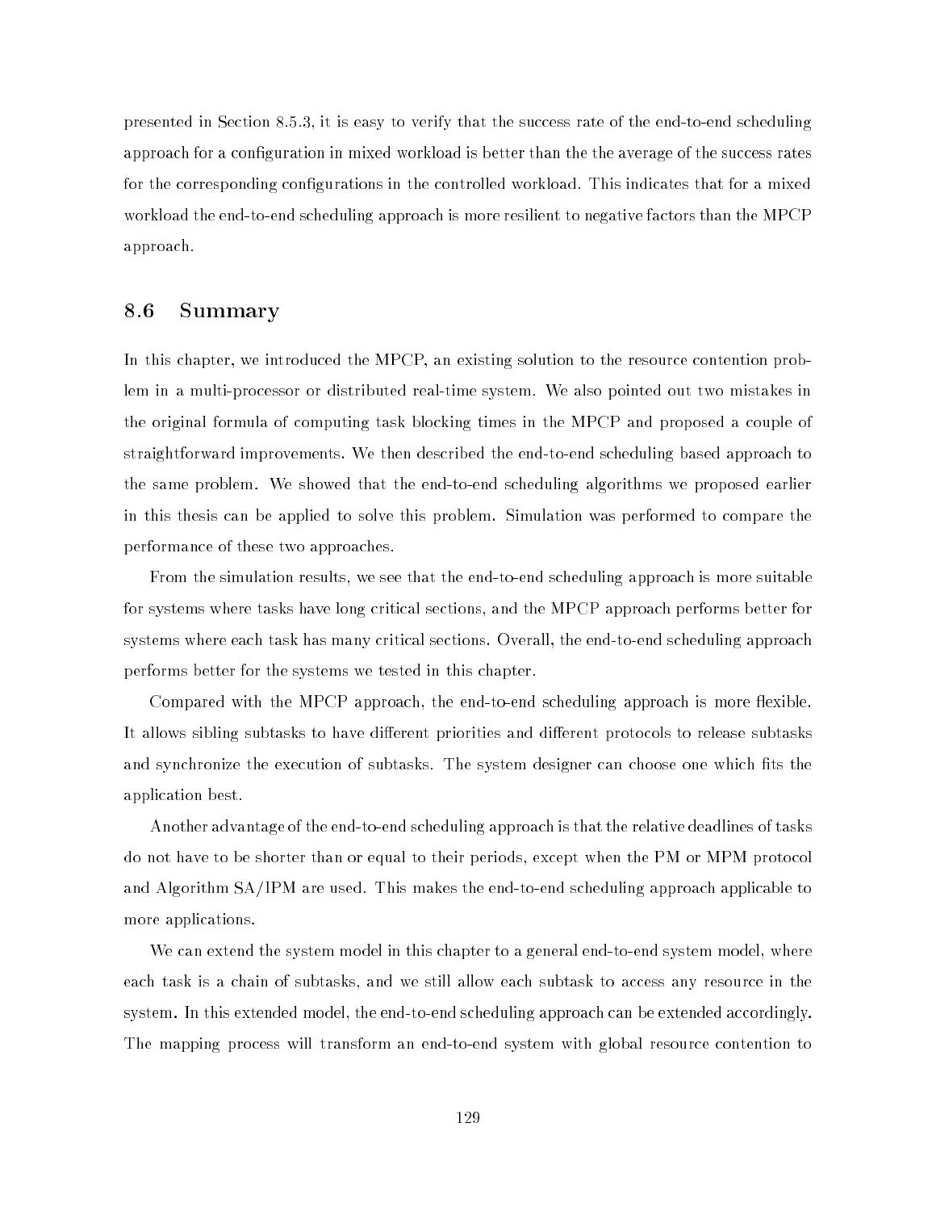presented in Section 8.5.3, it is easy to verify that the success rate of the end-to-end scheduling approach for a configuration in mixed workload is better than the the average of the success rates for the corresponding configurations in the controlled workload. This indicates that for a mixed workload the end-to-end scheduling approach is more resilient to negative factors than the MPCP approach.

## 8.6 Summary

In this chapter, we introduced the MPCP, an existing solution to the resource contention problem in a multi-processor or distributed real-time system. We also pointed out two mistakes in the original formula of computing task blocking times in the MPCP and proposed a couple of straightforward improvements. We then described the end-to-end scheduling based approach to the same problem. We showed that the end-to-end scheduling algorithms we proposed earlier in this thesis can be applied to solve this problem. Simulation was performed to compare the performance of these two approaches.

From the simulation results, we see that the end-to-end scheduling approach is more suitable for systems where tasks have long critical sections, and the MPCP approach performs better for systems where each task has many critical sections. Overall, the end-to-end scheduling approach performs better for the systems we tested in this chapter.

Compared with the MPCP approach, the end-to-end scheduling approach is more flexible. It allows sibling subtasks to have different priorities and different protocols to release subtasks and synchronize the execution of subtasks. The system designer can choose one which fits the application best.

Another advantage of the end-to-end scheduling approach is that the relative deadlines of tasks do not have to be shorter than or equal to their periods, except when the PM or MPM protocol and Algorithm SA/IPM are used. This makes the end-to-end scheduling approach applicable to more applications.

We can extend the system model in this chapter to a general end-to-end system model, where each task is a chain of subtasks, and we still allow each subtask to access any resource in the system. In this extended model, the end-to-end scheduling approach can be extended accordingly. The mapping process will transform an end-to-end system with global resource contention to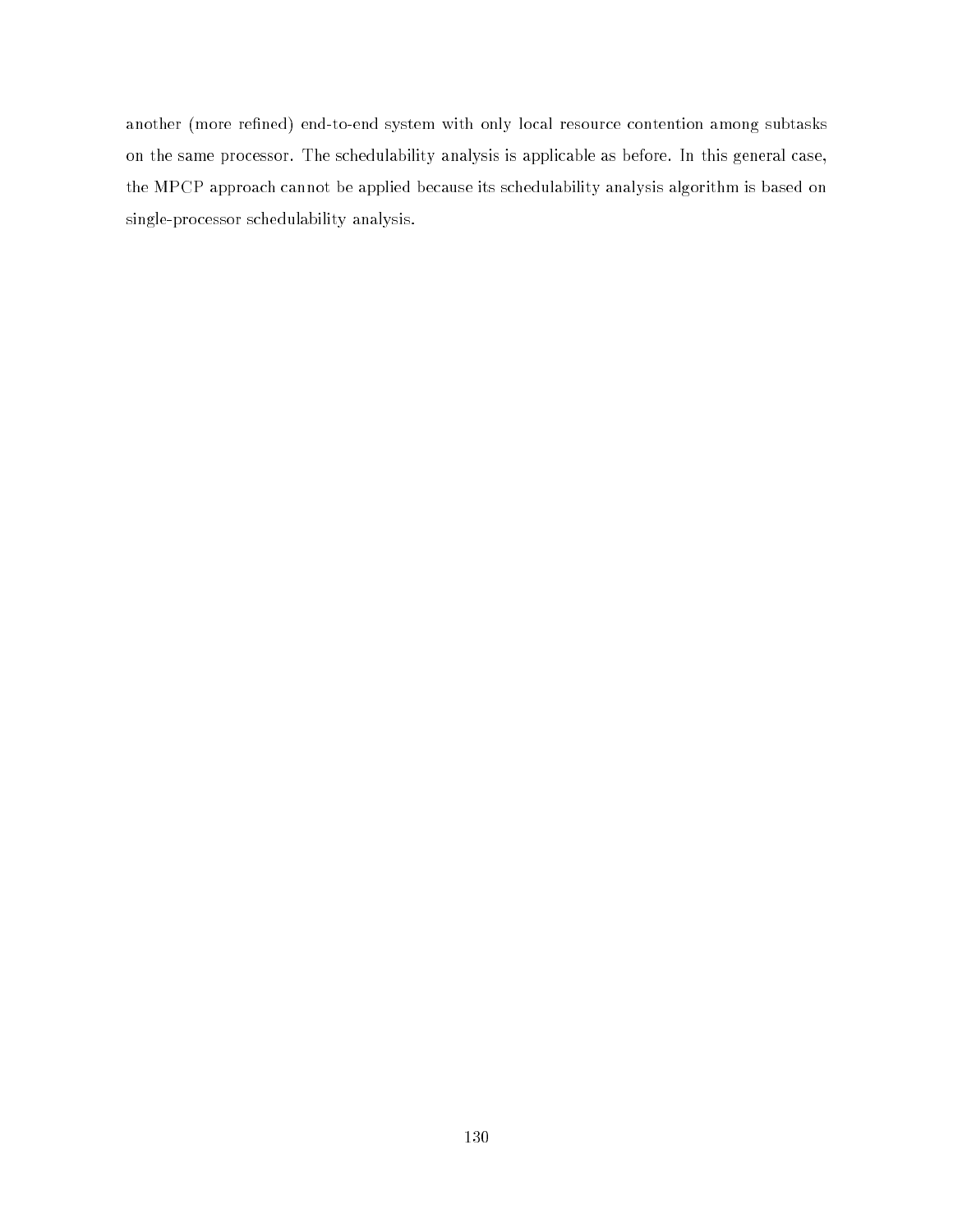another (more refined) end-to-end system with only local resource contention among subtasks on the same processor. The schedulability analysis is applicable as before. In this general case, the MPCP approach cannot be applied because its schedulability analysis algorithm is based on single-processor schedulability analysis.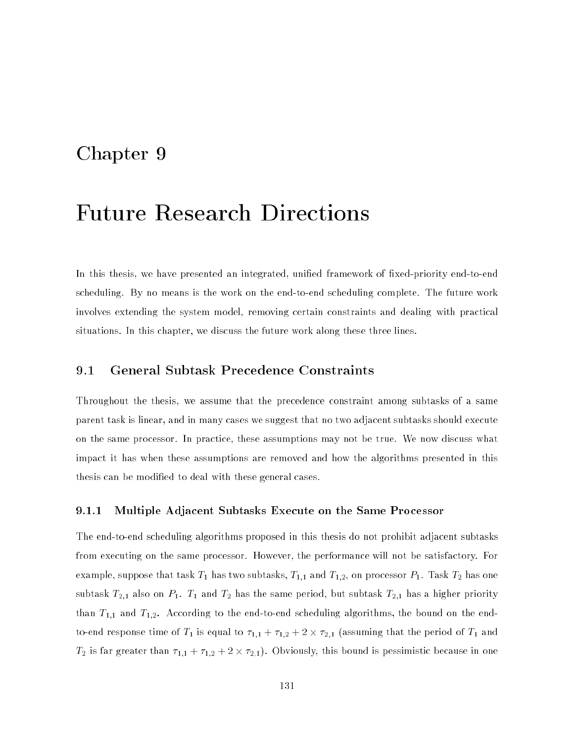# Chapter 9

# Future Research Directions

In this thesis, we have presented an integrated, unified framework of fixed-priority end-to-end scheduling. By no means is the work on the end-to-end scheduling complete. The future work involves extending the system model, removing certain constraints and dealing with practical situations. In this chapter, we discuss the future work along these three lines.

## 9.1 General Subtask Precedence Constraints

Throughout the thesis, we assume that the precedence constraint among subtasks of a same parent task is linear, and in many cases we suggest that no two adjacent subtasks should execute on the same processor. In practice, these assumptions may not be true. We now discuss what impact it has when these assumptions are removed and how the algorithms presented in this thesis can be modified to deal with these general cases.

### 9.1.1 Multiple Adjacent Subtasks Execute on the Same Processor

The end-to-end scheduling algorithms proposed in this thesis do not prohibit adjacent subtasks from executing on the same processor. However, the performance will not be satisfactory. For example, suppose that task $T_1$ has two subtasks, $T_{1,1}$ and $T_{1,2}$, on processor $P_1$. Task $T_2$ has one subtask $T_{2,1}$ also on $P_1$. $T_1$ and $T_2$ has the same period, but subtask $T_{2,1}$ has a higher priority than $T_{1,1}$ and $T_{1,2}$. According to the end-to-end scheduling algorithms, the bound on the end-to-end response time of $T_1$ is equal to $\tau_{1,1} + \tau_{1,2} + 2 \times \tau_{2,1}$ (assuming that the period of $T_1$ and $T_2$ is far greater than $\tau_{1,1} + \tau_{1,2} + 2 \times \tau_{2,1}$). Obviously, this bound is pessimistic because in one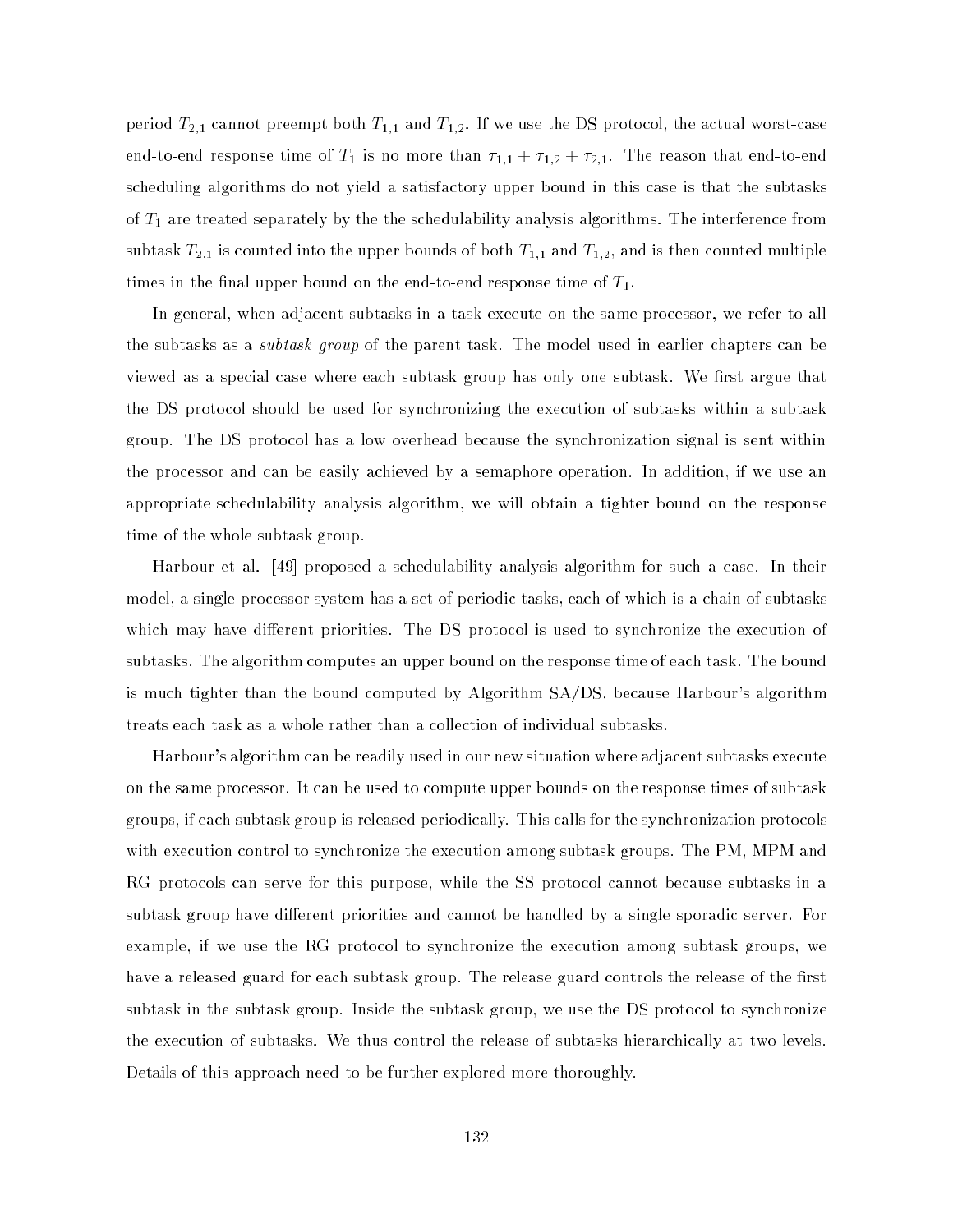period $T_{2,1}$ cannot preempt both $T_{1,1}$ and $T_{1,2}$. If we use the DS protocol, the actual worst-case end-to-end response time of $T_1$ is no more than $\tau_{1,1} + \tau_{1,2} + \tau_{2,1}$. The reason that end-to-end scheduling algorithms do not yield a satisfactory upper bound in this case is that the subtasks of $T_1$ are treated separately by the the schedulability analysis algorithms. The interference from subtask $T_{2,1}$ is counted into the upper bounds of both $T_{1,1}$ and $T_{1,2}$, and is then counted multiple times in the final upper bound on the end-to-end response time of $T_1$.

In general, when adjacent subtasks in a task execute on the same processor, we refer to all the subtasks as a *subtask group* of the parent task. The model used in earlier chapters can be viewed as a special case where each subtask group has only one subtask. We first argue that the DS protocol should be used for synchronizing the execution of subtasks within a subtask group. The DS protocol has a low overhead because the synchronization signal is sent within the processor and can be easily achieved by a semaphore operation. In addition, if we use an appropriate schedulability analysis algorithm, we will obtain a tighter bound on the response time of the whole subtask group.

Harbour et al. [49] proposed a schedulability analysis algorithm for such a case. In their model, a single-processor system has a set of periodic tasks, each of which is a chain of subtasks which may have different priorities. The DS protocol is used to synchronize the execution of subtasks. The algorithm computes an upper bound on the response time of each task. The bound is much tighter than the bound computed by Algorithm SA/DS, because Harbour's algorithm treats each task as a whole rather than a collection of individual subtasks.

Harbour's algorithm can be readily used in our new situation where adjacent subtasks execute on the same processor. It can be used to compute upper bounds on the response times of subtask groups, if each subtask group is released periodically. This calls for the synchronization protocols with execution control to synchronize the execution among subtask groups. The PM, MPM and RG protocols can serve for this purpose, while the SS protocol cannot because subtasks in a subtask group have different priorities and cannot be handled by a single sporadic server. For example, if we use the RG protocol to synchronize the execution among subtask groups, we have a released guard for each subtask group. The release guard controls the release of the first subtask in the subtask group. Inside the subtask group, we use the DS protocol to synchronize the execution of subtasks. We thus control the release of subtasks hierarchically at two levels. Details of this approach need to be further explored more thoroughly.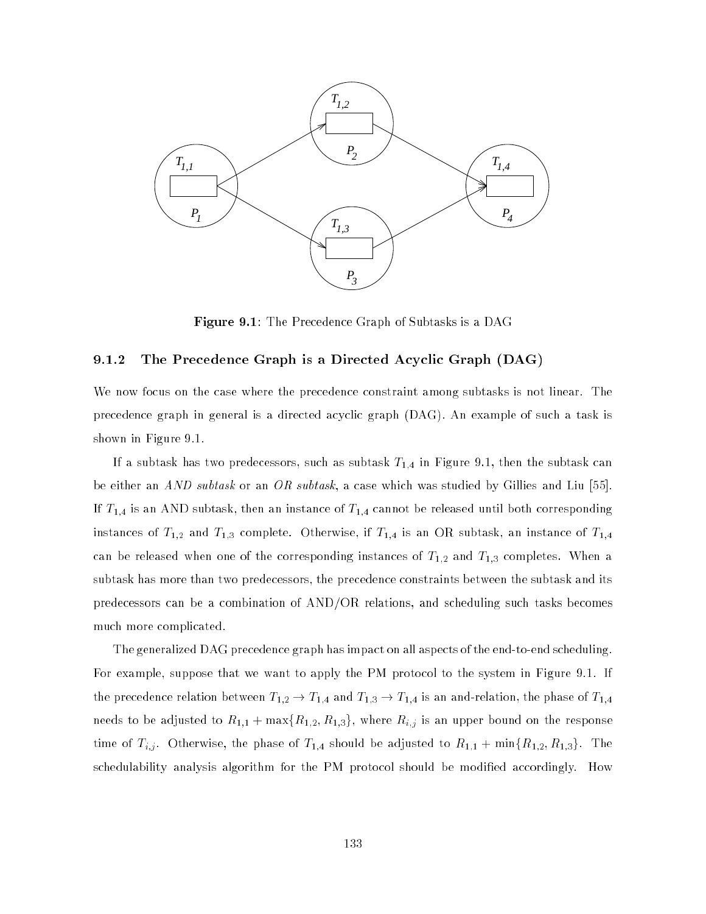**Figure 9.1**: The Precedence Graph of Subtasks is a DAG

### 9.1.2 The Precedence Graph is a Directed Acyclic Graph (DAG)

We now focus on the case where the precedence constraint among subtasks is not linear. The precedence graph in general is a directed acyclic graph (DAG). An example of such a task is shown in Figure 9.1.

If a subtask has two predecessors, such as subtask $T_{1,4}$ in Figure 9.1, then the subtask can be either an *AND subtask* or an *OR subtask*, a case which was studied by Gillies and Liu [55]. If $T_{1,4}$ is an AND subtask, then an instance of $T_{1,4}$ cannot be released until both corresponding instances of $T_{1,2}$ and $T_{1,3}$ complete. Otherwise, if $T_{1,4}$ is an OR subtask, an instance of $T_{1,4}$ can be released when one of the corresponding instances of $T_{1,2}$ and $T_{1,3}$ completes. When a subtask has more than two predecessors, the precedence constraints between the subtask and its predecessors can be a combination of AND/OR relations, and scheduling such tasks becomes much more complicated.

The generalized DAG precedence graph has impact on all aspects of the end-to-end scheduling. For example, suppose that we want to apply the PM protocol to the system in Figure 9.1. If the precedence relation between $T_{1,2} \rightarrow T_{1,4}$ and $T_{1,3} \rightarrow T_{1,4}$ is an and-relation, the phase of $T_{1,4}$ needs to be adjusted to $R_{1,1} + \max\{R_{1,2}, R_{1,3}\}$, where $R_{i,j}$ is an upper bound on the response time of $T_{i,j}$. Otherwise, the phase of $T_{1,4}$ should be adjusted to $R_{1,1} + \min\{R_{1,2}, R_{1,3}\}$. The schedulability analysis algorithm for the PM protocol should be modified accordingly. How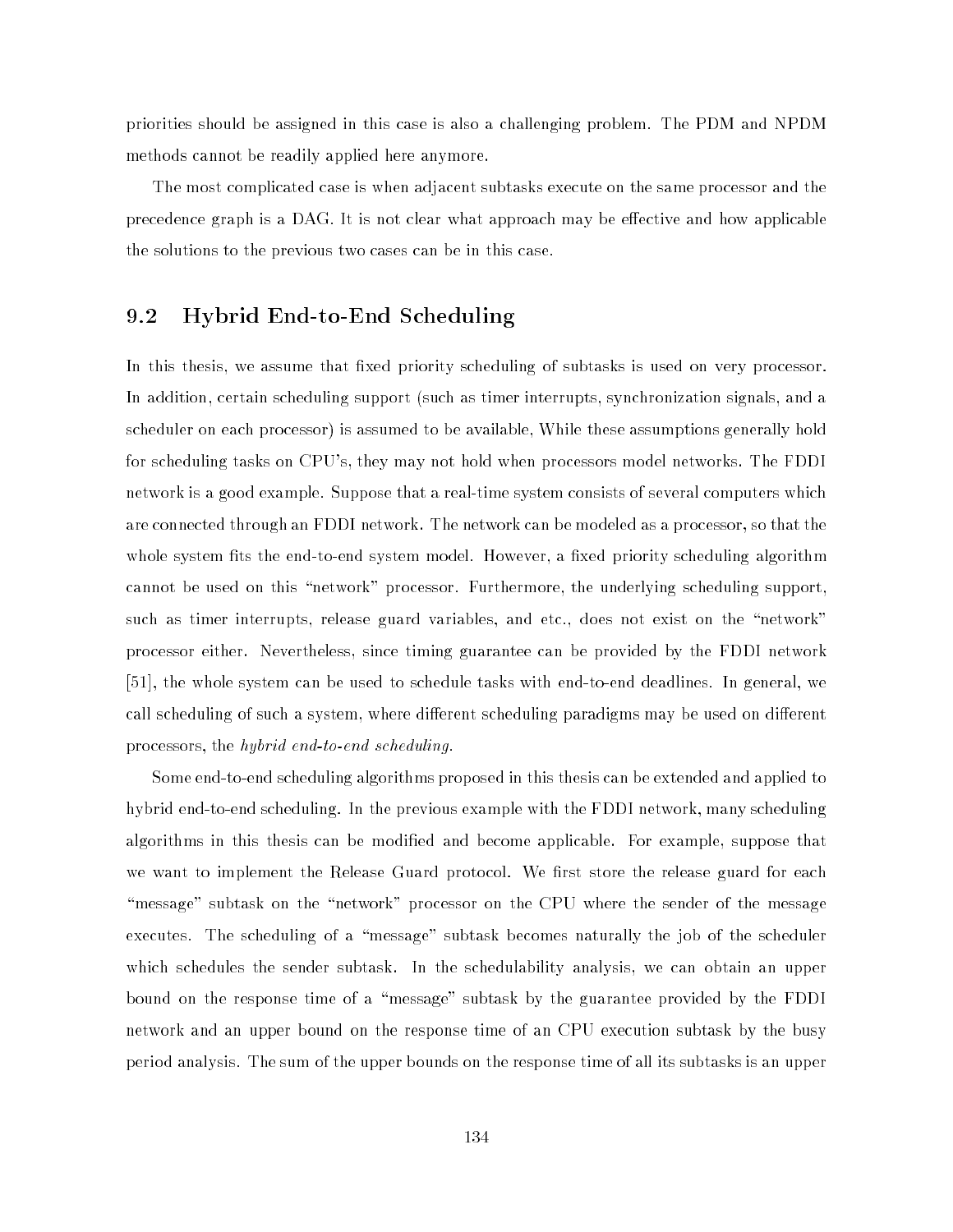priorities should be assigned in this case is also a challenging problem. The PDM and NPDM methods cannot be readily applied here anymore.

The most complicated case is when adjacent subtasks execute on the same processor and the precedence graph is a DAG. It is not clear what approach may be effective and how applicable the solutions to the previous two cases can be in this case.

## 9.2 Hybrid End-to-End Scheduling

In this thesis, we assume that fixed priority scheduling of subtasks is used on very processor. In addition, certain scheduling support (such as timer interrupts, synchronization signals, and a scheduler on each processor) is assumed to be available, While these assumptions generally hold for scheduling tasks on CPU's, they may not hold when processors model networks. The FDDI network is a good example. Suppose that a real-time system consists of several computers which are connected through an FDDI network. The network can be modeled as a processor, so that the whole system fits the end-to-end system model. However, a fixed priority scheduling algorithm cannot be used on this "network" processor. Furthermore, the underlying scheduling support, such as timer interrupts, release guard variables, and etc., does not exist on the "network" processor either. Nevertheless, since timing guarantee can be provided by the FDDI network [51], the whole system can be used to schedule tasks with end-to-end deadlines. In general, we call scheduling of such a system, where different scheduling paradigms may be used on different processors, the *hybrid end-to-end scheduling*.

Some end-to-end scheduling algorithms proposed in this thesis can be extended and applied to hybrid end-to-end scheduling. In the previous example with the FDDI network, many scheduling algorithms in this thesis can be modified and become applicable. For example, suppose that we want to implement the Release Guard protocol. We first store the release guard for each "message" subtask on the "network" processor on the CPU where the sender of the message executes. The scheduling of a "message" subtask becomes naturally the job of the scheduler which schedules the sender subtask. In the schedulability analysis, we can obtain an upper bound on the response time of a "message" subtask by the guarantee provided by the FDDI network and an upper bound on the response time of an CPU execution subtask by the busy period analysis. The sum of the upper bounds on the response time of all its subtasks is an upper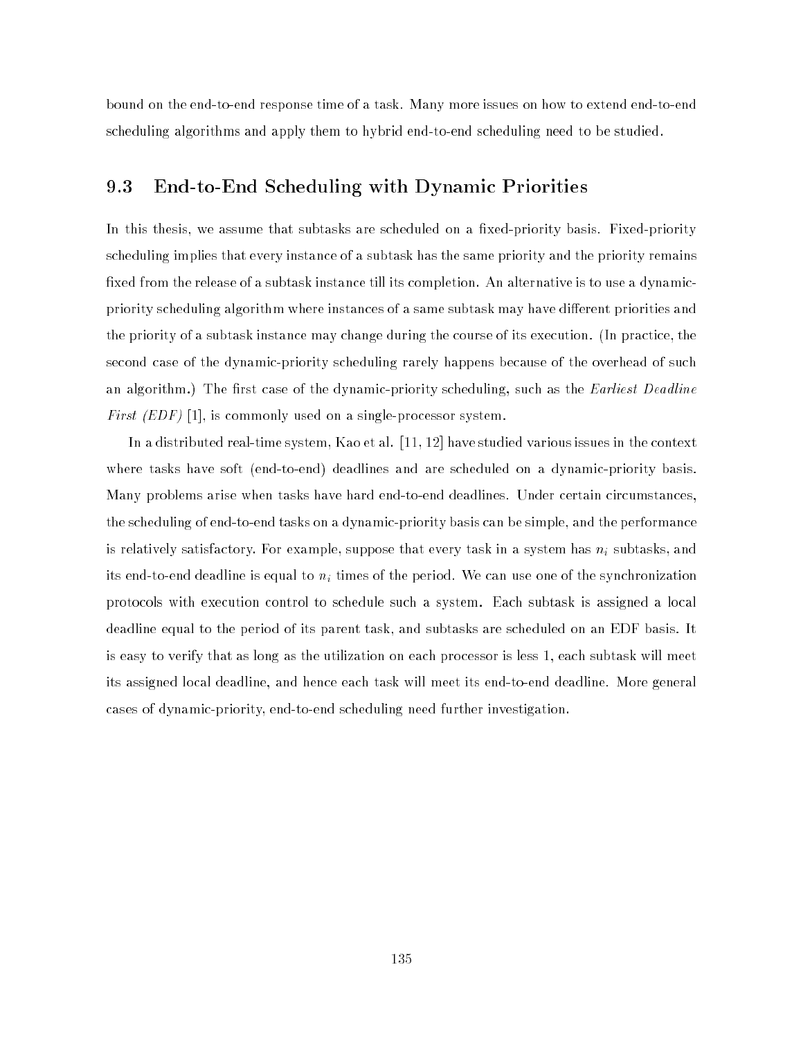bound on the end-to-end response time of a task. Many more issues on how to extend end-to-end scheduling algorithms and apply them to hybrid end-to-end scheduling need to be studied.

## 9.3 End-to-End Scheduling with Dynamic Priorities

In this thesis, we assume that subtasks are scheduled on a fixed-priority basis. Fixed-priority scheduling implies that every instance of a subtask has the same priority and the priority remains fixed from the release of a subtask instance till its completion. An alternative is to use a dynamic-priority scheduling algorithm where instances of a same subtask may have different priorities and the priority of a subtask instance may change during the course of its execution. (In practice, the second case of the dynamic-priority scheduling rarely happens because of the overhead of such an algorithm.) The first case of the dynamic-priority scheduling, such as the *Earliest Deadline First (EDF)* [1], is commonly used on a single-processor system.

In a distributed real-time system, Kao et al. [11, 12] have studied various issues in the context where tasks have soft (end-to-end) deadlines and are scheduled on a dynamic-priority basis. Many problems arise when tasks have hard end-to-end deadlines. Under certain circumstances, the scheduling of end-to-end tasks on a dynamic-priority basis can be simple, and the performance is relatively satisfactory. For example, suppose that every task in a system has $n_i$ subtasks, and its end-to-end deadline is equal to $n_i$ times of the period. We can use one of the synchronization protocols with execution control to schedule such a system. Each subtask is assigned a local deadline equal to the period of its parent task, and subtasks are scheduled on an EDF basis. It is easy to verify that as long as the utilization on each processor is less 1, each subtask will meet its assigned local deadline, and hence each task will meet its end-to-end deadline. More general cases of dynamic-priority, end-to-end scheduling need further investigation.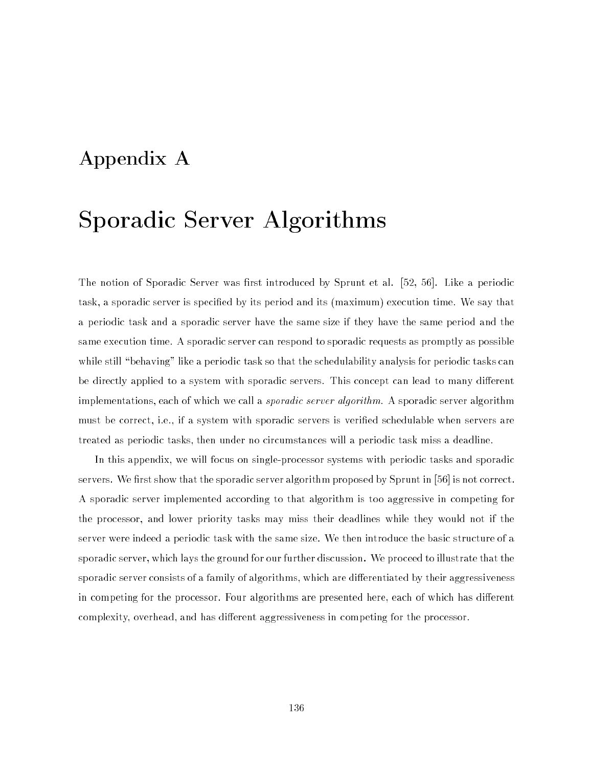# Appendix A

# Sporadic Server Algorithms

The notion of Sporadic Server was first introduced by Sprunt et al. [52, 56]. Like a periodic task, a sporadic server is specified by its period and its (maximum) execution time. We say that a periodic task and a sporadic server have the same size if they have the same period and the same execution time. A sporadic server can respond to sporadic requests as promptly as possible while still "behaving" like a periodic task so that the schedulability analysis for periodic tasks can be directly applied to a system with sporadic servers. This concept can lead to many different implementations, each of which we call a *sporadic server algorithm*. A sporadic server algorithm must be correct, i.e., if a system with sporadic servers is verified schedulable when servers are treated as periodic tasks, then under no circumstances will a periodic task miss a deadline.

In this appendix, we will focus on single-processor systems with periodic tasks and sporadic servers. We first show that the sporadic server algorithm proposed by Sprunt in [56] is not correct. A sporadic server implemented according to that algorithm is too aggressive in competing for the processor, and lower priority tasks may miss their deadlines while they would not if the server were indeed a periodic task with the same size. We then introduce the basic structure of a sporadic server, which lays the ground for our further discussion. We proceed to illustrate that the sporadic server consists of a family of algorithms, which are differentiated by their aggressiveness in competing for the processor. Four algorithms are presented here, each of which has different complexity, overhead, and has different aggressiveness in competing for the processor.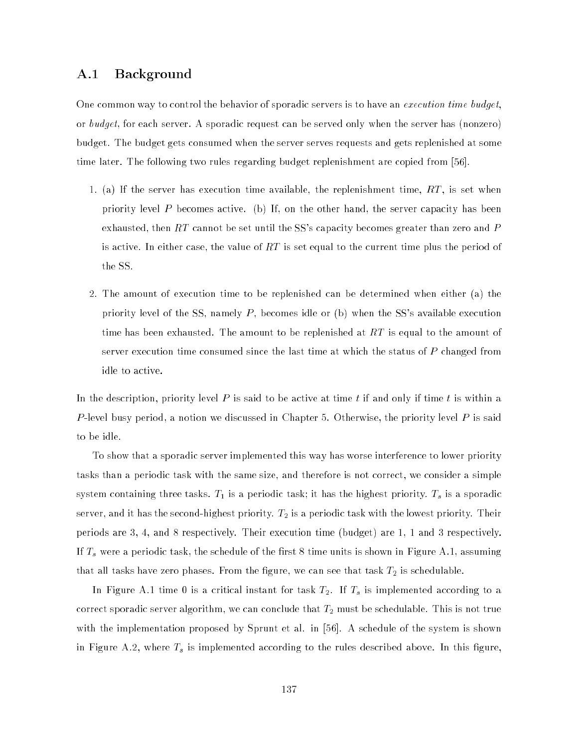## A.1 Background

One common way to control the behavior of sporadic servers is to have an *execution time budget*, or *budget*, for each server. A sporadic request can be served only when the server has (nonzero) budget. The budget gets consumed when the server serves requests and gets replenished at some time later. The following two rules regarding budget replenishment are copied from [56].

1. (a) If the server has execution time available, the replenishment time, $RT$, is set when priority level $P$ becomes active. (b) If, on the other hand, the server capacity has been exhausted, then $RT$ cannot be set until the SS's capacity becomes greater than zero and $P$ is active. In either case, the value of $RT$ is set equal to the current time plus the period of the SS.

2. The amount of execution time to be replenished can be determined when either (a) the priority level of the SS, namely $P$, becomes idle or (b) when the SS's available execution time has been exhausted. The amount to be replenished at $RT$ is equal to the amount of server execution time consumed since the last time at which the status of $P$ changed from idle to active.

In the description, priority level $P$ is said to be active at time $t$ if and only if time $t$ is within a $P$-level busy period, a notion we discussed in Chapter 5. Otherwise, the priority level $P$ is said to be idle.

To show that a sporadic server implemented this way has worse interference to lower priority tasks than a periodic task with the same size, and therefore is not correct, we consider a simple system containing three tasks. $T_1$ is a periodic task; it has the highest priority. $T_s$ is a sporadic server, and it has the second-highest priority. $T_2$ is a periodic task with the lowest priority. Their periods are 3, 4, and 8 respectively. Their execution time (budget) are 1, 1 and 3 respectively. If $T_s$ were a periodic task, the schedule of the first 8 time units is shown in Figure A.1, assuming that all tasks have zero phases. From the figure, we can see that task $T_2$ is schedulable.

In Figure A.1 time 0 is a critical instant for task $T_2$. If $T_s$ is implemented according to a correct sporadic server algorithm, we can conclude that $T_2$ must be schedulable. This is not true with the implementation proposed by Sprunt et al. in [56]. A schedule of the system is shown in Figure A.2, where $T_s$ is implemented according to the rules described above. In this figure,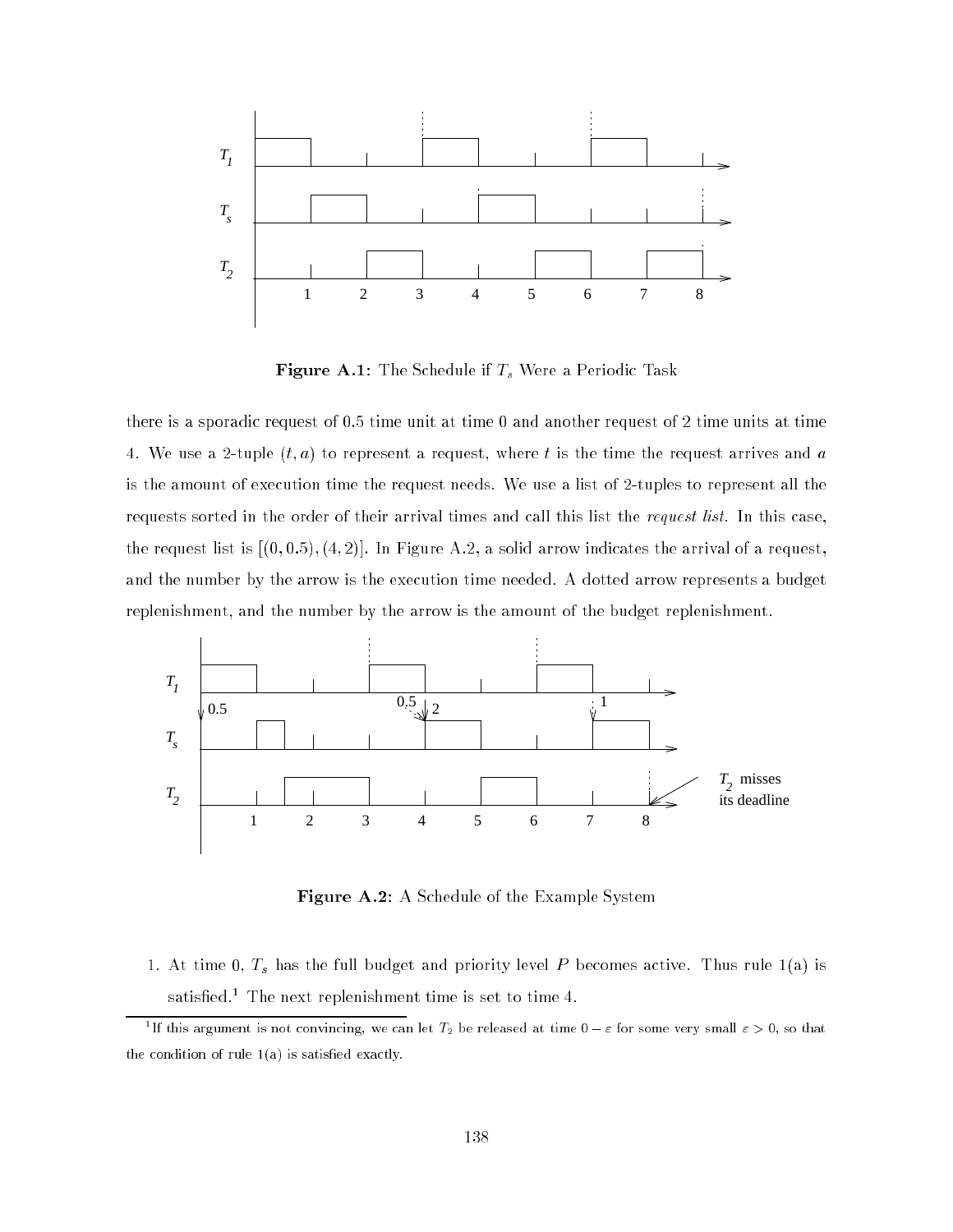**Figure A.1:** The Schedule if $T_s$ Were a Periodic Task

there is a sporadic request of 0.5 time unit at time 0 and another request of 2 time units at time 4. We use a 2-tuple $(t, a)$ to represent a request, where $t$ is the time the request arrives and $a$ is the amount of execution time the request needs. We use a list of 2-tuples to represent all the requests sorted in the order of their arrival times and call this list the *request list*. In this case, the request list is $[(0, 0.5), (4, 2)]$. In Figure A.2, a solid arrow indicates the arrival of a request, and the number by the arrow is the execution time needed. A dotted arrow represents a budget replenishment, and the number by the arrow is the amount of the budget replenishment.

**Figure A.2:** A Schedule of the Example System

1. At time 0, $T_s$ has the full budget and priority level $P$ becomes active. Thus rule 1(a) is satisfied.[1] The next replenishment time is set to time 4.

[1] If this argument is not convincing, we can let $T_2$ be released at time $0 - \varepsilon$ for some very small $\varepsilon > 0$, so that the condition of rule 1(a) is satisfied exactly.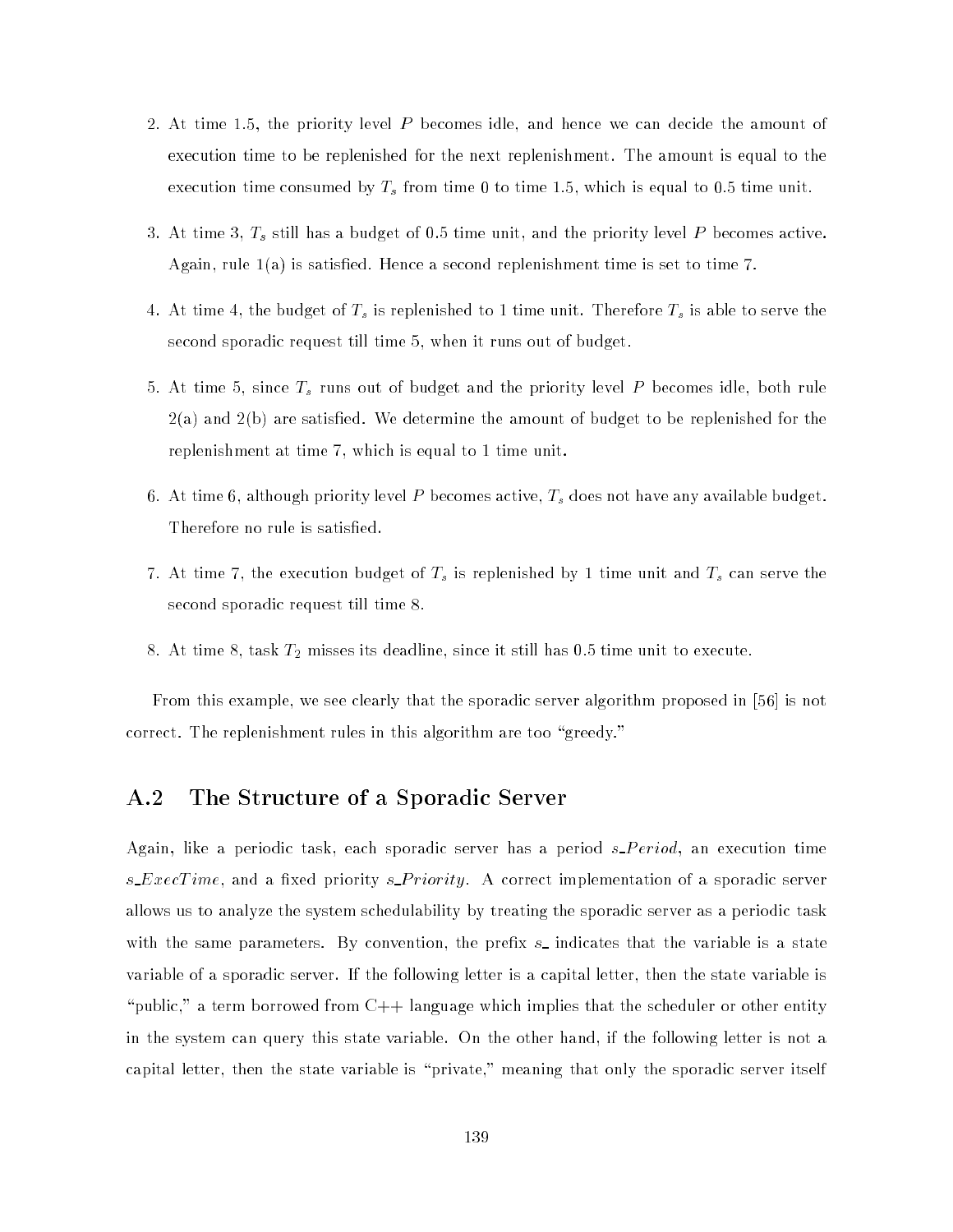2. At time 1.5, the priority level $P$ becomes idle, and hence we can decide the amount of execution time to be replenished for the next replenishment. The amount is equal to the execution time consumed by $T_s$ from time 0 to time 1.5, which is equal to 0.5 time unit.

3. At time 3, $T_s$ still has a budget of 0.5 time unit, and the priority level $P$ becomes active. Again, rule 1(a) is satisfied. Hence a second replenishment time is set to time 7.

4. At time 4, the budget of $T_s$ is replenished to 1 time unit. Therefore $T_s$ is able to serve the second sporadic request till time 5, when it runs out of budget.

5. At time 5, since $T_s$ runs out of budget and the priority level $P$ becomes idle, both rule 2(a) and 2(b) are satisfied. We determine the amount of budget to be replenished for the replenishment at time 7, which is equal to 1 time unit.

6. At time 6, although priority level $P$ becomes active, $T_s$ does not have any available budget. Therefore no rule is satisfied.

7. At time 7, the execution budget of $T_s$ is replenished by 1 time unit and $T_s$ can serve the second sporadic request till time 8.

8. At time 8, task $T_2$ misses its deadline, since it still has 0.5 time unit to execute.

From this example, we see clearly that the sporadic server algorithm proposed in [56] is not correct. The replenishment rules in this algorithm are too "greedy."

## A.2 The Structure of a Sporadic Server

Again, like a periodic task, each sporadic server has a period *s_Period*, an execution time *s_ExecTime*, and a fixed priority *s_Priority*. A correct implementation of a sporadic server allows us to analyze the system schedulability by treating the sporadic server as a periodic task with the same parameters. By convention, the prefix *s_* indicates that the variable is a state variable of a sporadic server. If the following letter is a capital letter, then the state variable is "public," a term borrowed from C++ language which implies that the scheduler or other entity in the system can query this state variable. On the other hand, if the following letter is not a capital letter, then the state variable is "private," meaning that only the sporadic server itself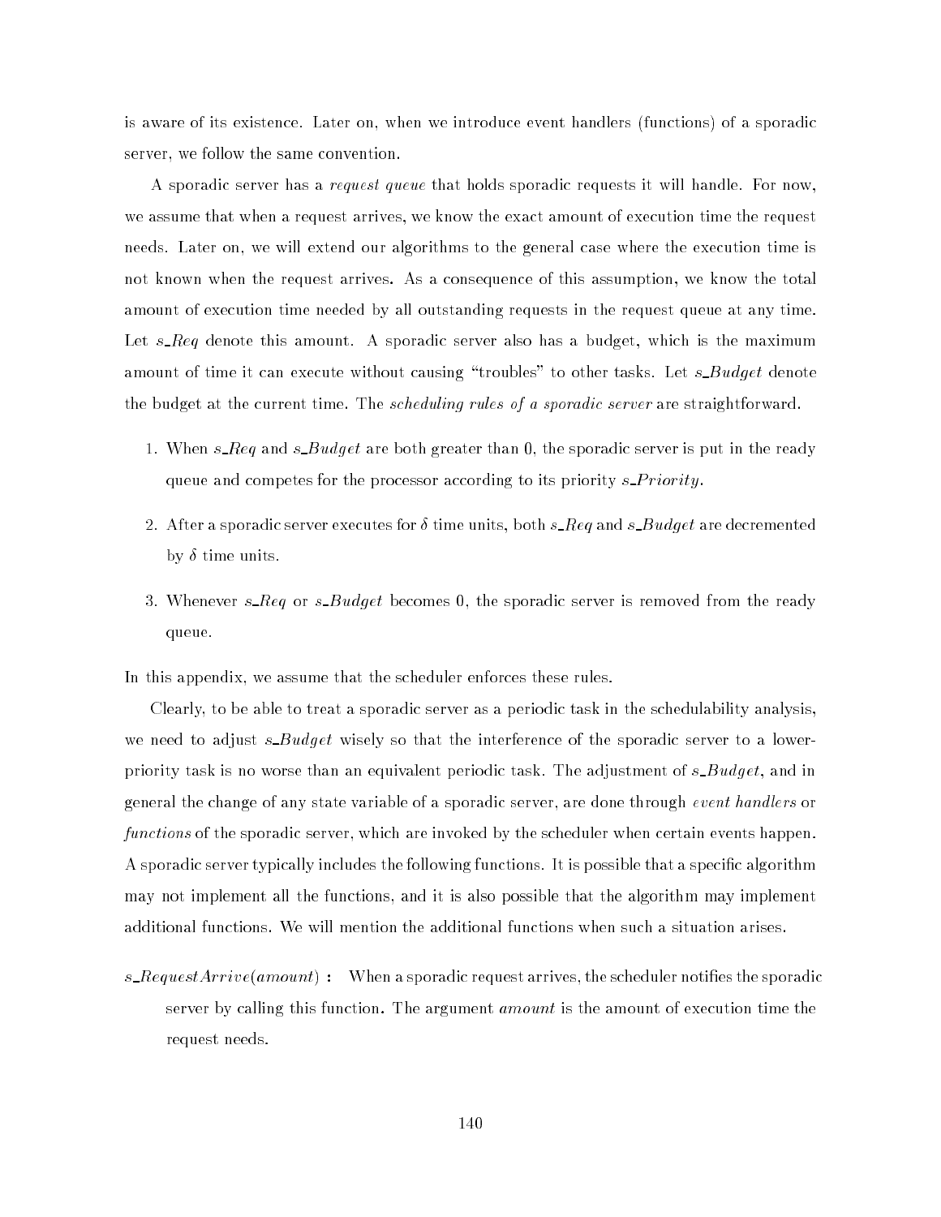is aware of its existence. Later on, when we introduce event handlers (functions) of a sporadic server, we follow the same convention.

A sporadic server has a *request queue* that holds sporadic requests it will handle. For now, we assume that when a request arrives, we know the exact amount of execution time the request needs. Later on, we will extend our algorithms to the general case where the execution time is not known when the request arrives. As a consequence of this assumption, we know the total amount of execution time needed by all outstanding requests in the request queue at any time. Let $s\_Req$ denote this amount. A sporadic server also has a budget, which is the maximum amount of time it can execute without causing "troubles" to other tasks. Let $s\_Budget$ denote the budget at the current time. The *scheduling rules of a sporadic server* are straightforward.

1. When $s\_Req$ and $s\_Budget$ are both greater than 0, the sporadic server is put in the ready queue and competes for the processor according to its priority $s\_Priority$.

2. After a sporadic server executes for $\delta$ time units, both $s\_Req$ and $s\_Budget$ are decremented by $\delta$ time units.

3. Whenever $s\_Req$ or $s\_Budget$ becomes 0, the sporadic server is removed from the ready queue.

In this appendix, we assume that the scheduler enforces these rules.

Clearly, to be able to treat a sporadic server as a periodic task in the schedulability analysis, we need to adjust $s\_Budget$ wisely so that the interference of the sporadic server to a lower-priority task is no worse than an equivalent periodic task. The adjustment of $s\_Budget$, and in general the change of any state variable of a sporadic server, are done through *event handlers* or *functions* of the sporadic server, which are invoked by the scheduler when certain events happen. A sporadic server typically includes the following functions. It is possible that a specific algorithm may not implement all the functions, and it is also possible that the algorithm may implement additional functions. We will mention the additional functions when such a situation arises.

$s\_RequestArrive(amount)$ **:** When a sporadic request arrives, the scheduler notifies the sporadic server by calling this function. The argument *amount* is the amount of execution time the request needs.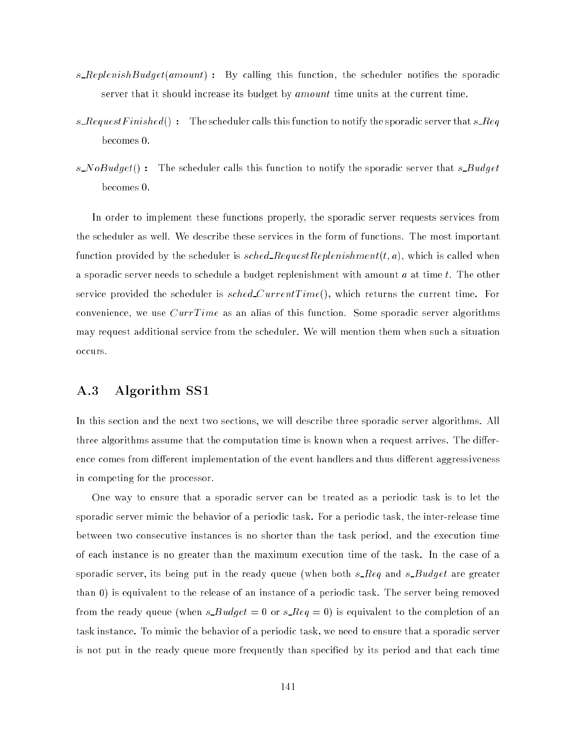$s\_ReplenishBudget(amount)$ **:** By calling this function, the scheduler notifies the sporadic server that it should increase its budget by *amount* time units at the current time.

$s\_RequestFinished()$ **:** The scheduler calls this function to notify the sporadic server that $s\_Req$ becomes 0.

$s\_NoBudget()$ **:** The scheduler calls this function to notify the sporadic server that $s\_Budget$ becomes 0.

In order to implement these functions properly, the sporadic server requests services from the scheduler as well. We describe these services in the form of functions. The most important function provided by the scheduler is $sched\_RequestReplenishment(t, a)$, which is called when a sporadic server needs to schedule a budget replenishment with amount $a$ at time $t$. The other service provided the scheduler is $sched\_CurrentTime()$, which returns the current time. For convenience, we use $CurrTime$ as an alias of this function. Some sporadic server algorithms may request additional service from the scheduler. We will mention them when such a situation occurs.

## A.3 Algorithm SS1

In this section and the next two sections, we will describe three sporadic server algorithms. All three algorithms assume that the computation time is known when a request arrives. The difference comes from different implementation of the event handlers and thus different aggressiveness in competing for the processor.

One way to ensure that a sporadic server can be treated as a periodic task is to let the sporadic server mimic the behavior of a periodic task. For a periodic task, the inter-release time between two consecutive instances is no shorter than the task period, and the execution time of each instance is no greater than the maximum execution time of the task. In the case of a sporadic server, its being put in the ready queue (when both $s\_Req$ and $s\_Budget$ are greater than 0) is equivalent to the release of an instance of a periodic task. The server being removed from the ready queue (when $s\_Budget = 0$ or $s\_Req = 0$) is equivalent to the completion of an task instance. To mimic the behavior of a periodic task, we need to ensure that a sporadic server is not put in the ready queue more frequently than specified by its period and that each time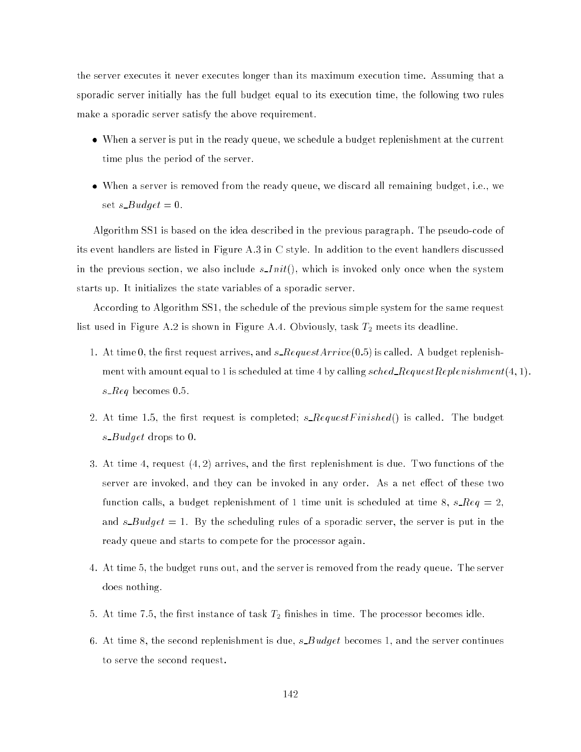the server executes it never executes longer than its maximum execution time. Assuming that a sporadic server initially has the full budget equal to its execution time, the following two rules make a sporadic server satisfy the above requirement.

- When a server is put in the ready queue, we schedule a budget replenishment at the current time plus the period of the server.
- When a server is removed from the ready queue, we discard all remaining budget, i.e., we set $s\_Budget = 0$.

Algorithm SS1 is based on the idea described in the previous paragraph. The pseudo-code of its event handlers are listed in Figure A.3 in C style. In addition to the event handlers discussed in the previous section, we also include $s\_Init()$, which is invoked only once when the system starts up. It initializes the state variables of a sporadic server.

According to Algorithm SS1, the schedule of the previous simple system for the same request list used in Figure A.2 is shown in Figure A.4. Obviously, task $T_2$ meets its deadline.

1. At time 0, the first request arrives, and $s\_RequestArrive(0.5)$ is called. A budget replenishment with amount equal to 1 is scheduled at time 4 by calling $sched\_RequestReplenishment(4, 1)$. $s\_Req$ becomes 0.5.
2. At time 1.5, the first request is completed; $s\_RequestFinished()$ is called. The budget $s\_Budget$ drops to 0.
3. At time 4, request $(4, 2)$ arrives, and the first replenishment is due. Two functions of the server are invoked, and they can be invoked in any order. As a net effect of these two function calls, a budget replenishment of 1 time unit is scheduled at time 8, $s\_Req = 2$, and $s\_Budget = 1$. By the scheduling rules of a sporadic server, the server is put in the ready queue and starts to compete for the processor again.
4. At time 5, the budget runs out, and the server is removed from the ready queue. The server does nothing.
5. At time 7.5, the first instance of task $T_2$ finishes in time. The processor becomes idle.
6. At time 8, the second replenishment is due, $s\_Budget$ becomes 1, and the server continues to serve the second request.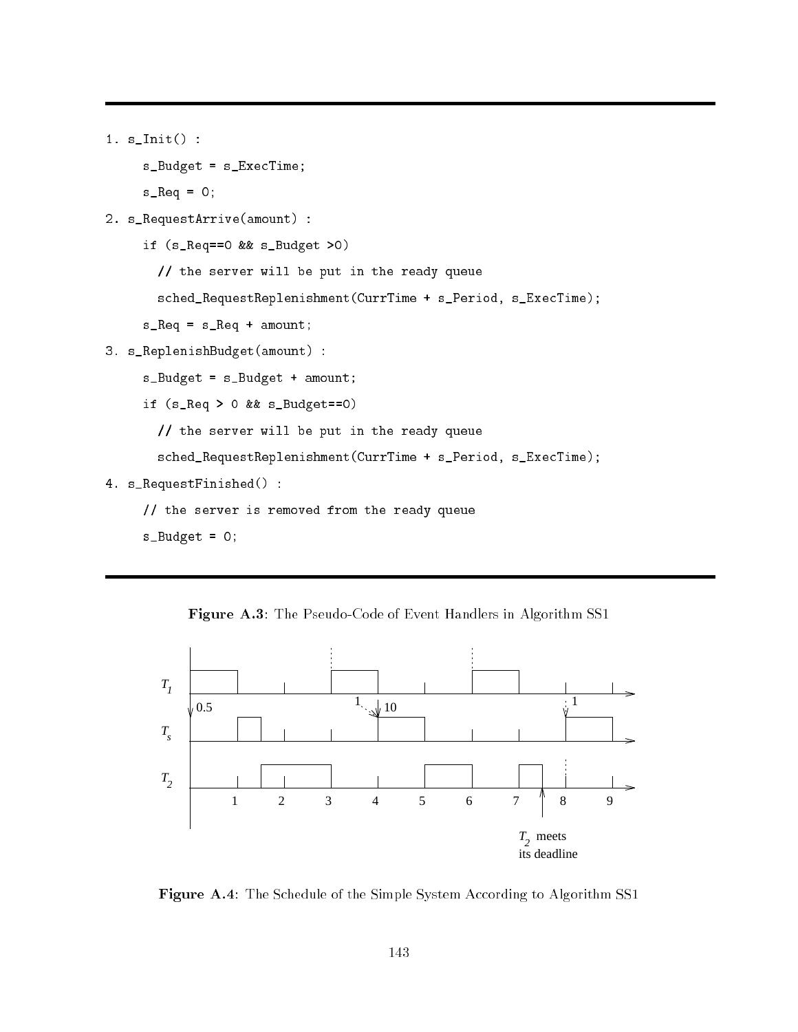```
1. s_Init() :
     s_Budget = s_ExecTime;
     s_Req = 0;
2. s_RequestArrive(amount) :
     if (s_Req==0 && s_Budget >0)
       // the server will be put in the ready queue
       sched_RequestReplenishment(CurrTime + s_Period, s_ExecTime);
     s_Req = s_Req + amount;
3. s_ReplenishBudget(amount) :
     s_Budget = s_Budget + amount;
     if (s_Req > 0 && s_Budget==0)
       // the server will be put in the ready queue
       sched_RequestReplenishment(CurrTime + s_Period, s_ExecTime);
4. s_RequestFinished() :
     // the server is removed from the ready queue
     s_Budget = 0;
```

**Figure A.3**: The Pseudo-Code of Event Handlers in Algorithm SS1

**Figure A.4**: The Schedule of the Simple System According to Algorithm SS1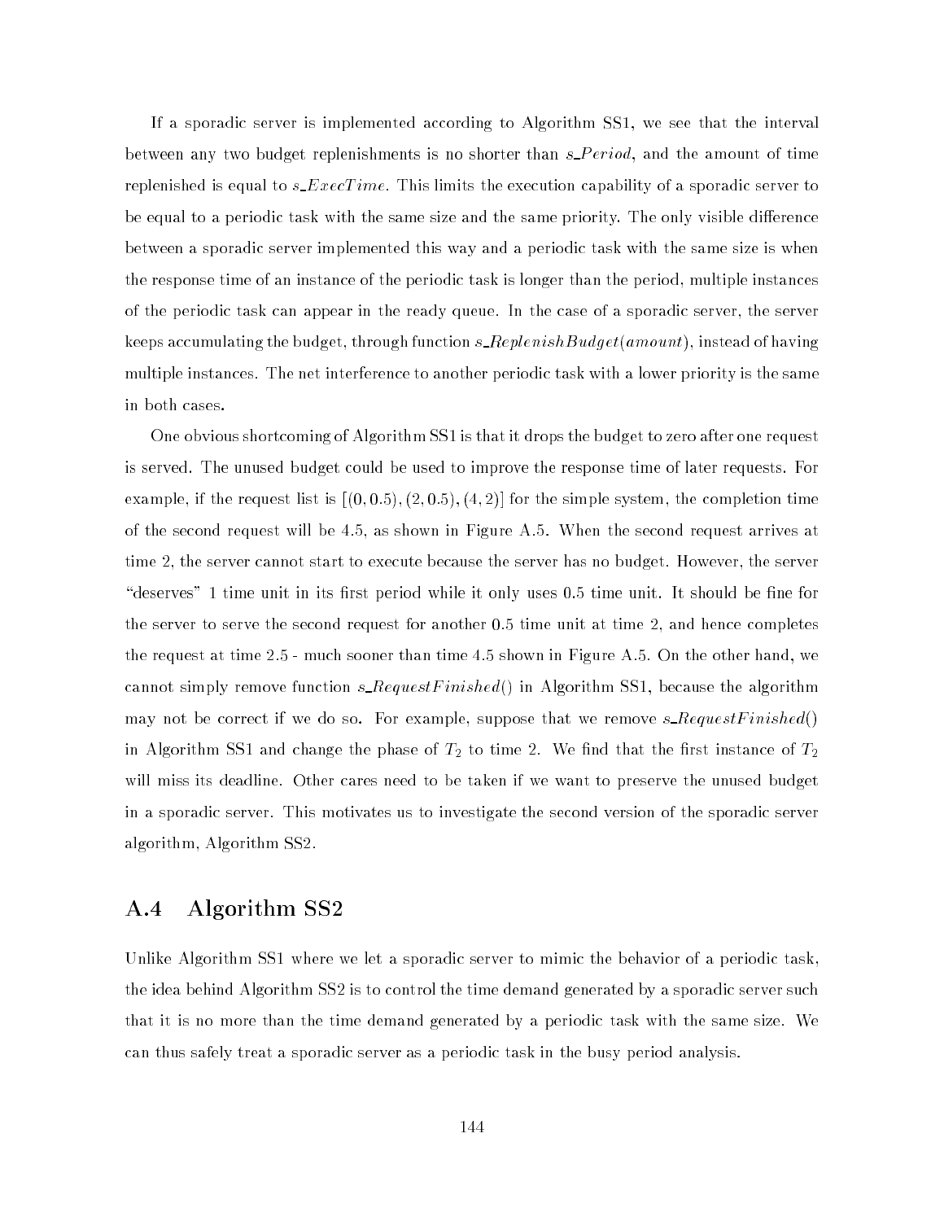If a sporadic server is implemented according to Algorithm SS1, we see that the interval between any two budget replenishments is no shorter than *s_Period*, and the amount of time replenished is equal to *s_ExecTime*. This limits the execution capability of a sporadic server to be equal to a periodic task with the same size and the same priority. The only visible difference between a sporadic server implemented this way and a periodic task with the same size is when the response time of an instance of the periodic task is longer than the period, multiple instances of the periodic task can appear in the ready queue. In the case of a sporadic server, the server keeps accumulating the budget, through function *s_ReplenishBudget(amount)*, instead of having multiple instances. The net interference to another periodic task with a lower priority is the same in both cases.

One obvious shortcoming of Algorithm SS1 is that it drops the budget to zero after one request is served. The unused budget could be used to improve the response time of later requests. For example, if the request list is $[(0, 0.5), (2, 0.5), (4, 2)]$ for the simple system, the completion time of the second request will be 4.5, as shown in Figure A.5. When the second request arrives at time 2, the server cannot start to execute because the server has no budget. However, the server "deserves" 1 time unit in its first period while it only uses 0.5 time unit. It should be fine for the server to serve the second request for another 0.5 time unit at time 2, and hence completes the request at time 2.5 - much sooner than time 4.5 shown in Figure A.5. On the other hand, we cannot simply remove function *s_RequestFinished*() in Algorithm SS1, because the algorithm may not be correct if we do so. For example, suppose that we remove *s_RequestFinished*() in Algorithm SS1 and change the phase of $T_2$ to time 2. We find that the first instance of $T_2$ will miss its deadline. Other cares need to be taken if we want to preserve the unused budget in a sporadic server. This motivates us to investigate the second version of the sporadic server algorithm, Algorithm SS2.

## A.4 Algorithm SS2

Unlike Algorithm SS1 where we let a sporadic server to mimic the behavior of a periodic task, the idea behind Algorithm SS2 is to control the time demand generated by a sporadic server such that it is no more than the time demand generated by a periodic task with the same size. We can thus safely treat a sporadic server as a periodic task in the busy period analysis.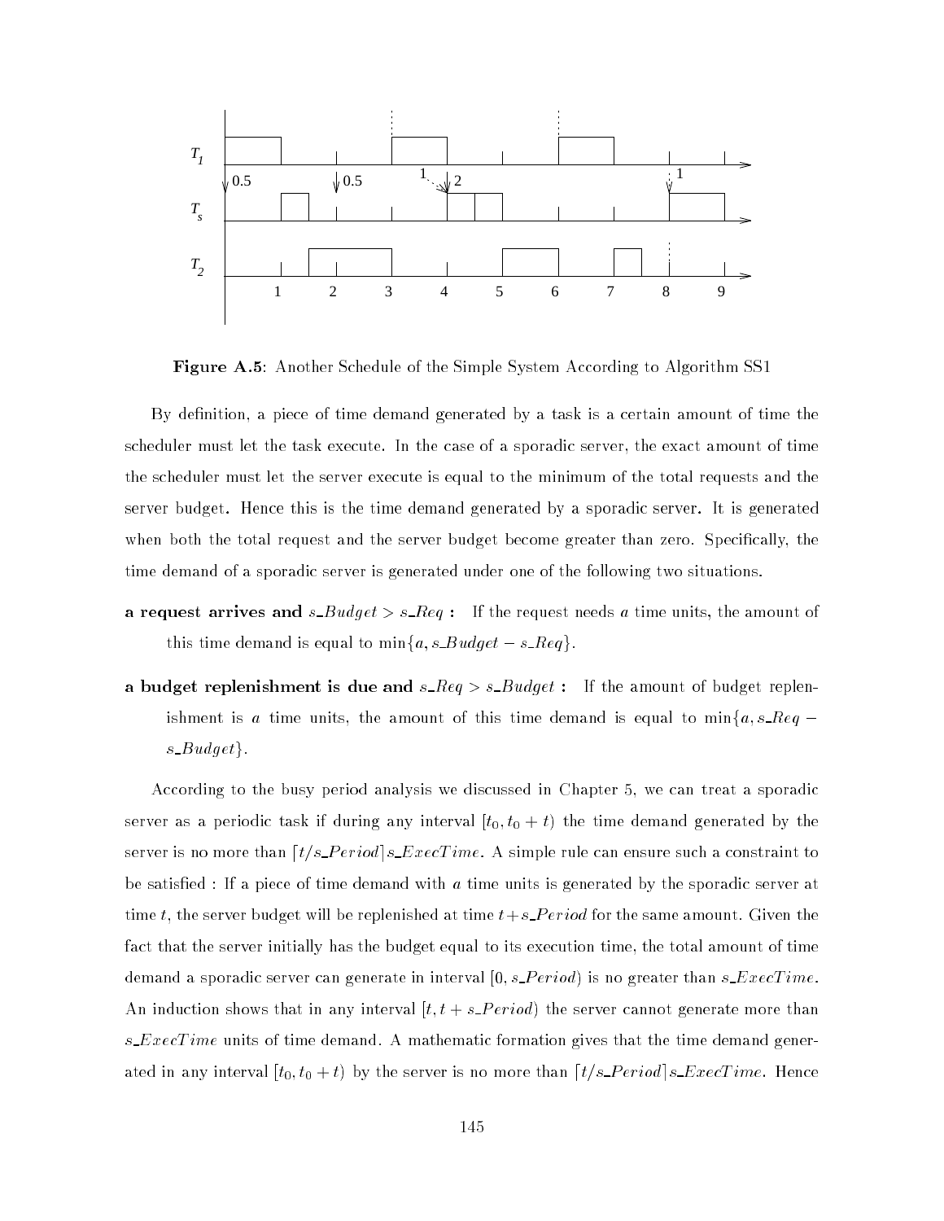**Figure A.5**: Another Schedule of the Simple System According to Algorithm SS1

By definition, a piece of time demand generated by a task is a certain amount of time the scheduler must let the task execute. In the case of a sporadic server, the exact amount of time the scheduler must let the server execute is equal to the minimum of the total requests and the server budget. Hence this is the time demand generated by a sporadic server. It is generated when both the total request and the server budget become greater than zero. Specifically, the time demand of a sporadic server is generated under one of the following two situations.

**a request arrives and $s\_Budget > s\_Req$ :** If the request needs $a$ time units, the amount of this time demand is equal to $\min\{a, s\_Budget - s\_Req\}$.

**a budget replenishment is due and $s\_Req > s\_Budget$ :** If the amount of budget replenishment is $a$ time units, the amount of this time demand is equal to $\min\{a, s\_Req - s\_Budget\}$.

According to the busy period analysis we discussed in Chapter 5, we can treat a sporadic server as a periodic task if during any interval $[t_0, t_0 + t)$ the time demand generated by the server is no more than $\lceil t/s\_Period \rceil s\_ExecTime$. A simple rule can ensure such a constraint to be satisfied : If a piece of time demand with $a$ time units is generated by the sporadic server at time $t$, the server budget will be replenished at time $t + s\_Period$ for the same amount. Given the fact that the server initially has the budget equal to its execution time, the total amount of time demand a sporadic server can generate in interval $[0, s\_Period)$ is no greater than $s\_ExecTime$. An induction shows that in any interval $[t, t + s\_Period)$ the server cannot generate more than $s\_ExecTime$ units of time demand. A mathematic formation gives that the time demand generated in any interval $[t_0, t_0 + t)$ by the server is no more than $\lceil t/s\_Period \rceil s\_ExecTime$. Hence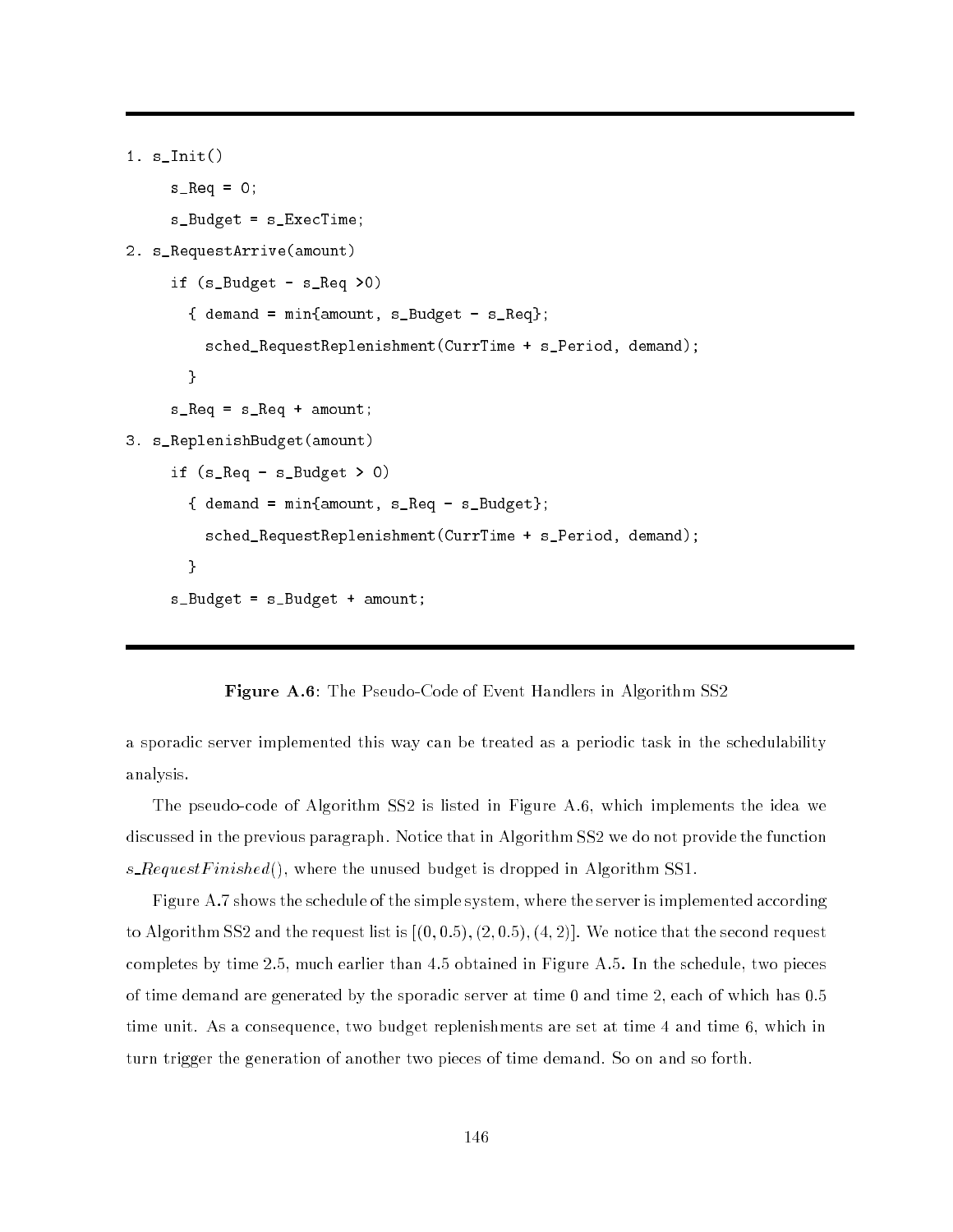```
1. s_Init()
     s_Req = 0;
     s_Budget = s_ExecTime;
2. s_RequestArrive(amount)
     if (s_Budget - s_Req >0)
       { demand = min{amount, s_Budget - s_Req};
         sched_RequestReplenishment(CurrTime + s_Period, demand);
       }
     s_Req = s_Req + amount;
3. s_ReplenishBudget(amount)
     if (s_Req - s_Budget > 0)
       { demand = min{amount, s_Req - s_Budget};
         sched_RequestReplenishment(CurrTime + s_Period, demand);
       }
     s_Budget = s_Budget + amount;
```

**Figure A.6**: The Pseudo-Code of Event Handlers in Algorithm SS2

a sporadic server implemented this way can be treated as a periodic task in the schedulability analysis.

The pseudo-code of Algorithm SS2 is listed in Figure A.6, which implements the idea we discussed in the previous paragraph. Notice that in Algorithm SS2 we do not provide the function *s_RequestFinished*(), where the unused budget is dropped in Algorithm SS1.

Figure A.7 shows the schedule of the simple system, where the server is implemented according to Algorithm SS2 and the request list is $[(0, 0.5), (2, 0.5), (4, 2)]$. We notice that the second request completes by time 2.5, much earlier than 4.5 obtained in Figure A.5. In the schedule, two pieces of time demand are generated by the sporadic server at time 0 and time 2, each of which has 0.5 time unit. As a consequence, two budget replenishments are set at time 4 and time 6, which in turn trigger the generation of another two pieces of time demand. So on and so forth.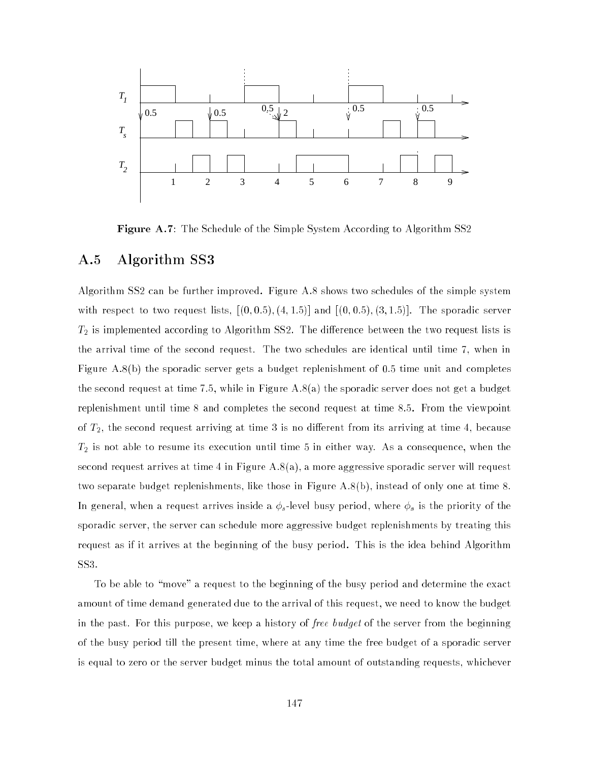**Figure A.7**: The Schedule of the Simple System According to Algorithm SS2

## A.5 Algorithm SS3

Algorithm SS2 can be further improved. Figure A.8 shows two schedules of the simple system with respect to two request lists, $[(0, 0.5), (4, 1.5)]$ and $[(0, 0.5), (3, 1.5)]$. The sporadic server $T_2$ is implemented according to Algorithm SS2. The difference between the two request lists is the arrival time of the second request. The two schedules are identical until time 7, when in Figure A.8(b) the sporadic server gets a budget replenishment of 0.5 time unit and completes the second request at time 7.5, while in Figure A.8(a) the sporadic server does not get a budget replenishment until time 8 and completes the second request at time 8.5. From the viewpoint of $T_2$, the second request arriving at time 3 is no different from its arriving at time 4, because $T_2$ is not able to resume its execution until time 5 in either way. As a consequence, when the second request arrives at time 4 in Figure A.8(a), a more aggressive sporadic server will request two separate budget replenishments, like those in Figure A.8(b), instead of only one at time 8. In general, when a request arrives inside a $\phi_s$-level busy period, where $\phi_s$ is the priority of the sporadic server, the server can schedule more aggressive budget replenishments by treating this request as if it arrives at the beginning of the busy period. This is the idea behind Algorithm SS3.

To be able to "move" a request to the beginning of the busy period and determine the exact amount of time demand generated due to the arrival of this request, we need to know the budget in the past. For this purpose, we keep a history of *free budget* of the server from the beginning of the busy period till the present time, where at any time the free budget of a sporadic server is equal to zero or the server budget minus the total amount of outstanding requests, whichever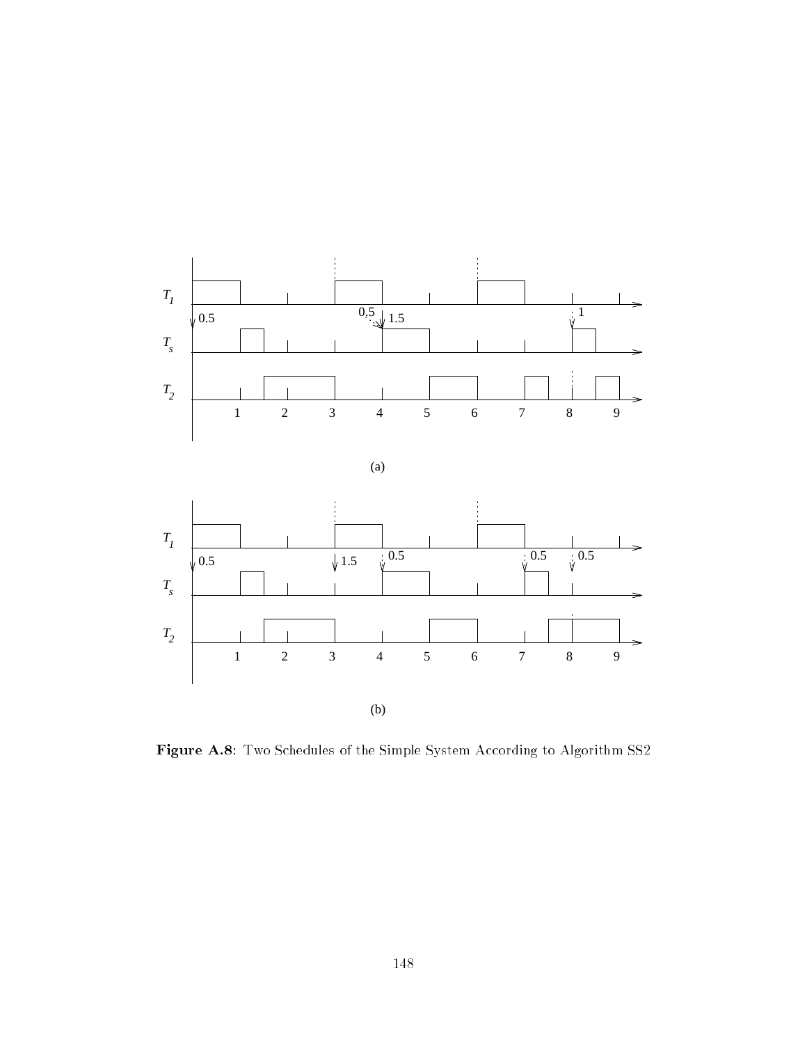**Figure A.8**: Two Schedules of the Simple System According to Algorithm SS2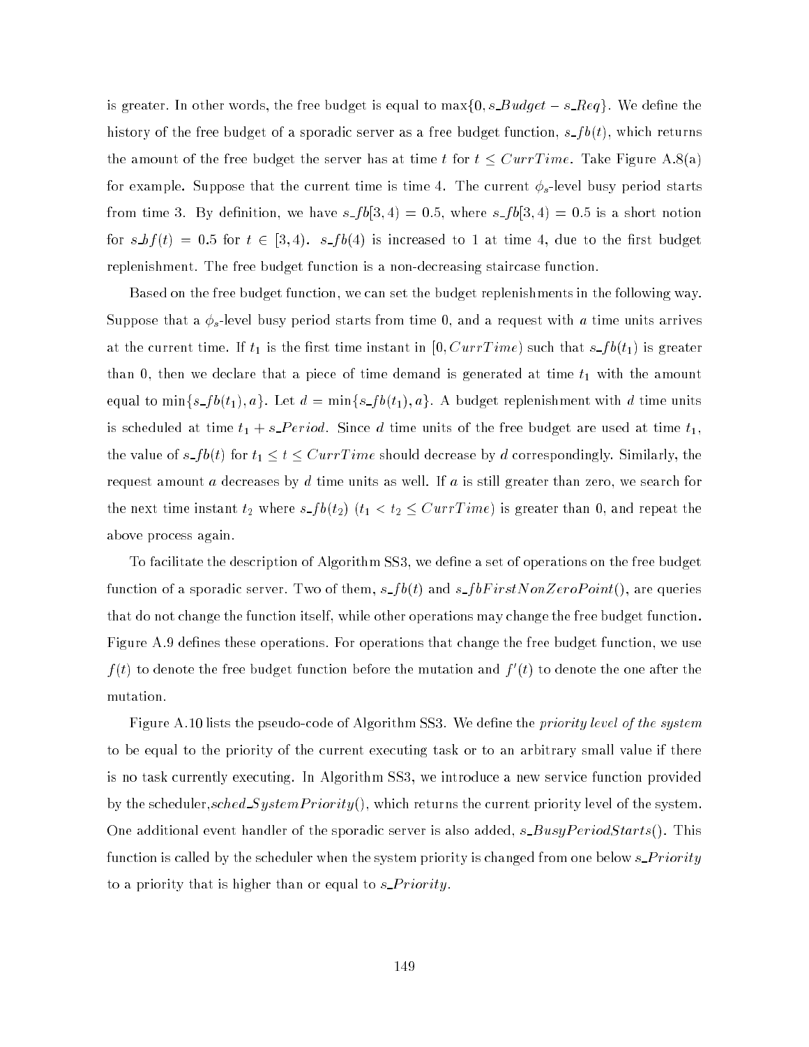is greater. In other words, the free budget is equal to $\max\{0, s\_Budget - s\_Req\}$. We define the history of the free budget of a sporadic server as a free budget function, $s\_fb(t)$, which returns the amount of the free budget the server has at time $t$ for $t \leq CurrTime$. Take Figure A.8(a) for example. Suppose that the current time is time 4. The current $\phi_s$-level busy period starts from time 3. By definition, we have $s\_fb[3,4) = 0.5$, where $s\_fb[3,4) = 0.5$ is a short notion for $s\_bf(t) = 0.5$ for $t \in [3,4)$. $s\_fb(4)$ is increased to 1 at time 4, due to the first budget replenishment. The free budget function is a non-decreasing staircase function.

Based on the free budget function, we can set the budget replenishments in the following way. Suppose that a $\phi_s$-level busy period starts from time 0, and a request with $a$ time units arrives at the current time. If $t_1$ is the first time instant in $[0, CurrTime)$ such that $s\_fb(t_1)$ is greater than 0, then we declare that a piece of time demand is generated at time $t_1$ with the amount equal to $\min\{s\_fb(t_1), a\}$. Let $d = \min\{s\_fb(t_1), a\}$. A budget replenishment with $d$ time units is scheduled at time $t_1 + s\_Period$. Since $d$ time units of the free budget are used at time $t_1$, the value of $s\_fb(t)$ for $t_1 \leq t \leq CurrTime$ should decrease by $d$ correspondingly. Similarly, the request amount $a$ decreases by $d$ time units as well. If $a$ is still greater than zero, we search for the next time instant $t_2$ where $s\_fb(t_2)$ $(t_1 < t_2 \leq CurrTime)$ is greater than 0, and repeat the above process again.

To facilitate the description of Algorithm SS3, we define a set of operations on the free budget function of a sporadic server. Two of them, $s\_fb(t)$ and $s\_fbFirstNonZeroPoint()$, are queries that do not change the function itself, while other operations may change the free budget function. Figure A.9 defines these operations. For operations that change the free budget function, we use $f(t)$ to denote the free budget function before the mutation and $f'(t)$ to denote the one after the mutation.

Figure A.10 lists the pseudo-code of Algorithm SS3. We define the *priority level of the system* to be equal to the priority of the current executing task or to an arbitrary small value if there is no task currently executing. In Algorithm SS3, we introduce a new service function provided by the scheduler, $sched\_SystemPriority()$, which returns the current priority level of the system. One additional event handler of the sporadic server is also added, $s\_BusyPeriodStarts()$. This function is called by the scheduler when the system priority is changed from one below $s\_Priority$ to a priority that is higher than or equal to $s\_Priority$.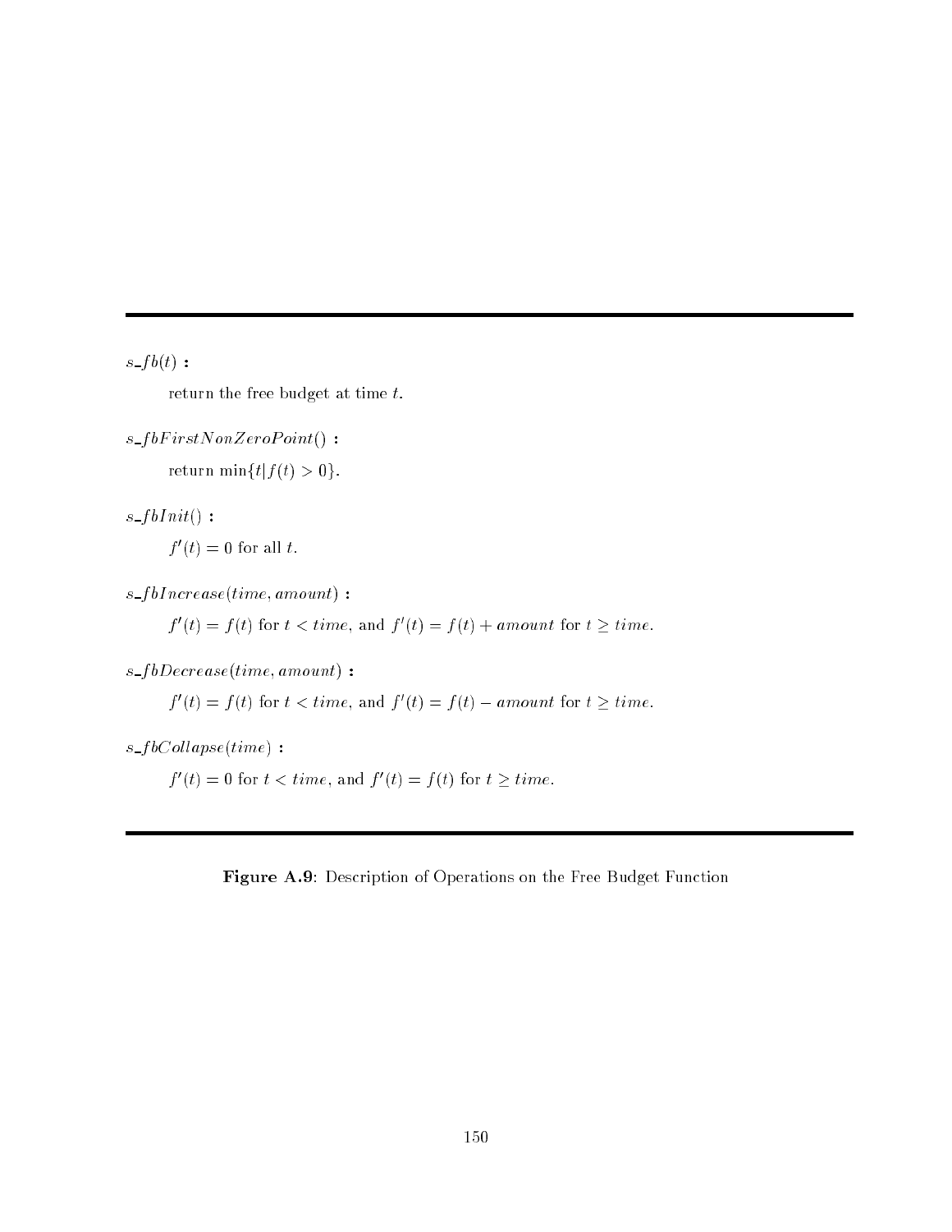---

$s\_fb(t)$ **:**

return the free budget at time $t$.

$s\_fbFirstNonZeroPoint()$ **:**

return $\min\{t | f(t) > 0\}$.

$s\_fbInit()$ **:**

$f'(t) = 0$ for all $t$.

$s\_fbIncrease(time, amount)$ **:**

$f'(t) = f(t)$ for $t < time$, and $f'(t) = f(t) + amount$ for $t \geq time$.

$s\_fbDecrease(time, amount)$ **:**

$f'(t) = f(t)$ for $t < time$, and $f'(t) = f(t) - amount$ for $t \geq time$.

$s\_fbCollapse(time)$ **:**

$f'(t) = 0$ for $t < time$, and $f'(t) = f(t)$ for $t \geq time$.

---

**Figure A.9**: Description of Operations on the Free Budget Function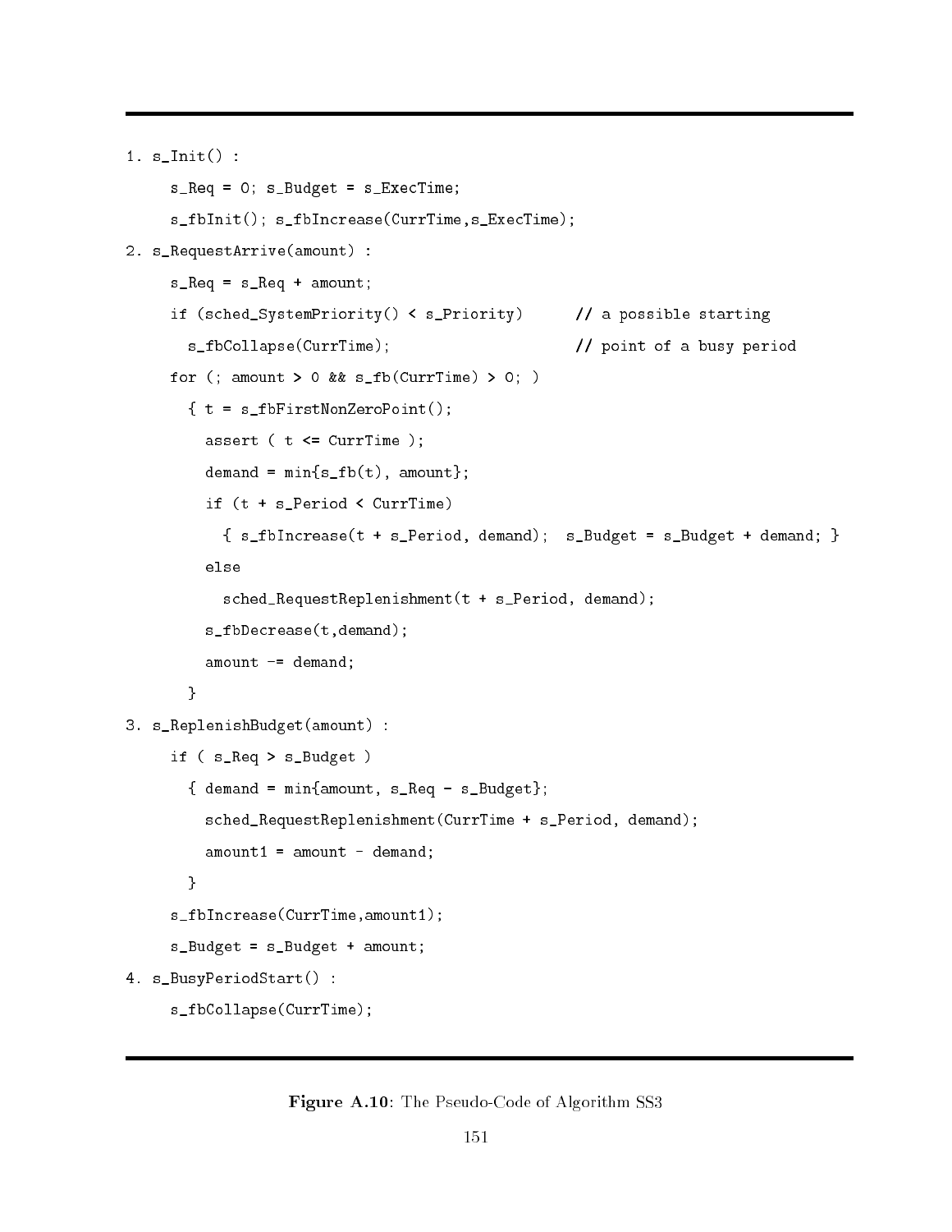```
1. s_Init() :
     s_Req = 0; s_Budget = s_ExecTime;
     s_fbInit(); s_fbIncrease(CurrTime,s_ExecTime);
2. s_RequestArrive(amount) :
     s_Req = s_Req + amount;
     if (sched_SystemPriority() < s_Priority)      // a possible starting
       s_fbCollapse(CurrTime);                     // point of a busy period
     for (; amount > 0 && s_fb(CurrTime) > 0; )
       { t = s_fbFirstNonZeroPoint();
         assert ( t <= CurrTime );
         demand = min{s_fb(t), amount};
         if (t + s_Period < CurrTime)
           { s_fbIncrease(t + s_Period, demand);  s_Budget = s_Budget + demand; }
         else
           sched_RequestReplenishment(t + s_Period, demand);
         s_fbDecrease(t,demand);
         amount -= demand;
       }
3. s_ReplenishBudget(amount) :
     if ( s_Req > s_Budget )
       { demand = min{amount, s_Req - s_Budget};
         sched_RequestReplenishment(CurrTime + s_Period, demand);
         amount1 = amount - demand;
       }
     s_fbIncrease(CurrTime,amount1);
     s_Budget = s_Budget + amount;
4. s_BusyPeriodStart() :
     s_fbCollapse(CurrTime);
```

**Figure A.10**: The Pseudo-Code of Algorithm SS3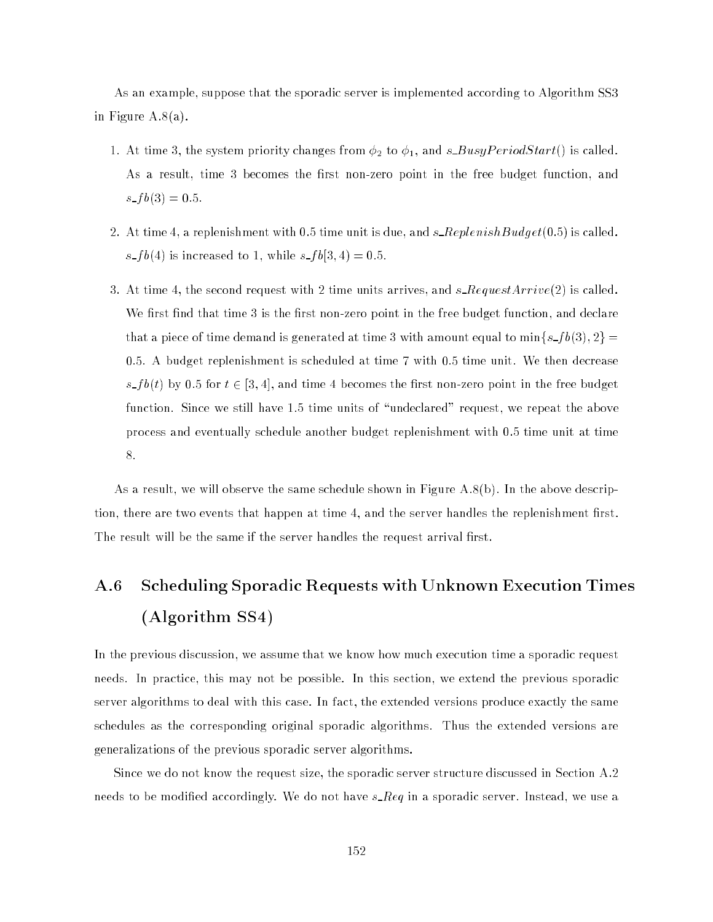As an example, suppose that the sporadic server is implemented according to Algorithm SS3 in Figure A.8(a).

1. At time 3, the system priority changes from $\phi_2$ to $\phi_1$, and $s\_BusyPeriodStart()$ is called. As a result, time 3 becomes the first non-zero point in the free budget function, and $s\_fb(3) = 0.5$.

2. At time 4, a replenishment with 0.5 time unit is due, and $s\_ReplenishBudget(0.5)$ is called. $s\_fb(4)$ is increased to 1, while $s\_fb[3, 4) = 0.5$.

3. At time 4, the second request with 2 time units arrives, and $s\_RequestArrive(2)$ is called. We first find that time 3 is the first non-zero point in the free budget function, and declare that a piece of time demand is generated at time 3 with amount equal to $\min\{s\_fb(3), 2\} = 0.5$. A budget replenishment is scheduled at time 7 with 0.5 time unit. We then decrease $s\_fb(t)$ by 0.5 for $t \in [3, 4]$, and time 4 becomes the first non-zero point in the free budget function. Since we still have 1.5 time units of "undeclared" request, we repeat the above process and eventually schedule another budget replenishment with 0.5 time unit at time 8.

As a result, we will observe the same schedule shown in Figure A.8(b). In the above description, there are two events that happen at time 4, and the server handles the replenishment first. The result will be the same if the server handles the request arrival first.

## A.6 Scheduling Sporadic Requests with Unknown Execution Times (Algorithm SS4)

In the previous discussion, we assume that we know how much execution time a sporadic request needs. In practice, this may not be possible. In this section, we extend the previous sporadic server algorithms to deal with this case. In fact, the extended versions produce exactly the same schedules as the corresponding original sporadic algorithms. Thus the extended versions are generalizations of the previous sporadic server algorithms.

Since we do not know the request size, the sporadic server structure discussed in Section A.2 needs to be modified accordingly. We do not have $s\_Req$ in a sporadic server. Instead, we use a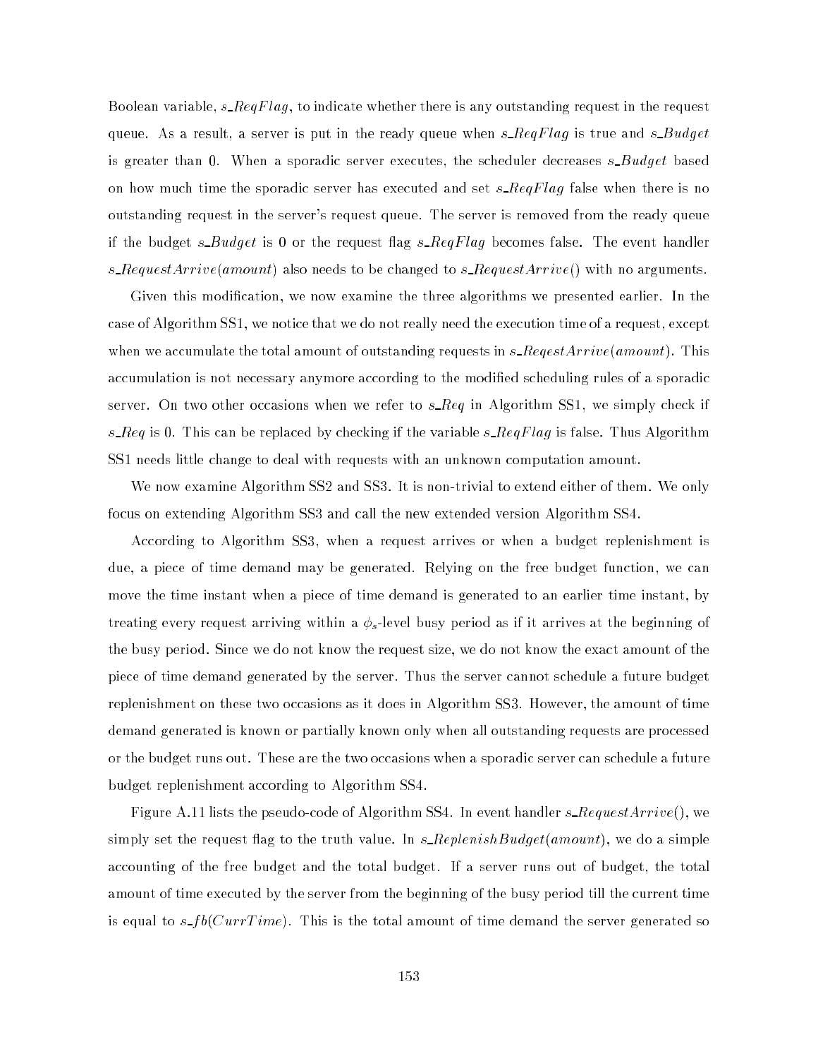Boolean variable, $s\_ReqFlag$, to indicate whether there is any outstanding request in the request queue. As a result, a server is put in the ready queue when $s\_ReqFlag$ is true and $s\_Budget$ is greater than 0. When a sporadic server executes, the scheduler decreases $s\_Budget$ based on how much time the sporadic server has executed and set $s\_ReqFlag$ false when there is no outstanding request in the server's request queue. The server is removed from the ready queue if the budget $s\_Budget$ is 0 or the request flag $s\_ReqFlag$ becomes false. The event handler $s\_RequestArrive(amount)$ also needs to be changed to $s\_RequestArrive()$ with no arguments.

Given this modification, we now examine the three algorithms we presented earlier. In the case of Algorithm SS1, we notice that we do not really need the execution time of a request, except when we accumulate the total amount of outstanding requests in $s\_ReqestArrive(amount)$. This accumulation is not necessary anymore according to the modified scheduling rules of a sporadic server. On two other occasions when we refer to $s\_Req$ in Algorithm SS1, we simply check if $s\_Req$ is 0. This can be replaced by checking if the variable $s\_ReqFlag$ is false. Thus Algorithm SS1 needs little change to deal with requests with an unknown computation amount.

We now examine Algorithm SS2 and SS3. It is non-trivial to extend either of them. We only focus on extending Algorithm SS3 and call the new extended version Algorithm SS4.

According to Algorithm SS3, when a request arrives or when a budget replenishment is due, a piece of time demand may be generated. Relying on the free budget function, we can move the time instant when a piece of time demand is generated to an earlier time instant, by treating every request arriving within a $\phi_s$-level busy period as if it arrives at the beginning of the busy period. Since we do not know the request size, we do not know the exact amount of the piece of time demand generated by the server. Thus the server cannot schedule a future budget replenishment on these two occasions as it does in Algorithm SS3. However, the amount of time demand generated is known or partially known only when all outstanding requests are processed or the budget runs out. These are the two occasions when a sporadic server can schedule a future budget replenishment according to Algorithm SS4.

Figure A.11 lists the pseudo-code of Algorithm SS4. In event handler $s\_RequestArrive()$, we simply set the request flag to the truth value. In $s\_ReplenishBudget(amount)$, we do a simple accounting of the free budget and the total budget. If a server runs out of budget, the total amount of time executed by the server from the beginning of the busy period till the current time is equal to $s\_fb(CurrTime)$. This is the total amount of time demand the server generated so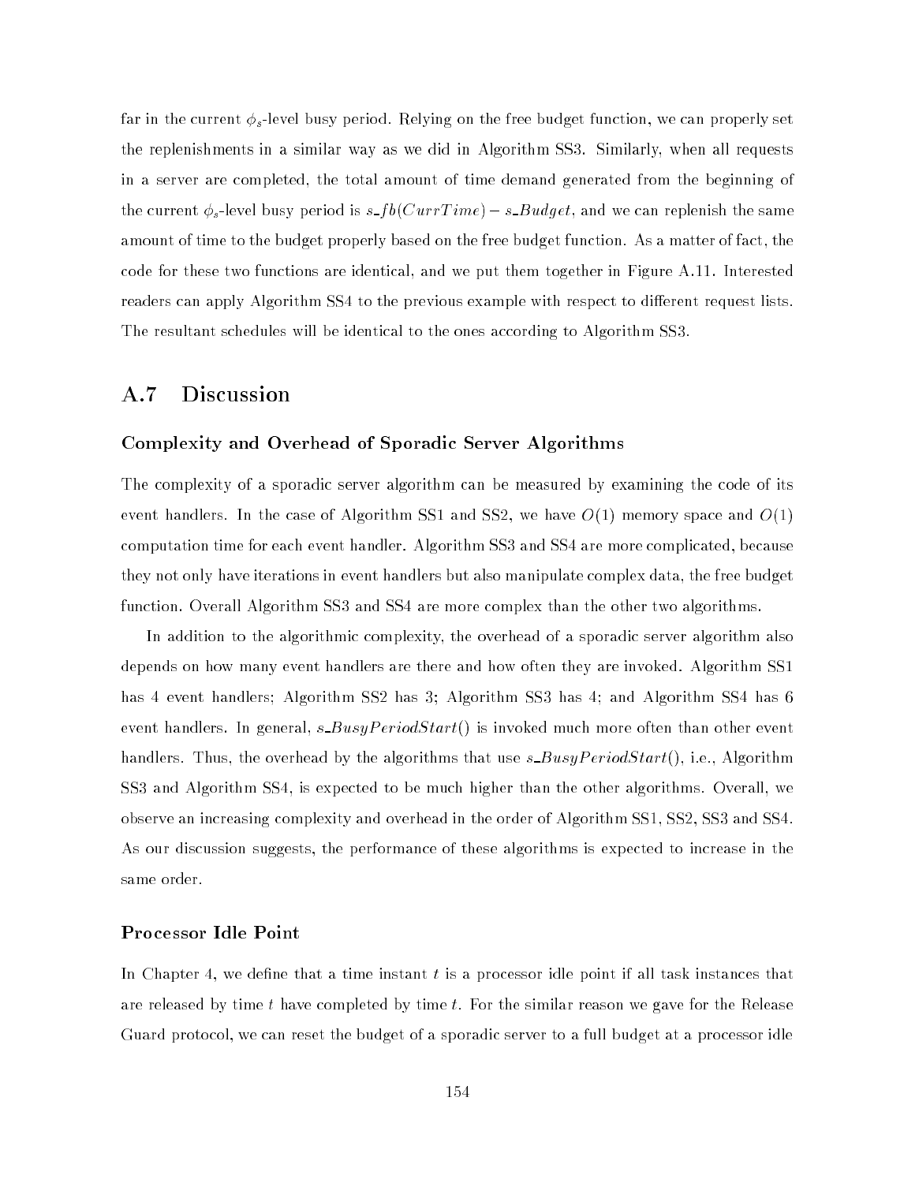far in the current $\phi_s$-level busy period. Relying on the free budget function, we can properly set the replenishments in a similar way as we did in Algorithm SS3. Similarly, when all requests in a server are completed, the total amount of time demand generated from the beginning of the current $\phi_s$-level busy period is $s\_fb(CurrTime) - s\_Budget$, and we can replenish the same amount of time to the budget properly based on the free budget function. As a matter of fact, the code for these two functions are identical, and we put them together in Figure A.11. Interested readers can apply Algorithm SS4 to the previous example with respect to different request lists. The resultant schedules will be identical to the ones according to Algorithm SS3.

## A.7 Discussion

### Complexity and Overhead of Sporadic Server Algorithms

The complexity of a sporadic server algorithm can be measured by examining the code of its event handlers. In the case of Algorithm SS1 and SS2, we have $O(1)$ memory space and $O(1)$ computation time for each event handler. Algorithm SS3 and SS4 are more complicated, because they not only have iterations in event handlers but also manipulate complex data, the free budget function. Overall Algorithm SS3 and SS4 are more complex than the other two algorithms.

In addition to the algorithmic complexity, the overhead of a sporadic server algorithm also depends on how many event handlers are there and how often they are invoked. Algorithm SS1 has 4 event handlers; Algorithm SS2 has 3; Algorithm SS3 has 4; and Algorithm SS4 has 6 event handlers. In general, $s\_BusyPeriodStart()$ is invoked much more often than other event handlers. Thus, the overhead by the algorithms that use $s\_BusyPeriodStart()$, i.e., Algorithm SS3 and Algorithm SS4, is expected to be much higher than the other algorithms. Overall, we observe an increasing complexity and overhead in the order of Algorithm SS1, SS2, SS3 and SS4. As our discussion suggests, the performance of these algorithms is expected to increase in the same order.

### Processor Idle Point

In Chapter 4, we define that a time instant $t$ is a processor idle point if all task instances that are released by time $t$ have completed by time $t$. For the similar reason we gave for the Release Guard protocol, we can reset the budget of a sporadic server to a full budget at a processor idle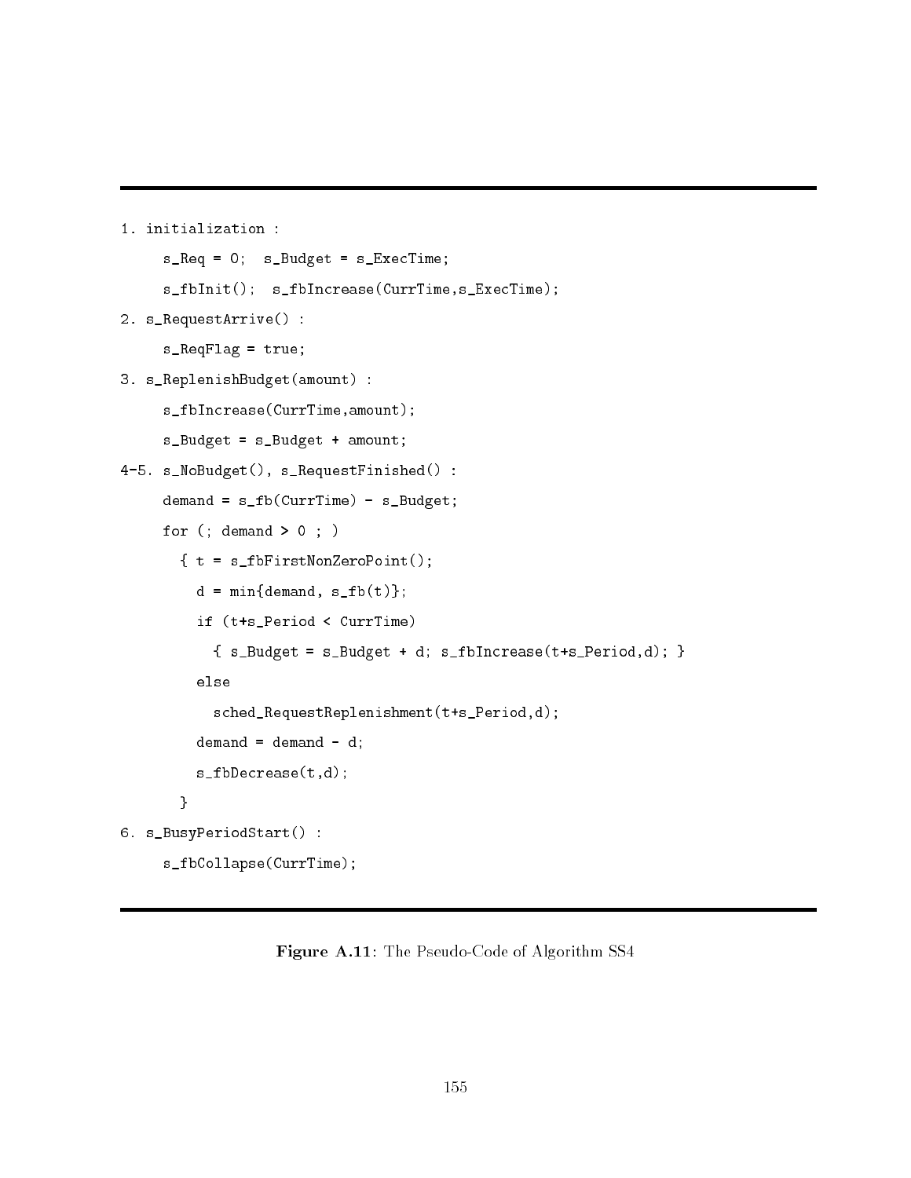```
1. initialization :
     s_Req = 0;  s_Budget = s_ExecTime;
     s_fbInit();  s_fbIncrease(CurrTime,s_ExecTime);
2. s_RequestArrive() :
     s_ReqFlag = true;
3. s_ReplenishBudget(amount) :
     s_fbIncrease(CurrTime,amount);
     s_Budget = s_Budget + amount;
4-5. s_NoBudget(), s_RequestFinished() :
     demand = s_fb(CurrTime) - s_Budget;
     for (; demand > 0 ; )
       { t = s_fbFirstNonZeroPoint();
         d = min{demand, s_fb(t)};
         if (t+s_Period < CurrTime)
           { s_Budget = s_Budget + d; s_fbIncrease(t+s_Period,d); }
         else
           sched_RequestReplenishment(t+s_Period,d);
         demand = demand - d;
         s_fbDecrease(t,d);
       }
6. s_BusyPeriodStart() :
     s_fbCollapse(CurrTime);
```

**Figure A.11**: The Pseudo-Code of Algorithm SS4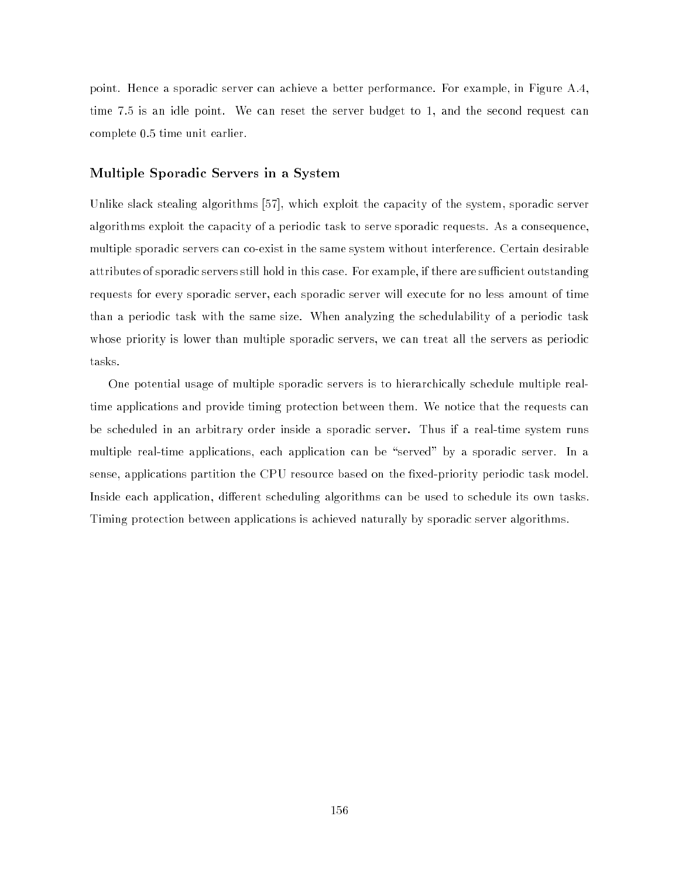point. Hence a sporadic server can achieve a better performance. For example, in Figure A.4, time 7.5 is an idle point. We can reset the server budget to 1, and the second request can complete 0.5 time unit earlier.

### Multiple Sporadic Servers in a System

Unlike slack stealing algorithms [57], which exploit the capacity of the system, sporadic server algorithms exploit the capacity of a periodic task to serve sporadic requests. As a consequence, multiple sporadic servers can co-exist in the same system without interference. Certain desirable attributes of sporadic servers still hold in this case. For example, if there are sufficient outstanding requests for every sporadic server, each sporadic server will execute for no less amount of time than a periodic task with the same size. When analyzing the schedulability of a periodic task whose priority is lower than multiple sporadic servers, we can treat all the servers as periodic tasks.

One potential usage of multiple sporadic servers is to hierarchically schedule multiple real-time applications and provide timing protection between them. We notice that the requests can be scheduled in an arbitrary order inside a sporadic server. Thus if a real-time system runs multiple real-time applications, each application can be "served" by a sporadic server. In a sense, applications partition the CPU resource based on the fixed-priority periodic task model. Inside each application, different scheduling algorithms can be used to schedule its own tasks. Timing protection between applications is achieved naturally by sporadic server algorithms.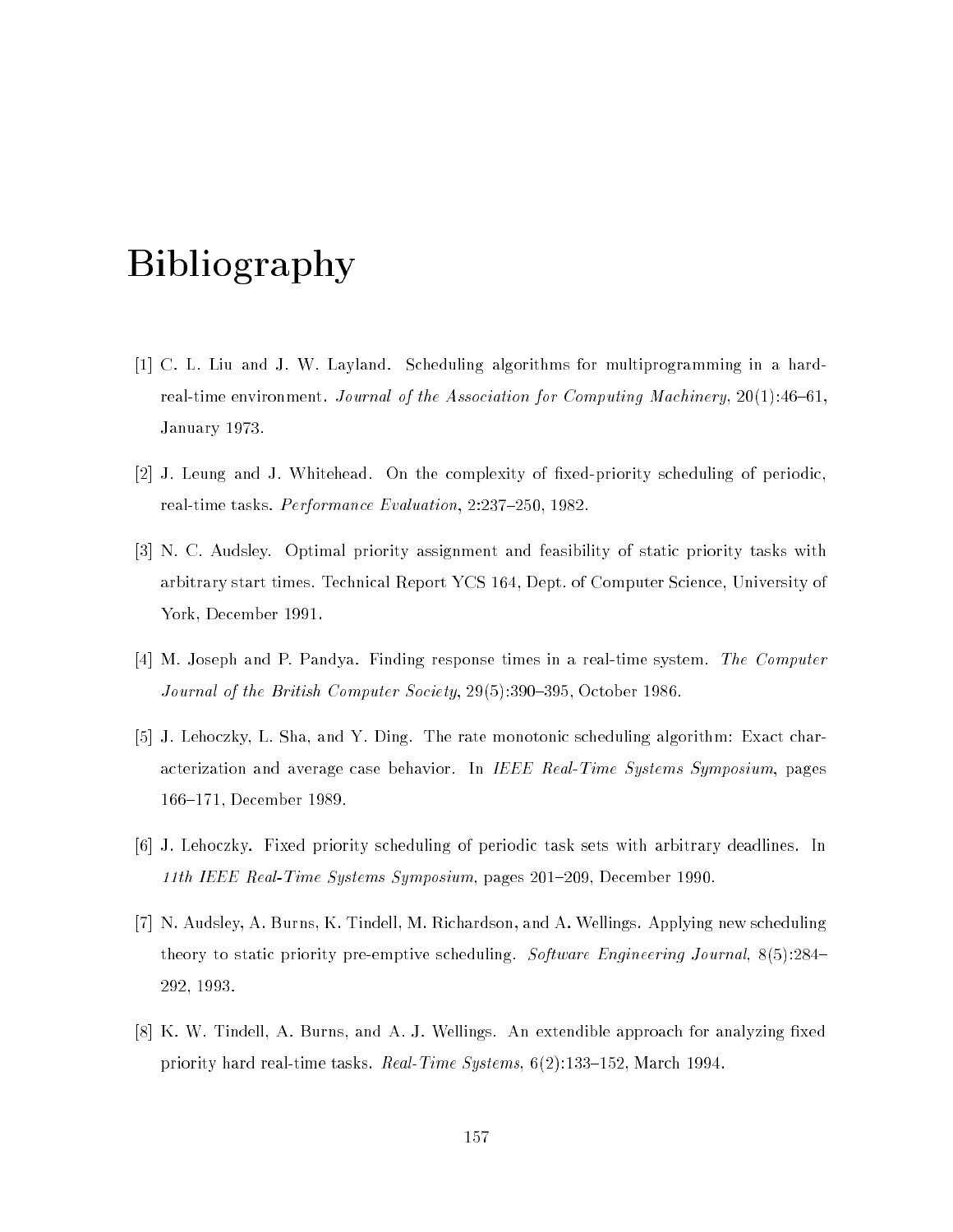# Bibliography

[1] C. L. Liu and J. W. Layland. Scheduling algorithms for multiprogramming in a hard-real-time environment. *Journal of the Association for Computing Machinery*, 20(1):46–61, January 1973.

[2] J. Leung and J. Whitehead. On the complexity of fixed-priority scheduling of periodic, real-time tasks. *Performance Evaluation*, 2:237–250, 1982.

[3] N. C. Audsley. Optimal priority assignment and feasibility of static priority tasks with arbitrary start times. Technical Report YCS 164, Dept. of Computer Science, University of York, December 1991.

[4] M. Joseph and P. Pandya. Finding response times in a real-time system. *The Computer Journal of the British Computer Society*, 29(5):390–395, October 1986.

[5] J. Lehoczky, L. Sha, and Y. Ding. The rate monotonic scheduling algorithm: Exact characterization and average case behavior. In *IEEE Real-Time Systems Symposium*, pages 166–171, December 1989.

[6] J. Lehoczky. Fixed priority scheduling of periodic task sets with arbitrary deadlines. In *11th IEEE Real-Time Systems Symposium*, pages 201–209, December 1990.

[7] N. Audsley, A. Burns, K. Tindell, M. Richardson, and A. Wellings. Applying new scheduling theory to static priority pre-emptive scheduling. *Software Engineering Journal*, 8(5):284–292, 1993.

[8] K. W. Tindell, A. Burns, and A. J. Wellings. An extendible approach for analyzing fixed priority hard real-time tasks. *Real-Time Systems*, 6(2):133–152, March 1994.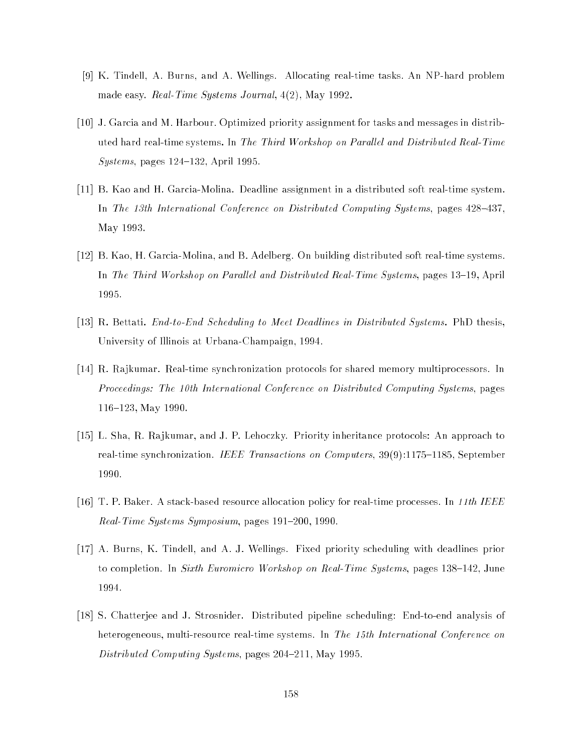[9] K. Tindell, A. Burns, and A. Wellings. Allocating real-time tasks. An NP-hard problem made easy. *Real-Time Systems Journal*, 4(2), May 1992.

[10] J. Garcia and M. Harbour. Optimized priority assignment for tasks and messages in distributed hard real-time systems. In *The Third Workshop on Parallel and Distributed Real-Time Systems*, pages 124–132, April 1995.

[11] B. Kao and H. Garcia-Molina. Deadline assignment in a distributed soft real-time system. In *The 13th International Conference on Distributed Computing Systems*, pages 428–437, May 1993.

[12] B. Kao, H. Garcia-Molina, and B. Adelberg. On building distributed soft real-time systems. In *The Third Workshop on Parallel and Distributed Real-Time Systems*, pages 13–19, April 1995.

[13] R. Bettati. *End-to-End Scheduling to Meet Deadlines in Distributed Systems*. PhD thesis, University of Illinois at Urbana-Champaign, 1994.

[14] R. Rajkumar. Real-time synchronization protocols for shared memory multiprocessors. In *Proceedings: The 10th International Conference on Distributed Computing Systems*, pages 116–123, May 1990.

[15] L. Sha, R. Rajkumar, and J. P. Lehoczky. Priority inheritance protocols: An approach to real-time synchronization. *IEEE Transactions on Computers*, 39(9):1175–1185, September 1990.

[16] T. P. Baker. A stack-based resource allocation policy for real-time processes. In *11th IEEE Real-Time Systems Symposium*, pages 191–200, 1990.

[17] A. Burns, K. Tindell, and A. J. Wellings. Fixed priority scheduling with deadlines prior to completion. In *Sixth Euromicro Workshop on Real-Time Systems*, pages 138–142, June 1994.

[18] S. Chatterjee and J. Strosnider. Distributed pipeline scheduling: End-to-end analysis of heterogeneous, multi-resource real-time systems. In *The 15th International Conference on Distributed Computing Systems*, pages 204–211, May 1995.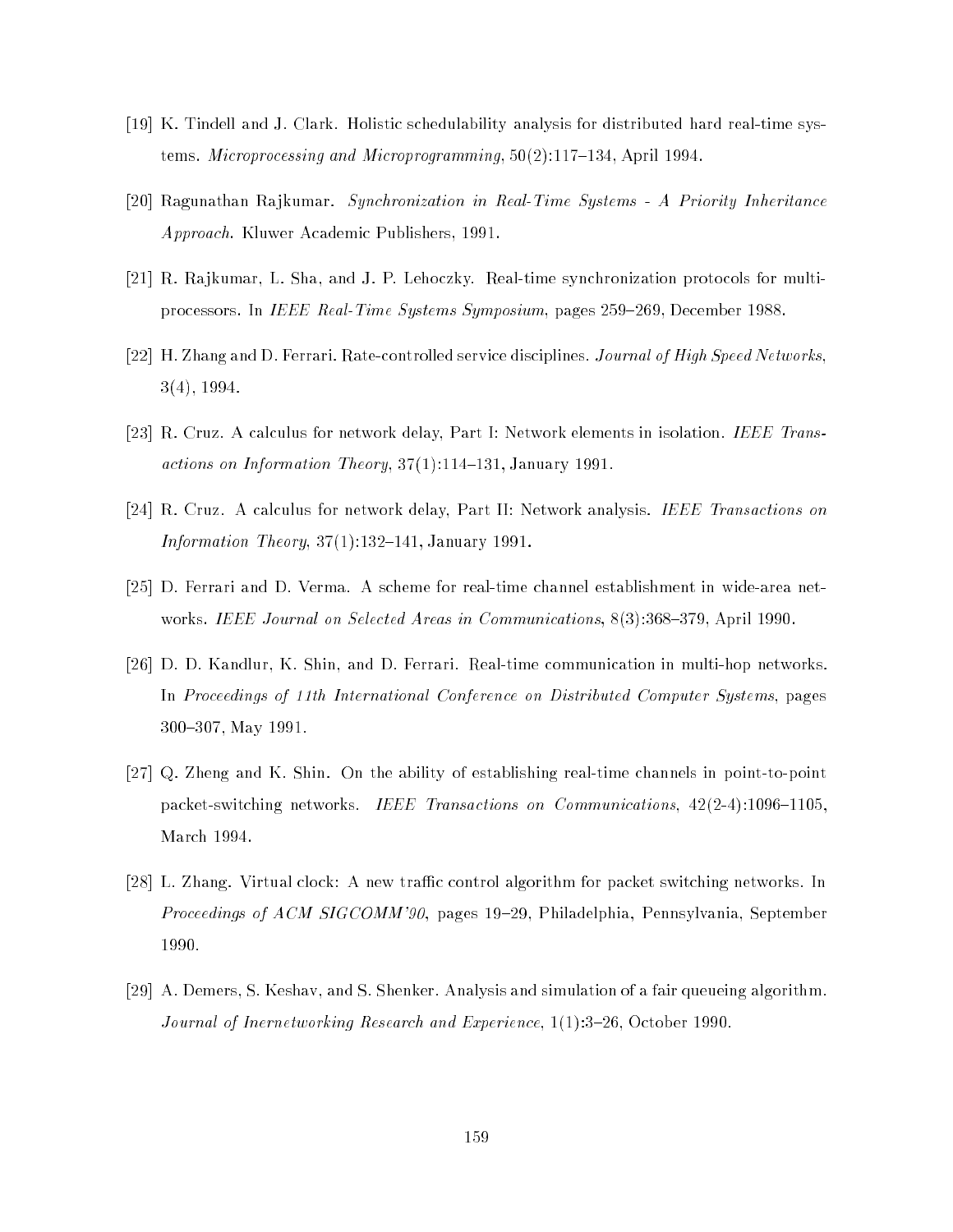[19] K. Tindell and J. Clark. Holistic schedulability analysis for distributed hard real-time systems. *Microprocessing and Microprogramming*, 50(2):117–134, April 1994.

[20] Ragunathan Rajkumar. *Synchronization in Real-Time Systems - A Priority Inheritance Approach*. Kluwer Academic Publishers, 1991.

[21] R. Rajkumar, L. Sha, and J. P. Lehoczky. Real-time synchronization protocols for multiprocessors. In *IEEE Real-Time Systems Symposium*, pages 259–269, December 1988.

[22] H. Zhang and D. Ferrari. Rate-controlled service disciplines. *Journal of High Speed Networks*, 3(4), 1994.

[23] R. Cruz. A calculus for network delay, Part I: Network elements in isolation. *IEEE Transactions on Information Theory*, 37(1):114–131, January 1991.

[24] R. Cruz. A calculus for network delay, Part II: Network analysis. *IEEE Transactions on Information Theory*, 37(1):132–141, January 1991.

[25] D. Ferrari and D. Verma. A scheme for real-time channel establishment in wide-area networks. *IEEE Journal on Selected Areas in Communications*, 8(3):368–379, April 1990.

[26] D. D. Kandlur, K. Shin, and D. Ferrari. Real-time communication in multi-hop networks. In *Proceedings of 11th International Conference on Distributed Computer Systems*, pages 300–307, May 1991.

[27] Q. Zheng and K. Shin. On the ability of establishing real-time channels in point-to-point packet-switching networks. *IEEE Transactions on Communications*, 42(2-4):1096–1105, March 1994.

[28] L. Zhang. Virtual clock: A new traffic control algorithm for packet switching networks. In *Proceedings of ACM SIGCOMM'90*, pages 19–29, Philadelphia, Pennsylvania, September 1990.

[29] A. Demers, S. Keshav, and S. Shenker. Analysis and simulation of a fair queueing algorithm. *Journal of Inernetworking Research and Experience*, 1(1):3–26, October 1990.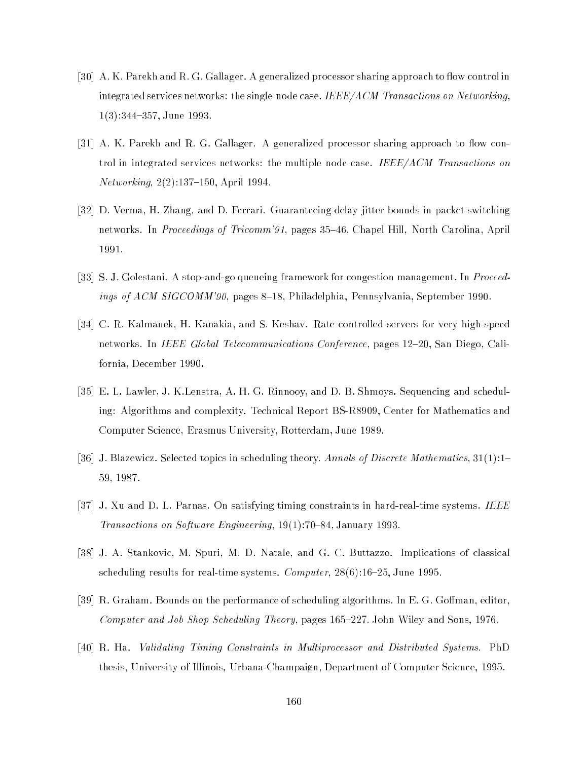[30] A. K. Parekh and R. G. Gallager. A generalized processor sharing approach to flow control in integrated services networks: the single-node case. *IEEE/ACM Transactions on Networking*, 1(3):344–357, June 1993.

[31] A. K. Parekh and R. G. Gallager. A generalized processor sharing approach to flow control in integrated services networks: the multiple node case. *IEEE/ACM Transactions on Networking*, 2(2):137–150, April 1994.

[32] D. Verma, H. Zhang, and D. Ferrari. Guaranteeing delay jitter bounds in packet switching networks. In *Proceedings of Tricomm'91*, pages 35–46, Chapel Hill, North Carolina, April 1991.

[33] S. J. Golestani. A stop-and-go queueing framework for congestion management. In *Proceedings of ACM SIGCOMM'90*, pages 8–18, Philadelphia, Pennsylvania, September 1990.

[34] C. R. Kalmanek, H. Kanakia, and S. Keshav. Rate controlled servers for very high-speed networks. In *IEEE Global Telecommunications Conference*, pages 12–20, San Diego, California, December 1990.

[35] E. L. Lawler, J. K.Lenstra, A. H. G. Rinnooy, and D. B. Shmoys. Sequencing and scheduling: Algorithms and complexity. Technical Report BS-R8909, Center for Mathematics and Computer Science, Erasmus University, Rotterdam, June 1989.

[36] J. Blazewicz. Selected topics in scheduling theory. *Annals of Discrete Mathematics*, 31(1):1–59, 1987.

[37] J. Xu and D. L. Parnas. On satisfying timing constraints in hard-real-time systems. *IEEE Transactions on Software Engineering*, 19(1):70–84, January 1993.

[38] J. A. Stankovic, M. Spuri, M. D. Natale, and G. C. Buttazzo. Implications of classical scheduling results for real-time systems. *Computer*, 28(6):16–25, June 1995.

[39] R. Graham. Bounds on the performance of scheduling algorithms. In E. G. Goffman, editor, *Computer and Job Shop Scheduling Theory*, pages 165–227. John Wiley and Sons, 1976.

[40] R. Ha. *Validating Timing Constraints in Multiprocessor and Distributed Systems*. PhD thesis, University of Illinois, Urbana-Champaign, Department of Computer Science, 1995.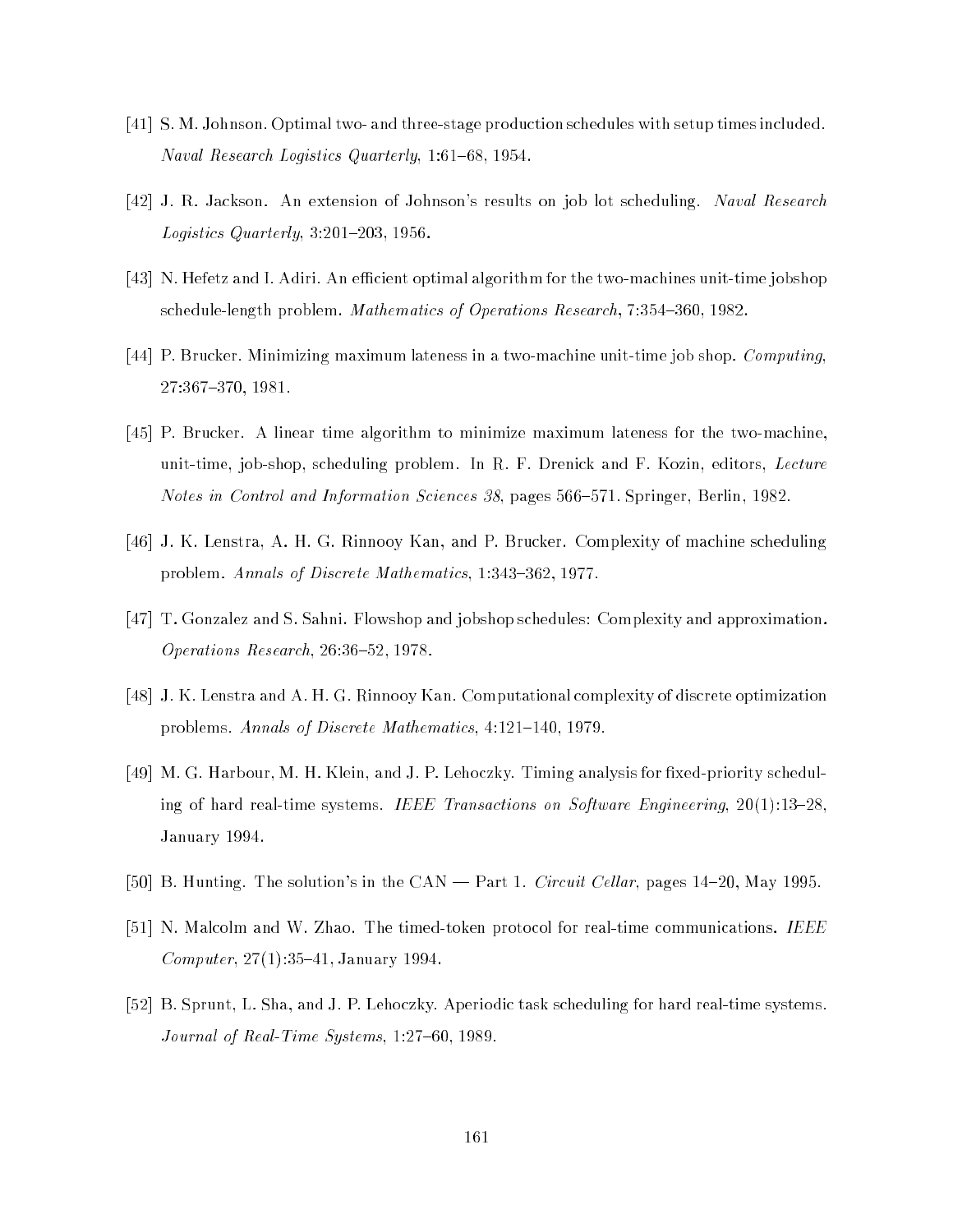[41] S. M. Johnson. Optimal two- and three-stage production schedules with setup times included. *Naval Research Logistics Quarterly*, 1:61–68, 1954.

[42] J. R. Jackson. An extension of Johnson's results on job lot scheduling. *Naval Research Logistics Quarterly*, 3:201–203, 1956.

[43] N. Hefetz and I. Adiri. An efficient optimal algorithm for the two-machines unit-time jobshop schedule-length problem. *Mathematics of Operations Research*, 7:354–360, 1982.

[44] P. Brucker. Minimizing maximum lateness in a two-machine unit-time job shop. *Computing*, 27:367–370, 1981.

[45] P. Brucker. A linear time algorithm to minimize maximum lateness for the two-machine, unit-time, job-shop, scheduling problem. In R. F. Drenick and F. Kozin, editors, *Lecture Notes in Control and Information Sciences 38*, pages 566–571. Springer, Berlin, 1982.

[46] J. K. Lenstra, A. H. G. Rinnooy Kan, and P. Brucker. Complexity of machine scheduling problem. *Annals of Discrete Mathematics*, 1:343–362, 1977.

[47] T. Gonzalez and S. Sahni. Flowshop and jobshop schedules: Complexity and approximation. *Operations Research*, 26:36–52, 1978.

[48] J. K. Lenstra and A. H. G. Rinnooy Kan. Computational complexity of discrete optimization problems. *Annals of Discrete Mathematics*, 4:121–140, 1979.

[49] M. G. Harbour, M. H. Klein, and J. P. Lehoczky. Timing analysis for fixed-priority scheduling of hard real-time systems. *IEEE Transactions on Software Engineering*, 20(1):13–28, January 1994.

[50] B. Hunting. The solution's in the CAN — Part 1. *Circuit Cellar*, pages 14–20, May 1995.

[51] N. Malcolm and W. Zhao. The timed-token protocol for real-time communications. *IEEE Computer*, 27(1):35–41, January 1994.

[52] B. Sprunt, L. Sha, and J. P. Lehoczky. Aperiodic task scheduling for hard real-time systems. *Journal of Real-Time Systems*, 1:27–60, 1989.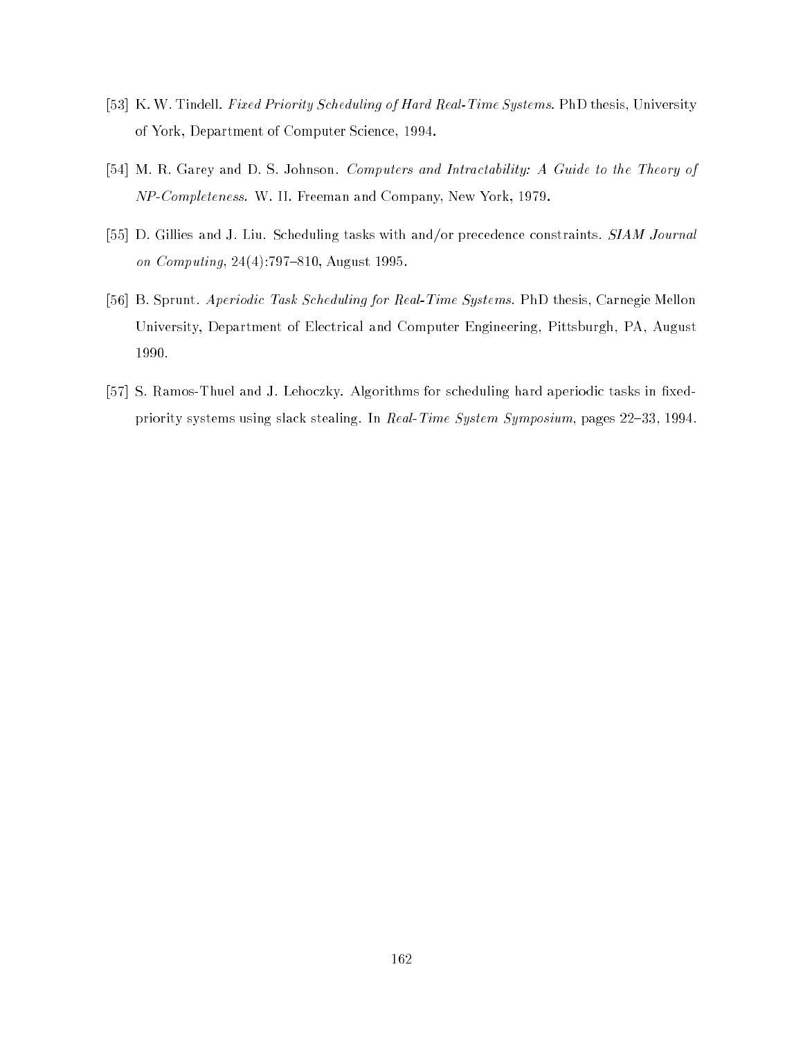[53] K. W. Tindell. *Fixed Priority Scheduling of Hard Real-Time Systems*. PhD thesis, University of York, Department of Computer Science, 1994.

[54] M. R. Garey and D. S. Johnson. *Computers and Intractability: A Guide to the Theory of NP-Completeness*. W. H. Freeman and Company, New York, 1979.

[55] D. Gillies and J. Liu. Scheduling tasks with and/or precedence constraints. *SIAM Journal on Computing*, 24(4):797–810, August 1995.

[56] B. Sprunt. *Aperiodic Task Scheduling for Real-Time Systems*. PhD thesis, Carnegie Mellon University, Department of Electrical and Computer Engineering, Pittsburgh, PA, August 1990.

[57] S. Ramos-Thuel and J. Lehoczky. Algorithms for scheduling hard aperiodic tasks in fixed-priority systems using slack stealing. In *Real-Time System Symposium*, pages 22–33, 1994.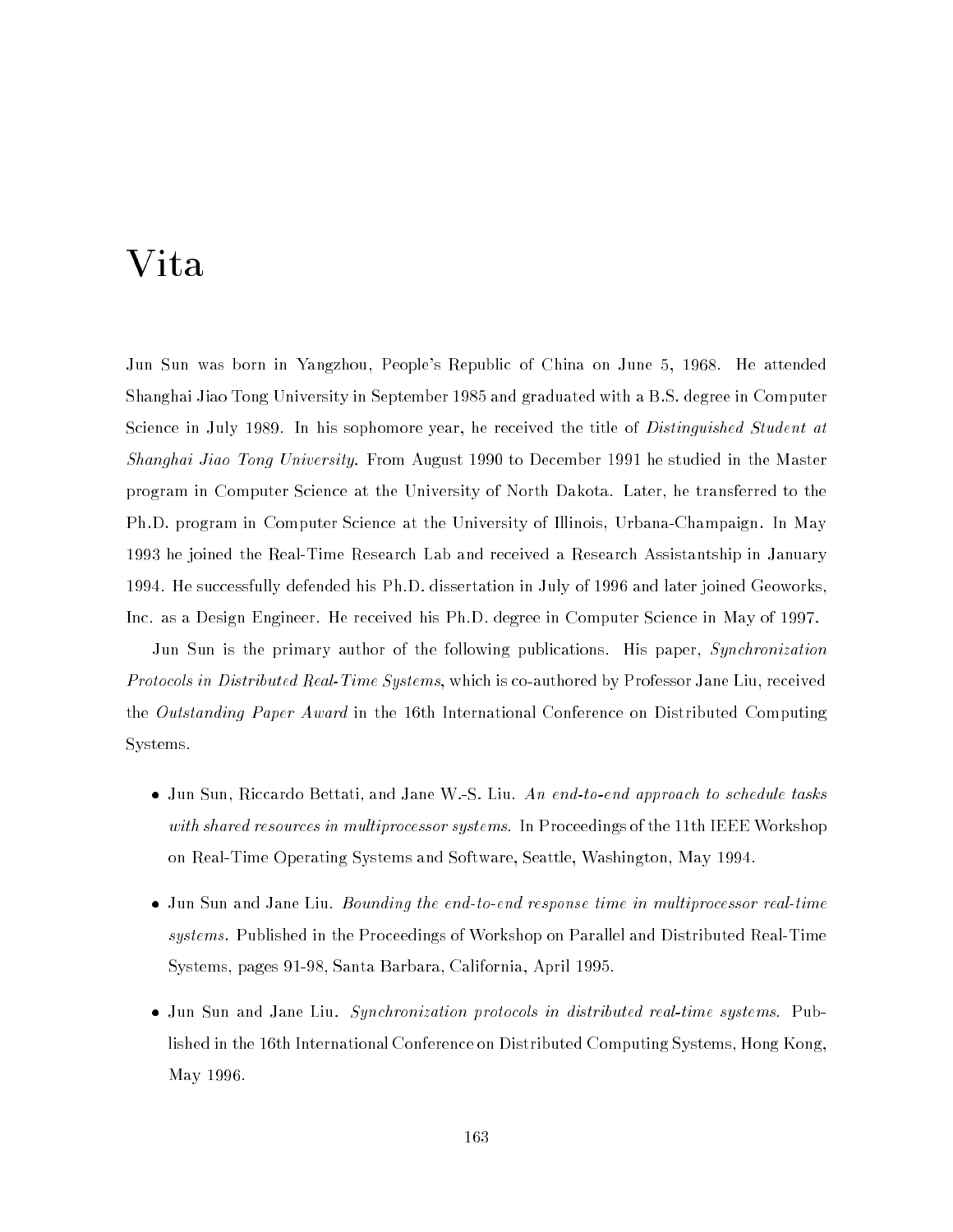# Vita

Jun Sun was born in Yangzhou, People's Republic of China on June 5, 1968. He attended Shanghai Jiao Tong University in September 1985 and graduated with a B.S. degree in Computer Science in July 1989. In his sophomore year, he received the title of *Distinguished Student at Shanghai Jiao Tong University*. From August 1990 to December 1991 he studied in the Master program in Computer Science at the University of North Dakota. Later, he transferred to the Ph.D. program in Computer Science at the University of Illinois, Urbana-Champaign. In May 1993 he joined the Real-Time Research Lab and received a Research Assistantship in January 1994. He successfully defended his Ph.D. dissertation in July of 1996 and later joined Geoworks, Inc. as a Design Engineer. He received his Ph.D. degree in Computer Science in May of 1997.

Jun Sun is the primary author of the following publications. His paper, *Synchronization Protocols in Distributed Real-Time Systems*, which is co-authored by Professor Jane Liu, received the *Outstanding Paper Award* in the 16th International Conference on Distributed Computing Systems.

- Jun Sun, Riccardo Bettati, and Jane W.-S. Liu. *An end-to-end approach to schedule tasks with shared resources in multiprocessor systems.* In Proceedings of the 11th IEEE Workshop on Real-Time Operating Systems and Software, Seattle, Washington, May 1994.

- Jun Sun and Jane Liu. *Bounding the end-to-end response time in multiprocessor real-time systems.* Published in the Proceedings of Workshop on Parallel and Distributed Real-Time Systems, pages 91-98, Santa Barbara, California, April 1995.

- Jun Sun and Jane Liu. *Synchronization protocols in distributed real-time systems.* Published in the 16th International Conference on Distributed Computing Systems, Hong Kong, May 1996.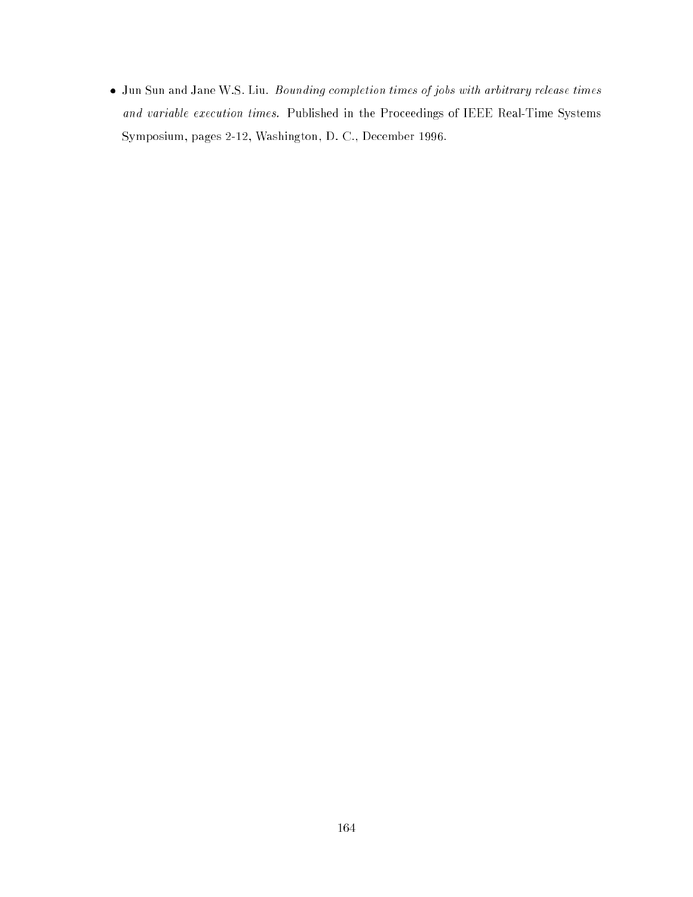- Jun Sun and Jane W.S. Liu. *Bounding completion times of jobs with arbitrary release times and variable execution times.* Published in the Proceedings of IEEE Real-Time Systems Symposium, pages 2-12, Washington, D. C., December 1996.